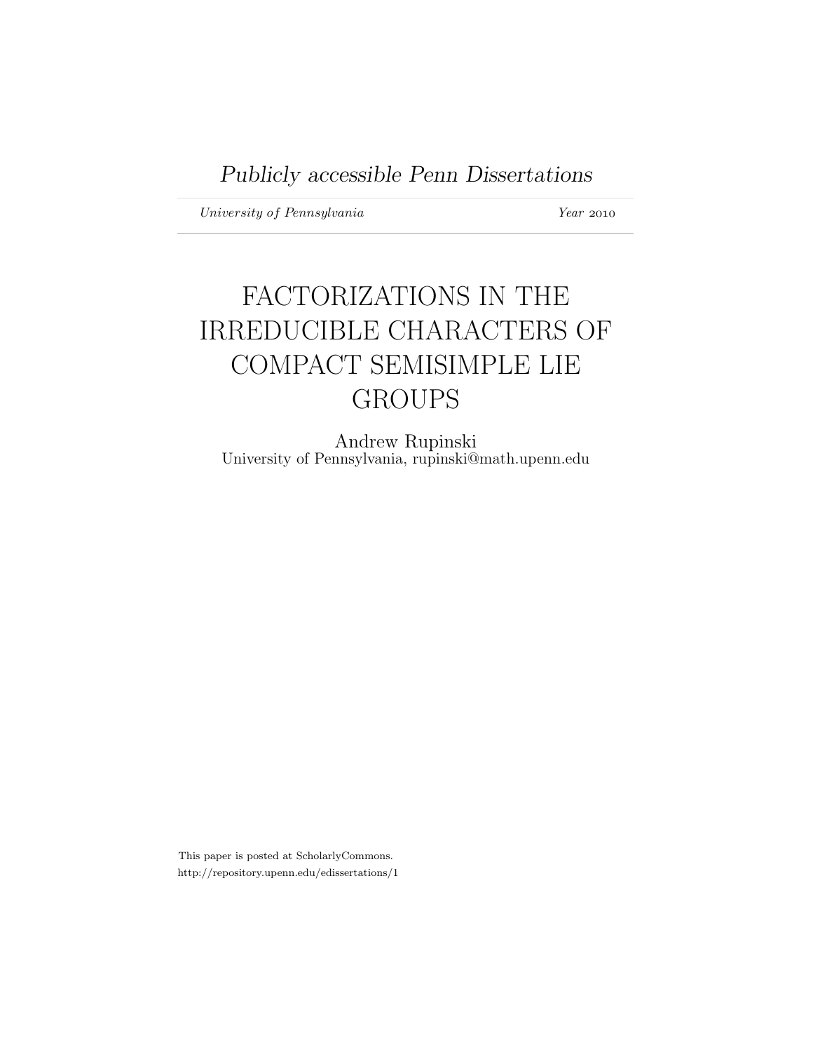*Publicly accessible Penn Dissertations*

*University of Pennsylvania* *Year* 2010

# FACTORIZATIONS IN THE IRREDUCIBLE CHARACTERS OF COMPACT SEMISIMPLE LIE GROUPS

Andrew Rupinski
University of Pennsylvania, rupinski@math.upenn.edu

This paper is posted at ScholarlyCommons.
http://repository.upenn.edu/edissertations/1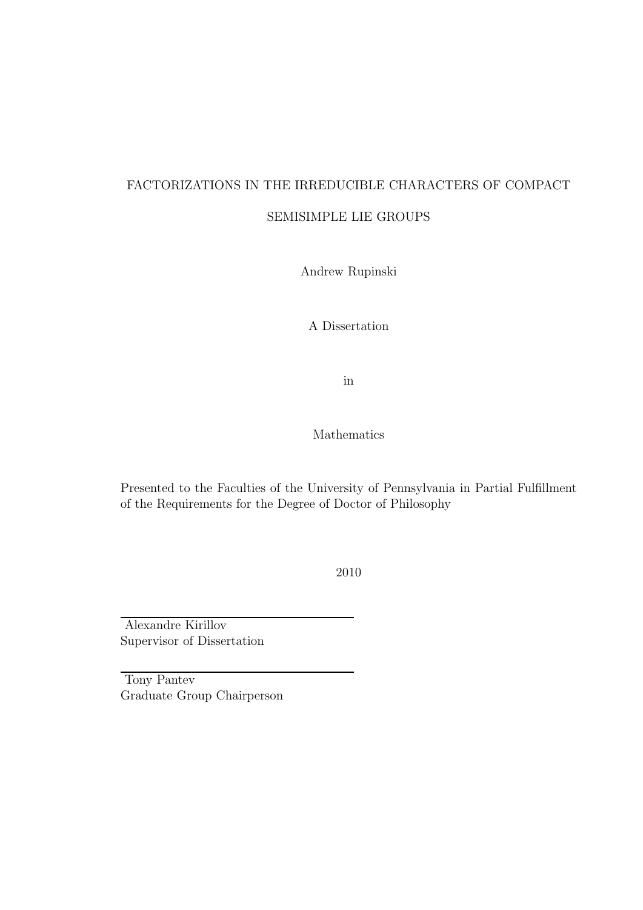# FACTORIZATIONS IN THE IRREDUCIBLE CHARACTERS OF COMPACT SEMISIMPLE LIE GROUPS

Andrew Rupinski

A Dissertation

in

Mathematics

Presented to the Faculties of the University of Pennsylvania in Partial Fulfillment of the Requirements for the Degree of Doctor of Philosophy

2010

Alexandre Kirillov
Supervisor of Dissertation

Tony Pantev
Graduate Group Chairperson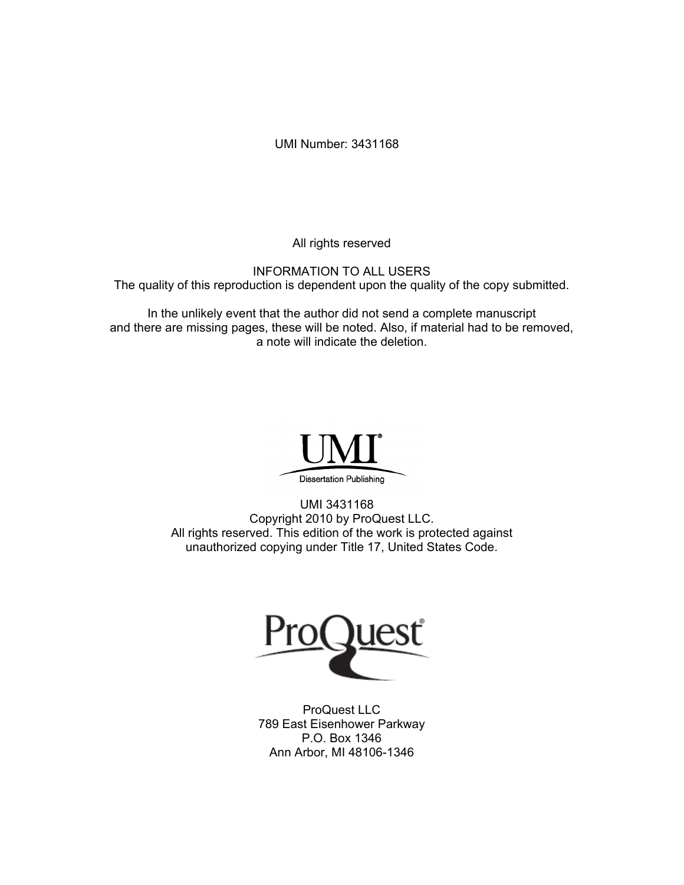UMI Number: 3431168

All rights reserved

INFORMATION TO ALL USERS
The quality of this reproduction is dependent upon the quality of the copy submitted.

In the unlikely event that the author did not send a complete manuscript
and there are missing pages, these will be noted. Also, if material had to be removed,
a note will indicate the deletion.

UMI
Dissertation Publishing

UMI 3431168
Copyright 2010 by ProQuest LLC.
All rights reserved. This edition of the work is protected against
unauthorized copying under Title 17, United States Code.

ProQuest

ProQuest LLC
789 East Eisenhower Parkway
P.O. Box 1346
Ann Arbor, MI 48106-1346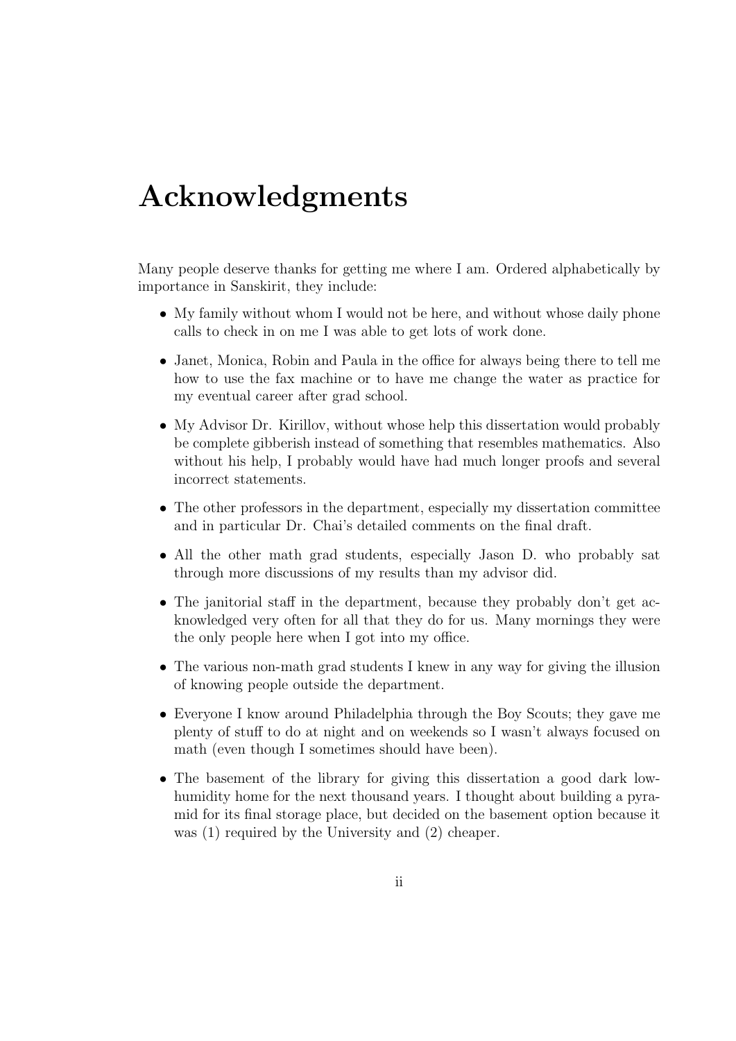# Acknowledgments

Many people deserve thanks for getting me where I am. Ordered alphabetically by importance in Sanskirit, they include:

- My family without whom I would not be here, and without whose daily phone calls to check in on me I was able to get lots of work done.
- Janet, Monica, Robin and Paula in the office for always being there to tell me how to use the fax machine or to have me change the water as practice for my eventual career after grad school.
- My Advisor Dr. Kirillov, without whose help this dissertation would probably be complete gibberish instead of something that resembles mathematics. Also without his help, I probably would have had much longer proofs and several incorrect statements.
- The other professors in the department, especially my dissertation committee and in particular Dr. Chai's detailed comments on the final draft.
- All the other math grad students, especially Jason D. who probably sat through more discussions of my results than my advisor did.
- The janitorial staff in the department, because they probably don't get acknowledged very often for all that they do for us. Many mornings they were the only people here when I got into my office.
- The various non-math grad students I knew in any way for giving the illusion of knowing people outside the department.
- Everyone I know around Philadelphia through the Boy Scouts; they gave me plenty of stuff to do at night and on weekends so I wasn't always focused on math (even though I sometimes should have been).
- The basement of the library for giving this dissertation a good dark low-humidity home for the next thousand years. I thought about building a pyramid for its final storage place, but decided on the basement option because it was (1) required by the University and (2) cheaper.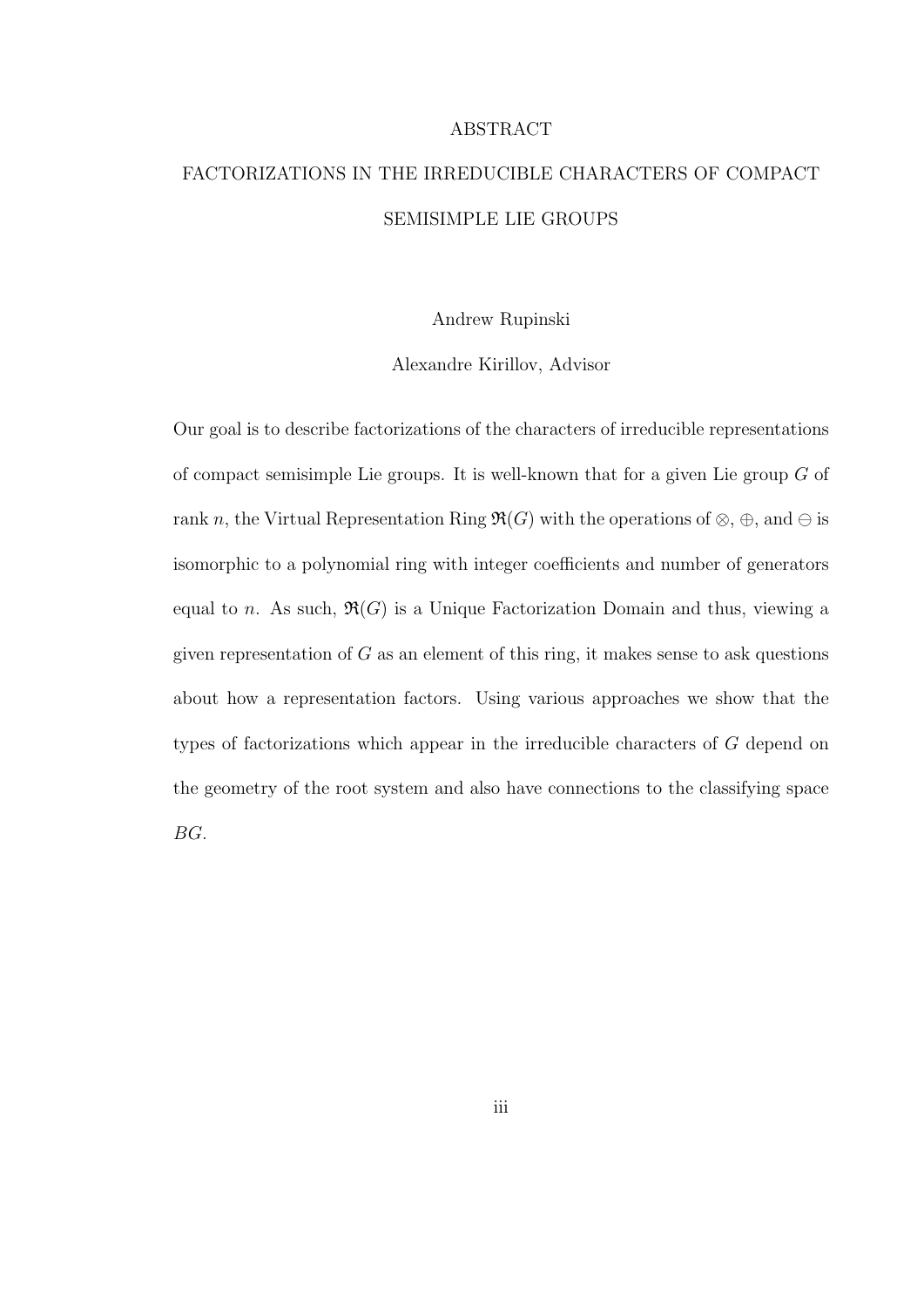# ABSTRACT

## FACTORIZATIONS IN THE IRREDUCIBLE CHARACTERS OF COMPACT SEMISIMPLE LIE GROUPS

Andrew Rupinski

Alexandre Kirillov, Advisor

Our goal is to describe factorizations of the characters of irreducible representations of compact semisimple Lie groups. It is well-known that for a given Lie group $G$ of rank $n$, the Virtual Representation Ring $\mathfrak{R}(G)$ with the operations of $\otimes$, $\oplus$, and $\ominus$ is isomorphic to a polynomial ring with integer coefficients and number of generators equal to $n$. As such, $\mathfrak{R}(G)$ is a Unique Factorization Domain and thus, viewing a given representation of $G$ as an element of this ring, it makes sense to ask questions about how a representation factors. Using various approaches we show that the types of factorizations which appear in the irreducible characters of $G$ depend on the geometry of the root system and also have connections to the classifying space $BG$.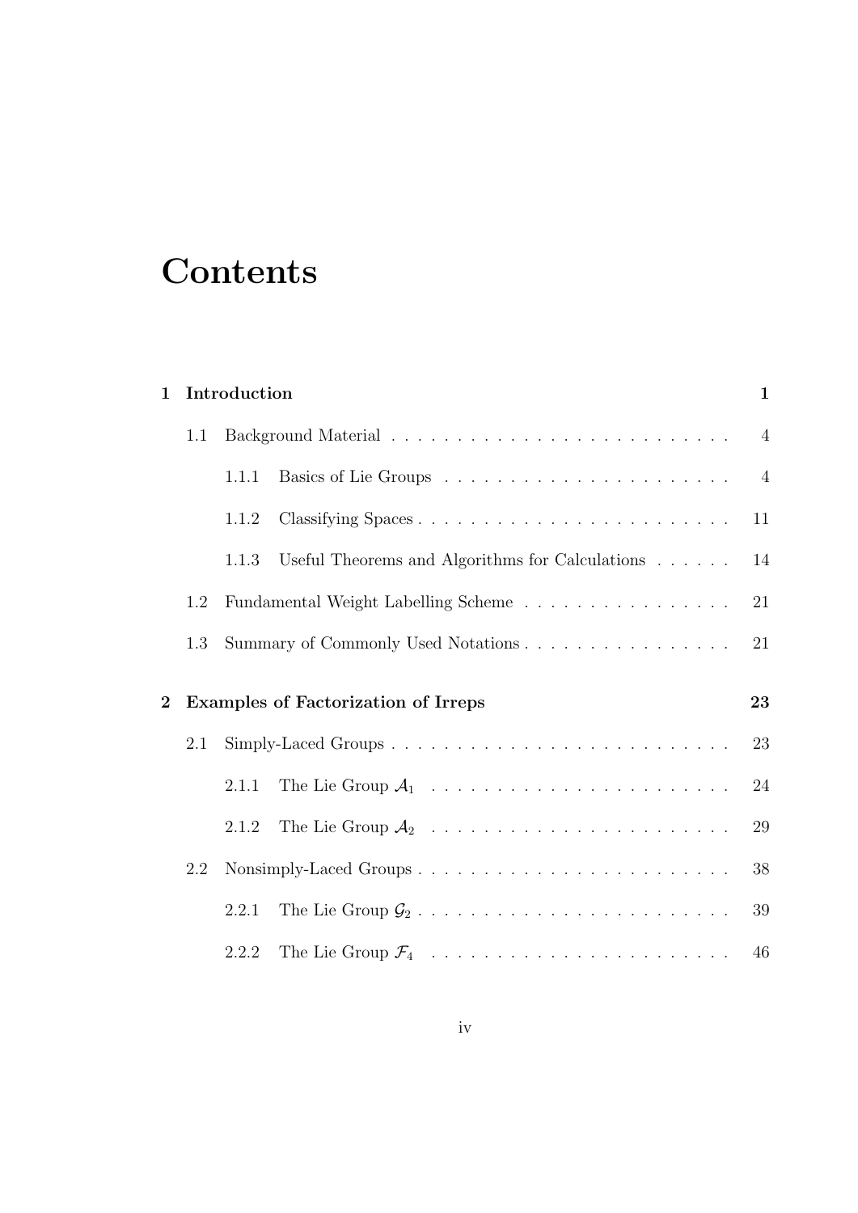# Contents

**1 Introduction** **1**

1.1 Background Material . . . . . . . . . . . . . . . . . . . . . . . . . . 4

1.1.1 Basics of Lie Groups . . . . . . . . . . . . . . . . . . . . . . 4

1.1.2 Classifying Spaces . . . . . . . . . . . . . . . . . . . . . . . . 11

1.1.3 Useful Theorems and Algorithms for Calculations . . . . . . 14

1.2 Fundamental Weight Labelling Scheme . . . . . . . . . . . . . . . . 21

1.3 Summary of Commonly Used Notations . . . . . . . . . . . . . . . . 21

**2 Examples of Factorization of Irreps** **23**

2.1 Simply-Laced Groups . . . . . . . . . . . . . . . . . . . . . . . . . . 23

2.1.1 The Lie Group $\mathcal{A}_1$ . . . . . . . . . . . . . . . . . . . . . . 24

2.1.2 The Lie Group $\mathcal{A}_2$ . . . . . . . . . . . . . . . . . . . . . . 29

2.2 Nonsimply-Laced Groups . . . . . . . . . . . . . . . . . . . . . . . . 38

2.2.1 The Lie Group $\mathcal{G}_2$ . . . . . . . . . . . . . . . . . . . . . . . 39

2.2.2 The Lie Group $\mathcal{F}_4$ . . . . . . . . . . . . . . . . . . . . . . . 46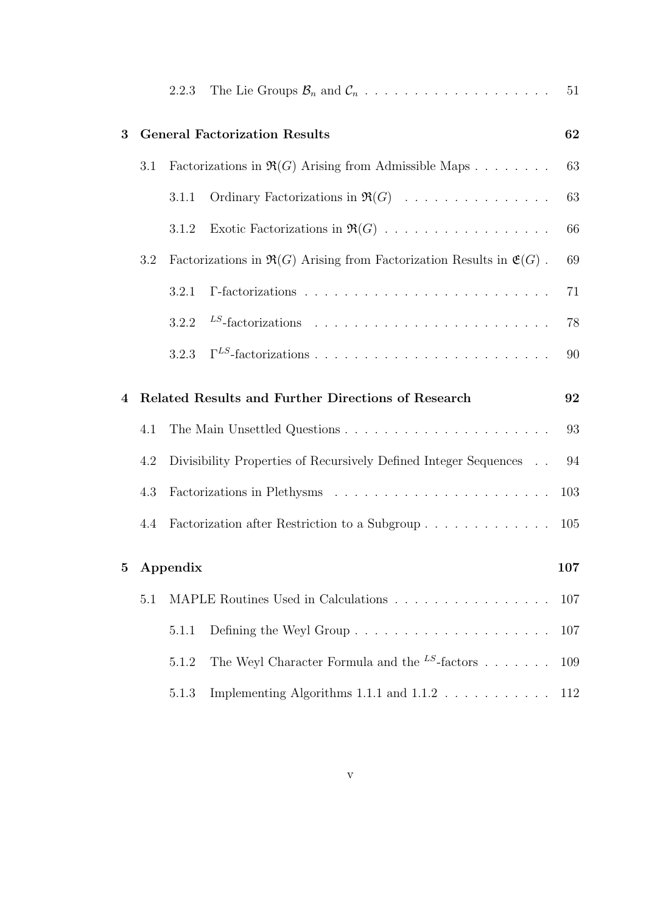2.2.3 The Lie Groups $\mathcal{B}_n$ and $\mathcal{C}_n$ . . . . . . . . . . . . . . . . . . . 51

**3 General Factorization Results 62**

3.1 Factorizations in $\mathfrak{R}(G)$ Arising from Admissible Maps . . . . . . . . 63

3.1.1 Ordinary Factorizations in $\mathfrak{R}(G)$ . . . . . . . . . . . . . . . 63

3.1.2 Exotic Factorizations in $\mathfrak{R}(G)$ . . . . . . . . . . . . . . . . . 66

3.2 Factorizations in $\mathfrak{R}(G)$ Arising from Factorization Results in $\mathfrak{E}(G)$ . 69

3.2.1 $\Gamma$-factorizations . . . . . . . . . . . . . . . . . . . . . . . . 71

3.2.2 ${}^{LS}$-factorizations . . . . . . . . . . . . . . . . . . . . . . . . 78

3.2.3 $\Gamma^{LS}$-factorizations . . . . . . . . . . . . . . . . . . . . . . . . 90

**4 Related Results and Further Directions of Research 92**

4.1 The Main Unsettled Questions . . . . . . . . . . . . . . . . . . . . . 93

4.2 Divisibility Properties of Recursively Defined Integer Sequences . . 94

4.3 Factorizations in Plethysms . . . . . . . . . . . . . . . . . . . . . . 103

4.4 Factorization after Restriction to a Subgroup . . . . . . . . . . . . . 105

**5 Appendix 107**

5.1 MAPLE Routines Used in Calculations . . . . . . . . . . . . . . . . 107

5.1.1 Defining the Weyl Group . . . . . . . . . . . . . . . . . . . . 107

5.1.2 The Weyl Character Formula and the ${}^{LS}$-factors . . . . . . . 109

5.1.3 Implementing Algorithms 1.1.1 and 1.1.2 . . . . . . . . . . . 112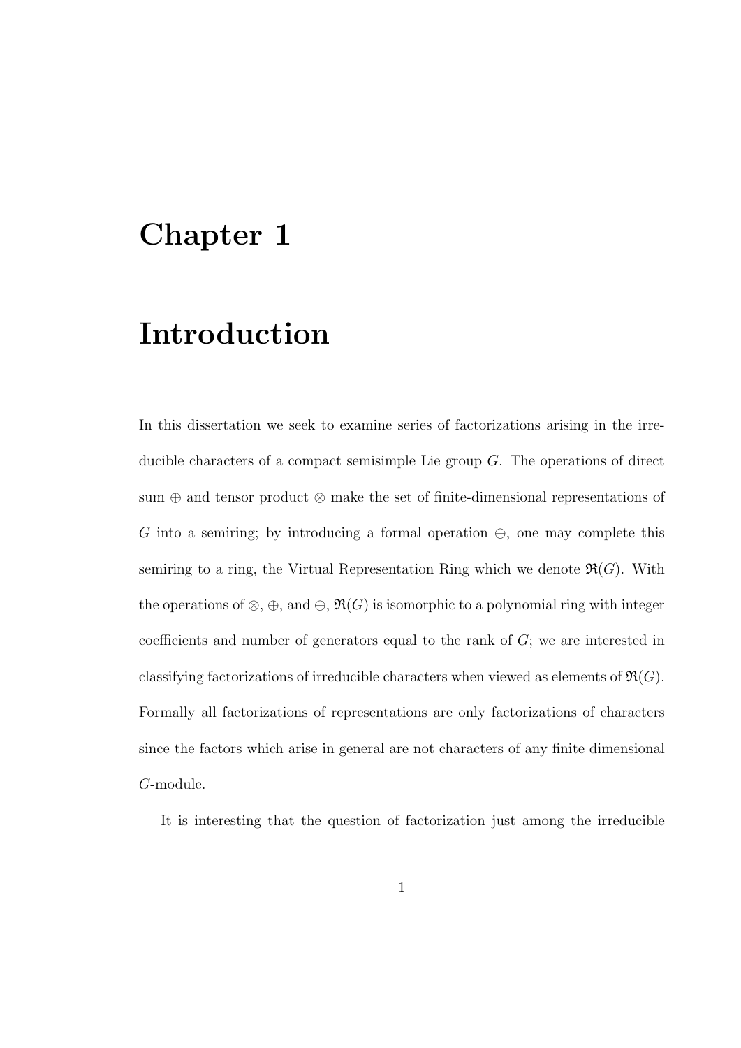# Chapter 1

# Introduction

In this dissertation we seek to examine series of factorizations arising in the irreducible characters of a compact semisimple Lie group $G$. The operations of direct sum $\oplus$ and tensor product $\otimes$ make the set of finite-dimensional representations of $G$ into a semiring; by introducing a formal operation $\ominus$, one may complete this semiring to a ring, the Virtual Representation Ring which we denote $\mathfrak{R}(G)$. With the operations of $\otimes$, $\oplus$, and $\ominus$, $\mathfrak{R}(G)$ is isomorphic to a polynomial ring with integer coefficients and number of generators equal to the rank of $G$; we are interested in classifying factorizations of irreducible characters when viewed as elements of $\mathfrak{R}(G)$. Formally all factorizations of representations are only factorizations of characters since the factors which arise in general are not characters of any finite dimensional $G$-module.

It is interesting that the question of factorization just among the irreducible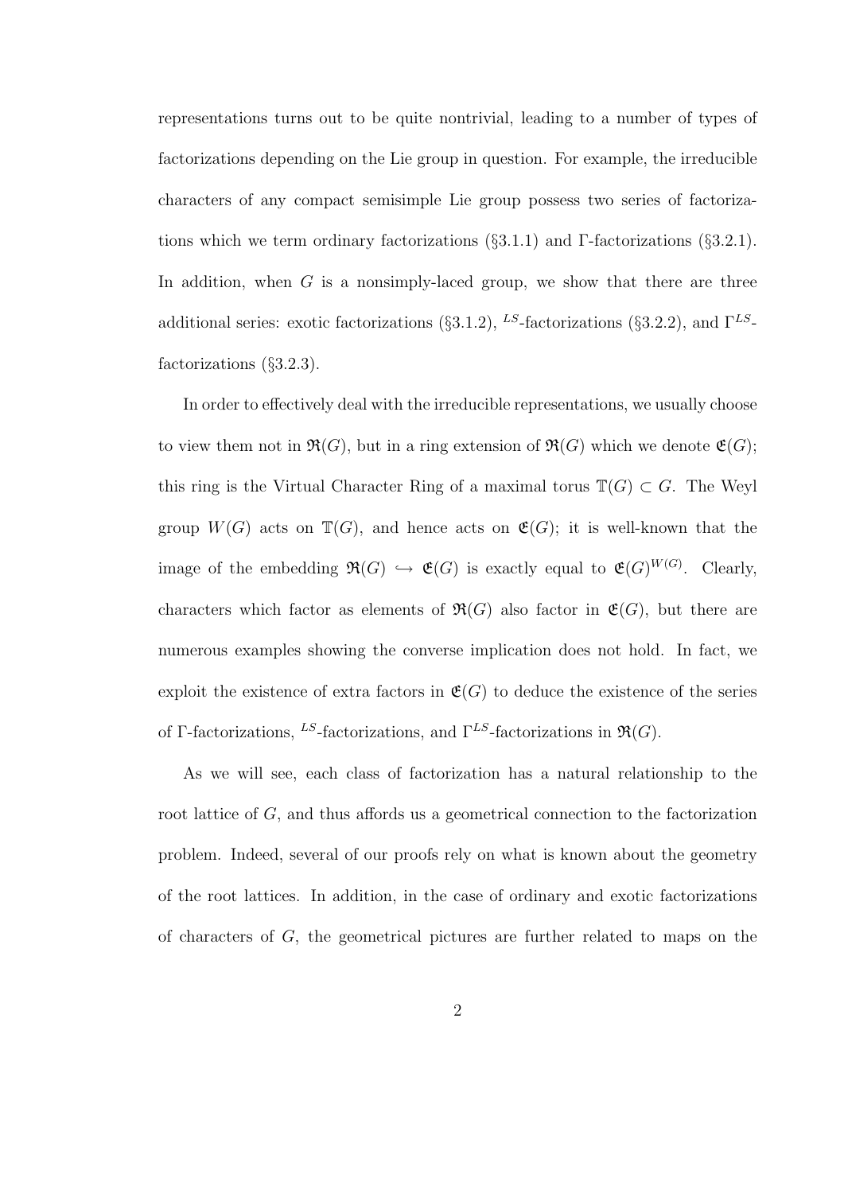representations turns out to be quite nontrivial, leading to a number of types of factorizations depending on the Lie group in question. For example, the irreducible characters of any compact semisimple Lie group possess two series of factorizations which we term ordinary factorizations (§3.1.1) and $\Gamma$-factorizations (§3.2.1). In addition, when $G$ is a nonsimply-laced group, we show that there are three additional series: exotic factorizations (§3.1.2), $^{LS}$-factorizations (§3.2.2), and $\Gamma^{LS}$-factorizations (§3.2.3).

In order to effectively deal with the irreducible representations, we usually choose to view them not in $\mathfrak{R}(G)$, but in a ring extension of $\mathfrak{R}(G)$ which we denote $\mathfrak{E}(G)$; this ring is the Virtual Character Ring of a maximal torus $\mathbb{T}(G) \subset G$. The Weyl group $W(G)$ acts on $\mathbb{T}(G)$, and hence acts on $\mathfrak{E}(G)$; it is well-known that the image of the embedding $\mathfrak{R}(G) \hookrightarrow \mathfrak{E}(G)$ is exactly equal to $\mathfrak{E}(G)^{W(G)}$. Clearly, characters which factor as elements of $\mathfrak{R}(G)$ also factor in $\mathfrak{E}(G)$, but there are numerous examples showing the converse implication does not hold. In fact, we exploit the existence of extra factors in $\mathfrak{E}(G)$ to deduce the existence of the series of $\Gamma$-factorizations, $^{LS}$-factorizations, and $\Gamma^{LS}$-factorizations in $\mathfrak{R}(G)$.

As we will see, each class of factorization has a natural relationship to the root lattice of $G$, and thus affords us a geometrical connection to the factorization problem. Indeed, several of our proofs rely on what is known about the geometry of the root lattices. In addition, in the case of ordinary and exotic factorizations of characters of $G$, the geometrical pictures are further related to maps on the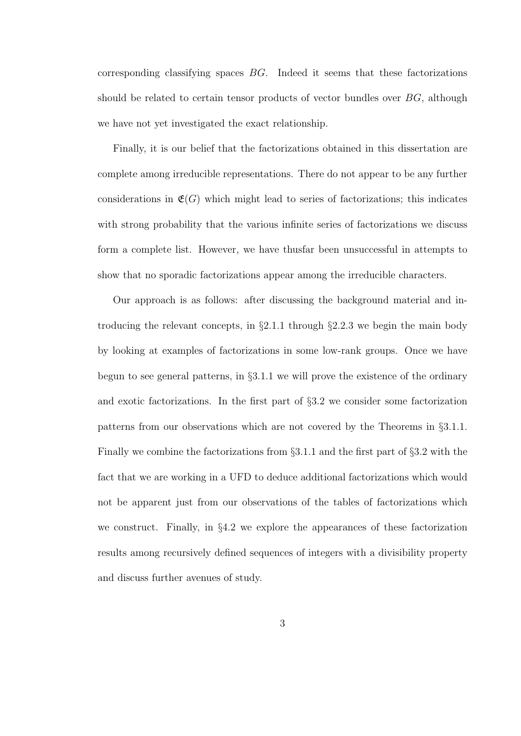corresponding classifying spaces $BG$. Indeed it seems that these factorizations should be related to certain tensor products of vector bundles over $BG$, although we have not yet investigated the exact relationship.

Finally, it is our belief that the factorizations obtained in this dissertation are complete among irreducible representations. There do not appear to be any further considerations in $\mathfrak{E}(G)$ which might lead to series of factorizations; this indicates with strong probability that the various infinite series of factorizations we discuss form a complete list. However, we have thusfar been unsuccessful in attempts to show that no sporadic factorizations appear among the irreducible characters.

Our approach is as follows: after discussing the background material and introducing the relevant concepts, in §2.1.1 through §2.2.3 we begin the main body by looking at examples of factorizations in some low-rank groups. Once we have begun to see general patterns, in §3.1.1 we will prove the existence of the ordinary and exotic factorizations. In the first part of §3.2 we consider some factorization patterns from our observations which are not covered by the Theorems in §3.1.1. Finally we combine the factorizations from §3.1.1 and the first part of §3.2 with the fact that we are working in a UFD to deduce additional factorizations which would not be apparent just from our observations of the tables of factorizations which we construct. Finally, in §4.2 we explore the appearances of these factorization results among recursively defined sequences of integers with a divisibility property and discuss further avenues of study.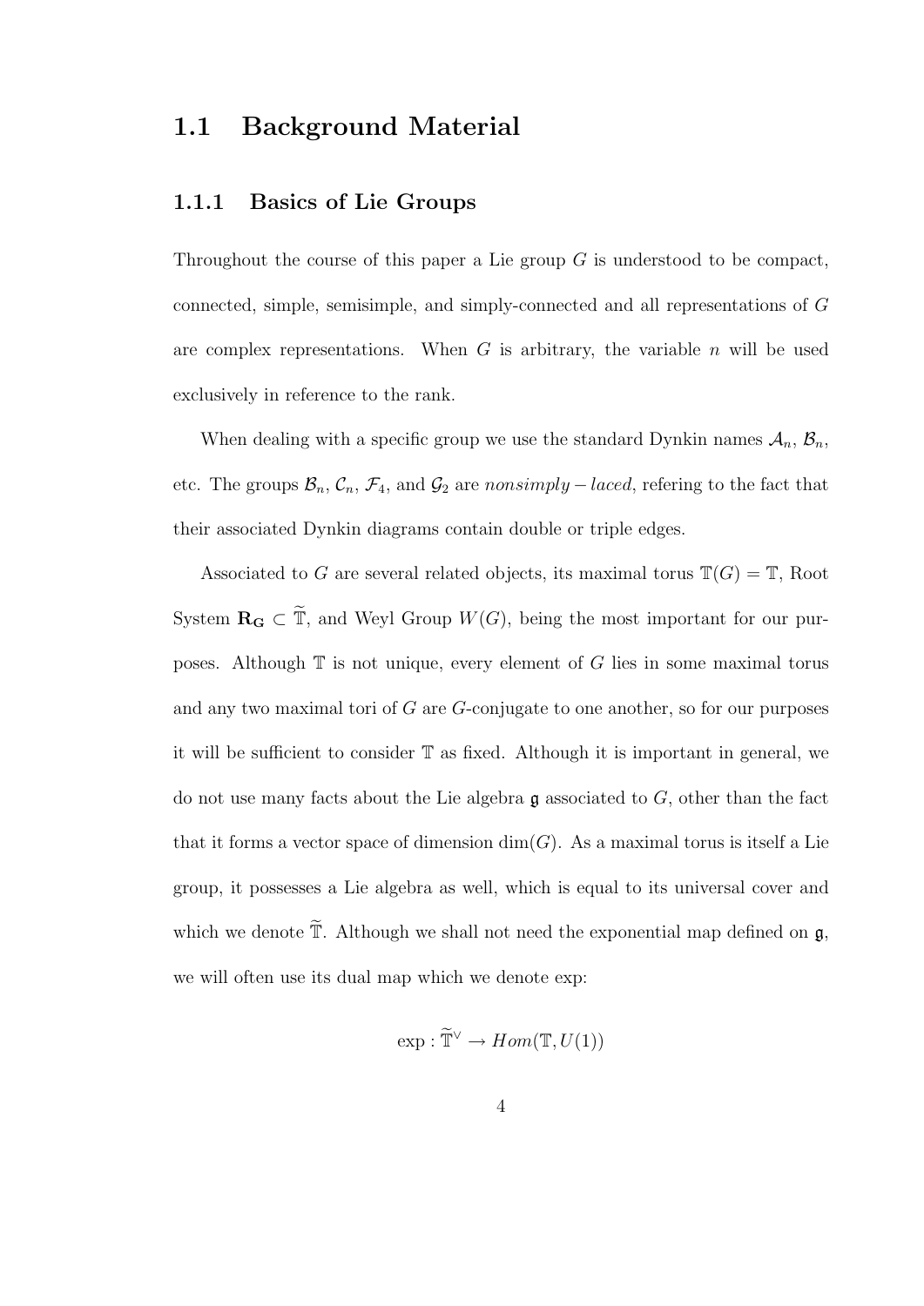## 1.1 Background Material

### 1.1.1 Basics of Lie Groups

Throughout the course of this paper a Lie group $G$ is understood to be compact, connected, simple, semisimple, and simply-connected and all representations of $G$ are complex representations. When $G$ is arbitrary, the variable $n$ will be used exclusively in reference to the rank.

When dealing with a specific group we use the standard Dynkin names $\mathcal{A}_n$, $\mathcal{B}_n$, etc. The groups $\mathcal{B}_n$, $\mathcal{C}_n$, $\mathcal{F}_4$, and $\mathcal{G}_2$ are $nonsimply-laced$, refering to the fact that their associated Dynkin diagrams contain double or triple edges.

Associated to $G$ are several related objects, its maximal torus $\mathbb{T}(G) = \mathbb{T}$, Root System $\mathbf{R_G} \subset \widetilde{\mathbb{T}}$, and Weyl Group $W(G)$, being the most important for our purposes. Although $\mathbb{T}$ is not unique, every element of $G$ lies in some maximal torus and any two maximal tori of $G$ are $G$-conjugate to one another, so for our purposes it will be sufficient to consider $\mathbb{T}$ as fixed. Although it is important in general, we do not use many facts about the Lie algebra $\mathfrak{g}$ associated to $G$, other than the fact that it forms a vector space of dimension $\dim(G)$. As a maximal torus is itself a Lie group, it possesses a Lie algebra as well, which is equal to its universal cover and which we denote $\widetilde{\mathbb{T}}$. Although we shall not need the exponential map defined on $\mathfrak{g}$, we will often use its dual map which we denote exp:

$$\exp : \widetilde{\mathbb{T}}^{\vee} \to Hom(\mathbb{T}, U(1))$$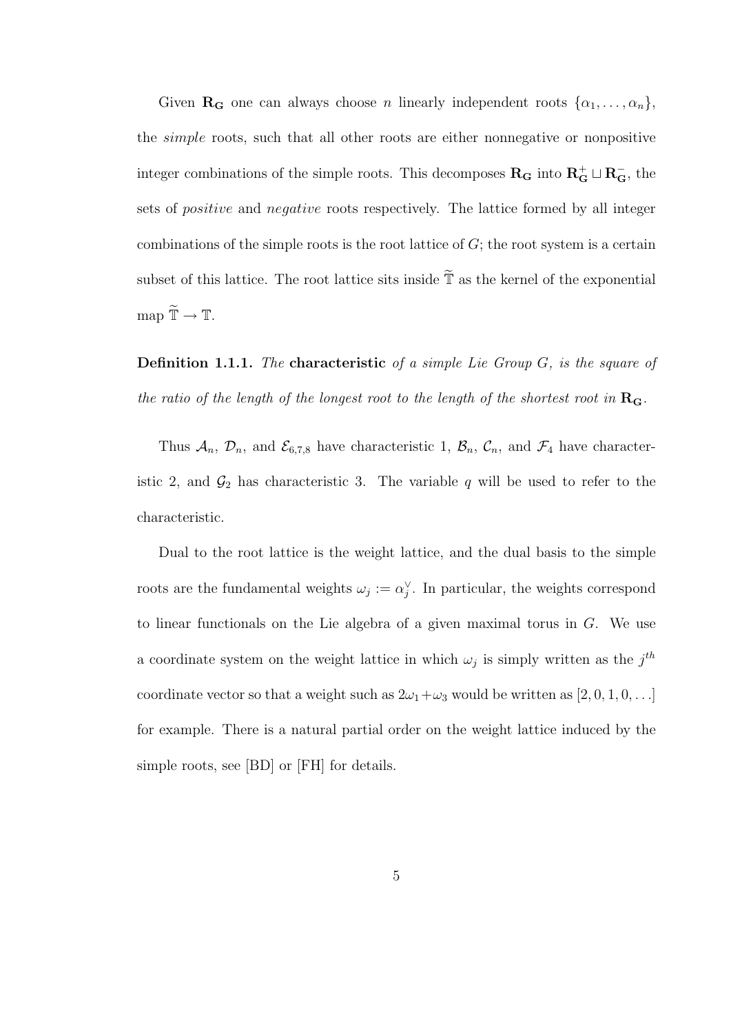Given $\mathbf{R_G}$ one can always choose $n$ linearly independent roots $\{\alpha_1, \ldots, \alpha_n\}$, the *simple* roots, such that all other roots are either nonnegative or nonpositive integer combinations of the simple roots. This decomposes $\mathbf{R_G}$ into $\mathbf{R_G^+} \sqcup \mathbf{R_G^-}$, the sets of *positive* and *negative* roots respectively. The lattice formed by all integer combinations of the simple roots is the root lattice of $G$; the root system is a certain subset of this lattice. The root lattice sits inside $\widetilde{\mathbb{T}}$ as the kernel of the exponential map $\widetilde{\mathbb{T}} \to \mathbb{T}$.

**Definition 1.1.1.** *The* **characteristic** *of a simple Lie Group $G$, is the square of the ratio of the length of the longest root to the length of the shortest root in $\mathbf{R_G}$.*

Thus $\mathcal{A}_n$, $\mathcal{D}_n$, and $\mathcal{E}_{6,7,8}$ have characteristic 1, $\mathcal{B}_n$, $\mathcal{C}_n$, and $\mathcal{F}_4$ have characteristic 2, and $\mathcal{G}_2$ has characteristic 3. The variable $q$ will be used to refer to the characteristic.

Dual to the root lattice is the weight lattice, and the dual basis to the simple roots are the fundamental weights $\omega_j := \alpha_j^\vee$. In particular, the weights correspond to linear functionals on the Lie algebra of a given maximal torus in $G$. We use a coordinate system on the weight lattice in which $\omega_j$ is simply written as the $j^{th}$ coordinate vector so that a weight such as $2\omega_1 + \omega_3$ would be written as $[2, 0, 1, 0, \ldots]$ for example. There is a natural partial order on the weight lattice induced by the simple roots, see [BD] or [FH] for details.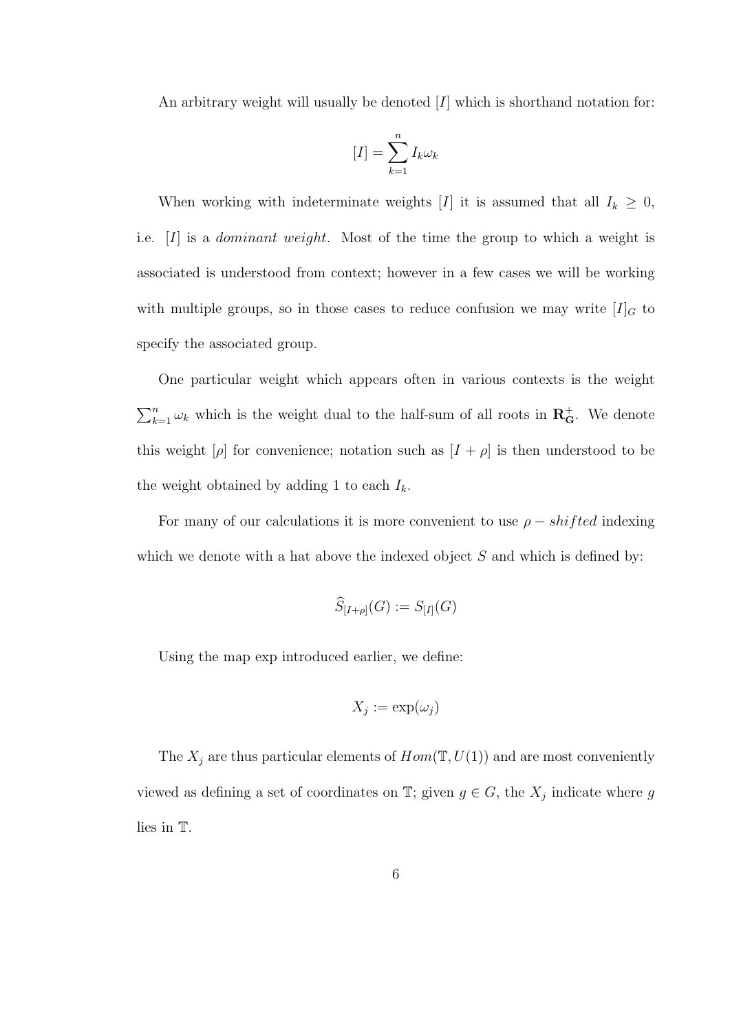An arbitrary weight will usually be denoted $[I]$ which is shorthand notation for:

$$[I] = \sum_{k=1}^{n} I_k \omega_k$$

When working with indeterminate weights $[I]$ it is assumed that all $I_k \geq 0$, i.e. $[I]$ is a *dominant weight*. Most of the time the group to which a weight is associated is understood from context; however in a few cases we will be working with multiple groups, so in those cases to reduce confusion we may write $[I]_G$ to specify the associated group.

One particular weight which appears often in various contexts is the weight $\sum_{k=1}^{n} \omega_k$ which is the weight dual to the half-sum of all roots in $\mathbf{R}_{\mathbf{G}}^{+}$. We denote this weight $[\rho]$ for convenience; notation such as $[I + \rho]$ is then understood to be the weight obtained by adding 1 to each $I_k$.

For many of our calculations it is more convenient to use $\rho - shifted$ indexing which we denote with a hat above the indexed object $S$ and which is defined by:

$$\widehat{S}_{[I+\rho]}(G) := S_{[I]}(G)$$

Using the map exp introduced earlier, we define:

$$X_j := \exp(\omega_j)$$

The $X_j$ are thus particular elements of $Hom(\mathbb{T}, U(1))$ and are most conveniently viewed as defining a set of coordinates on $\mathbb{T}$; given $g \in G$, the $X_j$ indicate where $g$ lies in $\mathbb{T}$.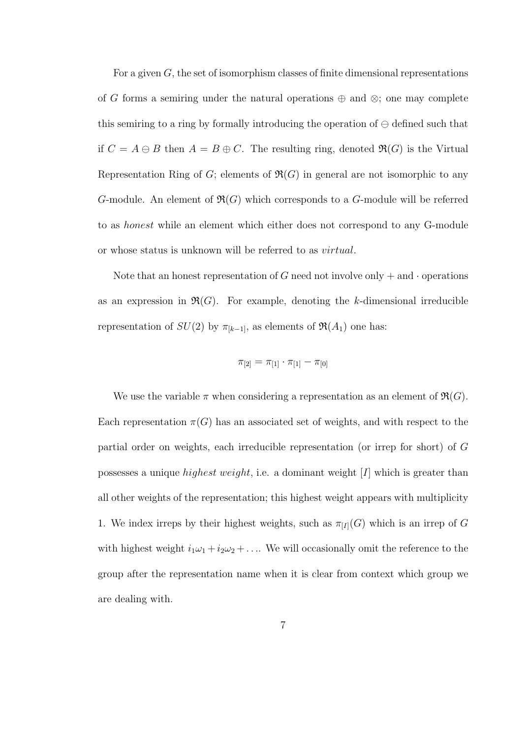For a given $G$, the set of isomorphism classes of finite dimensional representations of $G$ forms a semiring under the natural operations $\oplus$ and $\otimes$; one may complete this semiring to a ring by formally introducing the operation of $\ominus$ defined such that if $C = A \ominus B$ then $A = B \oplus C$. The resulting ring, denoted $\mathfrak{R}(G)$ is the Virtual Representation Ring of $G$; elements of $\mathfrak{R}(G)$ in general are not isomorphic to any $G$-module. An element of $\mathfrak{R}(G)$ which corresponds to a $G$-module will be referred to as *honest* while an element which either does not correspond to any G-module or whose status is unknown will be referred to as *virtual*.

Note that an honest representation of $G$ need not involve only $+$ and $\cdot$ operations as an expression in $\mathfrak{R}(G)$. For example, denoting the $k$-dimensional irreducible representation of $SU(2)$ by $\pi_{[k-1]}$, as elements of $\mathfrak{R}(A_1)$ one has:

$$\pi_{[2]} = \pi_{[1]} \cdot \pi_{[1]} - \pi_{[0]}$$

We use the variable $\pi$ when considering a representation as an element of $\mathfrak{R}(G)$. Each representation $\pi(G)$ has an associated set of weights, and with respect to the partial order on weights, each irreducible representation (or irrep for short) of $G$ possesses a unique *highest weight*, i.e. a dominant weight $[I]$ which is greater than all other weights of the representation; this highest weight appears with multiplicity 1. We index irreps by their highest weights, such as $\pi_{[I]}(G)$ which is an irrep of $G$ with highest weight $i_1\omega_1 + i_2\omega_2 + \ldots$. We will occasionally omit the reference to the group after the representation name when it is clear from context which group we are dealing with.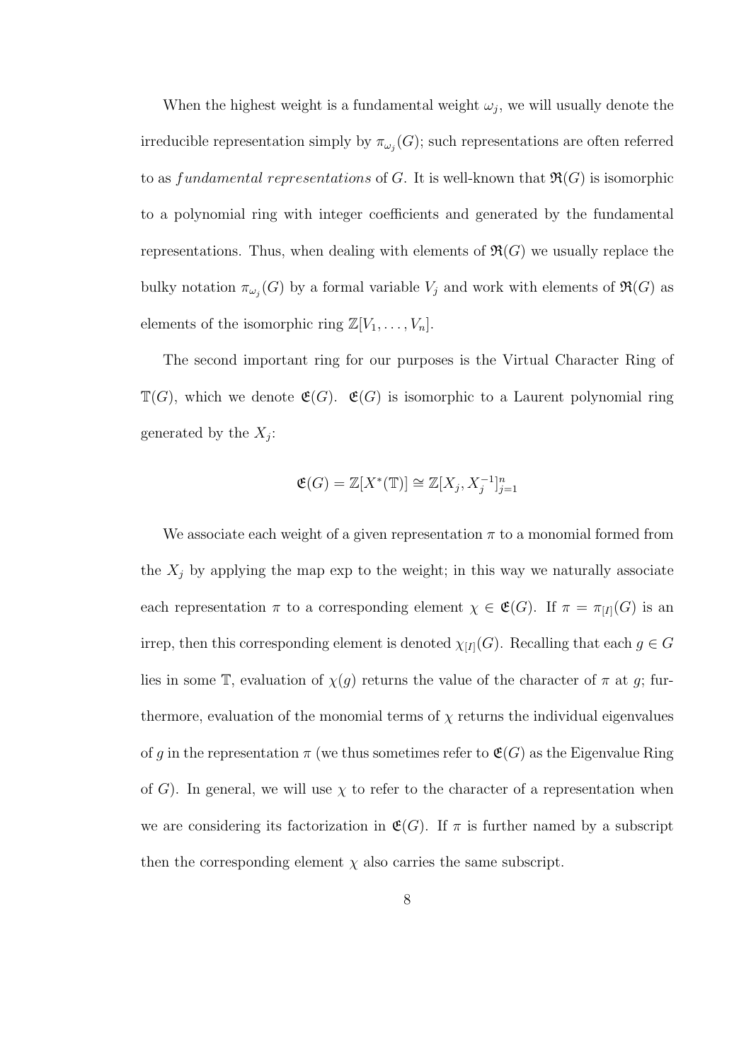When the highest weight is a fundamental weight $\omega_j$, we will usually denote the irreducible representation simply by $\pi_{\omega_j}(G)$; such representations are often referred to as *fundamental representations* of $G$. It is well-known that $\mathfrak{R}(G)$ is isomorphic to a polynomial ring with integer coefficients and generated by the fundamental representations. Thus, when dealing with elements of $\mathfrak{R}(G)$ we usually replace the bulky notation $\pi_{\omega_j}(G)$ by a formal variable $V_j$ and work with elements of $\mathfrak{R}(G)$ as elements of the isomorphic ring $\mathbb{Z}[V_1, \ldots, V_n]$.

The second important ring for our purposes is the Virtual Character Ring of $\mathbb{T}(G)$, which we denote $\mathfrak{E}(G)$. $\mathfrak{E}(G)$ is isomorphic to a Laurent polynomial ring generated by the $X_j$:

$$\mathfrak{E}(G) = \mathbb{Z}[X^*(\mathbb{T})] \cong \mathbb{Z}[X_j, X_j^{-1}]_{j=1}^n$$

We associate each weight of a given representation $\pi$ to a monomial formed from the $X_j$ by applying the map exp to the weight; in this way we naturally associate each representation $\pi$ to a corresponding element $\chi \in \mathfrak{E}(G)$. If $\pi = \pi_{[I]}(G)$ is an irrep, then this corresponding element is denoted $\chi_{[I]}(G)$. Recalling that each $g \in G$ lies in some $\mathbb{T}$, evaluation of $\chi(g)$ returns the value of the character of $\pi$ at $g$; furthermore, evaluation of the monomial terms of $\chi$ returns the individual eigenvalues of $g$ in the representation $\pi$ (we thus sometimes refer to $\mathfrak{E}(G)$ as the Eigenvalue Ring of $G$). In general, we will use $\chi$ to refer to the character of a representation when we are considering its factorization in $\mathfrak{E}(G)$. If $\pi$ is further named by a subscript then the corresponding element $\chi$ also carries the same subscript.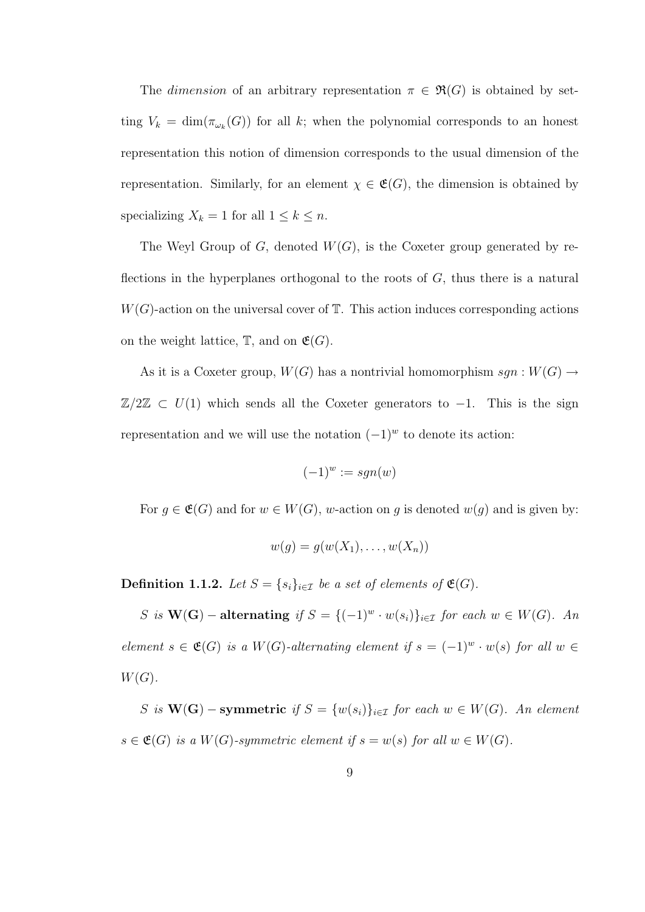The *dimension* of an arbitrary representation $\pi \in \mathfrak{R}(G)$ is obtained by setting $V_k = \dim(\pi_{\omega_k}(G))$ for all $k$; when the polynomial corresponds to an honest representation this notion of dimension corresponds to the usual dimension of the representation. Similarly, for an element $\chi \in \mathfrak{E}(G)$, the dimension is obtained by specializing $X_k = 1$ for all $1 \leq k \leq n$.

The Weyl Group of $G$, denoted $W(G)$, is the Coxeter group generated by reflections in the hyperplanes orthogonal to the roots of $G$, thus there is a natural $W(G)$-action on the universal cover of $\mathbb{T}$. This action induces corresponding actions on the weight lattice, $\mathbb{T}$, and on $\mathfrak{E}(G)$.

As it is a Coxeter group, $W(G)$ has a nontrivial homomorphism $sgn : W(G) \to \mathbb{Z}/2\mathbb{Z} \subset U(1)$ which sends all the Coxeter generators to $-1$. This is the sign representation and we will use the notation $(-1)^w$ to denote its action:

$$(-1)^w := sgn(w)$$

For $g \in \mathfrak{E}(G)$ and for $w \in W(G)$, $w$-action on $g$ is denoted $w(g)$ and is given by:

$$w(g) = g(w(X_1), \ldots, w(X_n))$$

**Definition 1.1.2.** *Let $S = \{s_i\}_{i \in \mathcal{I}}$ be a set of elements of $\mathfrak{E}(G)$.*

*$S$ is* $\mathbf{W(G)-alternating}$ *if $S = \{(-1)^w \cdot w(s_i)\}_{i \in \mathcal{I}}$ for each $w \in W(G)$. An element $s \in \mathfrak{E}(G)$ is a $W(G)$-alternating element if $s = (-1)^w \cdot w(s)$ for all $w \in W(G)$.*

*$S$ is* $\mathbf{W(G)-symmetric}$ *if $S = \{w(s_i)\}_{i \in \mathcal{I}}$ for each $w \in W(G)$. An element $s \in \mathfrak{E}(G)$ is a $W(G)$-symmetric element if $s = w(s)$ for all $w \in W(G)$.*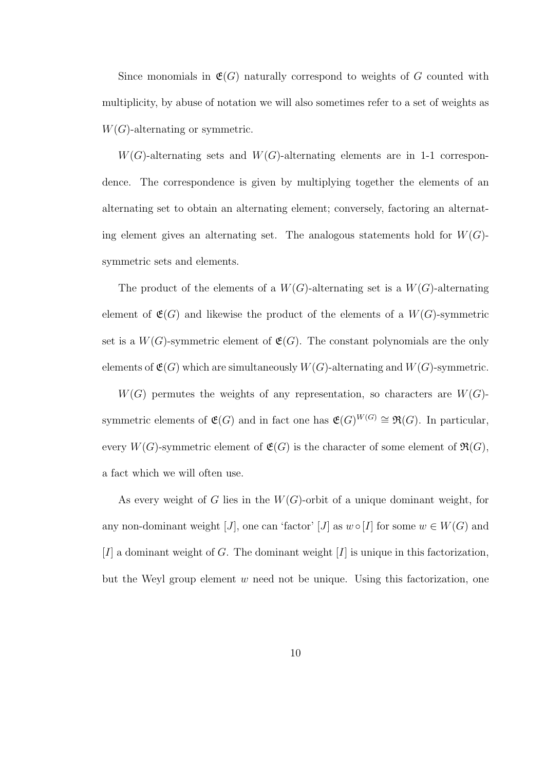Since monomials in $\mathfrak{E}(G)$ naturally correspond to weights of $G$ counted with multiplicity, by abuse of notation we will also sometimes refer to a set of weights as $W(G)$-alternating or symmetric.

$W(G)$-alternating sets and $W(G)$-alternating elements are in 1-1 correspondence. The correspondence is given by multiplying together the elements of an alternating set to obtain an alternating element; conversely, factoring an alternating element gives an alternating set. The analogous statements hold for $W(G)$-symmetric sets and elements.

The product of the elements of a $W(G)$-alternating set is a $W(G)$-alternating element of $\mathfrak{E}(G)$ and likewise the product of the elements of a $W(G)$-symmetric set is a $W(G)$-symmetric element of $\mathfrak{E}(G)$. The constant polynomials are the only elements of $\mathfrak{E}(G)$ which are simultaneously $W(G)$-alternating and $W(G)$-symmetric.

$W(G)$ permutes the weights of any representation, so characters are $W(G)$-symmetric elements of $\mathfrak{E}(G)$ and in fact one has $\mathfrak{E}(G)^{W(G)} \cong \mathfrak{R}(G)$. In particular, every $W(G)$-symmetric element of $\mathfrak{E}(G)$ is the character of some element of $\mathfrak{R}(G)$, a fact which we will often use.

As every weight of $G$ lies in the $W(G)$-orbit of a unique dominant weight, for any non-dominant weight $[J]$, one can 'factor' $[J]$ as $w \circ [I]$ for some $w \in W(G)$ and $[I]$ a dominant weight of $G$. The dominant weight $[I]$ is unique in this factorization, but the Weyl group element $w$ need not be unique. Using this factorization, one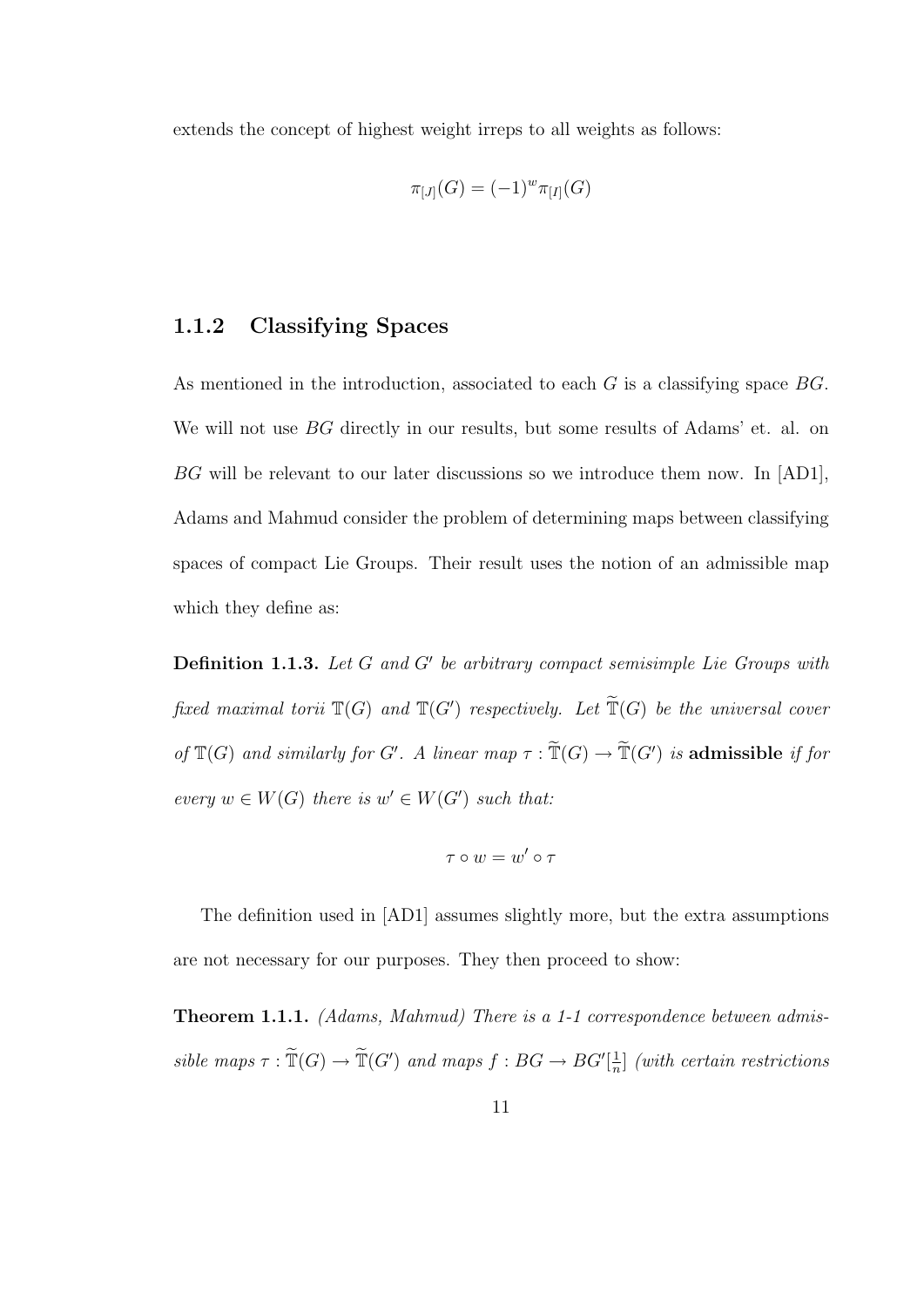extends the concept of highest weight irreps to all weights as follows:

$$\pi_{[J]}(G) = (-1)^w \pi_{[I]}(G)$$

### 1.1.2 Classifying Spaces

As mentioned in the introduction, associated to each $G$ is a classifying space $BG$. We will not use $BG$ directly in our results, but some results of Adams' et. al. on $BG$ will be relevant to our later discussions so we introduce them now. In [AD1], Adams and Mahmud consider the problem of determining maps between classifying spaces of compact Lie Groups. Their result uses the notion of an admissible map which they define as:

**Definition 1.1.3.** *Let $G$ and $G'$ be arbitrary compact semisimple Lie Groups with fixed maximal torii $\mathbb{T}(G)$ and $\mathbb{T}(G')$ respectively. Let $\widetilde{\mathbb{T}}(G)$ be the universal cover of $\mathbb{T}(G)$ and similarly for $G'$. A linear map $\tau : \widetilde{\mathbb{T}}(G) \to \widetilde{\mathbb{T}}(G')$ is* **admissible** *if for every $w \in W(G)$ there is $w' \in W(G')$ such that:*

$$\tau \circ w = w' \circ \tau$$

The definition used in [AD1] assumes slightly more, but the extra assumptions are not necessary for our purposes. They then proceed to show:

**Theorem 1.1.1.** *(Adams, Mahmud) There is a 1-1 correspondence between admissible maps $\tau : \widetilde{\mathbb{T}}(G) \to \widetilde{\mathbb{T}}(G')$ and maps $f : BG \to BG'[\frac{1}{n}]$ (with certain restrictions*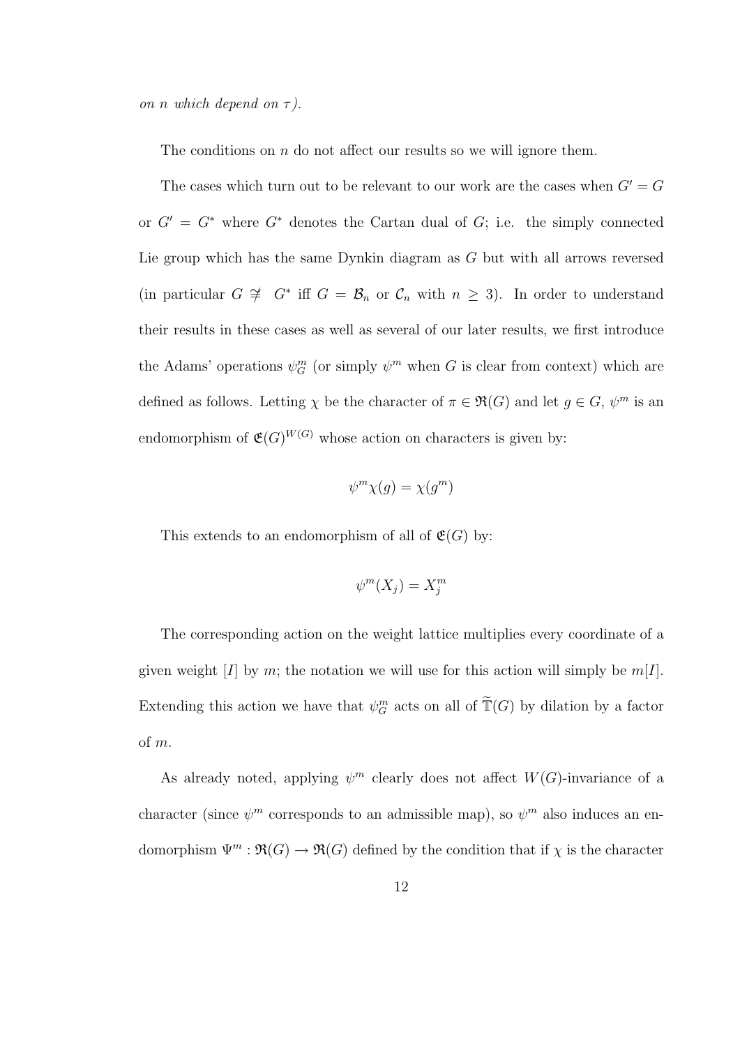*on $n$ which depend on $\tau$).*

The conditions on $n$ do not affect our results so we will ignore them.

The cases which turn out to be relevant to our work are the cases when $G' = G$ or $G' = G^*$ where $G^*$ denotes the Cartan dual of $G$; i.e. the simply connected Lie group which has the same Dynkin diagram as $G$ but with all arrows reversed (in particular $G \ncong G^*$ iff $G = \mathcal{B}_n$ or $\mathcal{C}_n$ with $n \geq 3$). In order to understand their results in these cases as well as several of our later results, we first introduce the Adams' operations $\psi_G^m$ (or simply $\psi^m$ when $G$ is clear from context) which are defined as follows. Letting $\chi$ be the character of $\pi \in \mathfrak{R}(G)$ and let $g \in G$, $\psi^m$ is an endomorphism of $\mathfrak{E}(G)^{W(G)}$ whose action on characters is given by:

$$\psi^m \chi(g) = \chi(g^m)$$

This extends to an endomorphism of all of $\mathfrak{E}(G)$ by:

$$\psi^m(X_j) = X_j^m$$

The corresponding action on the weight lattice multiplies every coordinate of a given weight $[I]$ by $m$; the notation we will use for this action will simply be $m[I]$. Extending this action we have that $\psi_G^m$ acts on all of $\widetilde{\mathbb{T}}(G)$ by dilation by a factor of $m$.

As already noted, applying $\psi^m$ clearly does not affect $W(G)$-invariance of a character (since $\psi^m$ corresponds to an admissible map), so $\psi^m$ also induces an endomorphism $\Psi^m : \mathfrak{R}(G) \to \mathfrak{R}(G)$ defined by the condition that if $\chi$ is the character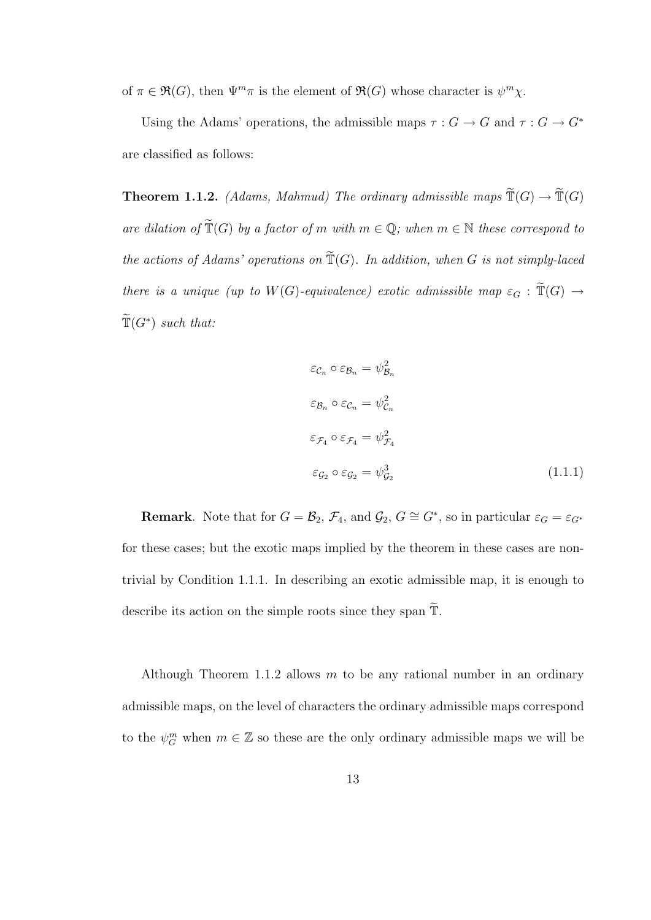of $\pi \in \mathfrak{R}(G)$, then $\Psi^m \pi$ is the element of $\mathfrak{R}(G)$ whose character is $\psi^m \chi$.

Using the Adams' operations, the admissible maps $\tau : G \to G$ and $\tau : G \to G^*$ are classified as follows:

**Theorem 1.1.2.** *(Adams, Mahmud) The ordinary admissible maps $\widetilde{\mathbb{T}}(G) \to \widetilde{\mathbb{T}}(G)$ are dilation of $\widetilde{\mathbb{T}}(G)$ by a factor of $m$ with $m \in \mathbb{Q}$; when $m \in \mathbb{N}$ these correspond to the actions of Adams' operations on $\widetilde{\mathbb{T}}(G)$. In addition, when $G$ is not simply-laced there is a unique (up to $W(G)$-equivalence) exotic admissible map $\varepsilon_G : \widetilde{\mathbb{T}}(G) \to \widetilde{\mathbb{T}}(G^*)$ such that:*

$$
\begin{aligned}
\varepsilon_{\mathcal{C}_n} \circ \varepsilon_{\mathcal{B}_n} &= \psi^2_{\mathcal{B}_n} \\
\varepsilon_{\mathcal{B}_n} \circ \varepsilon_{\mathcal{C}_n} &= \psi^2_{\mathcal{C}_n} \\
\varepsilon_{\mathcal{F}_4} \circ \varepsilon_{\mathcal{F}_4} &= \psi^2_{\mathcal{F}_4} \\
\varepsilon_{\mathcal{G}_2} \circ \varepsilon_{\mathcal{G}_2} &= \psi^3_{\mathcal{G}_2}
\end{aligned}
\tag{1.1.1}
$$

**Remark**. Note that for $G = \mathcal{B}_2$, $\mathcal{F}_4$, and $\mathcal{G}_2$, $G \cong G^*$, so in particular $\varepsilon_G = \varepsilon_{G^*}$ for these cases; but the exotic maps implied by the theorem in these cases are non-trivial by Condition 1.1.1. In describing an exotic admissible map, it is enough to describe its action on the simple roots since they span $\widetilde{\mathbb{T}}$.

Although Theorem 1.1.2 allows $m$ to be any rational number in an ordinary admissible maps, on the level of characters the ordinary admissible maps correspond to the $\psi^m_G$ when $m \in \mathbb{Z}$ so these are the only ordinary admissible maps we will be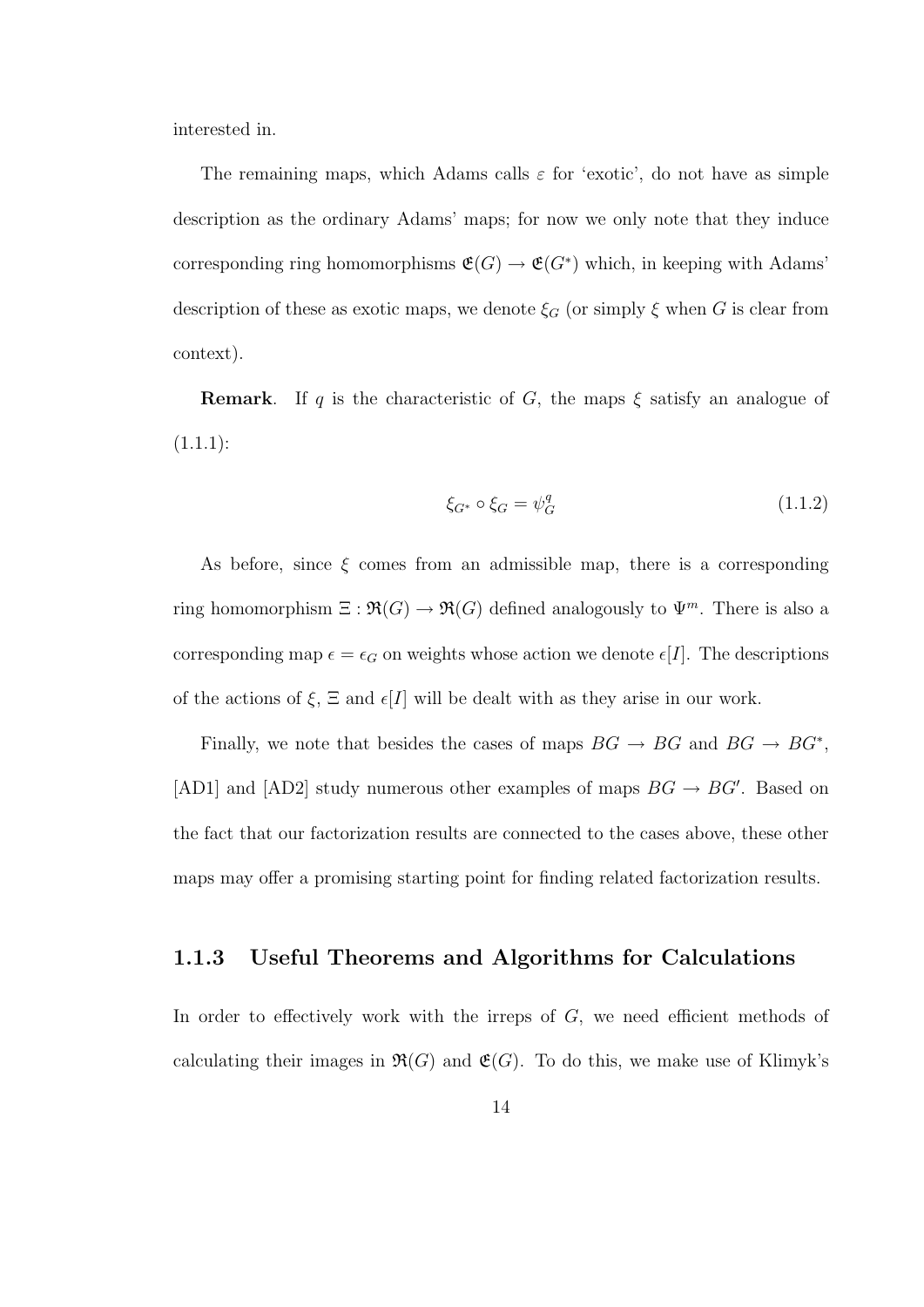interested in.

The remaining maps, which Adams calls $\varepsilon$ for 'exotic', do not have as simple description as the ordinary Adams' maps; for now we only note that they induce corresponding ring homomorphisms $\mathfrak{E}(G) \to \mathfrak{E}(G^*)$ which, in keeping with Adams' description of these as exotic maps, we denote $\xi_G$ (or simply $\xi$ when $G$ is clear from context).

**Remark**. If $q$ is the characteristic of $G$, the maps $\xi$ satisfy an analogue of (1.1.1):

$$\xi_{G^*} \circ \xi_G = \psi_G^q \tag{1.1.2}$$

As before, since $\xi$ comes from an admissible map, there is a corresponding ring homomorphism $\Xi : \mathfrak{R}(G) \to \mathfrak{R}(G)$ defined analogously to $\Psi^m$. There is also a corresponding map $\epsilon = \epsilon_G$ on weights whose action we denote $\epsilon[I]$. The descriptions of the actions of $\xi$, $\Xi$ and $\epsilon[I]$ will be dealt with as they arise in our work.

Finally, we note that besides the cases of maps $BG \to BG$ and $BG \to BG^*$, [AD1] and [AD2] study numerous other examples of maps $BG \to BG'$. Based on the fact that our factorization results are connected to the cases above, these other maps may offer a promising starting point for finding related factorization results.

### 1.1.3 Useful Theorems and Algorithms for Calculations

In order to effectively work with the irreps of $G$, we need efficient methods of calculating their images in $\mathfrak{R}(G)$ and $\mathfrak{E}(G)$. To do this, we make use of Klimyk's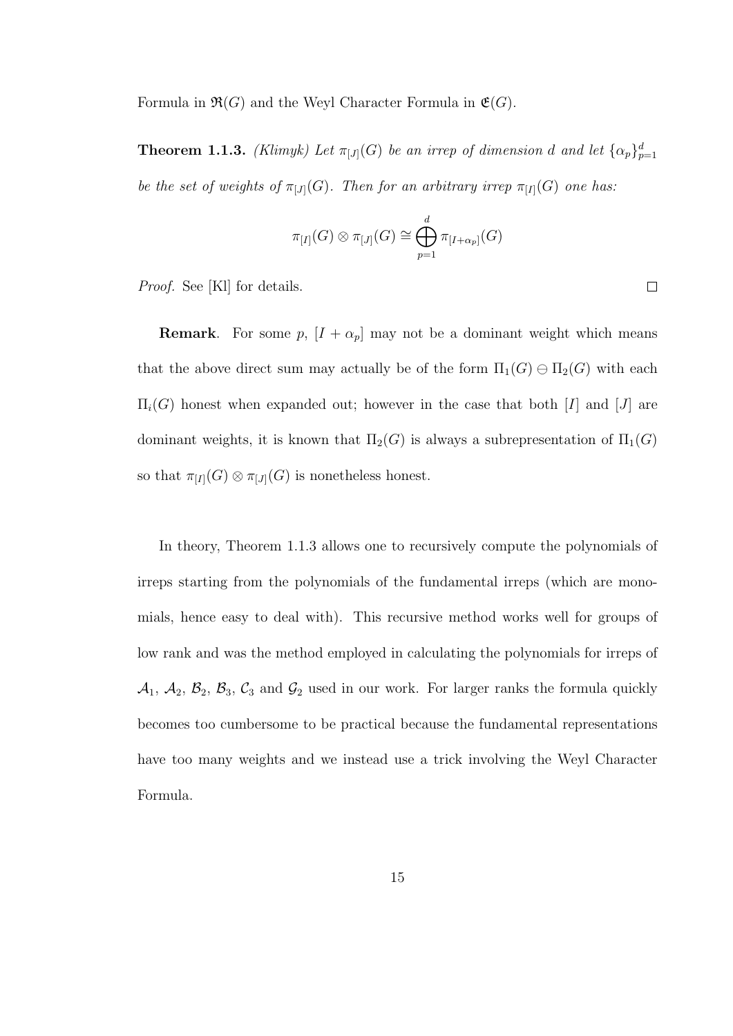Formula in $\mathfrak{R}(G)$ and the Weyl Character Formula in $\mathfrak{E}(G)$.

**Theorem 1.1.3.** *(Klimyk) Let $\pi_{[J]}(G)$ be an irrep of dimension $d$ and let $\{\alpha_p\}_{p=1}^d$ be the set of weights of $\pi_{[J]}(G)$. Then for an arbitrary irrep $\pi_{[I]}(G)$ one has:*

$$\pi_{[I]}(G) \otimes \pi_{[J]}(G) \cong \bigoplus_{p=1}^{d} \pi_{[I+\alpha_p]}(G)$$

*Proof.* See [Kl] for details. □

**Remark**. For some $p$, $[I + \alpha_p]$ may not be a dominant weight which means that the above direct sum may actually be of the form $\Pi_1(G) \ominus \Pi_2(G)$ with each $\Pi_i(G)$ honest when expanded out; however in the case that both $[I]$ and $[J]$ are dominant weights, it is known that $\Pi_2(G)$ is always a subrepresentation of $\Pi_1(G)$ so that $\pi_{[I]}(G) \otimes \pi_{[J]}(G)$ is nonetheless honest.

In theory, Theorem 1.1.3 allows one to recursively compute the polynomials of irreps starting from the polynomials of the fundamental irreps (which are monomials, hence easy to deal with). This recursive method works well for groups of low rank and was the method employed in calculating the polynomials for irreps of $\mathcal{A}_1$, $\mathcal{A}_2$, $\mathcal{B}_2$, $\mathcal{B}_3$, $\mathcal{C}_3$ and $\mathcal{G}_2$ used in our work. For larger ranks the formula quickly becomes too cumbersome to be practical because the fundamental representations have too many weights and we instead use a trick involving the Weyl Character Formula.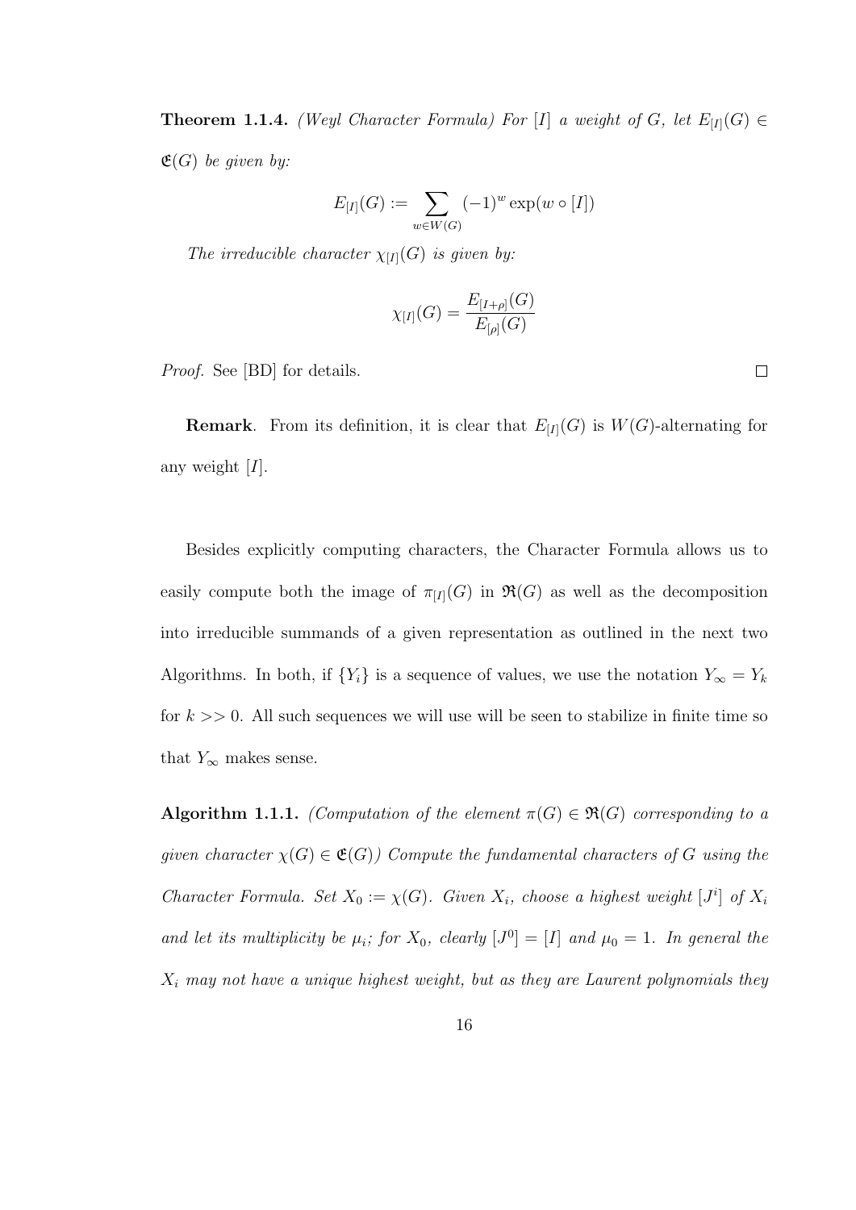**Theorem 1.1.4.** *(Weyl Character Formula) For $[I]$ a weight of $G$, let $E_{[I]}(G) \in \mathfrak{E}(G)$ be given by:*

$$E_{[I]}(G) := \sum_{w \in W(G)} (-1)^w \exp(w \circ [I])$$

*The irreducible character $\chi_{[I]}(G)$ is given by:*

$$\chi_{[I]}(G) = \frac{E_{[I+\rho]}(G)}{E_{[\rho]}(G)}$$

*Proof.* See [BD] for details. $\square$

**Remark**. From its definition, it is clear that $E_{[I]}(G)$ is $W(G)$-alternating for any weight $[I]$.

Besides explicitly computing characters, the Character Formula allows us to easily compute both the image of $\pi_{[I]}(G)$ in $\mathfrak{R}(G)$ as well as the decomposition into irreducible summands of a given representation as outlined in the next two Algorithms. In both, if $\{Y_i\}$ is a sequence of values, we use the notation $Y_\infty = Y_k$ for $k >> 0$. All such sequences we will use will be seen to stabilize in finite time so that $Y_\infty$ makes sense.

**Algorithm 1.1.1.** *(Computation of the element $\pi(G) \in \mathfrak{R}(G)$ corresponding to a given character $\chi(G) \in \mathfrak{E}(G)$) Compute the fundamental characters of $G$ using the Character Formula. Set $X_0 := \chi(G)$. Given $X_i$, choose a highest weight $[J^i]$ of $X_i$ and let its multiplicity be $\mu_i$; for $X_0$, clearly $[J^0] = [I]$ and $\mu_0 = 1$. In general the $X_i$ may not have a unique highest weight, but as they are Laurent polynomials they*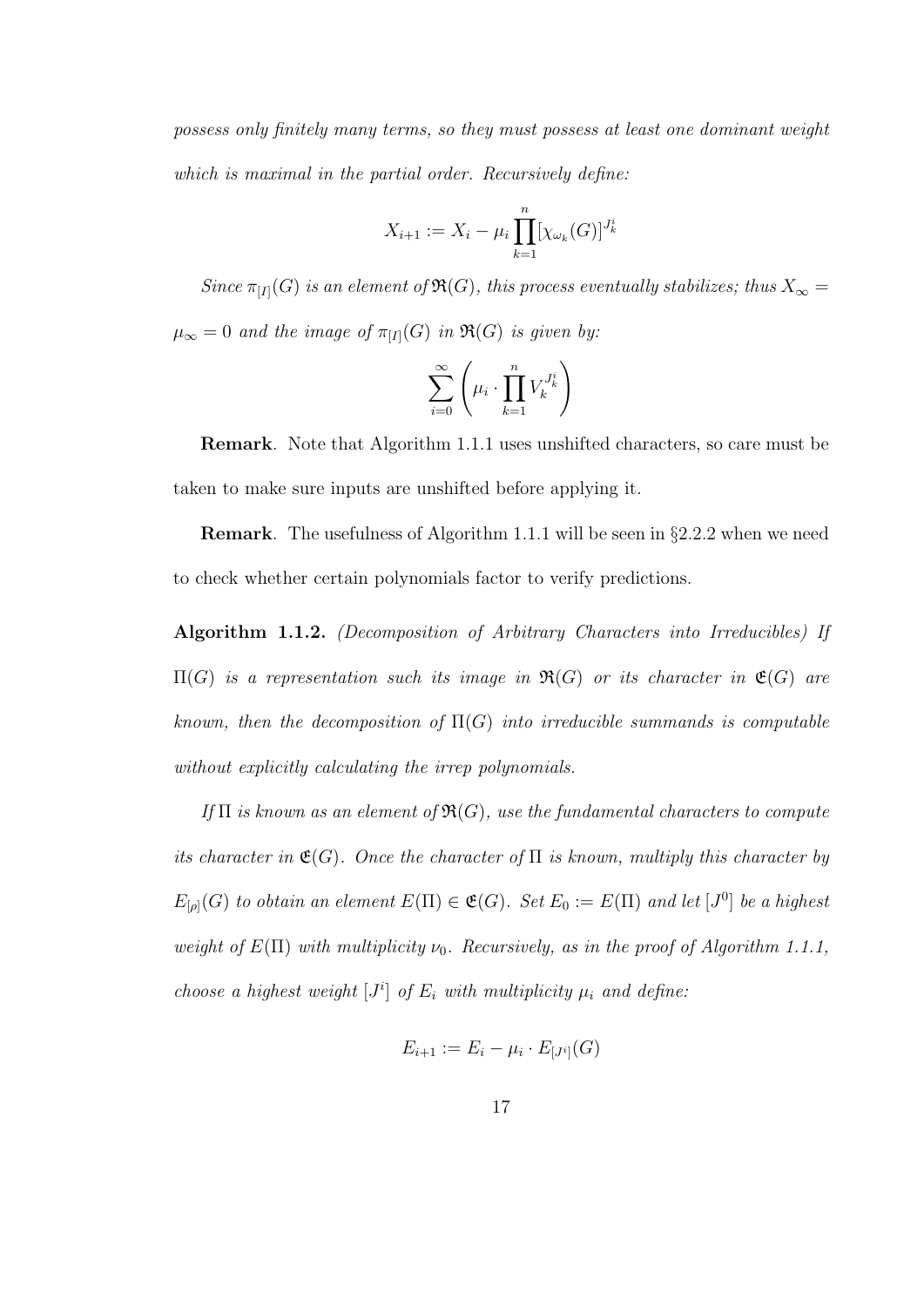*possess only finitely many terms, so they must possess at least one dominant weight which is maximal in the partial order. Recursively define:*

$$X_{i+1} := X_i - \mu_i \prod_{k=1}^{n} [\chi_{\omega_k}(G)]^{J_k^i}$$

*Since $\pi_{[I]}(G)$ is an element of $\mathfrak{R}(G)$, this process eventually stabilizes; thus $X_\infty = \mu_\infty = 0$ and the image of $\pi_{[I]}(G)$ in $\mathfrak{R}(G)$ is given by:*

$$\sum_{i=0}^{\infty} \left( \mu_i \cdot \prod_{k=1}^{n} V_k^{J_k^i} \right)$$

**Remark**. Note that Algorithm 1.1.1 uses unshifted characters, so care must be taken to make sure inputs are unshifted before applying it.

**Remark**. The usefulness of Algorithm 1.1.1 will be seen in §2.2.2 when we need to check whether certain polynomials factor to verify predictions.

**Algorithm 1.1.2.** *(Decomposition of Arbitrary Characters into Irreducibles) If $\Pi(G)$ is a representation such its image in $\mathfrak{R}(G)$ or its character in $\mathfrak{E}(G)$ are known, then the decomposition of $\Pi(G)$ into irreducible summands is computable without explicitly calculating the irrep polynomials.*

*If $\Pi$ is known as an element of $\mathfrak{R}(G)$, use the fundamental characters to compute its character in $\mathfrak{E}(G)$. Once the character of $\Pi$ is known, multiply this character by $E_{[\rho]}(G)$ to obtain an element $E(\Pi) \in \mathfrak{E}(G)$. Set $E_0 := E(\Pi)$ and let $[J^0]$ be a highest weight of $E(\Pi)$ with multiplicity $\nu_0$. Recursively, as in the proof of Algorithm 1.1.1, choose a highest weight $[J^i]$ of $E_i$ with multiplicity $\mu_i$ and define:*

$$E_{i+1} := E_i - \mu_i \cdot E_{[J^i]}(G)$$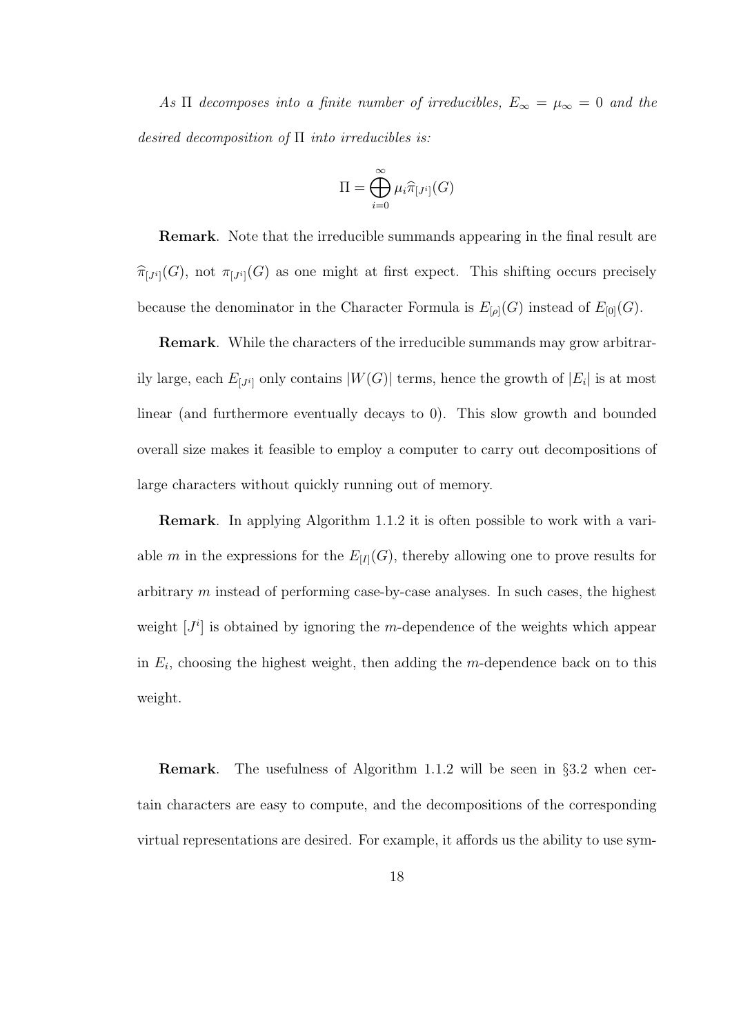*As $\Pi$ decomposes into a finite number of irreducibles, $E_\infty = \mu_\infty = 0$ and the desired decomposition of $\Pi$ into irreducibles is:*

$$\Pi = \bigoplus_{i=0}^{\infty} \mu_i \widehat{\pi}_{[J^i]}(G)$$

**Remark**. Note that the irreducible summands appearing in the final result are $\widehat{\pi}_{[J^i]}(G)$, not $\pi_{[J^i]}(G)$ as one might at first expect. This shifting occurs precisely because the denominator in the Character Formula is $E_{[\rho]}(G)$ instead of $E_{[0]}(G)$.

**Remark**. While the characters of the irreducible summands may grow arbitrarily large, each $E_{[J^i]}$ only contains $|W(G)|$ terms, hence the growth of $|E_i|$ is at most linear (and furthermore eventually decays to 0). This slow growth and bounded overall size makes it feasible to employ a computer to carry out decompositions of large characters without quickly running out of memory.

**Remark**. In applying Algorithm 1.1.2 it is often possible to work with a variable $m$ in the expressions for the $E_{[I]}(G)$, thereby allowing one to prove results for arbitrary $m$ instead of performing case-by-case analyses. In such cases, the highest weight $[J^i]$ is obtained by ignoring the $m$-dependence of the weights which appear in $E_i$, choosing the highest weight, then adding the $m$-dependence back on to this weight.

**Remark**. The usefulness of Algorithm 1.1.2 will be seen in §3.2 when certain characters are easy to compute, and the decompositions of the corresponding virtual representations are desired. For example, it affords us the ability to use sym-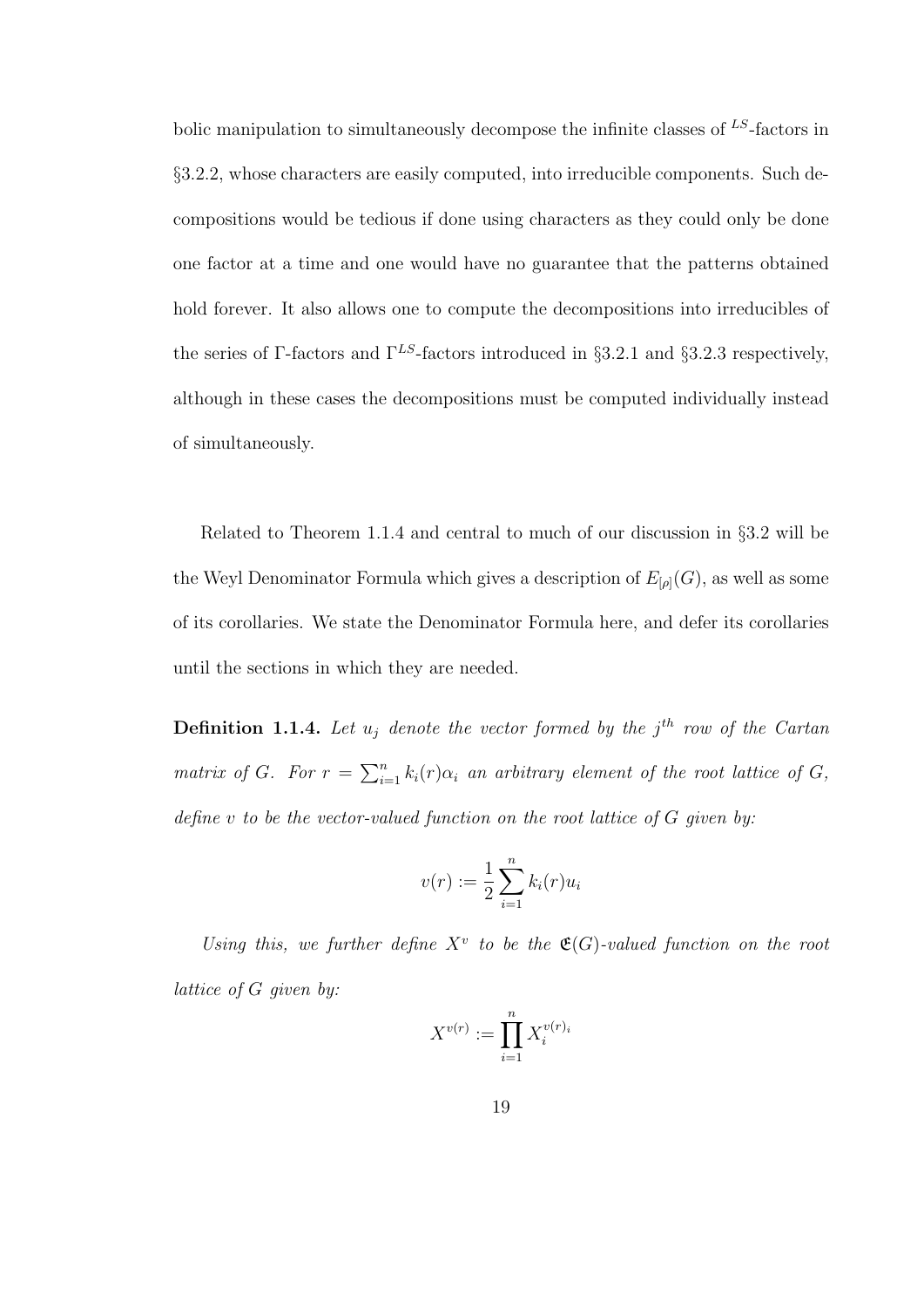bolic manipulation to simultaneously decompose the infinite classes of ${}^{LS}$-factors in §3.2.2, whose characters are easily computed, into irreducible components. Such decompositions would be tedious if done using characters as they could only be done one factor at a time and one would have no guarantee that the patterns obtained hold forever. It also allows one to compute the decompositions into irreducibles of the series of $\Gamma$-factors and $\Gamma^{LS}$-factors introduced in §3.2.1 and §3.2.3 respectively, although in these cases the decompositions must be computed individually instead of simultaneously.

Related to Theorem 1.1.4 and central to much of our discussion in §3.2 will be the Weyl Denominator Formula which gives a description of $E_{[\rho]}(G)$, as well as some of its corollaries. We state the Denominator Formula here, and defer its corollaries until the sections in which they are needed.

**Definition 1.1.4.** *Let $u_j$ denote the vector formed by the $j^{th}$ row of the Cartan matrix of $G$. For $r = \sum_{i=1}^{n} k_i(r)\alpha_i$ an arbitrary element of the root lattice of $G$, define $v$ to be the vector-valued function on the root lattice of $G$ given by:*

$$v(r) := \frac{1}{2}\sum_{i=1}^{n} k_i(r)u_i$$

*Using this, we further define $X^v$ to be the $\mathfrak{E}(G)$-valued function on the root lattice of $G$ given by:*

$$X^{v(r)} := \prod_{i=1}^{n} X_i^{v(r)_i}$$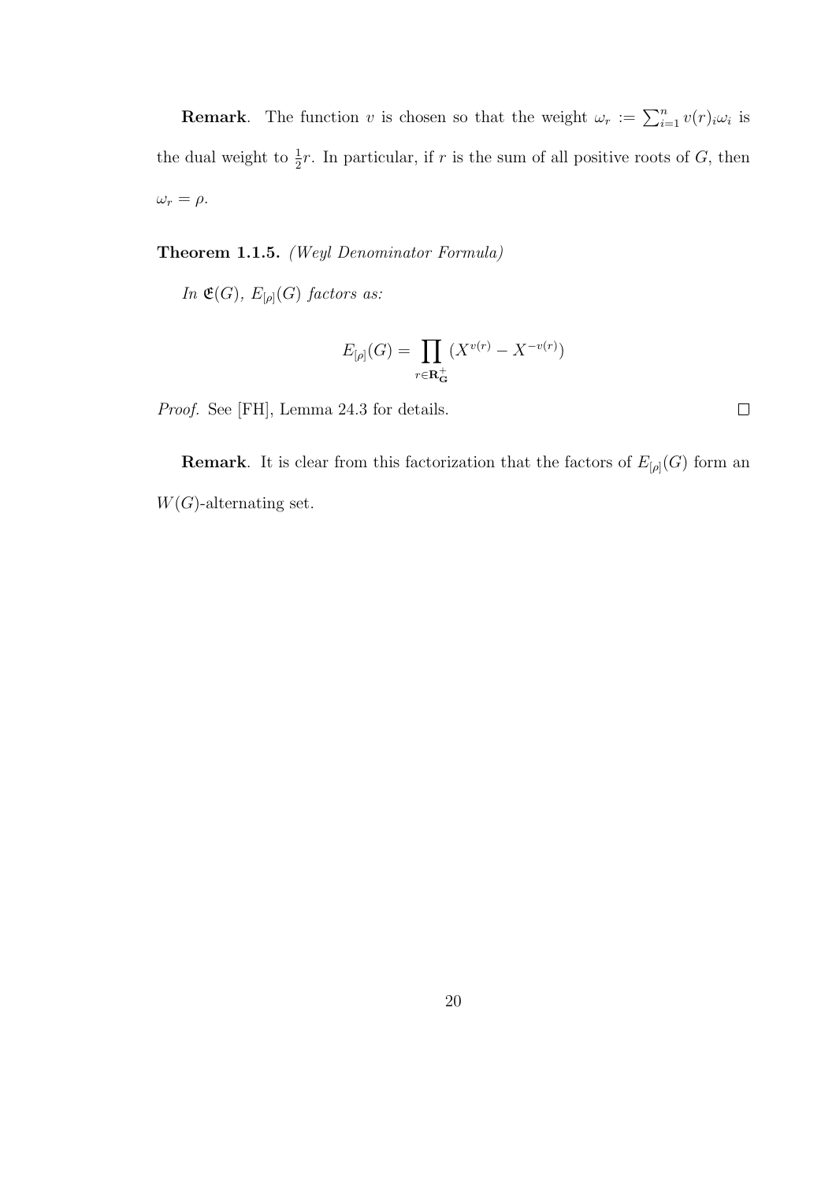**Remark**. The function $v$ is chosen so that the weight $\omega_r := \sum_{i=1}^n v(r)_i \omega_i$ is the dual weight to $\frac{1}{2}r$. In particular, if $r$ is the sum of all positive roots of $G$, then $\omega_r = \rho$.

**Theorem 1.1.5.** *(Weyl Denominator Formula)*

*In $\mathfrak{E}(G)$, $E_{[\rho]}(G)$ factors as:*

$$E_{[\rho]}(G) = \prod_{r \in \mathbf{R}_{\mathbf{G}}^+} (X^{v(r)} - X^{-v(r)})$$

*Proof.* See [FH], Lemma 24.3 for details. $\square$

**Remark**. It is clear from this factorization that the factors of $E_{[\rho]}(G)$ form an $W(G)$-alternating set.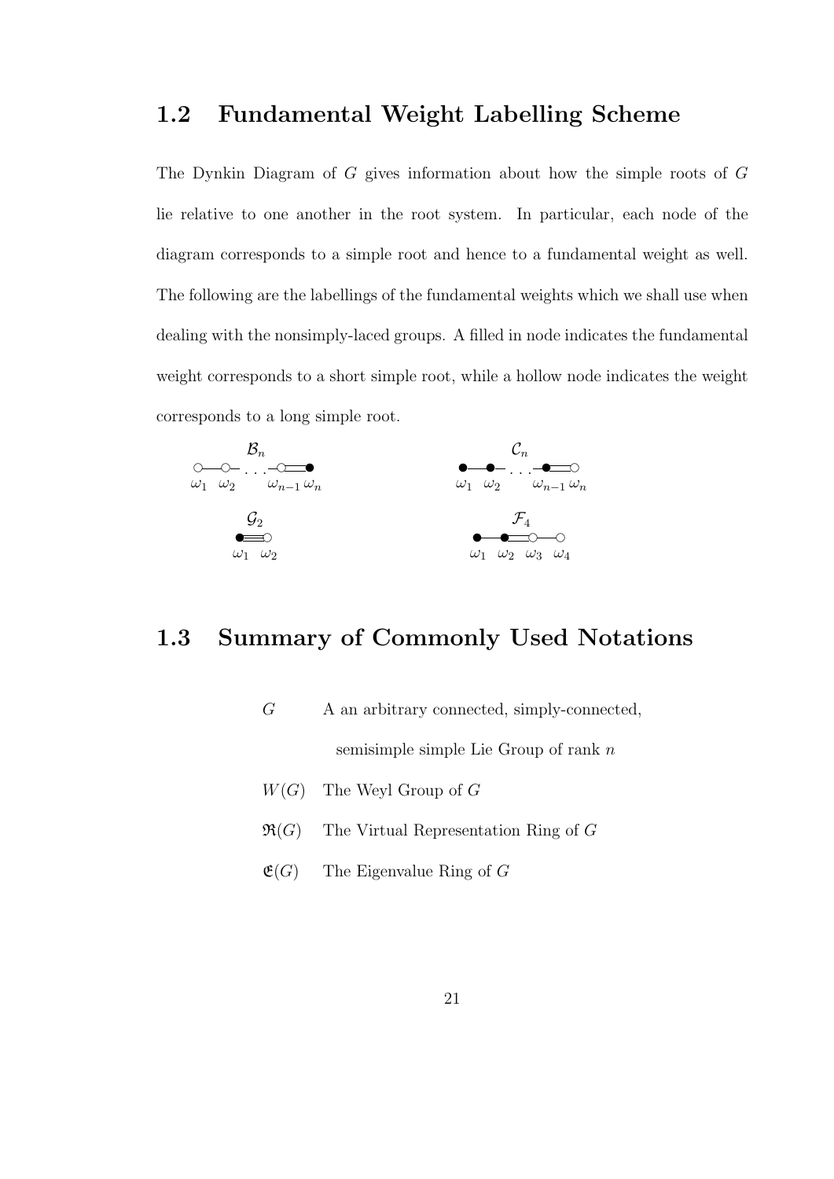## 1.2 Fundamental Weight Labelling Scheme

The Dynkin Diagram of $G$ gives information about how the simple roots of $G$ lie relative to one another in the root system. In particular, each node of the diagram corresponds to a simple root and hence to a fundamental weight as well. The following are the labellings of the fundamental weights which we shall use when dealing with the nonsimply-laced groups. A filled in node indicates the fundamental weight corresponds to a short simple root, while a hollow node indicates the weight corresponds to a long simple root.

$\mathcal{B}_n$: $\omega_1 \quad \omega_2 \quad \ldots \quad \omega_{n-1} \quad \omega_n$

$\mathcal{C}_n$: $\omega_1 \quad \omega_2 \quad \ldots \quad \omega_{n-1} \quad \omega_n$

$\mathcal{G}_2$: $\omega_1 \quad \omega_2$

$\mathcal{F}_4$: $\omega_1 \quad \omega_2 \quad \omega_3 \quad \omega_4$

## 1.3 Summary of Commonly Used Notations

| | |
|---|---|
| $G$ | A an arbitrary connected, simply-connected, semisimple simple Lie Group of rank $n$ |
| $W(G)$ | The Weyl Group of $G$ |
| $\mathfrak{R}(G)$ | The Virtual Representation Ring of $G$ |
| $\mathfrak{E}(G)$ | The Eigenvalue Ring of $G$ |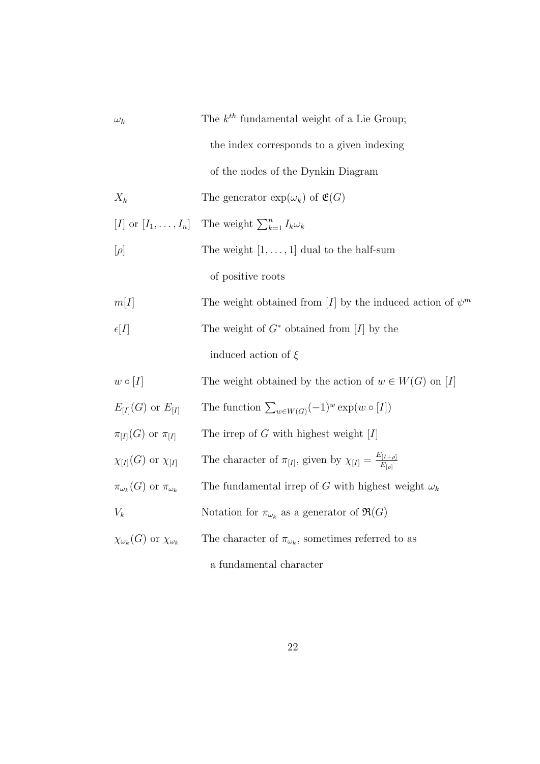| | |
|---|---|
| $\omega_k$ | The $k^{th}$ fundamental weight of a Lie Group; the index corresponds to a given indexing of the nodes of the Dynkin Diagram |
| $X_k$ | The generator $\exp(\omega_k)$ of $\mathfrak{E}(G)$ |
| $[I]$ or $[I_1, \ldots, I_n]$ | The weight $\sum_{k=1}^{n} I_k \omega_k$ |
| $[\rho]$ | The weight $[1, \ldots, 1]$ dual to the half-sum of positive roots |
| $m[I]$ | The weight obtained from $[I]$ by the induced action of $\psi^m$ |
| $\epsilon[I]$ | The weight of $G^*$ obtained from $[I]$ by the induced action of $\xi$ |
| $w \circ [I]$ | The weight obtained by the action of $w \in W(G)$ on $[I]$ |
| $E_{[I]}(G)$ or $E_{[I]}$ | The function $\sum_{w \in W(G)} (-1)^w \exp(w \circ [I])$ |
| $\pi_{[I]}(G)$ or $\pi_{[I]}$ | The irrep of $G$ with highest weight $[I]$ |
| $\chi_{[I]}(G)$ or $\chi_{[I]}$ | The character of $\pi_{[I]}$, given by $\chi_{[I]} = \frac{E_{[I+\rho]}}{E_{[\rho]}}$ |
| $\pi_{\omega_k}(G)$ or $\pi_{\omega_k}$ | The fundamental irrep of $G$ with highest weight $\omega_k$ |
| $V_k$ | Notation for $\pi_{\omega_k}$ as a generator of $\mathfrak{R}(G)$ |
| $\chi_{\omega_k}(G)$ or $\chi_{\omega_k}$ | The character of $\pi_{\omega_k}$, sometimes referred to as a fundamental character |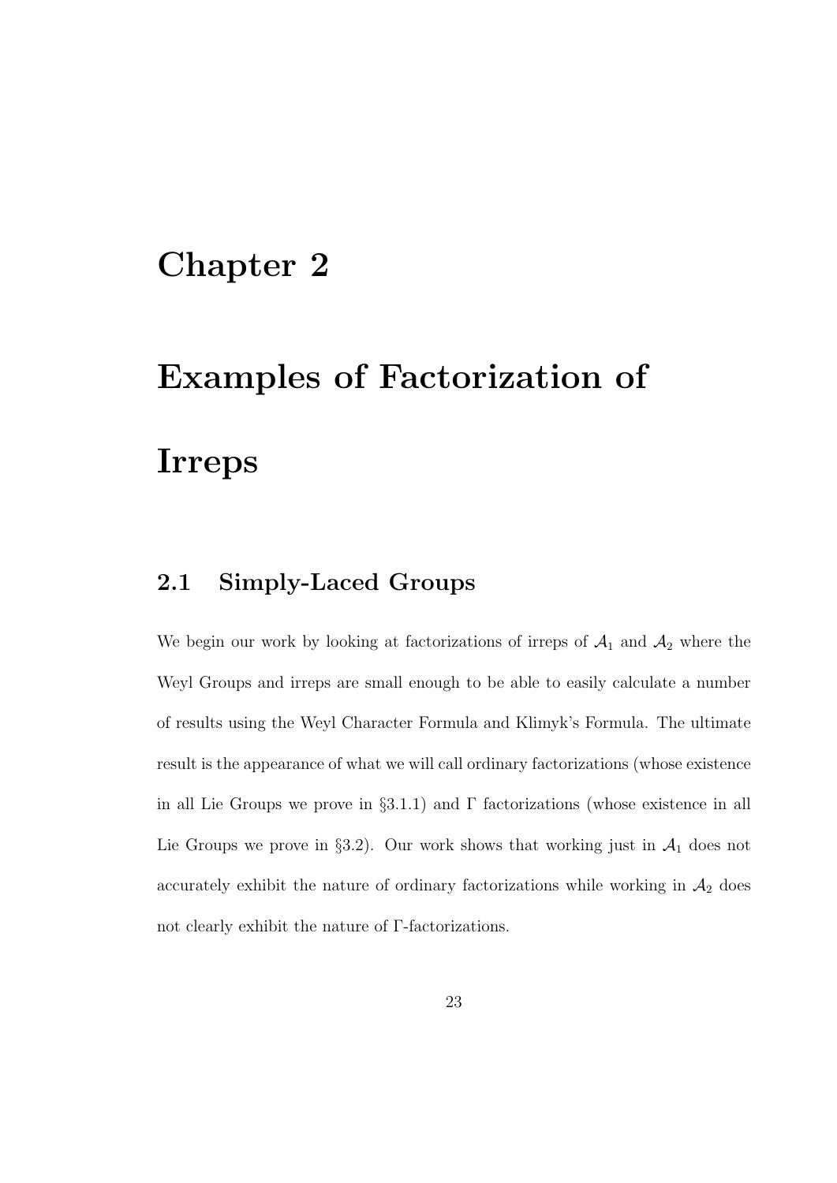# Chapter 2

# Examples of Factorization of Irreps

## 2.1 Simply-Laced Groups

We begin our work by looking at factorizations of irreps of $\mathcal{A}_1$ and $\mathcal{A}_2$ where the Weyl Groups and irreps are small enough to be able to easily calculate a number of results using the Weyl Character Formula and Klimyk's Formula. The ultimate result is the appearance of what we will call ordinary factorizations (whose existence in all Lie Groups we prove in §3.1.1) and $\Gamma$ factorizations (whose existence in all Lie Groups we prove in §3.2). Our work shows that working just in $\mathcal{A}_1$ does not accurately exhibit the nature of ordinary factorizations while working in $\mathcal{A}_2$ does not clearly exhibit the nature of $\Gamma$-factorizations.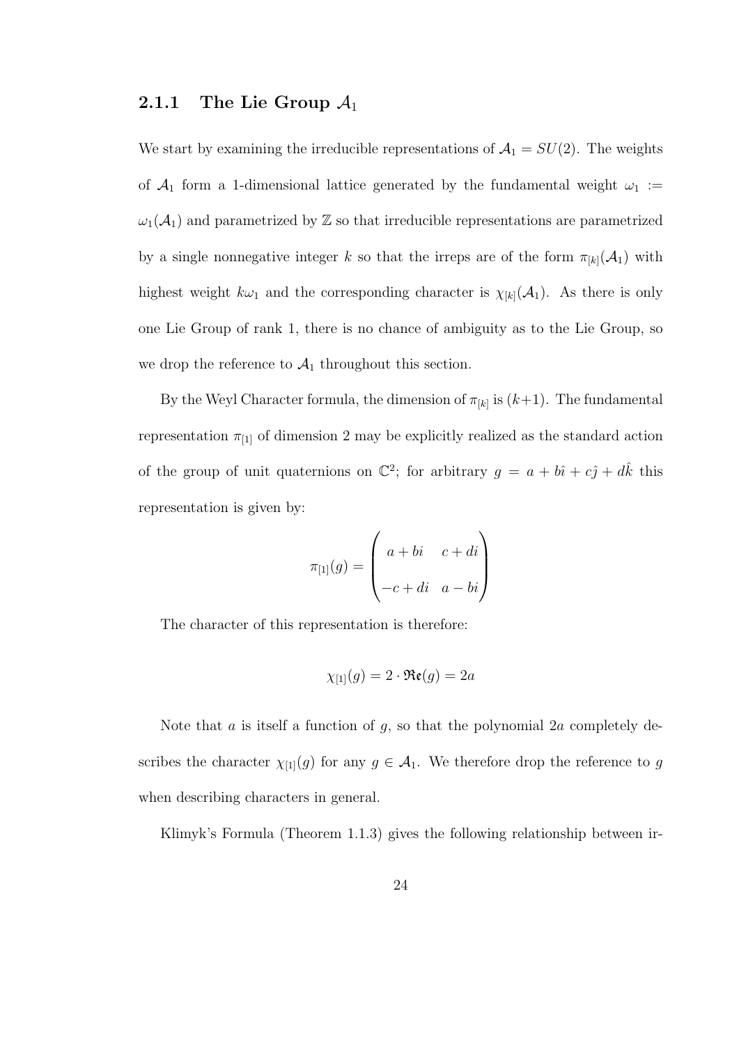### 2.1.1 The Lie Group $\mathcal{A}_1$

We start by examining the irreducible representations of $\mathcal{A}_1 = SU(2)$. The weights of $\mathcal{A}_1$ form a 1-dimensional lattice generated by the fundamental weight $\omega_1 := \omega_1(\mathcal{A}_1)$ and parametrized by $\mathbb{Z}$ so that irreducible representations are parametrized by a single nonnegative integer $k$ so that the irreps are of the form $\pi_{[k]}(\mathcal{A}_1)$ with highest weight $k\omega_1$ and the corresponding character is $\chi_{[k]}(\mathcal{A}_1)$. As there is only one Lie Group of rank 1, there is no chance of ambiguity as to the Lie Group, so we drop the reference to $\mathcal{A}_1$ throughout this section.

By the Weyl Character formula, the dimension of $\pi_{[k]}$ is $(k+1)$. The fundamental representation $\pi_{[1]}$ of dimension 2 may be explicitly realized as the standard action of the group of unit quaternions on $\mathbb{C}^2$; for arbitrary $g = a + b\hat{\imath} + c\hat{\jmath} + d\hat{k}$ this representation is given by:

$$\pi_{[1]}(g) = \begin{pmatrix} a+bi & c+di \\ -c+di & a-bi \end{pmatrix}$$

The character of this representation is therefore:

$$\chi_{[1]}(g) = 2 \cdot \mathfrak{Re}(g) = 2a$$

Note that $a$ is itself a function of $g$, so that the polynomial $2a$ completely describes the character $\chi_{[1]}(g)$ for any $g \in \mathcal{A}_1$. We therefore drop the reference to $g$ when describing characters in general.

Klimyk's Formula (Theorem 1.1.3) gives the following relationship between ir-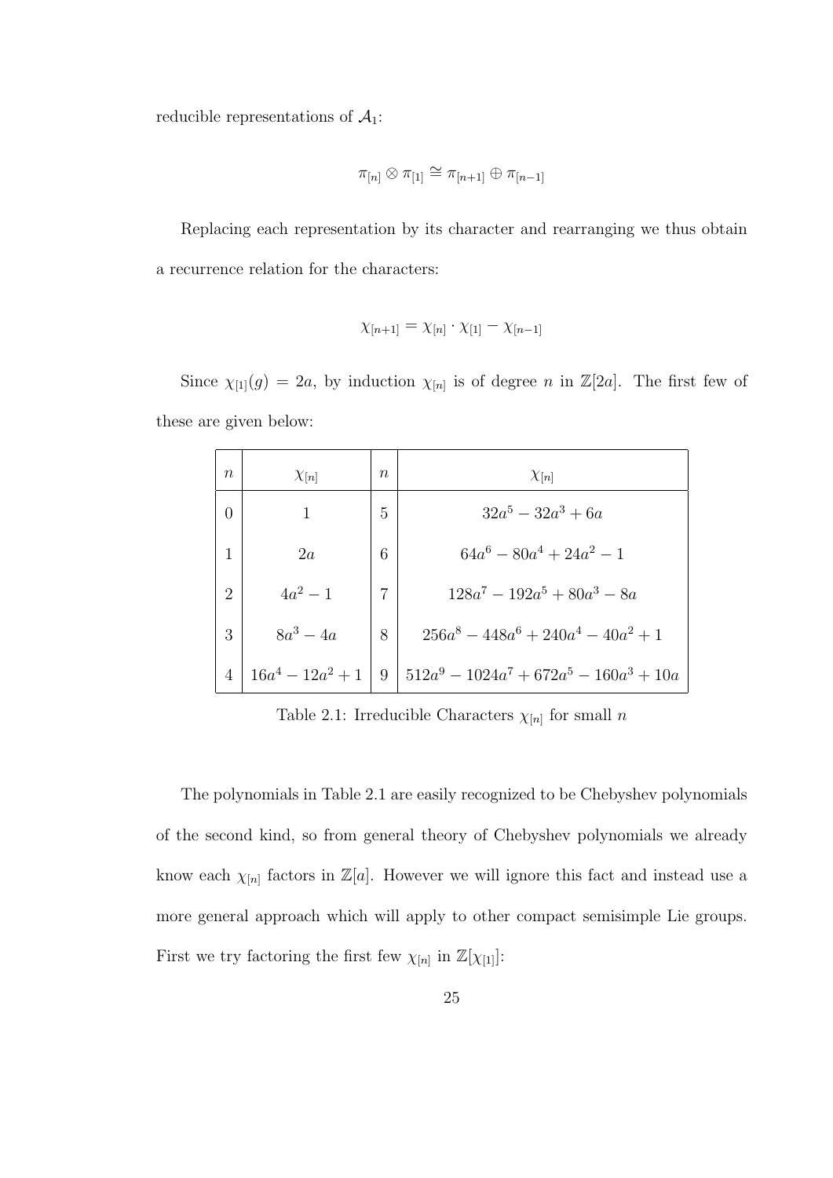reducible representations of $\mathcal{A}_1$:

$$\pi_{[n]} \otimes \pi_{[1]} \cong \pi_{[n+1]} \oplus \pi_{[n-1]}$$

Replacing each representation by its character and rearranging we thus obtain a recurrence relation for the characters:

$$\chi_{[n+1]} = \chi_{[n]} \cdot \chi_{[1]} - \chi_{[n-1]}$$

Since $\chi_{[1]}(g) = 2a$, by induction $\chi_{[n]}$ is of degree $n$ in $\mathbb{Z}[2a]$. The first few of these are given below:

| $n$ | $\chi_{[n]}$ | $n$ | $\chi_{[n]}$ |
|---|---|---|---|
| 0 | $1$ | 5 | $32a^5 - 32a^3 + 6a$ |
| 1 | $2a$ | 6 | $64a^6 - 80a^4 + 24a^2 - 1$ |
| 2 | $4a^2 - 1$ | 7 | $128a^7 - 192a^5 + 80a^3 - 8a$ |
| 3 | $8a^3 - 4a$ | 8 | $256a^8 - 448a^6 + 240a^4 - 40a^2 + 1$ |
| 4 | $16a^4 - 12a^2 + 1$ | 9 | $512a^9 - 1024a^7 + 672a^5 - 160a^3 + 10a$ |

Table 2.1: Irreducible Characters $\chi_{[n]}$ for small $n$

The polynomials in Table 2.1 are easily recognized to be Chebyshev polynomials of the second kind, so from general theory of Chebyshev polynomials we already know each $\chi_{[n]}$ factors in $\mathbb{Z}[a]$. However we will ignore this fact and instead use a more general approach which will apply to other compact semisimple Lie groups. First we try factoring the first few $\chi_{[n]}$ in $\mathbb{Z}[\chi_{[1]}]$: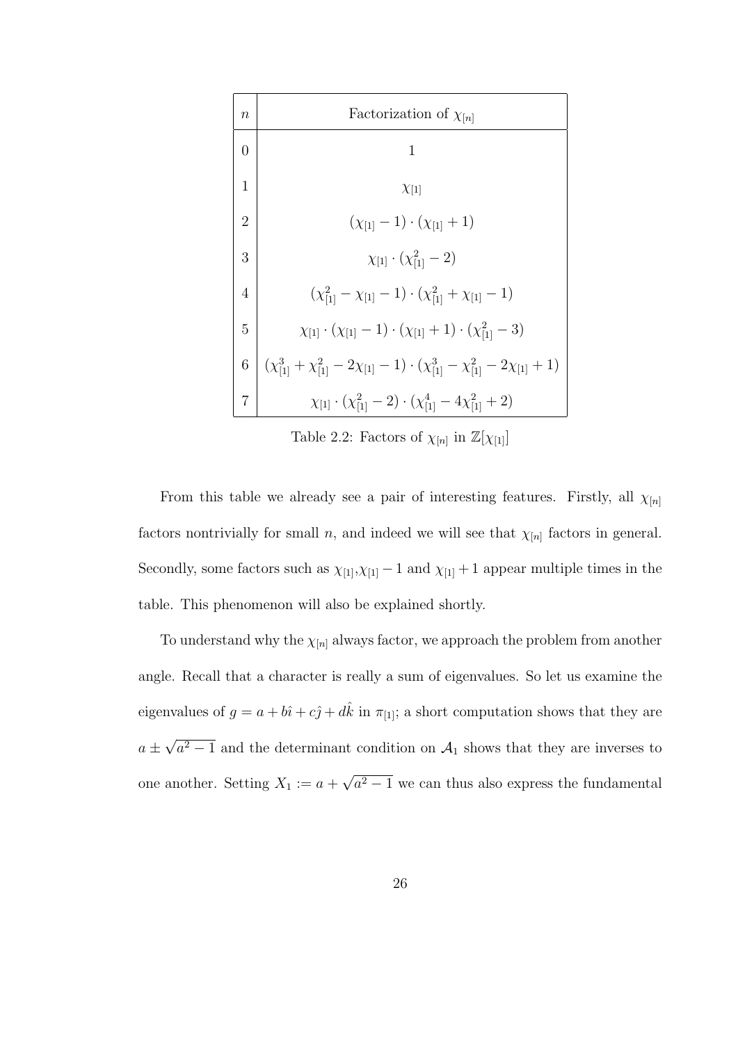| $n$ | Factorization of $\chi_{[n]}$ |
|---|---|
| 0 | $1$ |
| 1 | $\chi_{[1]}$ |
| 2 | $(\chi_{[1]} - 1) \cdot (\chi_{[1]} + 1)$ |
| 3 | $\chi_{[1]} \cdot (\chi_{[1]}^2 - 2)$ |
| 4 | $(\chi_{[1]}^2 - \chi_{[1]} - 1) \cdot (\chi_{[1]}^2 + \chi_{[1]} - 1)$ |
| 5 | $\chi_{[1]} \cdot (\chi_{[1]} - 1) \cdot (\chi_{[1]} + 1) \cdot (\chi_{[1]}^2 - 3)$ |
| 6 | $(\chi_{[1]}^3 + \chi_{[1]}^2 - 2\chi_{[1]} - 1) \cdot (\chi_{[1]}^3 - \chi_{[1]}^2 - 2\chi_{[1]} + 1)$ |
| 7 | $\chi_{[1]} \cdot (\chi_{[1]}^2 - 2) \cdot (\chi_{[1]}^4 - 4\chi_{[1]}^2 + 2)$ |

Table 2.2: Factors of $\chi_{[n]}$ in $\mathbb{Z}[\chi_{[1]}]$

From this table we already see a pair of interesting features. Firstly, all $\chi_{[n]}$ factors nontrivially for small $n$, and indeed we will see that $\chi_{[n]}$ factors in general. Secondly, some factors such as $\chi_{[1]}$,$\chi_{[1]} - 1$ and $\chi_{[1]} + 1$ appear multiple times in the table. This phenomenon will also be explained shortly.

To understand why the $\chi_{[n]}$ always factor, we approach the problem from another angle. Recall that a character is really a sum of eigenvalues. So let us examine the eigenvalues of $g = a + b\hat{\imath} + c\hat{\jmath} + d\hat{k}$ in $\pi_{[1]}$; a short computation shows that they are $a \pm \sqrt{a^2 - 1}$ and the determinant condition on $\mathcal{A}_1$ shows that they are inverses to one another. Setting $X_1 := a + \sqrt{a^2 - 1}$ we can thus also express the fundamental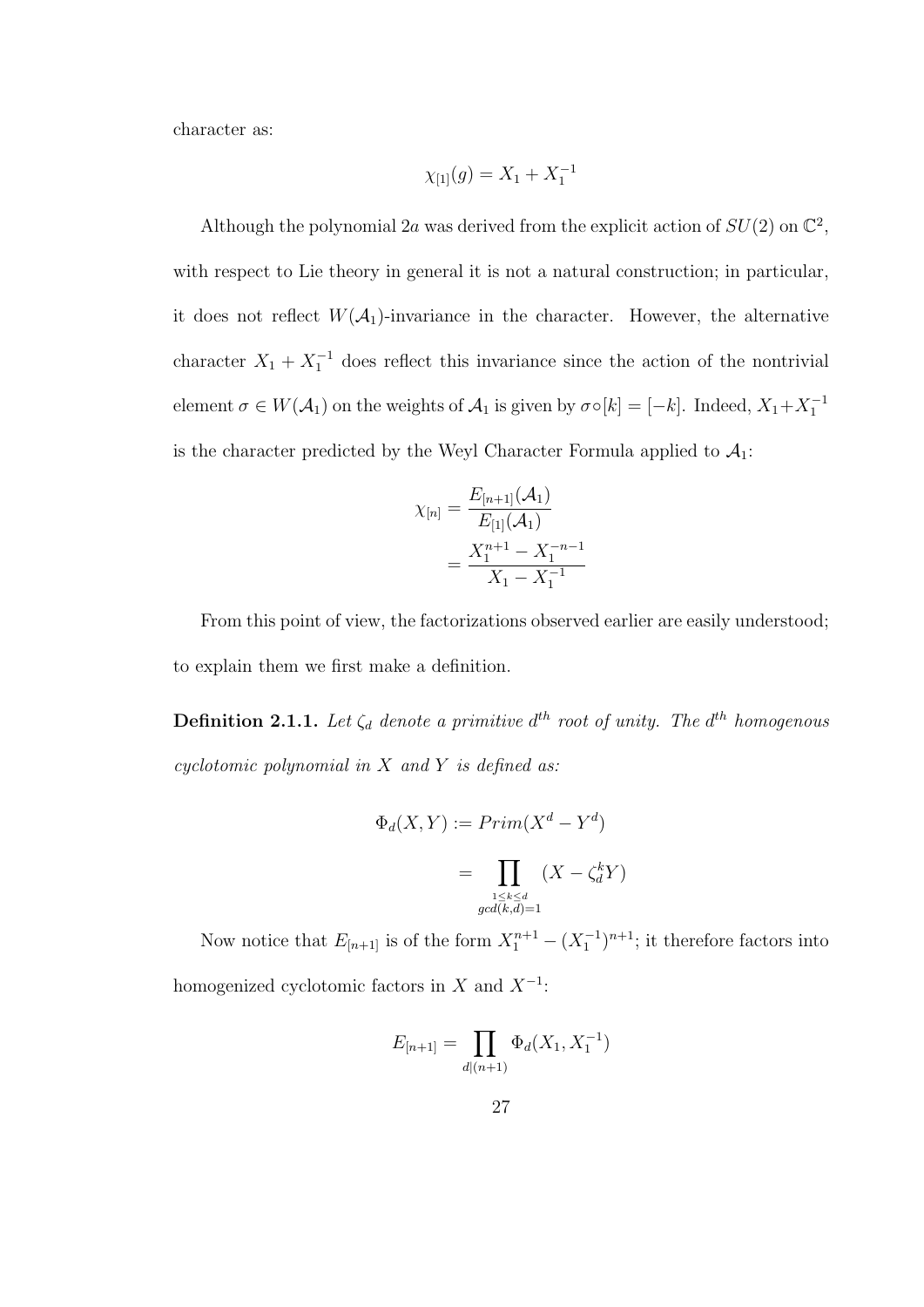character as:

$$\chi_{[1]}(g) = X_1 + X_1^{-1}$$

Although the polynomial 2*a* was derived from the explicit action of $SU(2)$ on $\mathbb{C}^2$, with respect to Lie theory in general it is not a natural construction; in particular, it does not reflect $W(\mathcal{A}_1)$-invariance in the character. However, the alternative character $X_1 + X_1^{-1}$ does reflect this invariance since the action of the nontrivial element $\sigma \in W(\mathcal{A}_1)$ on the weights of $\mathcal{A}_1$ is given by $\sigma \circ [k] = [-k]$. Indeed, $X_1 + X_1^{-1}$ is the character predicted by the Weyl Character Formula applied to $\mathcal{A}_1$:

$$\begin{aligned}
\chi_{[n]} &= \frac{E_{[n+1]}(\mathcal{A}_1)}{E_{[1]}(\mathcal{A}_1)} \\
&= \frac{X_1^{n+1} - X_1^{-n-1}}{X_1 - X_1^{-1}}
\end{aligned}$$

From this point of view, the factorizations observed earlier are easily understood; to explain them we first make a definition.

**Definition 2.1.1.** *Let $\zeta_d$ denote a primitive $d^{th}$ root of unity. The $d^{th}$ homogenous cyclotomic polynomial in $X$ and $Y$ is defined as:*

$$\begin{aligned}
\Phi_d(X, Y) &:= Prim(X^d - Y^d) \\
&= \prod_{\substack{1 \le k \le d \\ gcd(k,d)=1}} (X - \zeta_d^k Y)
\end{aligned}$$

Now notice that $E_{[n+1]}$ is of the form $X_1^{n+1} - (X_1^{-1})^{n+1}$; it therefore factors into homogenized cyclotomic factors in $X$ and $X^{-1}$:

$$E_{[n+1]} = \prod_{d|(n+1)} \Phi_d(X_1, X_1^{-1})$$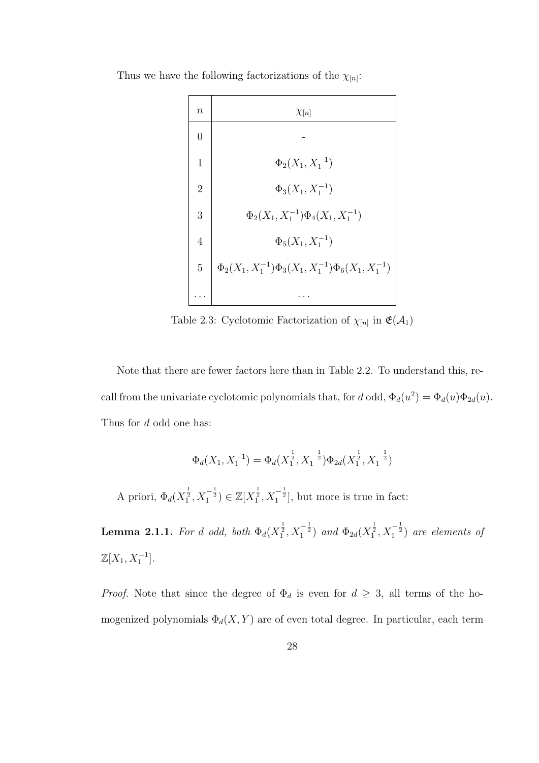Thus we have the following factorizations of the $\chi_{[n]}$:

| $n$ | $\chi_{[n]}$ |
|---|---|
| 0 | - |
| 1 | $\Phi_2(X_1, X_1^{-1})$ |
| 2 | $\Phi_3(X_1, X_1^{-1})$ |
| 3 | $\Phi_2(X_1, X_1^{-1})\Phi_4(X_1, X_1^{-1})$ |
| 4 | $\Phi_5(X_1, X_1^{-1})$ |
| 5 | $\Phi_2(X_1, X_1^{-1})\Phi_3(X_1, X_1^{-1})\Phi_6(X_1, X_1^{-1})$ |
| ... | ... |

Table 2.3: Cyclotomic Factorization of $\chi_{[n]}$ in $\mathfrak{E}(\mathcal{A}_1)$

Note that there are fewer factors here than in Table 2.2. To understand this, recall from the univariate cyclotomic polynomials that, for $d$ odd, $\Phi_d(u^2) = \Phi_d(u)\Phi_{2d}(u)$. Thus for $d$ odd one has:

$$\Phi_d(X_1, X_1^{-1}) = \Phi_d(X_1^{\frac{1}{2}}, X_1^{-\frac{1}{2}})\Phi_{2d}(X_1^{\frac{1}{2}}, X_1^{-\frac{1}{2}})$$

A priori, $\Phi_d(X_1^{\frac{1}{2}}, X_1^{-\frac{1}{2}}) \in \mathbb{Z}[X_1^{\frac{1}{2}}, X_1^{-\frac{1}{2}}]$, but more is true in fact:

**Lemma 2.1.1.** *For $d$ odd, both $\Phi_d(X_1^{\frac{1}{2}}, X_1^{-\frac{1}{2}})$ and $\Phi_{2d}(X_1^{\frac{1}{2}}, X_1^{-\frac{1}{2}})$ are elements of $\mathbb{Z}[X_1, X_1^{-1}]$.*

*Proof.* Note that since the degree of $\Phi_d$ is even for $d \geq 3$, all terms of the homogenized polynomials $\Phi_d(X, Y)$ are of even total degree. In particular, each term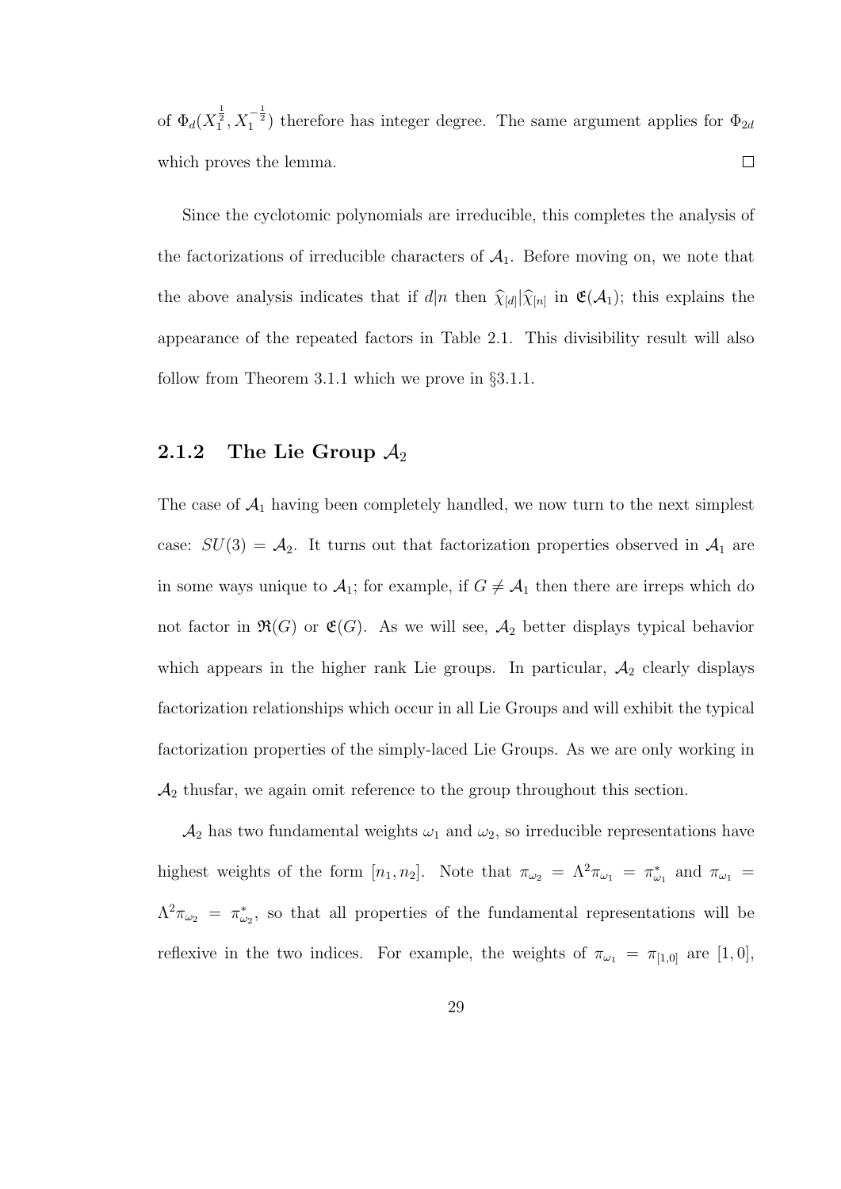of $\Phi_d(X_1^{\frac{1}{2}}, X_1^{-\frac{1}{2}})$ therefore has integer degree. The same argument applies for $\Phi_{2d}$ which proves the lemma. $\square$

Since the cyclotomic polynomials are irreducible, this completes the analysis of the factorizations of irreducible characters of $\mathcal{A}_1$. Before moving on, we note that the above analysis indicates that if $d|n$ then $\widehat{\chi}_{[d]}|\widehat{\chi}_{[n]}$ in $\mathfrak{E}(\mathcal{A}_1)$; this explains the appearance of the repeated factors in Table 2.1. This divisibility result will also follow from Theorem 3.1.1 which we prove in §3.1.1.

### 2.1.2 The Lie Group $\mathcal{A}_2$

The case of $\mathcal{A}_1$ having been completely handled, we now turn to the next simplest case: $SU(3) = \mathcal{A}_2$. It turns out that factorization properties observed in $\mathcal{A}_1$ are in some ways unique to $\mathcal{A}_1$; for example, if $G \neq \mathcal{A}_1$ then there are irreps which do not factor in $\mathfrak{R}(G)$ or $\mathfrak{E}(G)$. As we will see, $\mathcal{A}_2$ better displays typical behavior which appears in the higher rank Lie groups. In particular, $\mathcal{A}_2$ clearly displays factorization relationships which occur in all Lie Groups and will exhibit the typical factorization properties of the simply-laced Lie Groups. As we are only working in $\mathcal{A}_2$ thusfar, we again omit reference to the group throughout this section.

$\mathcal{A}_2$ has two fundamental weights $\omega_1$ and $\omega_2$, so irreducible representations have highest weights of the form $[n_1, n_2]$. Note that $\pi_{\omega_2} = \Lambda^2\pi_{\omega_1} = \pi_{\omega_1}^*$ and $\pi_{\omega_1} = \Lambda^2\pi_{\omega_2} = \pi_{\omega_2}^*$, so that all properties of the fundamental representations will be reflexive in the two indices. For example, the weights of $\pi_{\omega_1} = \pi_{[1,0]}$ are $[1, 0]$,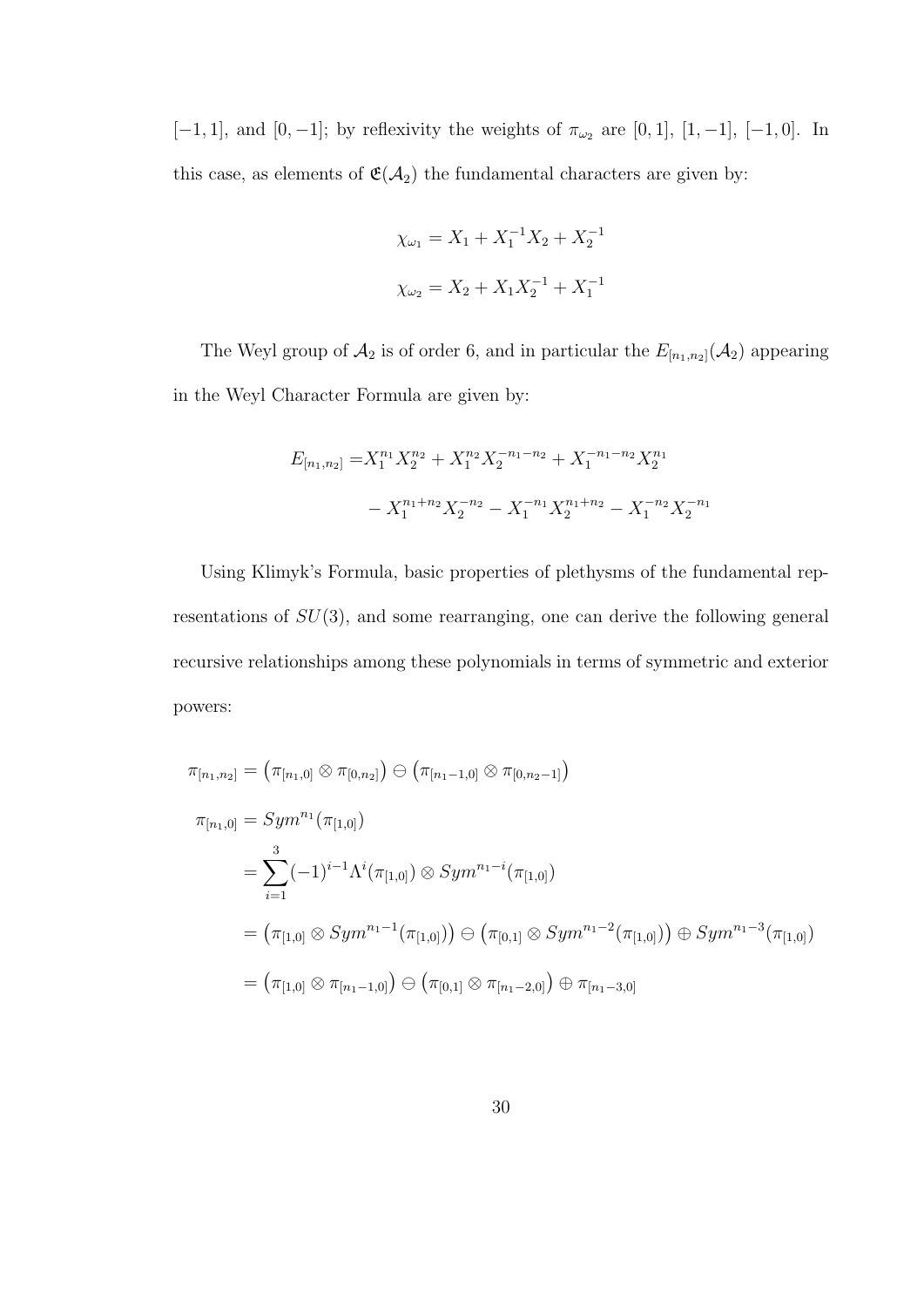$[-1,1]$, and $[0,-1]$; by reflexivity the weights of $\pi_{\omega_2}$ are $[0,1]$, $[1,-1]$, $[-1,0]$. In this case, as elements of $\mathfrak{E}(\mathcal{A}_2)$ the fundamental characters are given by:

$$\chi_{\omega_1} = X_1 + X_1^{-1}X_2 + X_2^{-1}$$

$$\chi_{\omega_2} = X_2 + X_1X_2^{-1} + X_1^{-1}$$

The Weyl group of $\mathcal{A}_2$ is of order 6, and in particular the $E_{[n_1,n_2]}(\mathcal{A}_2)$ appearing in the Weyl Character Formula are given by:

$$\begin{aligned} E_{[n_1,n_2]} =& X_1^{n_1}X_2^{n_2} + X_1^{n_2}X_2^{-n_1-n_2} + X_1^{-n_1-n_2}X_2^{n_1} \\ &- X_1^{n_1+n_2}X_2^{-n_2} - X_1^{-n_1}X_2^{n_1+n_2} - X_1^{-n_2}X_2^{-n_1} \end{aligned}$$

Using Klimyk's Formula, basic properties of plethysms of the fundamental representations of $SU(3)$, and some rearranging, one can derive the following general recursive relationships among these polynomials in terms of symmetric and exterior powers:

$$\begin{aligned} \pi_{[n_1,n_2]} &= \left(\pi_{[n_1,0]} \otimes \pi_{[0,n_2]}\right) \ominus \left(\pi_{[n_1-1,0]} \otimes \pi_{[0,n_2-1]}\right) \\ \pi_{[n_1,0]} &= Sym^{n_1}(\pi_{[1,0]}) \\ &= \sum_{i=1}^{3} (-1)^{i-1} \Lambda^i(\pi_{[1,0]}) \otimes Sym^{n_1-i}(\pi_{[1,0]}) \\ &= \left(\pi_{[1,0]} \otimes Sym^{n_1-1}(\pi_{[1,0]})\right) \ominus \left(\pi_{[0,1]} \otimes Sym^{n_1-2}(\pi_{[1,0]})\right) \oplus Sym^{n_1-3}(\pi_{[1,0]}) \\ &= \left(\pi_{[1,0]} \otimes \pi_{[n_1-1,0]}\right) \ominus \left(\pi_{[0,1]} \otimes \pi_{[n_1-2,0]}\right) \oplus \pi_{[n_1-3,0]} \end{aligned}$$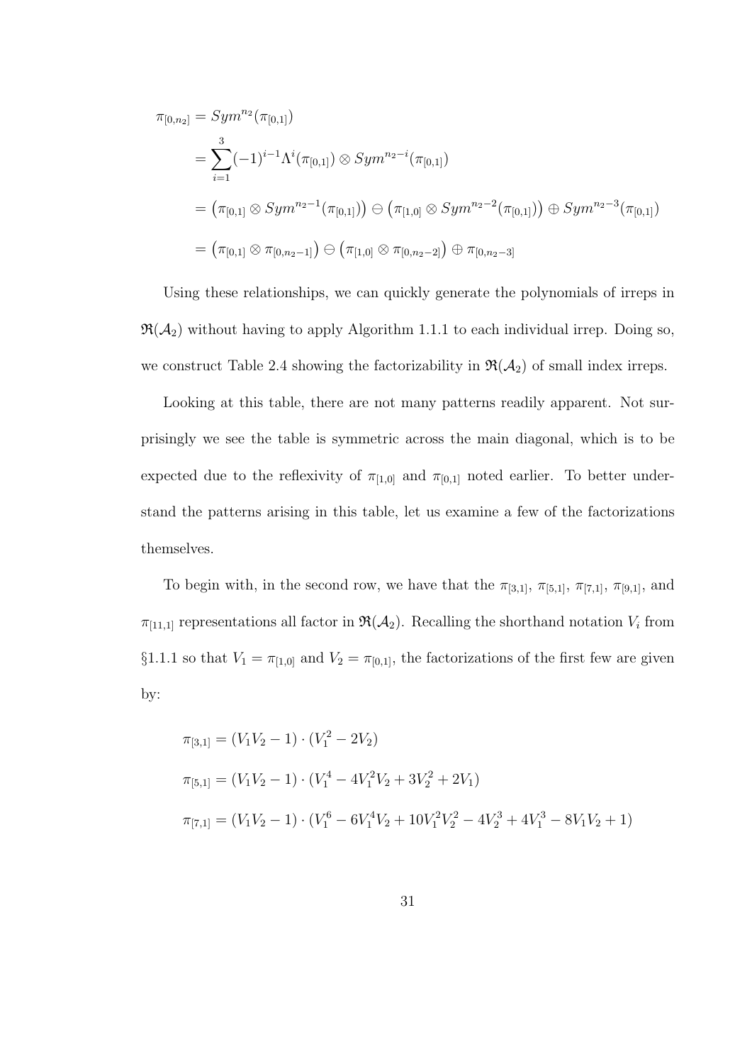$$
\begin{aligned}
\pi_{[0,n_2]} &= Sym^{n_2}(\pi_{[0,1]}) \\
&= \sum_{i=1}^{3} (-1)^{i-1} \Lambda^i(\pi_{[0,1]}) \otimes Sym^{n_2-i}(\pi_{[0,1]}) \\
&= \left(\pi_{[0,1]} \otimes Sym^{n_2-1}(\pi_{[0,1]})\right) \ominus \left(\pi_{[1,0]} \otimes Sym^{n_2-2}(\pi_{[0,1]})\right) \oplus Sym^{n_2-3}(\pi_{[0,1]}) \\
&= \left(\pi_{[0,1]} \otimes \pi_{[0,n_2-1]}\right) \ominus \left(\pi_{[1,0]} \otimes \pi_{[0,n_2-2]}\right) \oplus \pi_{[0,n_2-3]}
\end{aligned}
$$

Using these relationships, we can quickly generate the polynomials of irreps in $\mathfrak{R}(\mathcal{A}_2)$ without having to apply Algorithm 1.1.1 to each individual irrep. Doing so, we construct Table 2.4 showing the factorizability in $\mathfrak{R}(\mathcal{A}_2)$ of small index irreps.

Looking at this table, there are not many patterns readily apparent. Not surprisingly we see the table is symmetric across the main diagonal, which is to be expected due to the reflexivity of $\pi_{[1,0]}$ and $\pi_{[0,1]}$ noted earlier. To better understand the patterns arising in this table, let us examine a few of the factorizations themselves.

To begin with, in the second row, we have that the $\pi_{[3,1]}$, $\pi_{[5,1]}$, $\pi_{[7,1]}$, $\pi_{[9,1]}$, and $\pi_{[11,1]}$ representations all factor in $\mathfrak{R}(\mathcal{A}_2)$. Recalling the shorthand notation $V_i$ from §1.1.1 so that $V_1 = \pi_{[1,0]}$ and $V_2 = \pi_{[0,1]}$, the factorizations of the first few are given by:

$$
\begin{aligned}
\pi_{[3,1]} &= (V_1V_2 - 1) \cdot (V_1^2 - 2V_2) \\
\pi_{[5,1]} &= (V_1V_2 - 1) \cdot (V_1^4 - 4V_1^2V_2 + 3V_2^2 + 2V_1) \\
\pi_{[7,1]} &= (V_1V_2 - 1) \cdot (V_1^6 - 6V_1^4V_2 + 10V_1^2V_2^2 - 4V_2^3 + 4V_1^3 - 8V_1V_2 + 1)
\end{aligned}
$$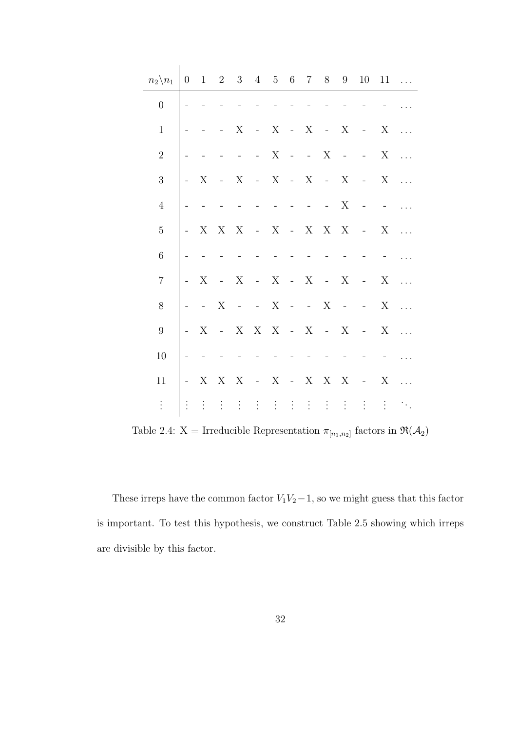| $n_2 \backslash n_1$ | 0 | 1 | 2 | 3 | 4 | 5 | 6 | 7 | 8 | 9 | 10 | 11 | ... |
|---|---|---|---|---|---|---|---|---|---|---|---|---|---|
| 0 | - | - | - | - | - | - | - | - | - | - | - | - | ... |
| 1 | - | - | - | X | - | X | - | X | - | X | - | X | ... |
| 2 | - | - | - | - | - | X | - | - | X | - | - | X | ... |
| 3 | - | X | - | X | - | X | - | X | - | X | - | X | ... |
| 4 | - | - | - | - | - | - | - | - | - | X | - | - | ... |
| 5 | - | X | X | X | - | X | - | X | X | X | - | X | ... |
| 6 | - | - | - | - | - | - | - | - | - | - | - | - | ... |
| 7 | - | X | - | X | - | X | - | X | - | X | - | X | ... |
| 8 | - | - | X | - | - | X | - | - | X | - | - | X | ... |
| 9 | - | X | - | X | X | X | - | X | - | X | - | X | ... |
| 10 | - | - | - | - | - | - | - | - | - | - | - | - | ... |
| 11 | - | X | X | X | - | X | - | X | X | X | - | X | ... |
| $\vdots$ | $\vdots$ | $\vdots$ | $\vdots$ | $\vdots$ | $\vdots$ | $\vdots$ | $\vdots$ | $\vdots$ | $\vdots$ | $\vdots$ | $\vdots$ | $\vdots$ | $\ddots$ |

Table 2.4: X = Irreducible Representation $\pi_{[n_1,n_2]}$ factors in $\mathfrak{R}(\mathcal{A}_2)$

These irreps have the common factor $V_1V_2 - 1$, so we might guess that this factor is important. To test this hypothesis, we construct Table 2.5 showing which irreps are divisible by this factor.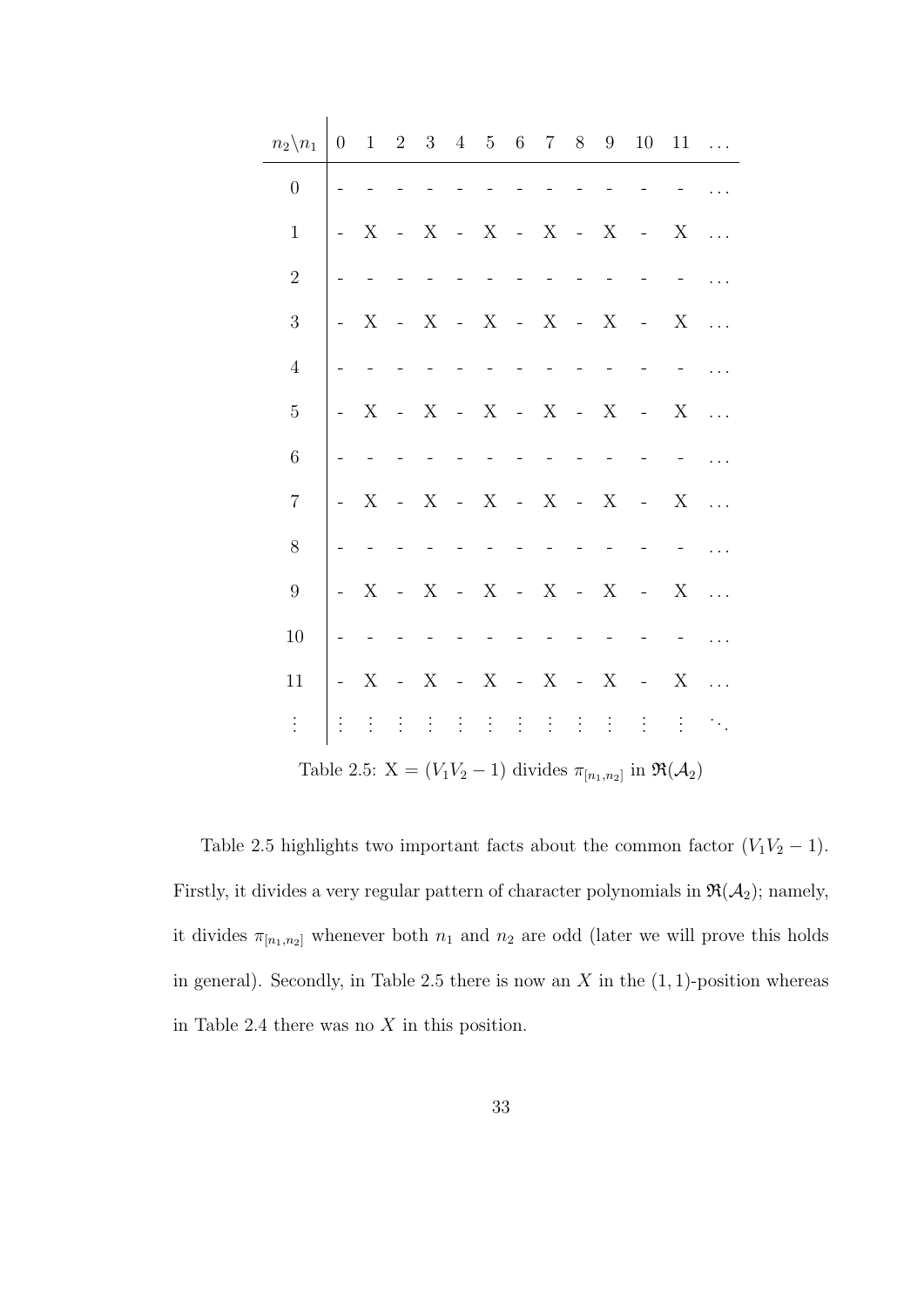| $n_2 \backslash n_1$ | 0 | 1 | 2 | 3 | 4 | 5 | 6 | 7 | 8 | 9 | 10 | 11 | $\dots$ |
|---|---|---|---|---|---|---|---|---|---|---|---|---|---|
| 0 | - | - | - | - | - | - | - | - | - | - | - | - | $\dots$ |
| 1 | - | X | - | X | - | X | - | X | - | X | - | X | $\dots$ |
| 2 | - | - | - | - | - | - | - | - | - | - | - | - | $\dots$ |
| 3 | - | X | - | X | - | X | - | X | - | X | - | X | $\dots$ |
| 4 | - | - | - | - | - | - | - | - | - | - | - | - | $\dots$ |
| 5 | - | X | - | X | - | X | - | X | - | X | - | X | $\dots$ |
| 6 | - | - | - | - | - | - | - | - | - | - | - | - | $\dots$ |
| 7 | - | X | - | X | - | X | - | X | - | X | - | X | $\dots$ |
| 8 | - | - | - | - | - | - | - | - | - | - | - | - | $\dots$ |
| 9 | - | X | - | X | - | X | - | X | - | X | - | X | $\dots$ |
| 10 | - | - | - | - | - | - | - | - | - | - | - | - | $\dots$ |
| 11 | - | X | - | X | - | X | - | X | - | X | - | X | $\dots$ |
| $\vdots$ | $\vdots$ | $\vdots$ | $\vdots$ | $\vdots$ | $\vdots$ | $\vdots$ | $\vdots$ | $\vdots$ | $\vdots$ | $\vdots$ | $\vdots$ | $\vdots$ | $\ddots$ |

Table 2.5: X = $(V_1V_2 - 1)$ divides $\pi_{[n_1,n_2]}$ in $\mathfrak{R}(\mathcal{A}_2)$

Table 2.5 highlights two important facts about the common factor $(V_1V_2 - 1)$. Firstly, it divides a very regular pattern of character polynomials in $\mathfrak{R}(\mathcal{A}_2)$; namely, it divides $\pi_{[n_1,n_2]}$ whenever both $n_1$ and $n_2$ are odd (later we will prove this holds in general). Secondly, in Table 2.5 there is now an $X$ in the $(1, 1)$-position whereas in Table 2.4 there was no $X$ in this position.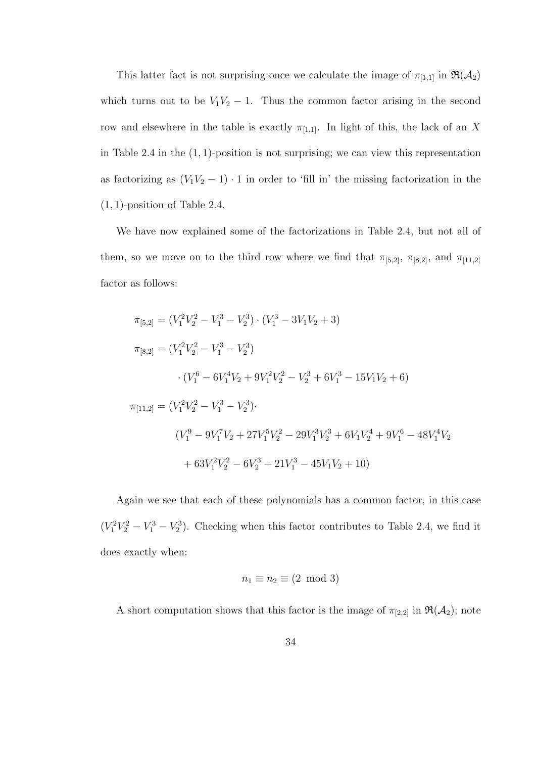This latter fact is not surprising once we calculate the image of $\pi_{[1,1]}$ in $\mathfrak{R}(\mathcal{A}_2)$ which turns out to be $V_1V_2 - 1$. Thus the common factor arising in the second row and elsewhere in the table is exactly $\pi_{[1,1]}$. In light of this, the lack of an $X$ in Table 2.4 in the $(1,1)$-position is not surprising; we can view this representation as factorizing as $(V_1V_2 - 1) \cdot 1$ in order to 'fill in' the missing factorization in the $(1,1)$-position of Table 2.4.

We have now explained some of the factorizations in Table 2.4, but not all of them, so we move on to the third row where we find that $\pi_{[5,2]}$, $\pi_{[8,2]}$, and $\pi_{[11,2]}$ factor as follows:

$$\pi_{[5,2]} = (V_1^2V_2^2 - V_1^3 - V_2^3) \cdot (V_1^3 - 3V_1V_2 + 3)$$

$$\pi_{[8,2]} = (V_1^2V_2^2 - V_1^3 - V_2^3) \cdot (V_1^6 - 6V_1^4V_2 + 9V_1^2V_2^2 - V_2^3 + 6V_1^3 - 15V_1V_2 + 6)$$

$$\pi_{[11,2]} = (V_1^2V_2^2 - V_1^3 - V_2^3) \cdot (V_1^9 - 9V_1^7V_2 + 27V_1^5V_2^2 - 29V_1^3V_2^3 + 6V_1V_2^4 + 9V_1^6 - 48V_1^4V_2 + 63V_1^2V_2^2 - 6V_2^3 + 21V_1^3 - 45V_1V_2 + 10)$$

Again we see that each of these polynomials has a common factor, in this case $(V_1^2V_2^2 - V_1^3 - V_2^3)$. Checking when this factor contributes to Table 2.4, we find it does exactly when:

$$n_1 \equiv n_2 \equiv (2 \mod 3)$$

A short computation shows that this factor is the image of $\pi_{[2,2]}$ in $\mathfrak{R}(\mathcal{A}_2)$; note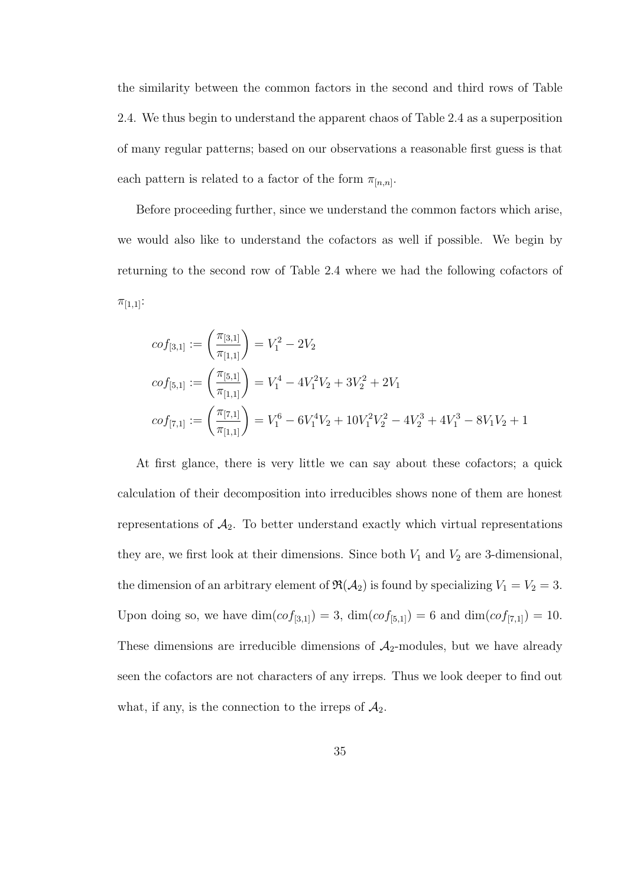the similarity between the common factors in the second and third rows of Table 2.4. We thus begin to understand the apparent chaos of Table 2.4 as a superposition of many regular patterns; based on our observations a reasonable first guess is that each pattern is related to a factor of the form $\pi_{[n,n]}$.

Before proceeding further, since we understand the common factors which arise, we would also like to understand the cofactors as well if possible. We begin by returning to the second row of Table 2.4 where we had the following cofactors of $\pi_{[1,1]}$:

$$
\begin{aligned}
cof_{[3,1]} &:= \left(\frac{\pi_{[3,1]}}{\pi_{[1,1]}}\right) = V_1^2 - 2V_2 \\
cof_{[5,1]} &:= \left(\frac{\pi_{[5,1]}}{\pi_{[1,1]}}\right) = V_1^4 - 4V_1^2V_2 + 3V_2^2 + 2V_1 \\
cof_{[7,1]} &:= \left(\frac{\pi_{[7,1]}}{\pi_{[1,1]}}\right) = V_1^6 - 6V_1^4V_2 + 10V_1^2V_2^2 - 4V_2^3 + 4V_1^3 - 8V_1V_2 + 1
\end{aligned}
$$

At first glance, there is very little we can say about these cofactors; a quick calculation of their decomposition into irreducibles shows none of them are honest representations of $\mathcal{A}_2$. To better understand exactly which virtual representations they are, we first look at their dimensions. Since both $V_1$ and $V_2$ are 3-dimensional, the dimension of an arbitrary element of $\mathfrak{R}(\mathcal{A}_2)$ is found by specializing $V_1 = V_2 = 3$. Upon doing so, we have $\dim(cof_{[3,1]}) = 3$, $\dim(cof_{[5,1]}) = 6$ and $\dim(cof_{[7,1]}) = 10$. These dimensions are irreducible dimensions of $\mathcal{A}_2$-modules, but we have already seen the cofactors are not characters of any irreps. Thus we look deeper to find out what, if any, is the connection to the irreps of $\mathcal{A}_2$.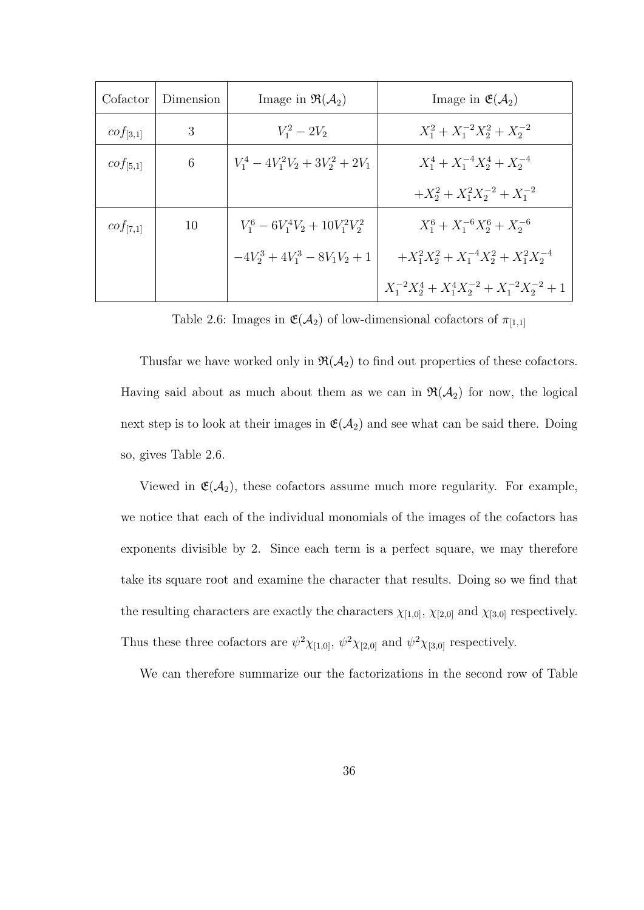| Cofactor | Dimension | Image in $\mathfrak{R}(\mathcal{A}_2)$ | Image in $\mathfrak{E}(\mathcal{A}_2)$ |
|---|---|---|---|
| $cof_{[3,1]}$ | 3 | $V_1^2 - 2V_2$ | $X_1^2 + X_1^{-2}X_2^2 + X_2^{-2}$ |
| $cof_{[5,1]}$ | 6 | $V_1^4 - 4V_1^2V_2 + 3V_2^2 + 2V_1$ | $X_1^4 + X_1^{-4}X_2^4 + X_2^{-4}$ $+X_2^2 + X_1^2X_2^{-2} + X_1^{-2}$ |
| $cof_{[7,1]}$ | 10 | $V_1^6 - 6V_1^4V_2 + 10V_1^2V_2^2$ $-4V_2^3 + 4V_1^3 - 8V_1V_2 + 1$ | $X_1^6 + X_1^{-6}X_2^6 + X_2^{-6}$ $+X_1^2X_2^2 + X_1^{-4}X_2^2 + X_1^2X_2^{-4}$ $X_1^{-2}X_2^4 + X_1^4X_2^{-2} + X_1^{-2}X_2^{-2} + 1$ |

Table 2.6: Images in $\mathfrak{E}(\mathcal{A}_2)$ of low-dimensional cofactors of $\pi_{[1,1]}$

Thusfar we have worked only in $\mathfrak{R}(\mathcal{A}_2)$ to find out properties of these cofactors. Having said about as much about them as we can in $\mathfrak{R}(\mathcal{A}_2)$ for now, the logical next step is to look at their images in $\mathfrak{E}(\mathcal{A}_2)$ and see what can be said there. Doing so, gives Table 2.6.

Viewed in $\mathfrak{E}(\mathcal{A}_2)$, these cofactors assume much more regularity. For example, we notice that each of the individual monomials of the images of the cofactors has exponents divisible by 2. Since each term is a perfect square, we may therefore take its square root and examine the character that results. Doing so we find that the resulting characters are exactly the characters $\chi_{[1,0]}$, $\chi_{[2,0]}$ and $\chi_{[3,0]}$ respectively. Thus these three cofactors are $\psi^2\chi_{[1,0]}$, $\psi^2\chi_{[2,0]}$ and $\psi^2\chi_{[3,0]}$ respectively.

We can therefore summarize our the factorizations in the second row of Table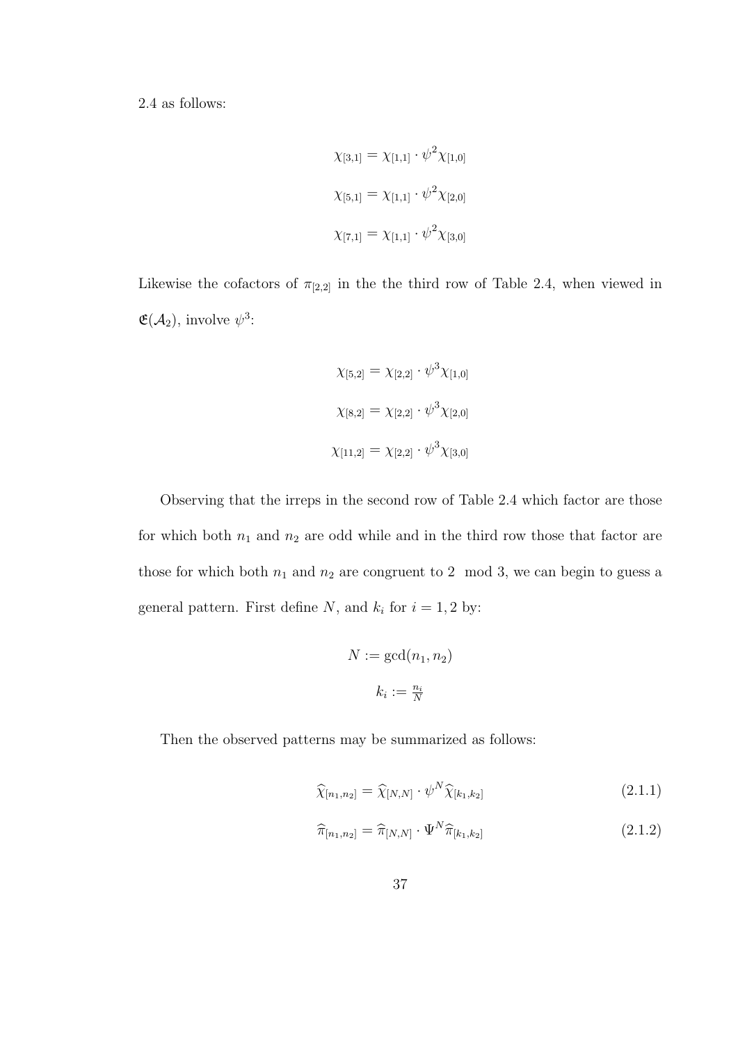2.4 as follows:

$$\chi_{[3,1]} = \chi_{[1,1]} \cdot \psi^2 \chi_{[1,0]}$$

$$\chi_{[5,1]} = \chi_{[1,1]} \cdot \psi^2 \chi_{[2,0]}$$

$$\chi_{[7,1]} = \chi_{[1,1]} \cdot \psi^2 \chi_{[3,0]}$$

Likewise the cofactors of $\pi_{[2,2]}$ in the the third row of Table 2.4, when viewed in $\mathfrak{E}(\mathcal{A}_2)$, involve $\psi^3$:

$$\chi_{[5,2]} = \chi_{[2,2]} \cdot \psi^3 \chi_{[1,0]}$$

$$\chi_{[8,2]} = \chi_{[2,2]} \cdot \psi^3 \chi_{[2,0]}$$

$$\chi_{[11,2]} = \chi_{[2,2]} \cdot \psi^3 \chi_{[3,0]}$$

Observing that the irreps in the second row of Table 2.4 which factor are those for which both $n_1$ and $n_2$ are odd while and in the third row those that factor are those for which both $n_1$ and $n_2$ are congruent to $2 \mod 3$, we can begin to guess a general pattern. First define $N$, and $k_i$ for $i = 1, 2$ by:

$$N := \gcd(n_1, n_2)$$

$$k_i := \tfrac{n_i}{N}$$

Then the observed patterns may be summarized as follows:

$$\widehat{\chi}_{[n_1,n_2]} = \widehat{\chi}_{[N,N]} \cdot \psi^N \widehat{\chi}_{[k_1,k_2]} \tag{2.1.1}$$

$$\widehat{\pi}_{[n_1,n_2]} = \widehat{\pi}_{[N,N]} \cdot \Psi^N \widehat{\pi}_{[k_1,k_2]} \tag{2.1.2}$$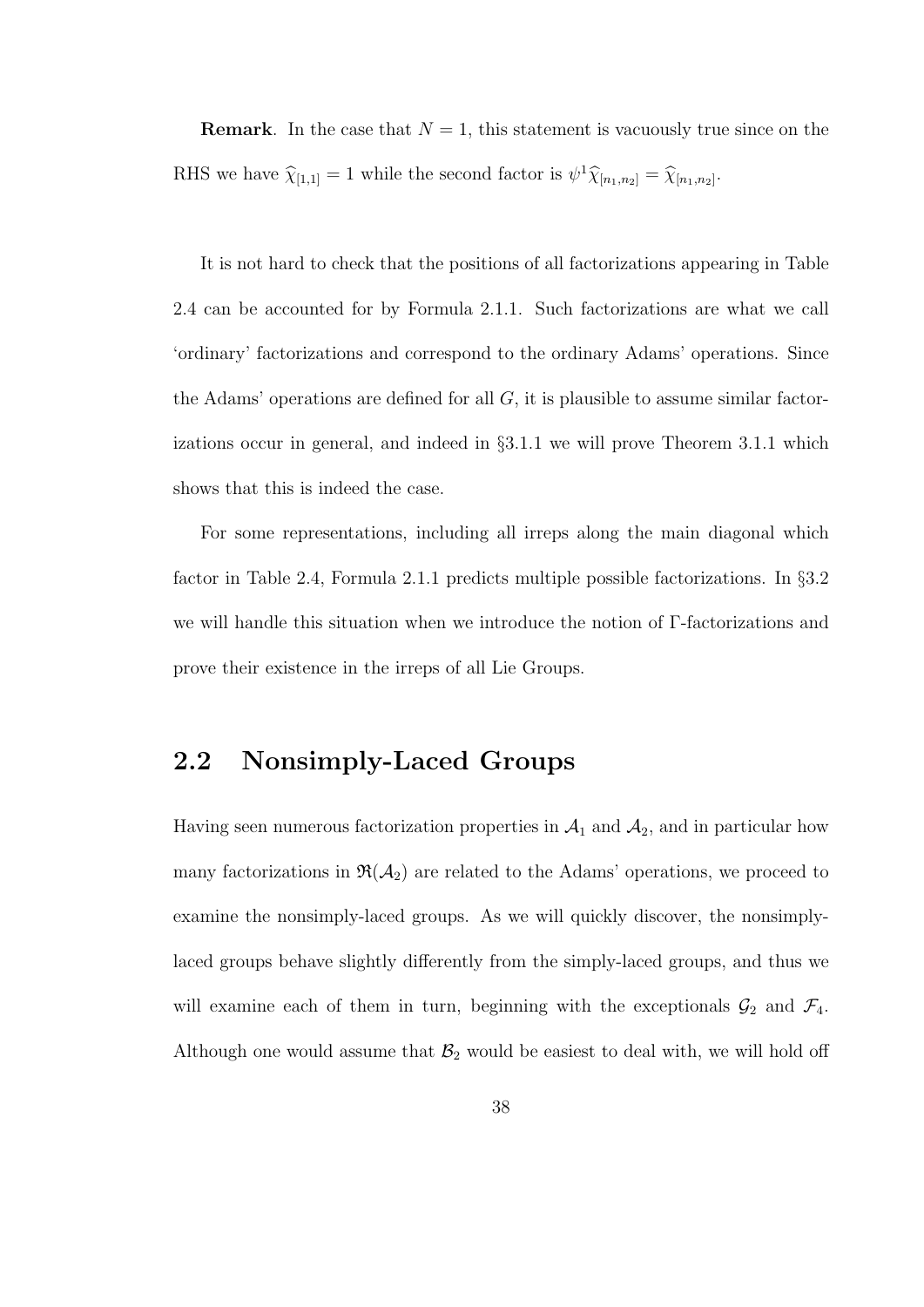**Remark**. In the case that $N = 1$, this statement is vacuously true since on the RHS we have $\widehat{\chi}_{[1,1]} = 1$ while the second factor is $\psi^1 \widehat{\chi}_{[n_1,n_2]} = \widehat{\chi}_{[n_1,n_2]}$.

It is not hard to check that the positions of all factorizations appearing in Table 2.4 can be accounted for by Formula 2.1.1. Such factorizations are what we call 'ordinary' factorizations and correspond to the ordinary Adams' operations. Since the Adams' operations are defined for all $G$, it is plausible to assume similar factorizations occur in general, and indeed in §3.1.1 we will prove Theorem 3.1.1 which shows that this is indeed the case.

For some representations, including all irreps along the main diagonal which factor in Table 2.4, Formula 2.1.1 predicts multiple possible factorizations. In §3.2 we will handle this situation when we introduce the notion of $\Gamma$-factorizations and prove their existence in the irreps of all Lie Groups.

## 2.2 Nonsimply-Laced Groups

Having seen numerous factorization properties in $\mathcal{A}_1$ and $\mathcal{A}_2$, and in particular how many factorizations in $\mathfrak{R}(\mathcal{A}_2)$ are related to the Adams' operations, we proceed to examine the nonsimply-laced groups. As we will quickly discover, the nonsimply-laced groups behave slightly differently from the simply-laced groups, and thus we will examine each of them in turn, beginning with the exceptionals $\mathcal{G}_2$ and $\mathcal{F}_4$. Although one would assume that $\mathcal{B}_2$ would be easiest to deal with, we will hold off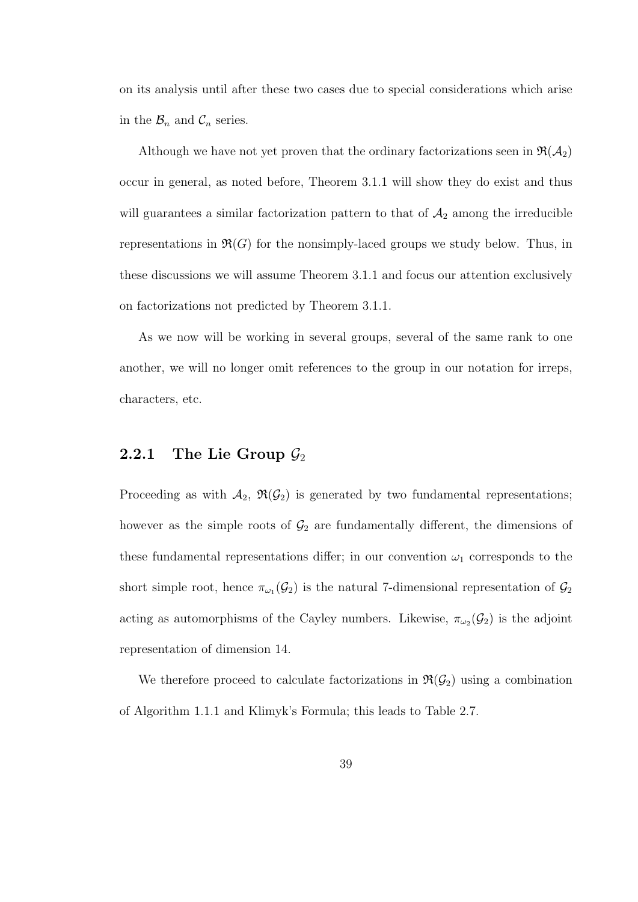on its analysis until after these two cases due to special considerations which arise in the $\mathcal{B}_n$ and $\mathcal{C}_n$ series.

Although we have not yet proven that the ordinary factorizations seen in $\mathfrak{R}(\mathcal{A}_2)$ occur in general, as noted before, Theorem 3.1.1 will show they do exist and thus will guarantees a similar factorization pattern to that of $\mathcal{A}_2$ among the irreducible representations in $\mathfrak{R}(G)$ for the nonsimply-laced groups we study below. Thus, in these discussions we will assume Theorem 3.1.1 and focus our attention exclusively on factorizations not predicted by Theorem 3.1.1.

As we now will be working in several groups, several of the same rank to one another, we will no longer omit references to the group in our notation for irreps, characters, etc.

### 2.2.1 The Lie Group $\mathcal{G}_2$

Proceeding as with $\mathcal{A}_2$, $\mathfrak{R}(\mathcal{G}_2)$ is generated by two fundamental representations; however as the simple roots of $\mathcal{G}_2$ are fundamentally different, the dimensions of these fundamental representations differ; in our convention $\omega_1$ corresponds to the short simple root, hence $\pi_{\omega_1}(\mathcal{G}_2)$ is the natural 7-dimensional representation of $\mathcal{G}_2$ acting as automorphisms of the Cayley numbers. Likewise, $\pi_{\omega_2}(\mathcal{G}_2)$ is the adjoint representation of dimension 14.

We therefore proceed to calculate factorizations in $\mathfrak{R}(\mathcal{G}_2)$ using a combination of Algorithm 1.1.1 and Klimyk's Formula; this leads to Table 2.7.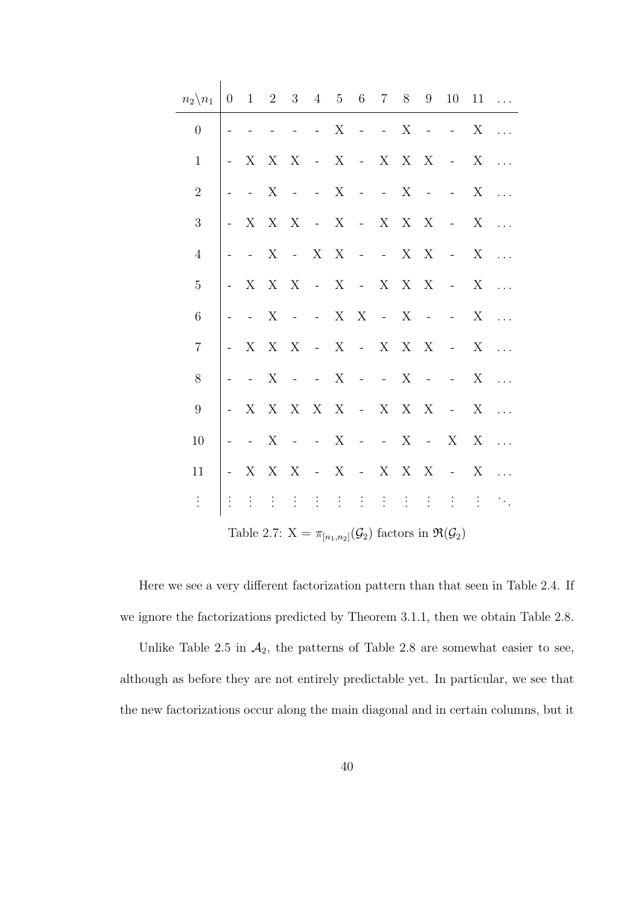| $n_2 \backslash n_1$ | 0 | 1 | 2 | 3 | 4 | 5 | 6 | 7 | 8 | 9 | 10 | 11 | $\ldots$ |
|---|---|---|---|---|---|---|---|---|---|---|---|---|---|
| 0 | - | - | - | - | - | X | - | - | X | - | - | X | $\ldots$ |
| 1 | - | X | X | X | - | X | - | X | X | X | - | X | $\ldots$ |
| 2 | - | - | X | - | - | X | - | - | X | - | - | X | $\ldots$ |
| 3 | - | X | X | X | - | X | - | X | X | X | - | X | $\ldots$ |
| 4 | - | - | X | - | X | X | - | - | X | X | - | X | $\ldots$ |
| 5 | - | X | X | X | - | X | - | X | X | X | - | X | $\ldots$ |
| 6 | - | - | X | - | - | X | X | - | X | - | - | X | $\ldots$ |
| 7 | - | X | X | X | - | X | - | X | X | X | - | X | $\ldots$ |
| 8 | - | - | X | - | - | X | - | - | X | - | - | X | $\ldots$ |
| 9 | - | X | X | X | X | X | - | X | X | X | - | X | $\ldots$ |
| 10 | - | - | X | - | - | X | - | - | X | - | X | X | $\ldots$ |
| 11 | - | X | X | X | - | X | - | X | X | X | - | X | $\ldots$ |
| $\vdots$ | $\vdots$ | $\vdots$ | $\vdots$ | $\vdots$ | $\vdots$ | $\vdots$ | $\vdots$ | $\vdots$ | $\vdots$ | $\vdots$ | $\vdots$ | $\vdots$ | $\ddots$ |

Table 2.7: X = $\pi_{[n_1,n_2]}(\mathcal{G}_2)$ factors in $\mathfrak{R}(\mathcal{G}_2)$

Here we see a very different factorization pattern than that seen in Table 2.4. If we ignore the factorizations predicted by Theorem 3.1.1, then we obtain Table 2.8.

Unlike Table 2.5 in $\mathcal{A}_2$, the patterns of Table 2.8 are somewhat easier to see, although as before they are not entirely predictable yet. In particular, we see that the new factorizations occur along the main diagonal and in certain columns, but it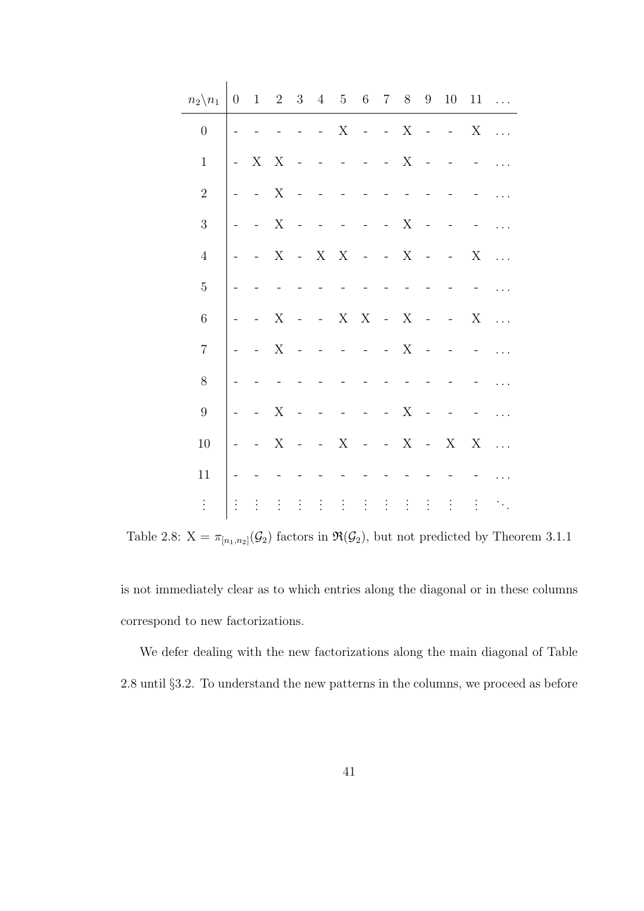| $n_2 \backslash n_1$ | 0 | 1 | 2 | 3 | 4 | 5 | 6 | 7 | 8 | 9 | 10 | 11 | … |
|---|---|---|---|---|---|---|---|---|---|---|---|---|---|
| 0 | - | - | - | - | - | X | - | - | X | - | - | X | … |
| 1 | - | X | X | - | - | - | - | - | X | - | - | - | … |
| 2 | - | - | X | - | - | - | - | - | - | - | - | - | … |
| 3 | - | - | X | - | - | - | - | - | X | - | - | - | … |
| 4 | - | - | X | - | X | X | - | - | X | - | - | X | … |
| 5 | - | - | - | - | - | - | - | - | - | - | - | - | … |
| 6 | - | - | X | - | - | X | X | - | X | - | - | X | … |
| 7 | - | - | X | - | - | - | - | - | X | - | - | - | … |
| 8 | - | - | - | - | - | - | - | - | - | - | - | - | … |
| 9 | - | - | X | - | - | - | - | - | X | - | - | - | … |
| 10 | - | - | X | - | - | X | - | - | X | - | X | X | … |
| 11 | - | - | - | - | - | - | - | - | - | - | - | - | … |
| ⋮ | ⋮ | ⋮ | ⋮ | ⋮ | ⋮ | ⋮ | ⋮ | ⋮ | ⋮ | ⋮ | ⋮ | ⋮ | ⋱ |

Table 2.8: X = $\pi_{[n_1,n_2]}(\mathcal{G}_2)$ factors in $\mathfrak{R}(\mathcal{G}_2)$, but not predicted by Theorem 3.1.1

is not immediately clear as to which entries along the diagonal or in these columns correspond to new factorizations.

We defer dealing with the new factorizations along the main diagonal of Table 2.8 until §3.2. To understand the new patterns in the columns, we proceed as before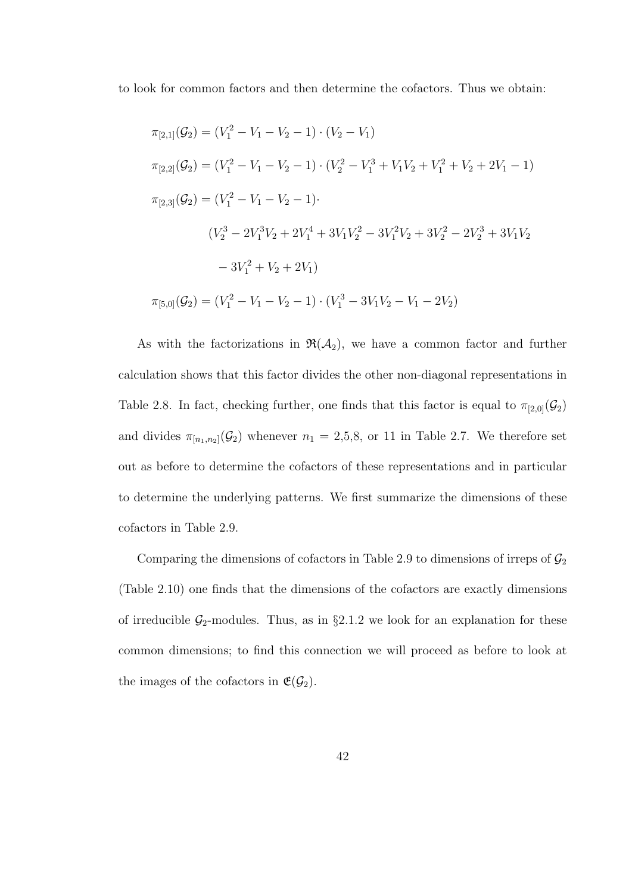to look for common factors and then determine the cofactors. Thus we obtain:

$$\pi_{[2,1]}(\mathcal{G}_2) = (V_1^2 - V_1 - V_2 - 1) \cdot (V_2 - V_1)$$

$$\pi_{[2,2]}(\mathcal{G}_2) = (V_1^2 - V_1 - V_2 - 1) \cdot (V_2^2 - V_1^3 + V_1V_2 + V_1^2 + V_2 + 2V_1 - 1)$$

$$\begin{aligned}\pi_{[2,3]}(\mathcal{G}_2) = (V_1^2 - V_1 - V_2 - 1)\cdot& \\ &(V_2^3 - 2V_1^3V_2 + 2V_1^4 + 3V_1V_2^2 - 3V_1^2V_2 + 3V_2^2 - 2V_2^3 + 3V_1V_2 \\ &- 3V_1^2 + V_2 + 2V_1)\end{aligned}$$

$$\pi_{[5,0]}(\mathcal{G}_2) = (V_1^2 - V_1 - V_2 - 1) \cdot (V_1^3 - 3V_1V_2 - V_1 - 2V_2)$$

As with the factorizations in $\mathfrak{R}(\mathcal{A}_2)$, we have a common factor and further calculation shows that this factor divides the other non-diagonal representations in Table 2.8. In fact, checking further, one finds that this factor is equal to $\pi_{[2,0]}(\mathcal{G}_2)$ and divides $\pi_{[n_1,n_2]}(\mathcal{G}_2)$ whenever $n_1 =$ 2,5,8, or 11 in Table 2.7. We therefore set out as before to determine the cofactors of these representations and in particular to determine the underlying patterns. We first summarize the dimensions of these cofactors in Table 2.9.

Comparing the dimensions of cofactors in Table 2.9 to dimensions of irreps of $\mathcal{G}_2$ (Table 2.10) one finds that the dimensions of the cofactors are exactly dimensions of irreducible $\mathcal{G}_2$-modules. Thus, as in §2.1.2 we look for an explanation for these common dimensions; to find this connection we will proceed as before to look at the images of the cofactors in $\mathfrak{E}(\mathcal{G}_2)$.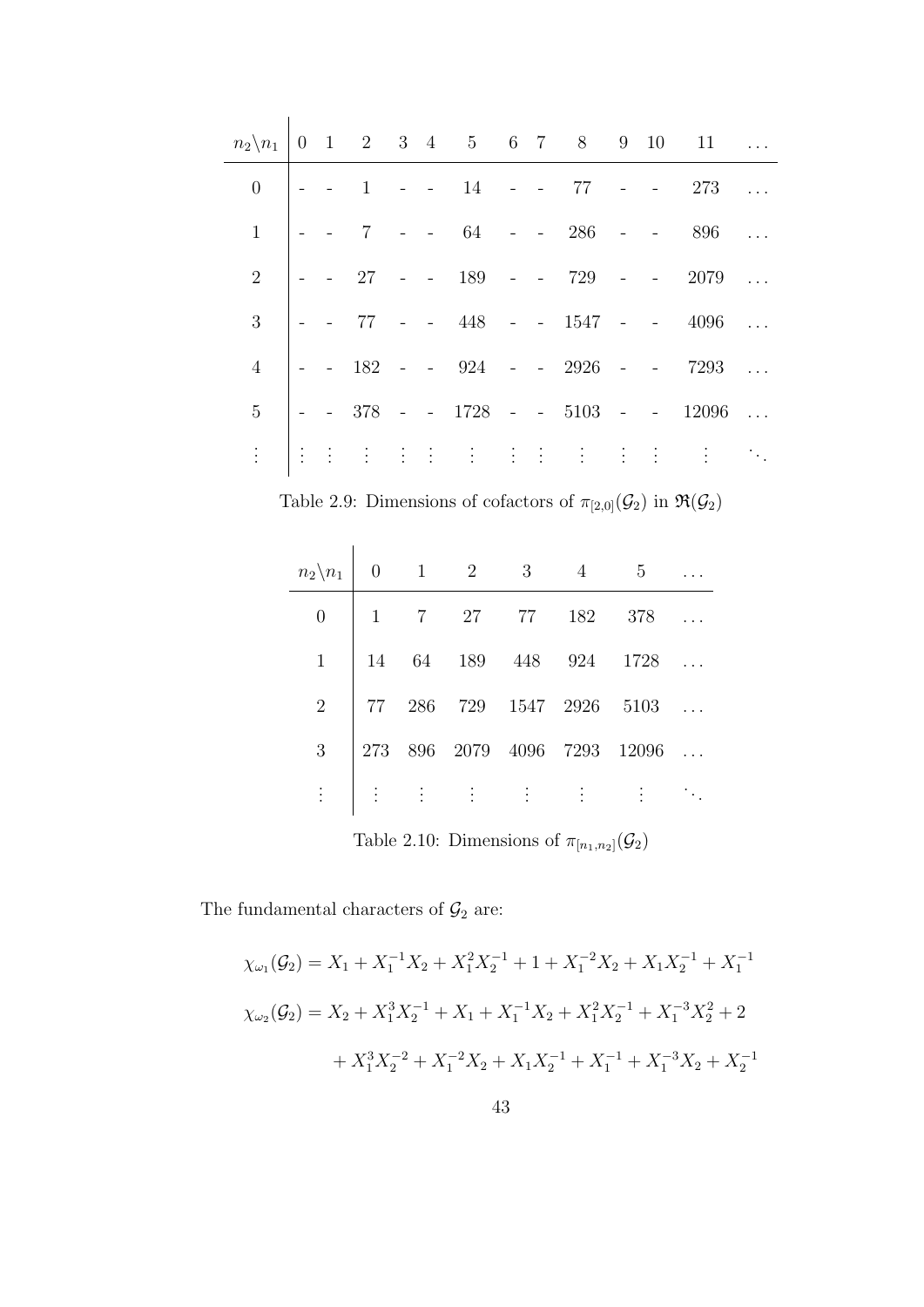| $n_2 \backslash n_1$ | 0 | 1 | 2 | 3 | 4 | 5 | 6 | 7 | 8 | 9 | 10 | 11 | $\ldots$ |
|---|---|---|---|---|---|---|---|---|---|---|---|---|---|
| 0 | - | - | 1 | - | - | 14 | - | - | 77 | - | - | 273 | $\ldots$ |
| 1 | - | - | 7 | - | - | 64 | - | - | 286 | - | - | 896 | $\ldots$ |
| 2 | - | - | 27 | - | - | 189 | - | - | 729 | - | - | 2079 | $\ldots$ |
| 3 | - | - | 77 | - | - | 448 | - | - | 1547 | - | - | 4096 | $\ldots$ |
| 4 | - | - | 182 | - | - | 924 | - | - | 2926 | - | - | 7293 | $\ldots$ |
| 5 | - | - | 378 | - | - | 1728 | - | - | 5103 | - | - | 12096 | $\ldots$ |
| $\vdots$ | $\vdots$ | $\vdots$ | $\vdots$ | $\vdots$ | $\vdots$ | $\vdots$ | $\vdots$ | $\vdots$ | $\vdots$ | $\vdots$ | $\vdots$ | $\vdots$ | $\ddots$ |

Table 2.9: Dimensions of cofactors of $\pi_{[2,0]}(\mathcal{G}_2)$ in $\mathfrak{R}(\mathcal{G}_2)$

| $n_2 \backslash n_1$ | 0 | 1 | 2 | 3 | 4 | 5 | $\ldots$ |
|---|---|---|---|---|---|---|---|
| 0 | 1 | 7 | 27 | 77 | 182 | 378 | $\ldots$ |
| 1 | 14 | 64 | 189 | 448 | 924 | 1728 | $\ldots$ |
| 2 | 77 | 286 | 729 | 1547 | 2926 | 5103 | $\ldots$ |
| 3 | 273 | 896 | 2079 | 4096 | 7293 | 12096 | $\ldots$ |
| $\vdots$ | $\vdots$ | $\vdots$ | $\vdots$ | $\vdots$ | $\vdots$ | $\vdots$ | $\ddots$ |

Table 2.10: Dimensions of $\pi_{[n_1,n_2]}(\mathcal{G}_2)$

The fundamental characters of $\mathcal{G}_2$ are:

$$\chi_{\omega_1}(\mathcal{G}_2) = X_1 + X_1^{-1}X_2 + X_1^2X_2^{-1} + 1 + X_1^{-2}X_2 + X_1X_2^{-1} + X_1^{-1}$$

$$\begin{aligned}\chi_{\omega_2}(\mathcal{G}_2) = {} & X_2 + X_1^3X_2^{-1} + X_1 + X_1^{-1}X_2 + X_1^2X_2^{-1} + X_1^{-3}X_2^2 + 2 \\ & + X_1^3X_2^{-2} + X_1^{-2}X_2 + X_1X_2^{-1} + X_1^{-1} + X_1^{-3}X_2 + X_2^{-1}\end{aligned}$$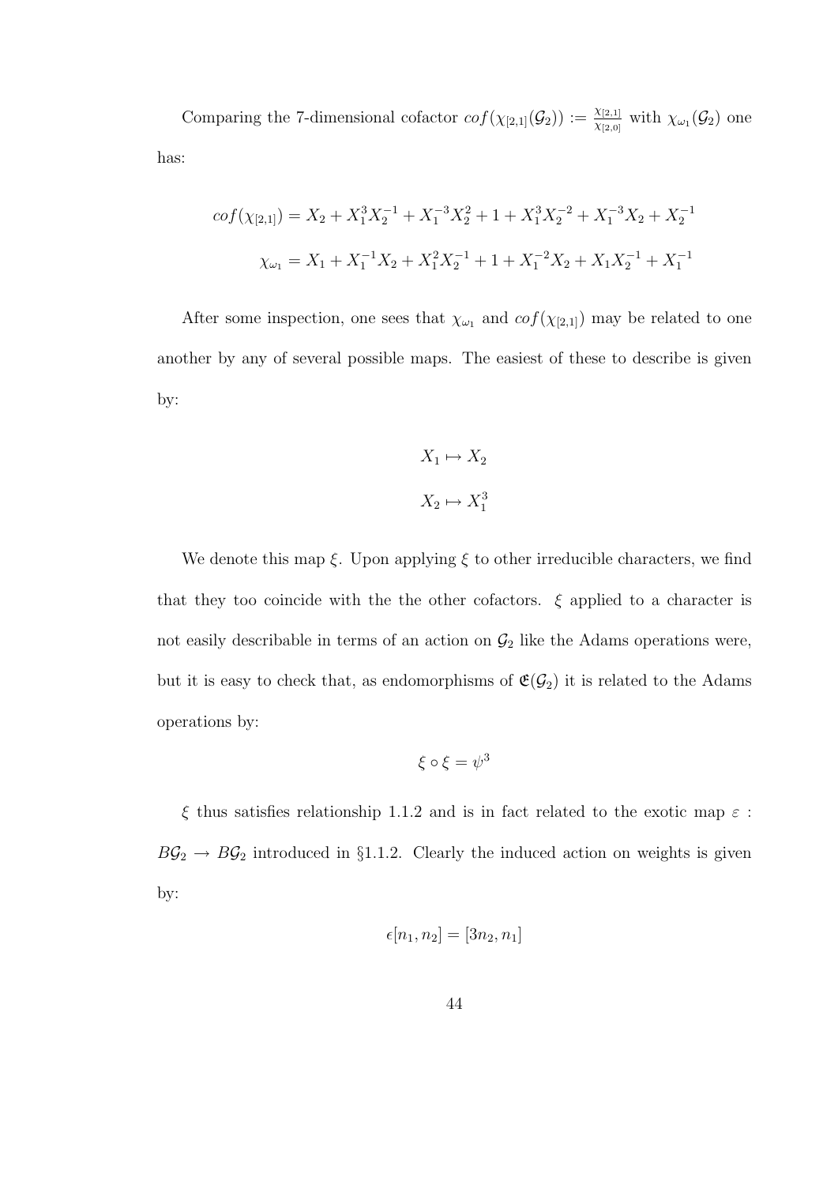Comparing the 7-dimensional cofactor $cof(\chi_{[2,1]}(\mathcal{G}_2)) := \frac{\chi_{[2,1]}}{\chi_{[2,0]}}$ with $\chi_{\omega_1}(\mathcal{G}_2)$ one has:

$$cof(\chi_{[2,1]}) = X_2 + X_1^3 X_2^{-1} + X_1^{-3} X_2^2 + 1 + X_1^3 X_2^{-2} + X_1^{-3} X_2 + X_2^{-1}$$

$$\chi_{\omega_1} = X_1 + X_1^{-1} X_2 + X_1^2 X_2^{-1} + 1 + X_1^{-2} X_2 + X_1 X_2^{-1} + X_1^{-1}$$

After some inspection, one sees that $\chi_{\omega_1}$ and $cof(\chi_{[2,1]})$ may be related to one another by any of several possible maps. The easiest of these to describe is given by:

$$X_1 \mapsto X_2$$

$$X_2 \mapsto X_1^3$$

We denote this map $\xi$. Upon applying $\xi$ to other irreducible characters, we find that they too coincide with the the other cofactors. $\xi$ applied to a character is not easily describable in terms of an action on $\mathcal{G}_2$ like the Adams operations were, but it is easy to check that, as endomorphisms of $\mathfrak{E}(\mathcal{G}_2)$ it is related to the Adams operations by:

$$\xi \circ \xi = \psi^3$$

$\xi$ thus satisfies relationship 1.1.2 and is in fact related to the exotic map $\varepsilon : B\mathcal{G}_2 \to B\mathcal{G}_2$ introduced in §1.1.2. Clearly the induced action on weights is given by:

$$\epsilon[n_1, n_2] = [3n_2, n_1]$$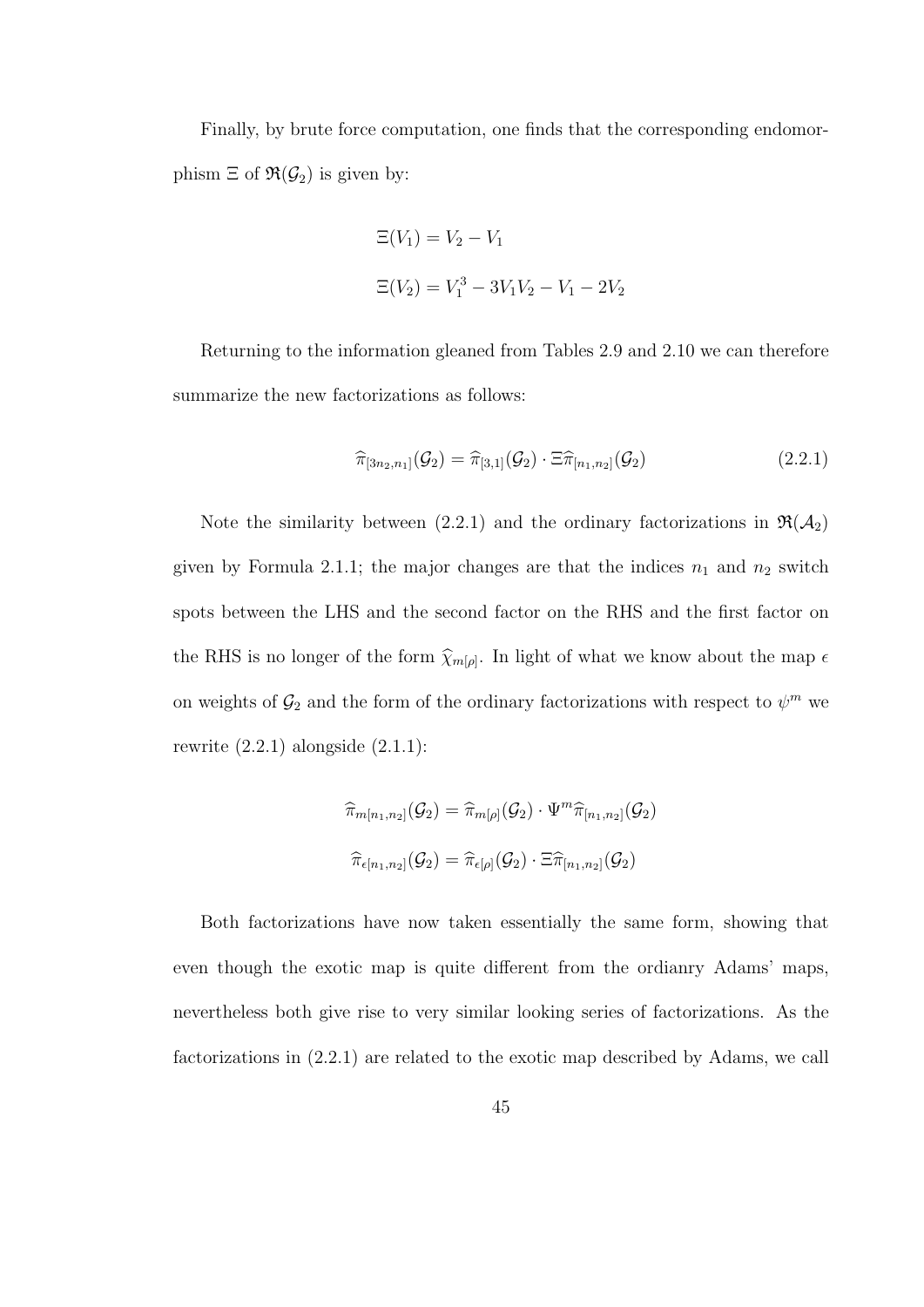Finally, by brute force computation, one finds that the corresponding endomorphism $\Xi$ of $\mathfrak{R}(\mathcal{G}_2)$ is given by:

$$\Xi(V_1) = V_2 - V_1$$

$$\Xi(V_2) = V_1^3 - 3V_1V_2 - V_1 - 2V_2$$

Returning to the information gleaned from Tables 2.9 and 2.10 we can therefore summarize the new factorizations as follows:

$$\widehat{\pi}_{[3n_2,n_1]}(\mathcal{G}_2) = \widehat{\pi}_{[3,1]}(\mathcal{G}_2) \cdot \Xi\widehat{\pi}_{[n_1,n_2]}(\mathcal{G}_2) \tag{2.2.1}$$

Note the similarity between (2.2.1) and the ordinary factorizations in $\mathfrak{R}(\mathcal{A}_2)$ given by Formula 2.1.1; the major changes are that the indices $n_1$ and $n_2$ switch spots between the LHS and the second factor on the RHS and the first factor on the RHS is no longer of the form $\widehat{\chi}_{m[\rho]}$. In light of what we know about the map $\epsilon$ on weights of $\mathcal{G}_2$ and the form of the ordinary factorizations with respect to $\psi^m$ we rewrite (2.2.1) alongside (2.1.1):

$$\widehat{\pi}_{m[n_1,n_2]}(\mathcal{G}_2) = \widehat{\pi}_{m[\rho]}(\mathcal{G}_2) \cdot \Psi^m\widehat{\pi}_{[n_1,n_2]}(\mathcal{G}_2)$$

$$\widehat{\pi}_{\epsilon[n_1,n_2]}(\mathcal{G}_2) = \widehat{\pi}_{\epsilon[\rho]}(\mathcal{G}_2) \cdot \Xi\widehat{\pi}_{[n_1,n_2]}(\mathcal{G}_2)$$

Both factorizations have now taken essentially the same form, showing that even though the exotic map is quite different from the ordianry Adams' maps, nevertheless both give rise to very similar looking series of factorizations. As the factorizations in (2.2.1) are related to the exotic map described by Adams, we call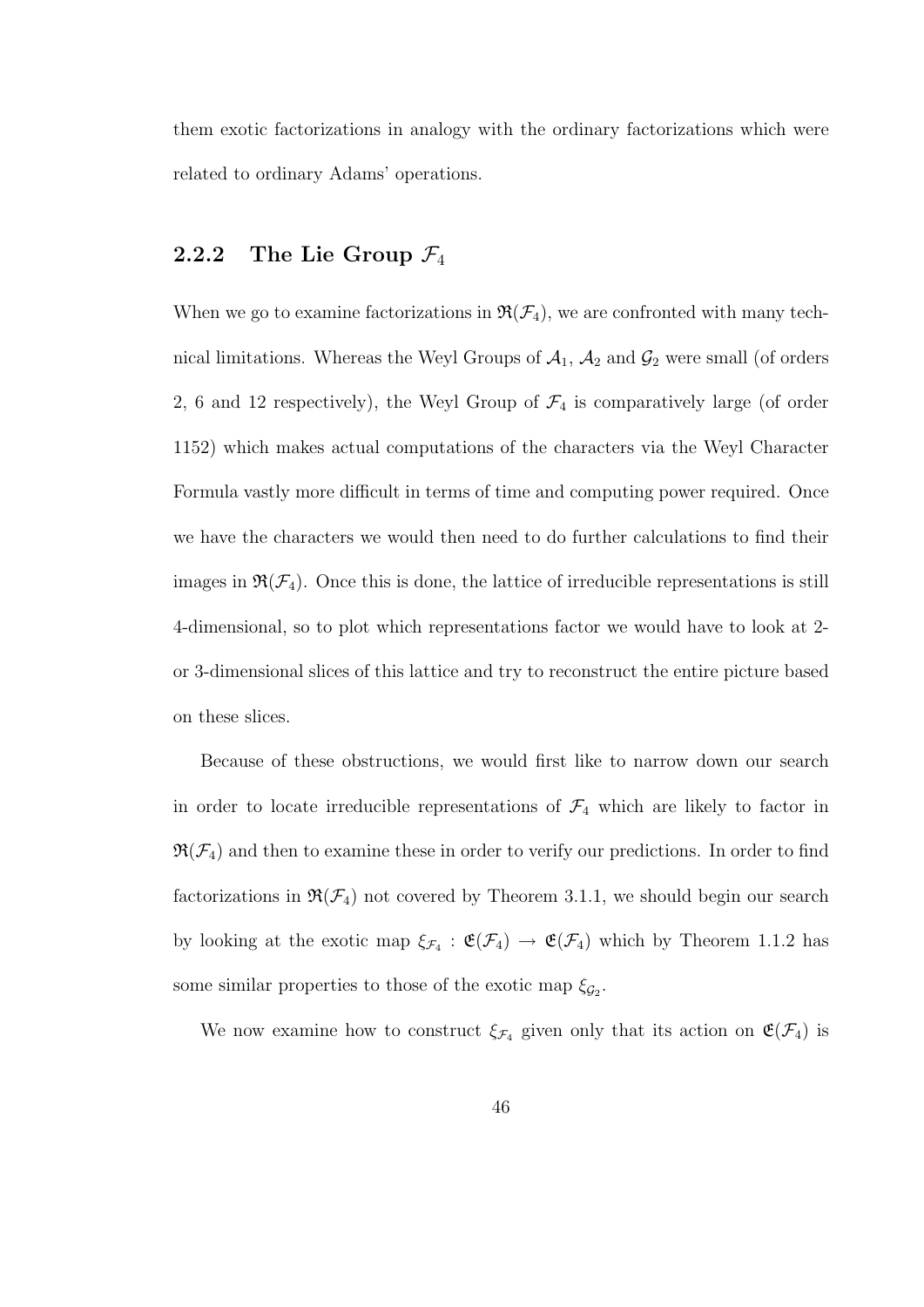them exotic factorizations in analogy with the ordinary factorizations which were related to ordinary Adams' operations.

### 2.2.2 The Lie Group $\mathcal{F}_4$

When we go to examine factorizations in $\mathfrak{R}(\mathcal{F}_4)$, we are confronted with many technical limitations. Whereas the Weyl Groups of $\mathcal{A}_1$, $\mathcal{A}_2$ and $\mathcal{G}_2$ were small (of orders 2, 6 and 12 respectively), the Weyl Group of $\mathcal{F}_4$ is comparatively large (of order 1152) which makes actual computations of the characters via the Weyl Character Formula vastly more difficult in terms of time and computing power required. Once we have the characters we would then need to do further calculations to find their images in $\mathfrak{R}(\mathcal{F}_4)$. Once this is done, the lattice of irreducible representations is still 4-dimensional, so to plot which representations factor we would have to look at 2- or 3-dimensional slices of this lattice and try to reconstruct the entire picture based on these slices.

Because of these obstructions, we would first like to narrow down our search in order to locate irreducible representations of $\mathcal{F}_4$ which are likely to factor in $\mathfrak{R}(\mathcal{F}_4)$ and then to examine these in order to verify our predictions. In order to find factorizations in $\mathfrak{R}(\mathcal{F}_4)$ not covered by Theorem 3.1.1, we should begin our search by looking at the exotic map $\xi_{\mathcal{F}_4} : \mathfrak{E}(\mathcal{F}_4) \to \mathfrak{E}(\mathcal{F}_4)$ which by Theorem 1.1.2 has some similar properties to those of the exotic map $\xi_{\mathcal{G}_2}$.

We now examine how to construct $\xi_{\mathcal{F}_4}$ given only that its action on $\mathfrak{E}(\mathcal{F}_4)$ is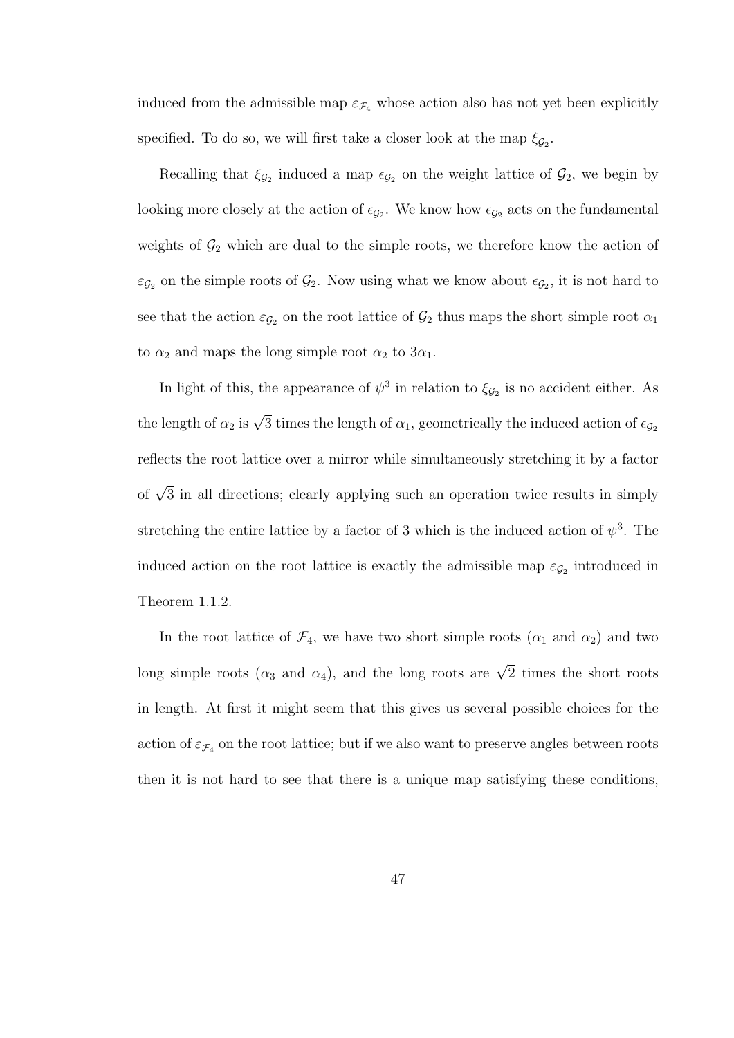induced from the admissible map $\varepsilon_{\mathcal{F}_4}$ whose action also has not yet been explicitly specified. To do so, we will first take a closer look at the map $\xi_{\mathcal{G}_2}$.

Recalling that $\xi_{\mathcal{G}_2}$ induced a map $\epsilon_{\mathcal{G}_2}$ on the weight lattice of $\mathcal{G}_2$, we begin by looking more closely at the action of $\epsilon_{\mathcal{G}_2}$. We know how $\epsilon_{\mathcal{G}_2}$ acts on the fundamental weights of $\mathcal{G}_2$ which are dual to the simple roots, we therefore know the action of $\varepsilon_{\mathcal{G}_2}$ on the simple roots of $\mathcal{G}_2$. Now using what we know about $\epsilon_{\mathcal{G}_2}$, it is not hard to see that the action $\varepsilon_{\mathcal{G}_2}$ on the root lattice of $\mathcal{G}_2$ thus maps the short simple root $\alpha_1$ to $\alpha_2$ and maps the long simple root $\alpha_2$ to $3\alpha_1$.

In light of this, the appearance of $\psi^3$ in relation to $\xi_{\mathcal{G}_2}$ is no accident either. As the length of $\alpha_2$ is $\sqrt{3}$ times the length of $\alpha_1$, geometrically the induced action of $\epsilon_{\mathcal{G}_2}$ reflects the root lattice over a mirror while simultaneously stretching it by a factor of $\sqrt{3}$ in all directions; clearly applying such an operation twice results in simply stretching the entire lattice by a factor of 3 which is the induced action of $\psi^3$. The induced action on the root lattice is exactly the admissible map $\varepsilon_{\mathcal{G}_2}$ introduced in Theorem 1.1.2.

In the root lattice of $\mathcal{F}_4$, we have two short simple roots ($\alpha_1$ and $\alpha_2$) and two long simple roots ($\alpha_3$ and $\alpha_4$), and the long roots are $\sqrt{2}$ times the short roots in length. At first it might seem that this gives us several possible choices for the action of $\varepsilon_{\mathcal{F}_4}$ on the root lattice; but if we also want to preserve angles between roots then it is not hard to see that there is a unique map satisfying these conditions,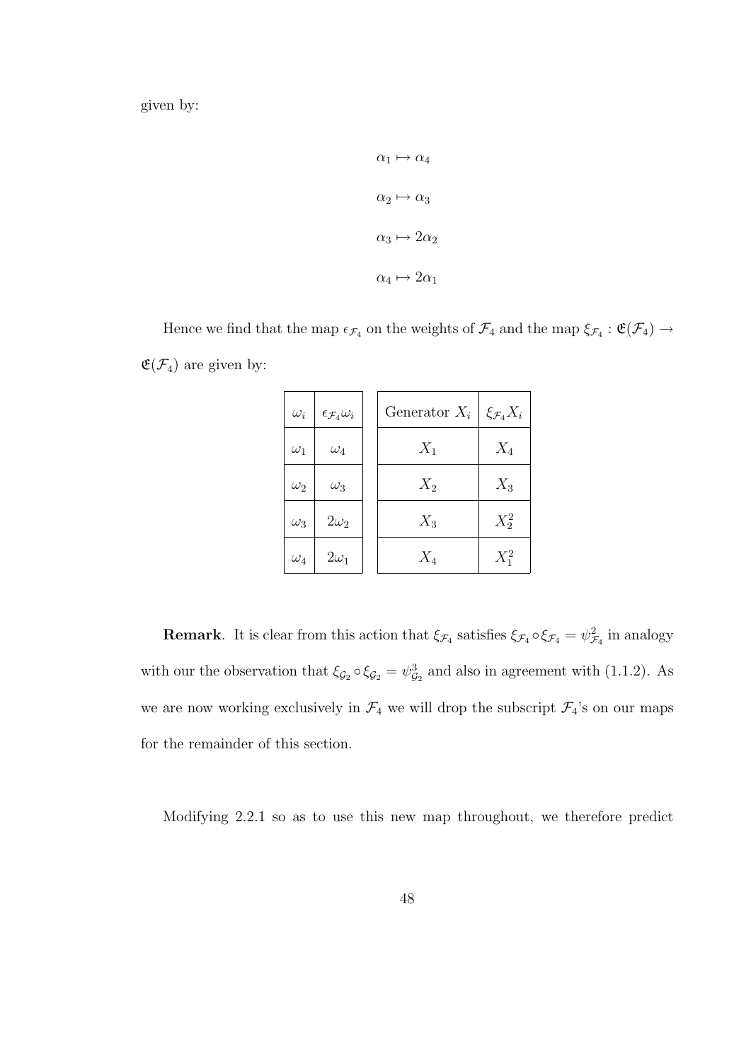given by:

$$\alpha_1 \mapsto \alpha_4$$

$$\alpha_2 \mapsto \alpha_3$$

$$\alpha_3 \mapsto 2\alpha_2$$

$$\alpha_4 \mapsto 2\alpha_1$$

Hence we find that the map $\epsilon_{\mathcal{F}_4}$ on the weights of $\mathcal{F}_4$ and the map $\xi_{\mathcal{F}_4} : \mathfrak{E}(\mathcal{F}_4) \to \mathfrak{E}(\mathcal{F}_4)$ are given by:

| $\omega_i$ | $\epsilon_{\mathcal{F}_4}\omega_i$ |
|---|---|
| $\omega_1$ | $\omega_4$ |
| $\omega_2$ | $\omega_3$ |
| $\omega_3$ | $2\omega_2$ |
| $\omega_4$ | $2\omega_1$ |

| Generator $X_i$ | $\xi_{\mathcal{F}_4}X_i$ |
|---|---|
| $X_1$ | $X_4$ |
| $X_2$ | $X_3$ |
| $X_3$ | $X_2^2$ |
| $X_4$ | $X_1^2$ |

**Remark**. It is clear from this action that $\xi_{\mathcal{F}_4}$ satisfies $\xi_{\mathcal{F}_4} \circ \xi_{\mathcal{F}_4} = \psi^2_{\mathcal{F}_4}$ in analogy with our the observation that $\xi_{\mathcal{G}_2} \circ \xi_{\mathcal{G}_2} = \psi^3_{\mathcal{G}_2}$ and also in agreement with (1.1.2). As we are now working exclusively in $\mathcal{F}_4$ we will drop the subscript $\mathcal{F}_4$'s on our maps for the remainder of this section.

Modifying 2.2.1 so as to use this new map throughout, we therefore predict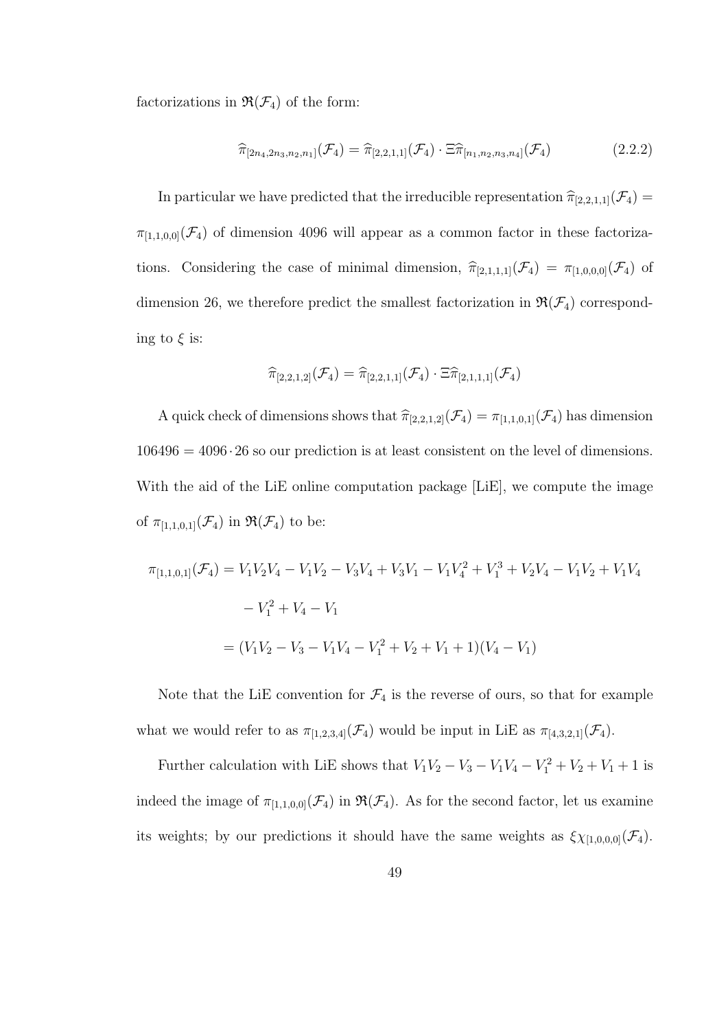factorizations in $\mathfrak{R}(\mathcal{F}_4)$ of the form:

$$\widehat{\pi}_{[2n_4,2n_3,n_2,n_1]}(\mathcal{F}_4) = \widehat{\pi}_{[2,2,1,1]}(\mathcal{F}_4) \cdot \Xi\widehat{\pi}_{[n_1,n_2,n_3,n_4]}(\mathcal{F}_4) \tag{2.2.2}$$

In particular we have predicted that the irreducible representation $\widehat{\pi}_{[2,2,1,1]}(\mathcal{F}_4) = \pi_{[1,1,0,0]}(\mathcal{F}_4)$ of dimension 4096 will appear as a common factor in these factorizations. Considering the case of minimal dimension, $\widehat{\pi}_{[2,1,1,1]}(\mathcal{F}_4) = \pi_{[1,0,0,0]}(\mathcal{F}_4)$ of dimension 26, we therefore predict the smallest factorization in $\mathfrak{R}(\mathcal{F}_4)$ corresponding to $\xi$ is:

$$\widehat{\pi}_{[2,2,1,2]}(\mathcal{F}_4) = \widehat{\pi}_{[2,2,1,1]}(\mathcal{F}_4) \cdot \Xi\widehat{\pi}_{[2,1,1,1]}(\mathcal{F}_4)$$

A quick check of dimensions shows that $\widehat{\pi}_{[2,2,1,2]}(\mathcal{F}_4) = \pi_{[1,1,0,1]}(\mathcal{F}_4)$ has dimension $106496 = 4096 \cdot 26$ so our prediction is at least consistent on the level of dimensions. With the aid of the LiE online computation package [LiE], we compute the image of $\pi_{[1,1,0,1]}(\mathcal{F}_4)$ in $\mathfrak{R}(\mathcal{F}_4)$ to be:

$$\begin{aligned}
\pi_{[1,1,0,1]}(\mathcal{F}_4) &= V_1V_2V_4 - V_1V_2 - V_3V_4 + V_3V_1 - V_1V_4^2 + V_1^3 + V_2V_4 - V_1V_2 + V_1V_4 \\
&\quad - V_1^2 + V_4 - V_1 \\
&= (V_1V_2 - V_3 - V_1V_4 - V_1^2 + V_2 + V_1 + 1)(V_4 - V_1)
\end{aligned}$$

Note that the LiE convention for $\mathcal{F}_4$ is the reverse of ours, so that for example what we would refer to as $\pi_{[1,2,3,4]}(\mathcal{F}_4)$ would be input in LiE as $\pi_{[4,3,2,1]}(\mathcal{F}_4)$.

Further calculation with LiE shows that $V_1V_2 - V_3 - V_1V_4 - V_1^2 + V_2 + V_1 + 1$ is indeed the image of $\pi_{[1,1,0,0]}(\mathcal{F}_4)$ in $\mathfrak{R}(\mathcal{F}_4)$. As for the second factor, let us examine its weights; by our predictions it should have the same weights as $\xi\chi_{[1,0,0,0]}(\mathcal{F}_4)$.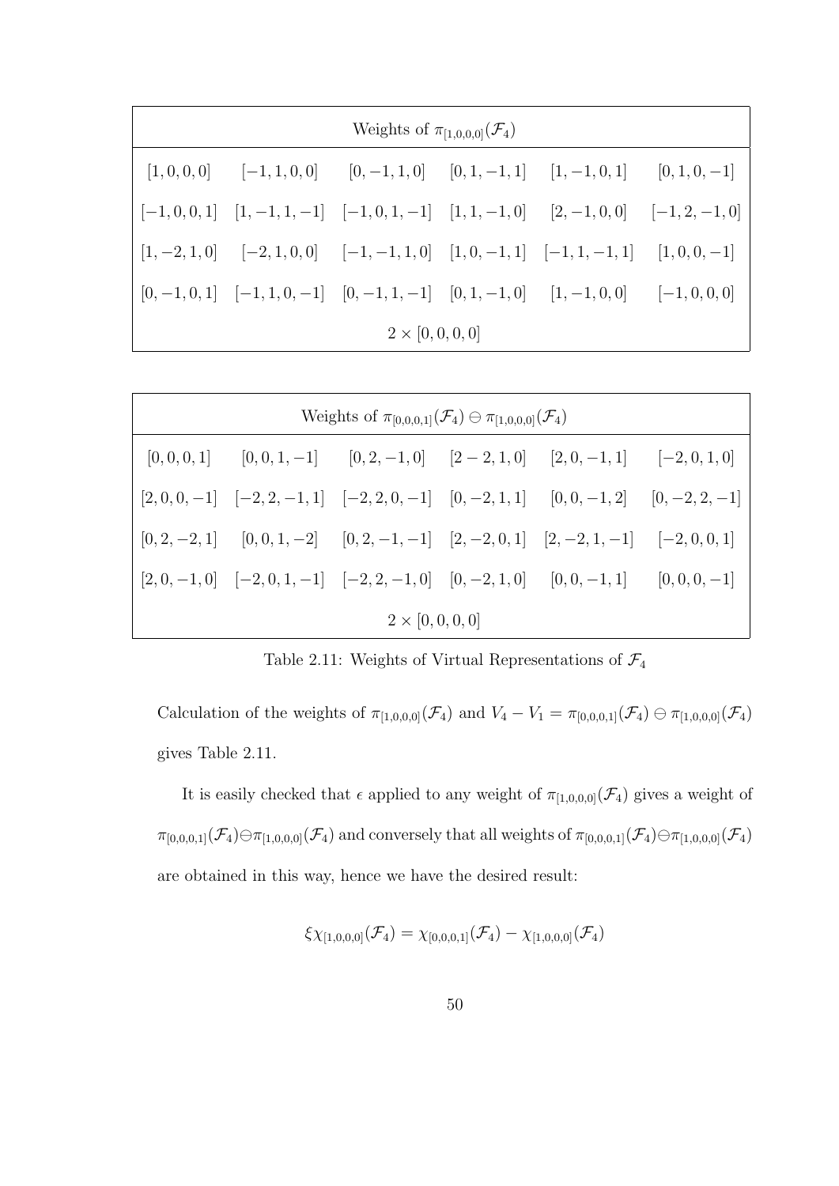| Weights of $\pi_{[1,0,0,0]}(\mathcal{F}_4)$ | | | | | |
|---|---|---|---|---|---|
| $[1,0,0,0]$ | $[-1,1,0,0]$ | $[0,-1,1,0]$ | $[0,1,-1,1]$ | $[1,-1,0,1]$ | $[0,1,0,-1]$ |
| $[-1,0,0,1]$ | $[1,-1,1,-1]$ | $[-1,0,1,-1]$ | $[1,1,-1,0]$ | $[2,-1,0,0]$ | $[-1,2,-1,0]$ |
| $[1,-2,1,0]$ | $[-2,1,0,0]$ | $[-1,-1,1,0]$ | $[1,0,-1,1]$ | $[-1,1,-1,1]$ | $[1,0,0,-1]$ |
| $[0,-1,0,1]$ | $[-1,1,0,-1]$ | $[0,-1,1,-1]$ | $[0,1,-1,0]$ | $[1,-1,0,0]$ | $[-1,0,0,0]$ |
| $2\times[0,0,0,0]$ | | | | | |

| Weights of $\pi_{[0,0,0,1]}(\mathcal{F}_4)\ominus\pi_{[1,0,0,0]}(\mathcal{F}_4)$ | | | | | |
|---|---|---|---|---|---|
| $[0,0,0,1]$ | $[0,0,1,-1]$ | $[0,2,-1,0]$ | $[2-2,1,0]$ | $[2,0,-1,1]$ | $[-2,0,1,0]$ |
| $[2,0,0,-1]$ | $[-2,2,-1,1]$ | $[-2,2,0,-1]$ | $[0,-2,1,1]$ | $[0,0,-1,2]$ | $[0,-2,2,-1]$ |
| $[0,2,-2,1]$ | $[0,0,1,-2]$ | $[0,2,-1,-1]$ | $[2,-2,0,1]$ | $[2,-2,1,-1]$ | $[-2,0,0,1]$ |
| $[2,0,-1,0]$ | $[-2,0,1,-1]$ | $[-2,2,-1,0]$ | $[0,-2,1,0]$ | $[0,0,-1,1]$ | $[0,0,0,-1]$ |
| $2\times[0,0,0,0]$ | | | | | |

Table 2.11: Weights of Virtual Representations of $\mathcal{F}_4$

Calculation of the weights of $\pi_{[1,0,0,0]}(\mathcal{F}_4)$ and $V_4 - V_1 = \pi_{[0,0,0,1]}(\mathcal{F}_4)\ominus\pi_{[1,0,0,0]}(\mathcal{F}_4)$ gives Table 2.11.

It is easily checked that $\epsilon$ applied to any weight of $\pi_{[1,0,0,0]}(\mathcal{F}_4)$ gives a weight of $\pi_{[0,0,0,1]}(\mathcal{F}_4)\ominus\pi_{[1,0,0,0]}(\mathcal{F}_4)$ and conversely that all weights of $\pi_{[0,0,0,1]}(\mathcal{F}_4)\ominus\pi_{[1,0,0,0]}(\mathcal{F}_4)$ are obtained in this way, hence we have the desired result:

$$\xi\chi_{[1,0,0,0]}(\mathcal{F}_4) = \chi_{[0,0,0,1]}(\mathcal{F}_4) - \chi_{[1,0,0,0]}(\mathcal{F}_4)$$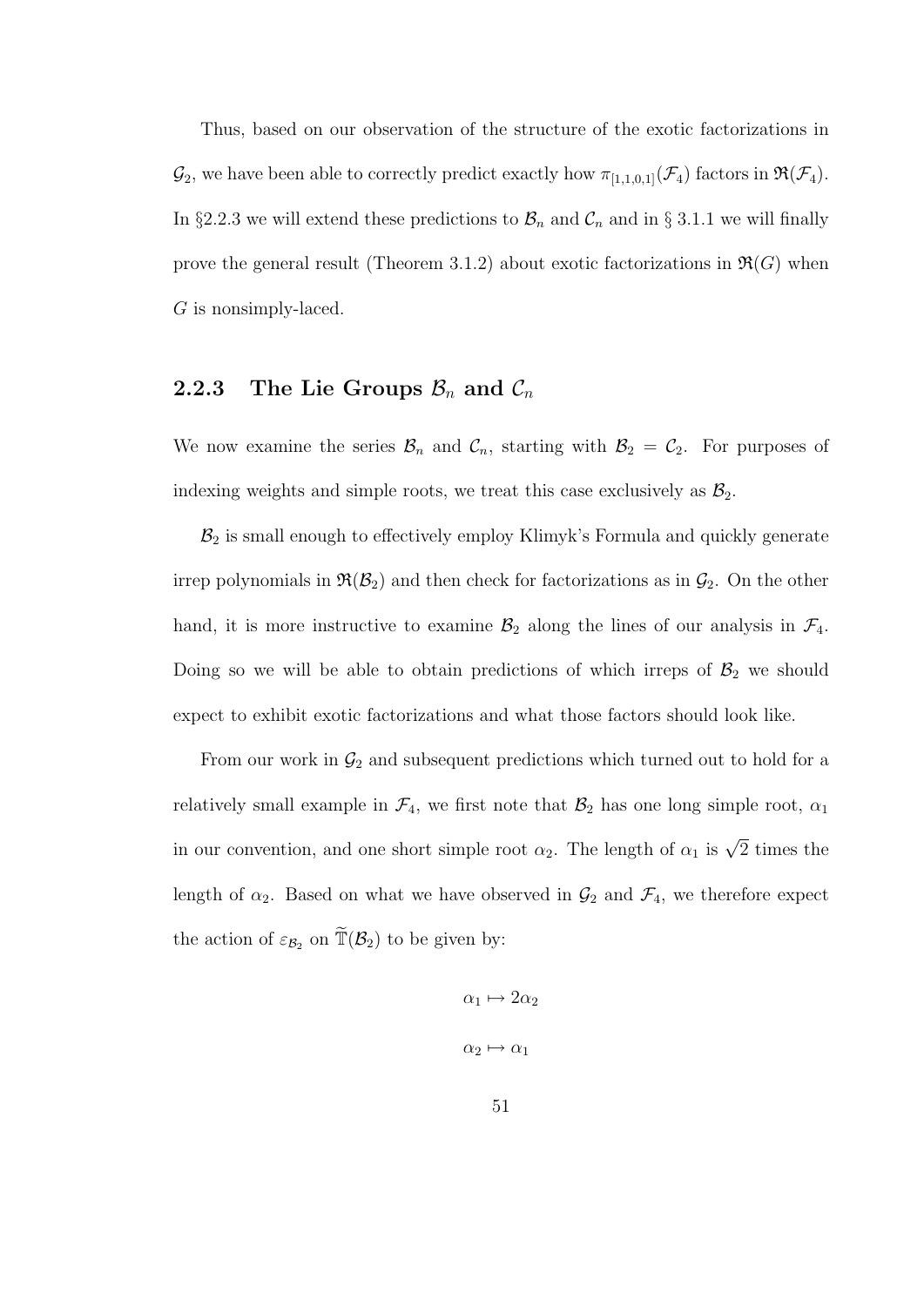Thus, based on our observation of the structure of the exotic factorizations in $\mathcal{G}_2$, we have been able to correctly predict exactly how $\pi_{[1,1,0,1]}(\mathcal{F}_4)$ factors in $\mathfrak{R}(\mathcal{F}_4)$. In §2.2.3 we will extend these predictions to $\mathcal{B}_n$ and $\mathcal{C}_n$ and in § 3.1.1 we will finally prove the general result (Theorem 3.1.2) about exotic factorizations in $\mathfrak{R}(G)$ when $G$ is nonsimply-laced.

### 2.2.3 The Lie Groups $\mathcal{B}_n$ and $\mathcal{C}_n$

We now examine the series $\mathcal{B}_n$ and $\mathcal{C}_n$, starting with $\mathcal{B}_2 = \mathcal{C}_2$. For purposes of indexing weights and simple roots, we treat this case exclusively as $\mathcal{B}_2$.

$\mathcal{B}_2$ is small enough to effectively employ Klimyk's Formula and quickly generate irrep polynomials in $\mathfrak{R}(\mathcal{B}_2)$ and then check for factorizations as in $\mathcal{G}_2$. On the other hand, it is more instructive to examine $\mathcal{B}_2$ along the lines of our analysis in $\mathcal{F}_4$. Doing so we will be able to obtain predictions of which irreps of $\mathcal{B}_2$ we should expect to exhibit exotic factorizations and what those factors should look like.

From our work in $\mathcal{G}_2$ and subsequent predictions which turned out to hold for a relatively small example in $\mathcal{F}_4$, we first note that $\mathcal{B}_2$ has one long simple root, $\alpha_1$ in our convention, and one short simple root $\alpha_2$. The length of $\alpha_1$ is $\sqrt{2}$ times the length of $\alpha_2$. Based on what we have observed in $\mathcal{G}_2$ and $\mathcal{F}_4$, we therefore expect the action of $\varepsilon_{\mathcal{B}_2}$ on $\widetilde{\mathbb{T}}(\mathcal{B}_2)$ to be given by:

$$\alpha_1 \mapsto 2\alpha_2$$

$$\alpha_2 \mapsto \alpha_1$$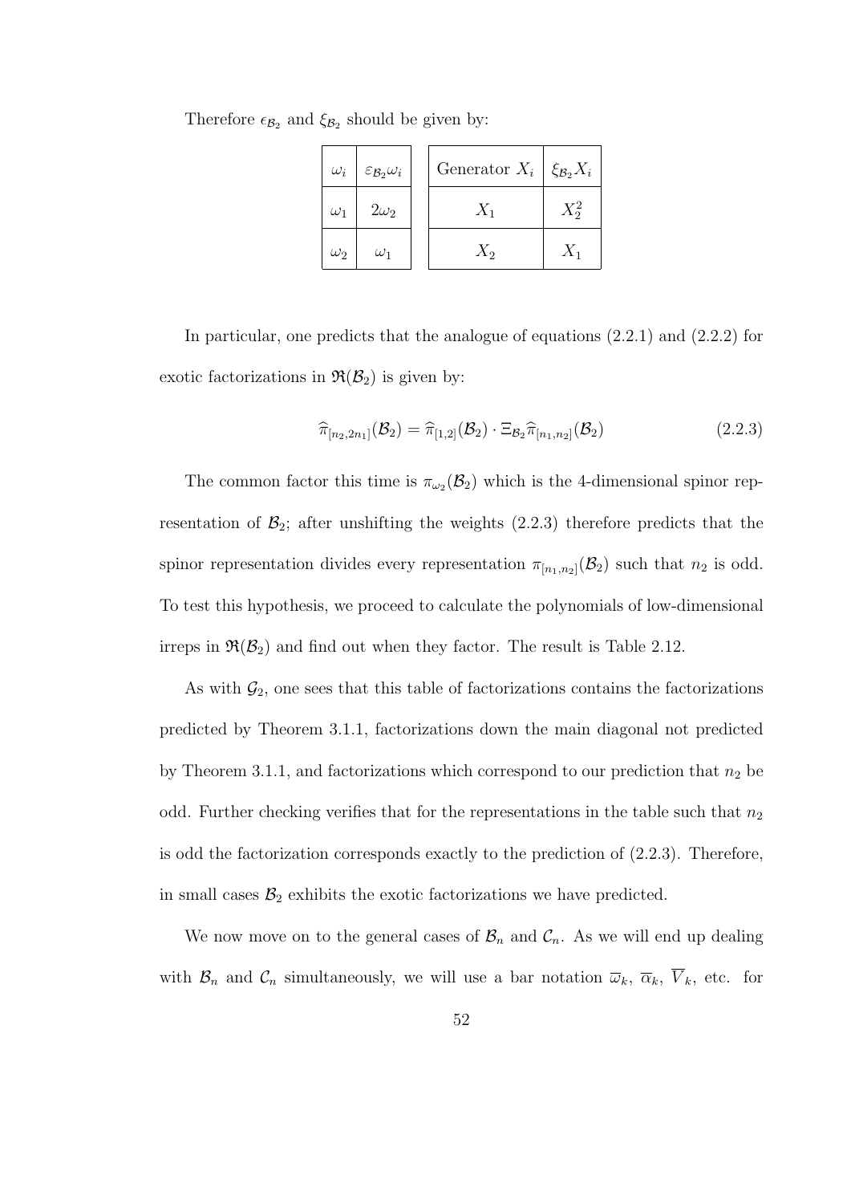Therefore $\epsilon_{\mathcal{B}_2}$ and $\xi_{\mathcal{B}_2}$ should be given by:

| $\omega_i$ | $\varepsilon_{\mathcal{B}_2}\omega_i$ |
|---|---|
| $\omega_1$ | $2\omega_2$ |
| $\omega_2$ | $\omega_1$ |

| Generator $X_i$ | $\xi_{\mathcal{B}_2}X_i$ |
|---|---|
| $X_1$ | $X_2^2$ |
| $X_2$ | $X_1$ |

In particular, one predicts that the analogue of equations (2.2.1) and (2.2.2) for exotic factorizations in $\mathfrak{R}(\mathcal{B}_2)$ is given by:

$$\widehat{\pi}_{[n_2,2n_1]}(\mathcal{B}_2) = \widehat{\pi}_{[1,2]}(\mathcal{B}_2) \cdot \Xi_{\mathcal{B}_2}\widehat{\pi}_{[n_1,n_2]}(\mathcal{B}_2) \tag{2.2.3}$$

The common factor this time is $\pi_{\omega_2}(\mathcal{B}_2)$ which is the 4-dimensional spinor representation of $\mathcal{B}_2$; after unshifting the weights (2.2.3) therefore predicts that the spinor representation divides every representation $\pi_{[n_1,n_2]}(\mathcal{B}_2)$ such that $n_2$ is odd. To test this hypothesis, we proceed to calculate the polynomials of low-dimensional irreps in $\mathfrak{R}(\mathcal{B}_2)$ and find out when they factor. The result is Table 2.12.

As with $\mathcal{G}_2$, one sees that this table of factorizations contains the factorizations predicted by Theorem 3.1.1, factorizations down the main diagonal not predicted by Theorem 3.1.1, and factorizations which correspond to our prediction that $n_2$ be odd. Further checking verifies that for the representations in the table such that $n_2$ is odd the factorization corresponds exactly to the prediction of (2.2.3). Therefore, in small cases $\mathcal{B}_2$ exhibits the exotic factorizations we have predicted.

We now move on to the general cases of $\mathcal{B}_n$ and $\mathcal{C}_n$. As we will end up dealing with $\mathcal{B}_n$ and $\mathcal{C}_n$ simultaneously, we will use a bar notation $\overline{\omega}_k$, $\overline{\alpha}_k$, $\overline{V}_k$, etc. for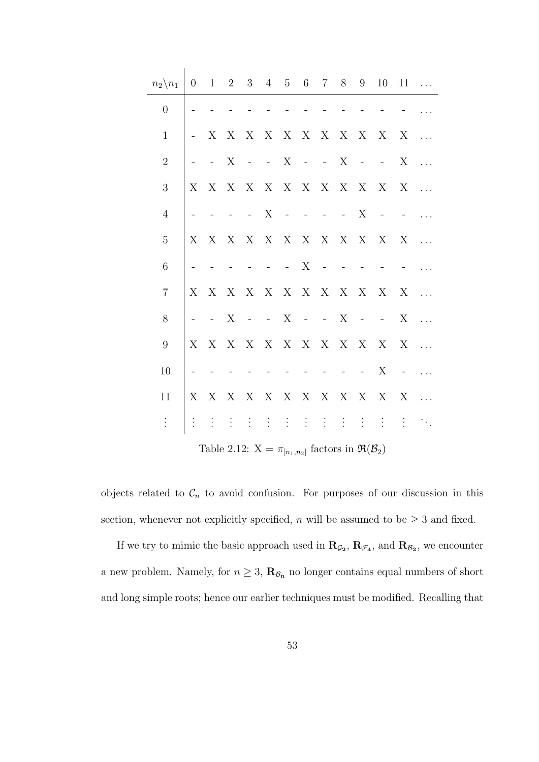| $n_2 \backslash n_1$ | 0 | 1 | 2 | 3 | 4 | 5 | 6 | 7 | 8 | 9 | 10 | 11 | ... |
|---|---|---|---|---|---|---|---|---|---|---|---|---|---|
| 0 | - | - | - | - | - | - | - | - | - | - | - | - | ... |
| 1 | - | X | X | X | X | X | X | X | X | X | X | X | ... |
| 2 | - | - | X | - | - | X | - | - | X | - | - | X | ... |
| 3 | X | X | X | X | X | X | X | X | X | X | X | X | ... |
| 4 | - | - | - | - | X | - | - | - | - | X | - | - | ... |
| 5 | X | X | X | X | X | X | X | X | X | X | X | X | ... |
| 6 | - | - | - | - | - | - | X | - | - | - | - | - | ... |
| 7 | X | X | X | X | X | X | X | X | X | X | X | X | ... |
| 8 | - | - | X | - | - | X | - | - | X | - | - | X | ... |
| 9 | X | X | X | X | X | X | X | X | X | X | X | X | ... |
| 10 | - | - | - | - | - | - | - | - | - | - | X | - | ... |
| 11 | X | X | X | X | X | X | X | X | X | X | X | X | ... |
| ⋮ | ⋮ | ⋮ | ⋮ | ⋮ | ⋮ | ⋮ | ⋮ | ⋮ | ⋮ | ⋮ | ⋮ | ⋮ | ⋱ |

Table 2.12: X = $\pi_{[n_1,n_2]}$ factors in $\mathfrak{R}(\mathcal{B}_2)$

objects related to $\mathcal{C}_n$ to avoid confusion. For purposes of our discussion in this section, whenever not explicitly specified, $n$ will be assumed to be $\geq 3$ and fixed.

If we try to mimic the basic approach used in $\mathbf{R}_{\mathcal{G}_2}$, $\mathbf{R}_{\mathcal{F}_4}$, and $\mathbf{R}_{\mathcal{B}_2}$, we encounter a new problem. Namely, for $n \geq 3$, $\mathbf{R}_{\mathcal{B}_n}$ no longer contains equal numbers of short and long simple roots; hence our earlier techniques must be modified. Recalling that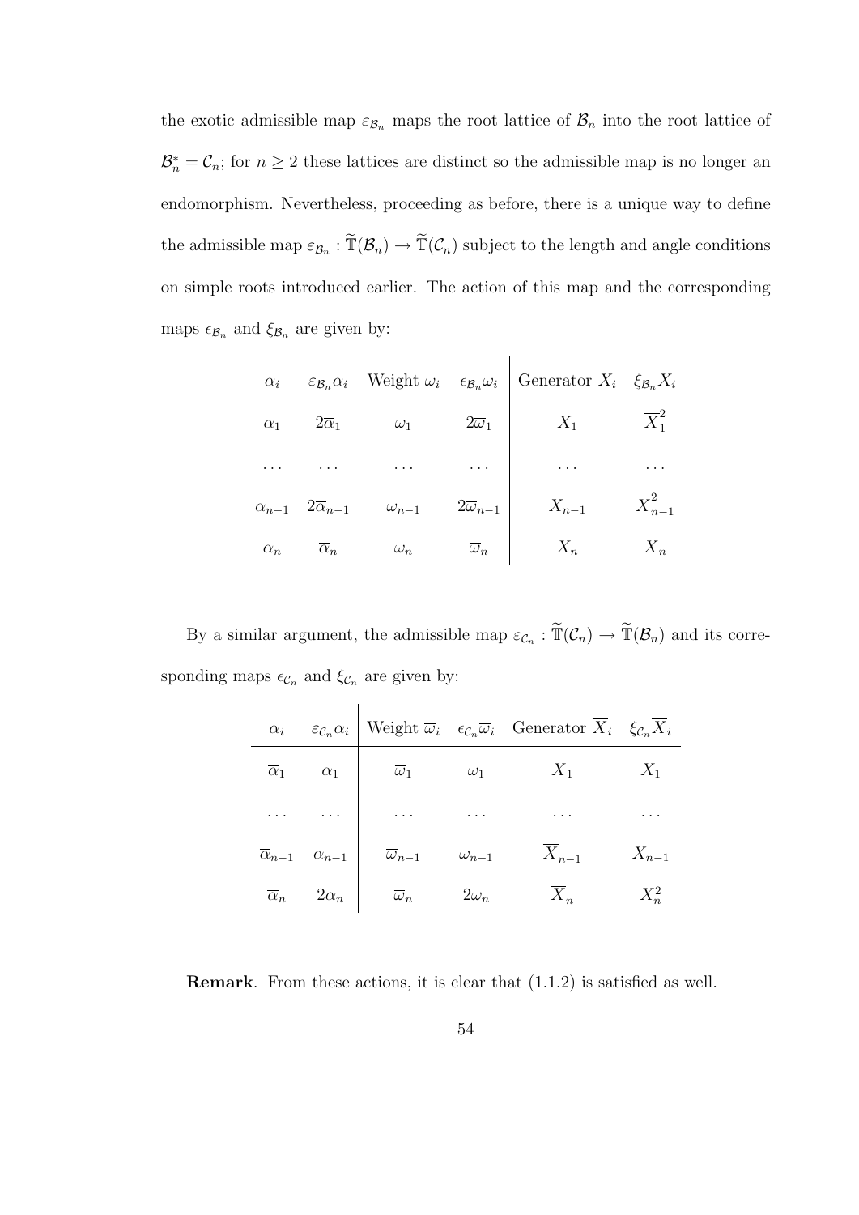the exotic admissible map $\varepsilon_{\mathcal{B}_n}$ maps the root lattice of $\mathcal{B}_n$ into the root lattice of $\mathcal{B}_n^* = \mathcal{C}_n$; for $n \geq 2$ these lattices are distinct so the admissible map is no longer an endomorphism. Nevertheless, proceeding as before, there is a unique way to define the admissible map $\varepsilon_{\mathcal{B}_n} : \widetilde{\mathbb{T}}(\mathcal{B}_n) \to \widetilde{\mathbb{T}}(\mathcal{C}_n)$ subject to the length and angle conditions on simple roots introduced earlier. The action of this map and the corresponding maps $\epsilon_{\mathcal{B}_n}$ and $\xi_{\mathcal{B}_n}$ are given by:

| $\alpha_i$ | $\varepsilon_{\mathcal{B}_n}\alpha_i$ | Weight $\omega_i$ | $\epsilon_{\mathcal{B}_n}\omega_i$ | Generator $X_i$ | $\xi_{\mathcal{B}_n}X_i$ |
|---|---|---|---|---|---|
| $\alpha_1$ | $2\overline{\alpha}_1$ | $\omega_1$ | $2\overline{\omega}_1$ | $X_1$ | $\overline{X}_1^2$ |
| $\dots$ | $\dots$ | $\dots$ | $\dots$ | $\dots$ | $\dots$ |
| $\alpha_{n-1}$ | $2\overline{\alpha}_{n-1}$ | $\omega_{n-1}$ | $2\overline{\omega}_{n-1}$ | $X_{n-1}$ | $\overline{X}_{n-1}^2$ |
| $\alpha_n$ | $\overline{\alpha}_n$ | $\omega_n$ | $\overline{\omega}_n$ | $X_n$ | $\overline{X}_n$ |

By a similar argument, the admissible map $\varepsilon_{\mathcal{C}_n} : \widetilde{\mathbb{T}}(\mathcal{C}_n) \to \widetilde{\mathbb{T}}(\mathcal{B}_n)$ and its corresponding maps $\epsilon_{\mathcal{C}_n}$ and $\xi_{\mathcal{C}_n}$ are given by:

| $\alpha_i$ | $\varepsilon_{\mathcal{C}_n}\alpha_i$ | Weight $\overline{\omega}_i$ | $\epsilon_{\mathcal{C}_n}\overline{\omega}_i$ | Generator $\overline{X}_i$ | $\xi_{\mathcal{C}_n}\overline{X}_i$ |
|---|---|---|---|---|---|
| $\overline{\alpha}_1$ | $\alpha_1$ | $\overline{\omega}_1$ | $\omega_1$ | $\overline{X}_1$ | $X_1$ |
| $\dots$ | $\dots$ | $\dots$ | $\dots$ | $\dots$ | $\dots$ |
| $\overline{\alpha}_{n-1}$ | $\alpha_{n-1}$ | $\overline{\omega}_{n-1}$ | $\omega_{n-1}$ | $\overline{X}_{n-1}$ | $X_{n-1}$ |
| $\overline{\alpha}_n$ | $2\alpha_n$ | $\overline{\omega}_n$ | $2\omega_n$ | $\overline{X}_n$ | $X_n^2$ |

**Remark**. From these actions, it is clear that (1.1.2) is satisfied as well.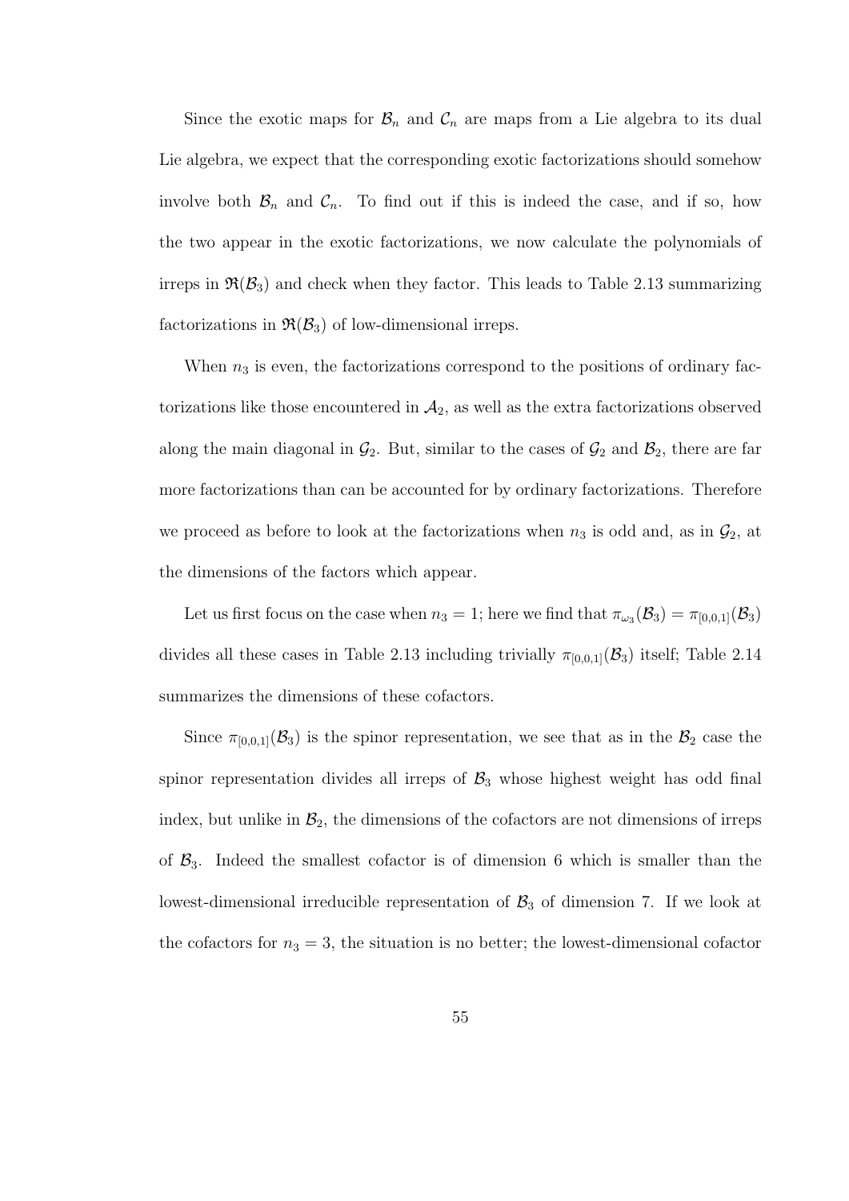Since the exotic maps for $\mathcal{B}_n$ and $\mathcal{C}_n$ are maps from a Lie algebra to its dual Lie algebra, we expect that the corresponding exotic factorizations should somehow involve both $\mathcal{B}_n$ and $\mathcal{C}_n$. To find out if this is indeed the case, and if so, how the two appear in the exotic factorizations, we now calculate the polynomials of irreps in $\mathfrak{R}(\mathcal{B}_3)$ and check when they factor. This leads to Table 2.13 summarizing factorizations in $\mathfrak{R}(\mathcal{B}_3)$ of low-dimensional irreps.

When $n_3$ is even, the factorizations correspond to the positions of ordinary factorizations like those encountered in $\mathcal{A}_2$, as well as the extra factorizations observed along the main diagonal in $\mathcal{G}_2$. But, similar to the cases of $\mathcal{G}_2$ and $\mathcal{B}_2$, there are far more factorizations than can be accounted for by ordinary factorizations. Therefore we proceed as before to look at the factorizations when $n_3$ is odd and, as in $\mathcal{G}_2$, at the dimensions of the factors which appear.

Let us first focus on the case when $n_3 = 1$; here we find that $\pi_{\omega_3}(\mathcal{B}_3) = \pi_{[0,0,1]}(\mathcal{B}_3)$ divides all these cases in Table 2.13 including trivially $\pi_{[0,0,1]}(\mathcal{B}_3)$ itself; Table 2.14 summarizes the dimensions of these cofactors.

Since $\pi_{[0,0,1]}(\mathcal{B}_3)$ is the spinor representation, we see that as in the $\mathcal{B}_2$ case the spinor representation divides all irreps of $\mathcal{B}_3$ whose highest weight has odd final index, but unlike in $\mathcal{B}_2$, the dimensions of the cofactors are not dimensions of irreps of $\mathcal{B}_3$. Indeed the smallest cofactor is of dimension 6 which is smaller than the lowest-dimensional irreducible representation of $\mathcal{B}_3$ of dimension 7. If we look at the cofactors for $n_3 = 3$, the situation is no better; the lowest-dimensional cofactor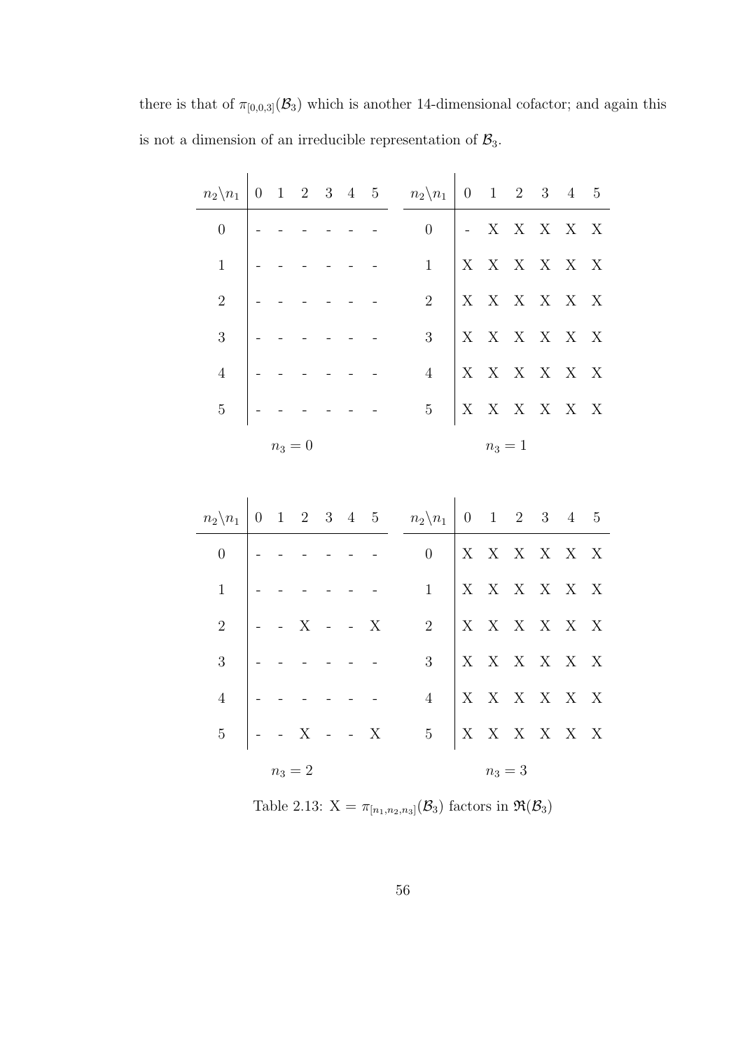there is that of $\pi_{[0,0,3]}(\mathcal{B}_3)$ which is another 14-dimensional cofactor; and again this is not a dimension of an irreducible representation of $\mathcal{B}_3$.

| $n_2 \backslash n_1$ | 0 | 1 | 2 | 3 | 4 | 5 |
|---|---|---|---|---|---|---|
| 0 | - | - | - | - | - | - |
| 1 | - | - | - | - | - | - |
| 2 | - | - | - | - | - | - |
| 3 | - | - | - | - | - | - |
| 4 | - | - | - | - | - | - |
| 5 | - | - | - | - | - | - |

$n_3 = 0$

| $n_2 \backslash n_1$ | 0 | 1 | 2 | 3 | 4 | 5 |
|---|---|---|---|---|---|---|
| 0 | - | X | X | X | X | X |
| 1 | X | X | X | X | X | X |
| 2 | X | X | X | X | X | X |
| 3 | X | X | X | X | X | X |
| 4 | X | X | X | X | X | X |
| 5 | X | X | X | X | X | X |

$n_3 = 1$

| $n_2 \backslash n_1$ | 0 | 1 | 2 | 3 | 4 | 5 |
|---|---|---|---|---|---|---|
| 0 | - | - | - | - | - | - |
| 1 | - | - | - | - | - | - |
| 2 | - | - | X | - | - | X |
| 3 | - | - | - | - | - | - |
| 4 | - | - | - | - | - | - |
| 5 | - | - | X | - | - | X |

$n_3 = 2$

| $n_2 \backslash n_1$ | 0 | 1 | 2 | 3 | 4 | 5 |
|---|---|---|---|---|---|---|
| 0 | X | X | X | X | X | X |
| 1 | X | X | X | X | X | X |
| 2 | X | X | X | X | X | X |
| 3 | X | X | X | X | X | X |
| 4 | X | X | X | X | X | X |
| 5 | X | X | X | X | X | X |

$n_3 = 3$

Table 2.13: X = $\pi_{[n_1,n_2,n_3]}(\mathcal{B}_3)$ factors in $\mathfrak{R}(\mathcal{B}_3)$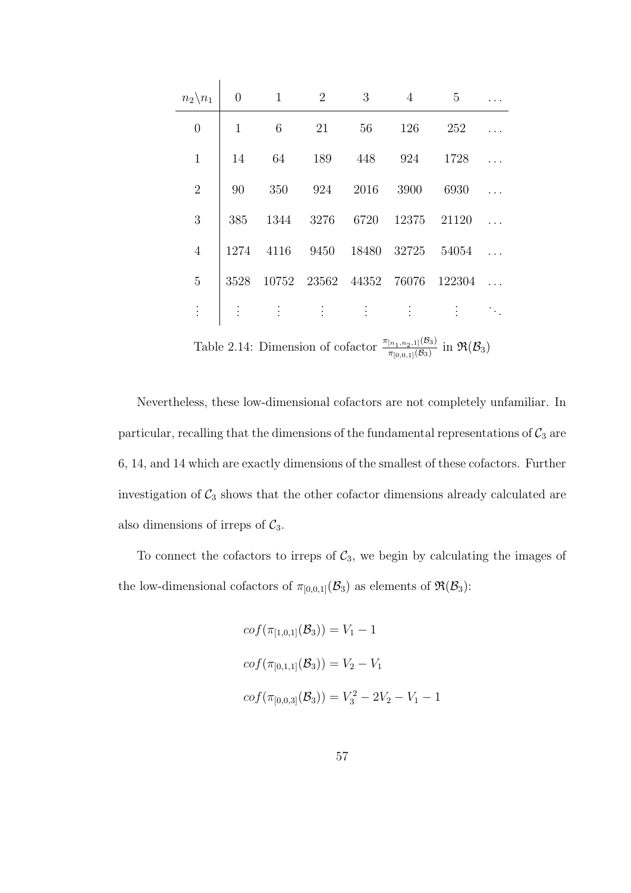| $n_2 \backslash n_1$ | 0 | 1 | 2 | 3 | 4 | 5 | $\dots$ |
|---|---|---|---|---|---|---|---|
| 0 | 1 | 6 | 21 | 56 | 126 | 252 | $\dots$ |
| 1 | 14 | 64 | 189 | 448 | 924 | 1728 | $\dots$ |
| 2 | 90 | 350 | 924 | 2016 | 3900 | 6930 | $\dots$ |
| 3 | 385 | 1344 | 3276 | 6720 | 12375 | 21120 | $\dots$ |
| 4 | 1274 | 4116 | 9450 | 18480 | 32725 | 54054 | $\dots$ |
| 5 | 3528 | 10752 | 23562 | 44352 | 76076 | 122304 | $\dots$ |
| $\vdots$ | $\vdots$ | $\vdots$ | $\vdots$ | $\vdots$ | $\vdots$ | $\vdots$ | $\ddots$ |

Table 2.14: Dimension of cofactor $\frac{\pi_{[n_1,n_2,1]}(\mathcal{B}_3)}{\pi_{[0,0,1]}(\mathcal{B}_3)}$ in $\mathfrak{R}(\mathcal{B}_3)$

Nevertheless, these low-dimensional cofactors are not completely unfamiliar. In particular, recalling that the dimensions of the fundamental representations of $\mathcal{C}_3$ are 6, 14, and 14 which are exactly dimensions of the smallest of these cofactors. Further investigation of $\mathcal{C}_3$ shows that the other cofactor dimensions already calculated are also dimensions of irreps of $\mathcal{C}_3$.

To connect the cofactors to irreps of $\mathcal{C}_3$, we begin by calculating the images of the low-dimensional cofactors of $\pi_{[0,0,1]}(\mathcal{B}_3)$ as elements of $\mathfrak{R}(\mathcal{B}_3)$:

$$cof(\pi_{[1,0,1]}(\mathcal{B}_3)) = V_1 - 1$$

$$cof(\pi_{[0,1,1]}(\mathcal{B}_3)) = V_2 - V_1$$

$$cof(\pi_{[0,0,3]}(\mathcal{B}_3)) = V_3^2 - 2V_2 - V_1 - 1$$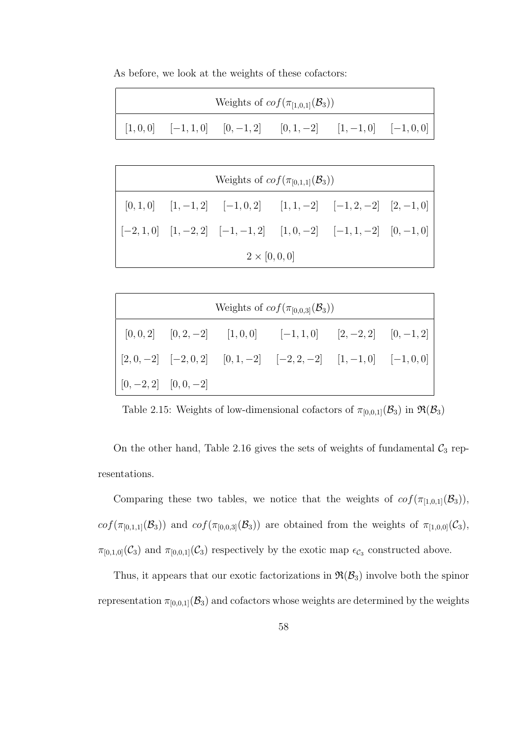As before, we look at the weights of these cofactors:

| Weights of $cof(\pi_{[1,0,1]}(\mathcal{B}_3))$ | | | | | |
|---|---|---|---|---|---|
| $[1,0,0]$ | $[-1,1,0]$ | $[0,-1,2]$ | $[0,1,-2]$ | $[1,-1,0]$ | $[-1,0,0]$ |

| Weights of $cof(\pi_{[0,1,1]}(\mathcal{B}_3))$ | | | | | |
|---|---|---|---|---|---|
| $[0,1,0]$ | $[1,-1,2]$ | $[-1,0,2]$ | $[1,1,-2]$ | $[-1,2,-2]$ | $[2,-1,0]$ |
| $[-2,1,0]$ | $[1,-2,2]$ | $[-1,-1,2]$ | $[1,0,-2]$ | $[-1,1,-2]$ | $[0,-1,0]$ |
| $2 \times [0,0,0]$ | | | | | |

| Weights of $cof(\pi_{[0,0,3]}(\mathcal{B}_3))$ | | | | | |
|---|---|---|---|---|---|
| $[0,0,2]$ | $[0,2,-2]$ | $[1,0,0]$ | $[-1,1,0]$ | $[2,-2,2]$ | $[0,-1,2]$ |
| $[2,0,-2]$ | $[-2,0,2]$ | $[0,1,-2]$ | $[-2,2,-2]$ | $[1,-1,0]$ | $[-1,0,0]$ |
| $[0,-2,2]$ | $[0,0,-2]$ | | | | |

Table 2.15: Weights of low-dimensional cofactors of $\pi_{[0,0,1]}(\mathcal{B}_3)$ in $\mathfrak{R}(\mathcal{B}_3)$

On the other hand, Table 2.16 gives the sets of weights of fundamental $\mathcal{C}_3$ representations.

Comparing these two tables, we notice that the weights of $cof(\pi_{[1,0,1]}(\mathcal{B}_3))$, $cof(\pi_{[0,1,1]}(\mathcal{B}_3))$ and $cof(\pi_{[0,0,3]}(\mathcal{B}_3))$ are obtained from the weights of $\pi_{[1,0,0]}(\mathcal{C}_3)$, $\pi_{[0,1,0]}(\mathcal{C}_3)$ and $\pi_{[0,0,1]}(\mathcal{C}_3)$ respectively by the exotic map $\epsilon_{\mathcal{C}_3}$ constructed above.

Thus, it appears that our exotic factorizations in $\mathfrak{R}(\mathcal{B}_3)$ involve both the spinor representation $\pi_{[0,0,1]}(\mathcal{B}_3)$ and cofactors whose weights are determined by the weights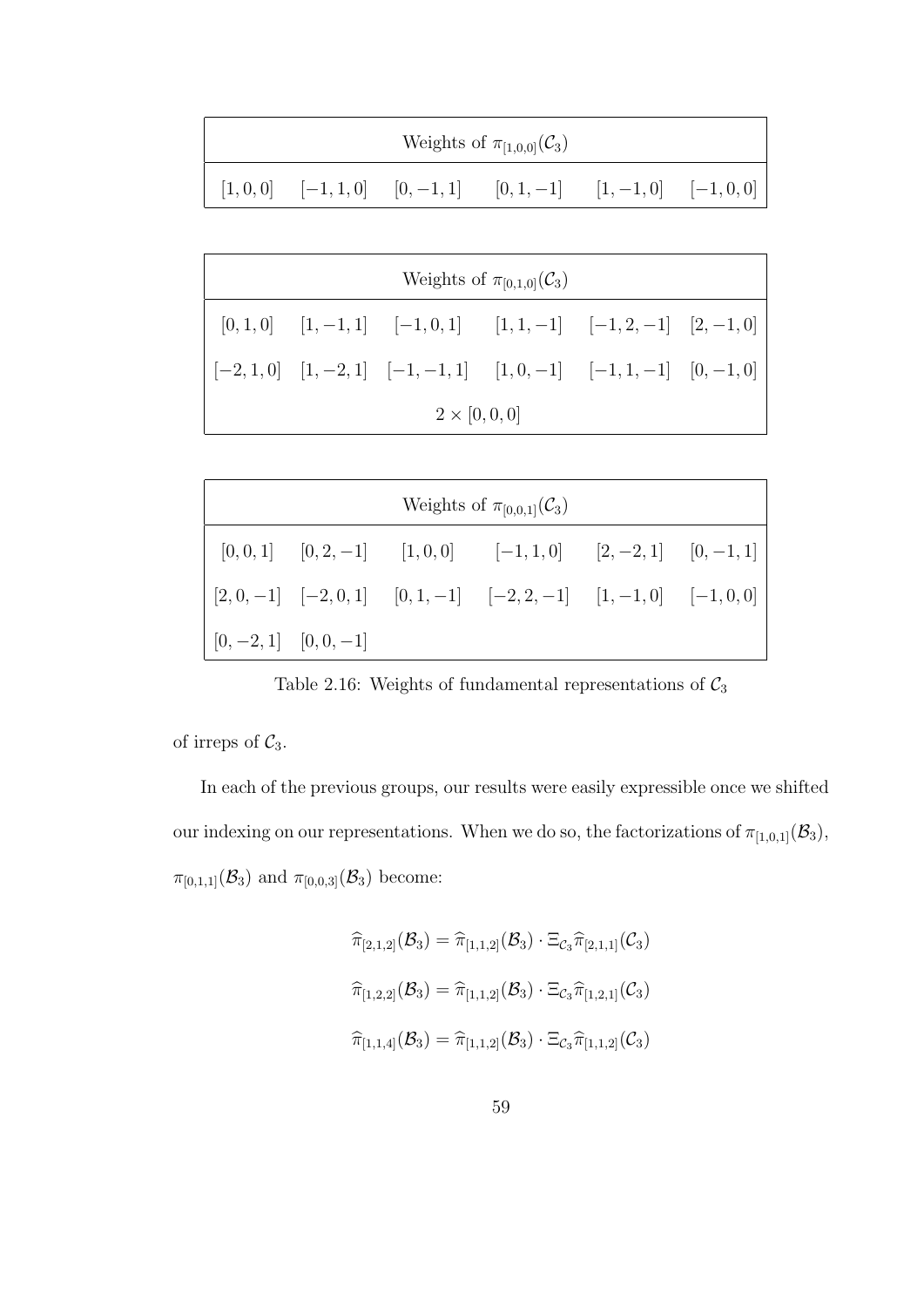| Weights of $\pi_{[1,0,0]}(\mathcal{C}_3)$ | | | | | |
|---|---|---|---|---|---|
| $[1,0,0]$ | $[-1,1,0]$ | $[0,-1,1]$ | $[0,1,-1]$ | $[1,-1,0]$ | $[-1,0,0]$ |

| Weights of $\pi_{[0,1,0]}(\mathcal{C}_3)$ | | | | | |
|---|---|---|---|---|---|
| $[0,1,0]$ | $[1,-1,1]$ | $[-1,0,1]$ | $[1,1,-1]$ | $[-1,2,-1]$ | $[2,-1,0]$ |
| $[-2,1,0]$ | $[1,-2,1]$ | $[-1,-1,1]$ | $[1,0,-1]$ | $[-1,1,-1]$ | $[0,-1,0]$ |
| $2 \times [0,0,0]$ | | | | | |

| Weights of $\pi_{[0,0,1]}(\mathcal{C}_3)$ | | | | | |
|---|---|---|---|---|---|
| $[0,0,1]$ | $[0,2,-1]$ | $[1,0,0]$ | $[-1,1,0]$ | $[2,-2,1]$ | $[0,-1,1]$ |
| $[2,0,-1]$ | $[-2,0,1]$ | $[0,1,-1]$ | $[-2,2,-1]$ | $[1,-1,0]$ | $[-1,0,0]$ |
| $[0,-2,1]$ | $[0,0,-1]$ | | | | |

Table 2.16: Weights of fundamental representations of $\mathcal{C}_3$

of irreps of $\mathcal{C}_3$.

In each of the previous groups, our results were easily expressible once we shifted our indexing on our representations. When we do so, the factorizations of $\pi_{[1,0,1]}(\mathcal{B}_3)$, $\pi_{[0,1,1]}(\mathcal{B}_3)$ and $\pi_{[0,0,3]}(\mathcal{B}_3)$ become:

$$\widehat{\pi}_{[2,1,2]}(\mathcal{B}_3) = \widehat{\pi}_{[1,1,2]}(\mathcal{B}_3) \cdot \Xi_{\mathcal{C}_3}\widehat{\pi}_{[2,1,1]}(\mathcal{C}_3)$$

$$\widehat{\pi}_{[1,2,2]}(\mathcal{B}_3) = \widehat{\pi}_{[1,1,2]}(\mathcal{B}_3) \cdot \Xi_{\mathcal{C}_3}\widehat{\pi}_{[1,2,1]}(\mathcal{C}_3)$$

$$\widehat{\pi}_{[1,1,4]}(\mathcal{B}_3) = \widehat{\pi}_{[1,1,2]}(\mathcal{B}_3) \cdot \Xi_{\mathcal{C}_3}\widehat{\pi}_{[1,1,2]}(\mathcal{C}_3)$$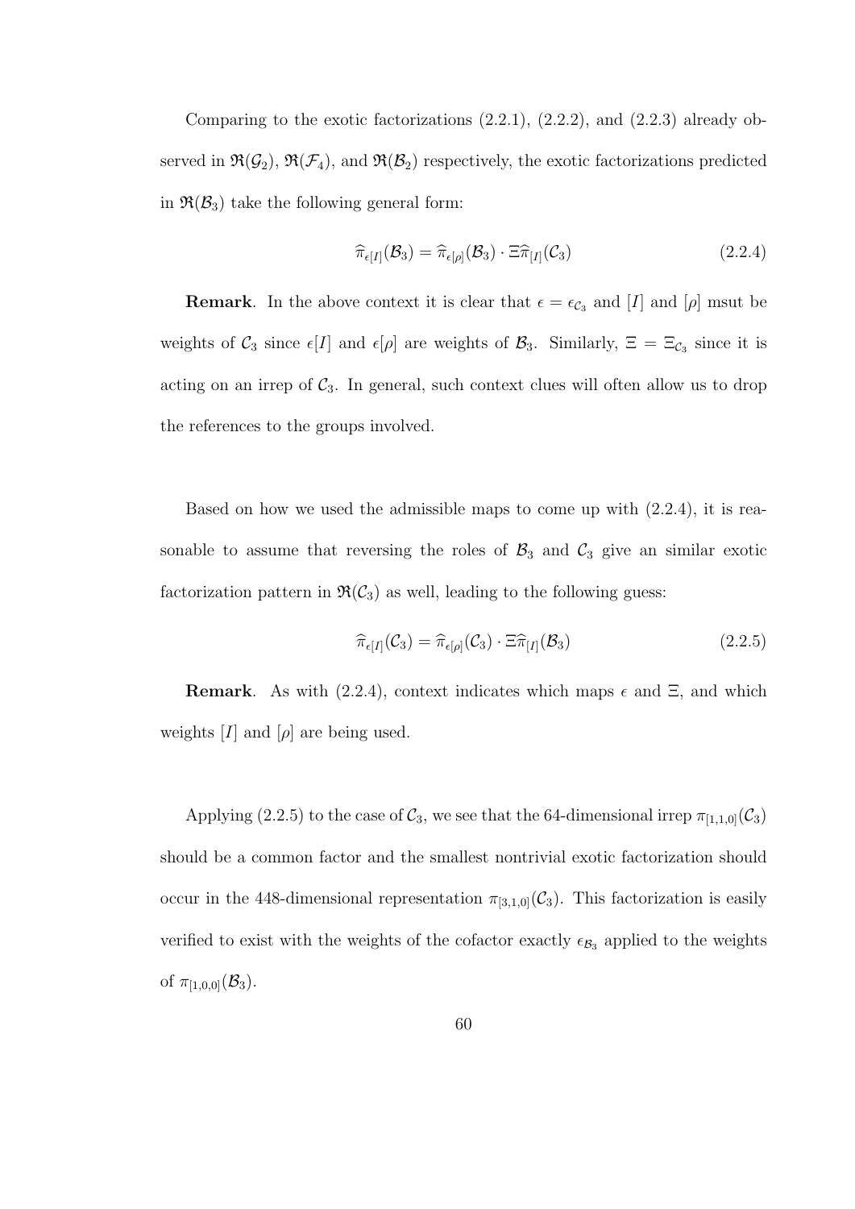Comparing to the exotic factorizations (2.2.1), (2.2.2), and (2.2.3) already observed in $\mathfrak{R}(\mathcal{G}_2)$, $\mathfrak{R}(\mathcal{F}_4)$, and $\mathfrak{R}(\mathcal{B}_2)$ respectively, the exotic factorizations predicted in $\mathfrak{R}(\mathcal{B}_3)$ take the following general form:

$$\widehat{\pi}_{\epsilon[I]}(\mathcal{B}_3) = \widehat{\pi}_{\epsilon[\rho]}(\mathcal{B}_3) \cdot \Xi\widehat{\pi}_{[I]}(\mathcal{C}_3) \tag{2.2.4}$$

**Remark**. In the above context it is clear that $\epsilon = \epsilon_{\mathcal{C}_3}$ and $[I]$ and $[\rho]$ msut be weights of $\mathcal{C}_3$ since $\epsilon[I]$ and $\epsilon[\rho]$ are weights of $\mathcal{B}_3$. Similarly, $\Xi = \Xi_{\mathcal{C}_3}$ since it is acting on an irrep of $\mathcal{C}_3$. In general, such context clues will often allow us to drop the references to the groups involved.

Based on how we used the admissible maps to come up with (2.2.4), it is reasonable to assume that reversing the roles of $\mathcal{B}_3$ and $\mathcal{C}_3$ give an similar exotic factorization pattern in $\mathfrak{R}(\mathcal{C}_3)$ as well, leading to the following guess:

$$\widehat{\pi}_{\epsilon[I]}(\mathcal{C}_3) = \widehat{\pi}_{\epsilon[\rho]}(\mathcal{C}_3) \cdot \Xi\widehat{\pi}_{[I]}(\mathcal{B}_3) \tag{2.2.5}$$

**Remark**. As with (2.2.4), context indicates which maps $\epsilon$ and $\Xi$, and which weights $[I]$ and $[\rho]$ are being used.

Applying (2.2.5) to the case of $\mathcal{C}_3$, we see that the 64-dimensional irrep $\pi_{[1,1,0]}(\mathcal{C}_3)$ should be a common factor and the smallest nontrivial exotic factorization should occur in the 448-dimensional representation $\pi_{[3,1,0]}(\mathcal{C}_3)$. This factorization is easily verified to exist with the weights of the cofactor exactly $\epsilon_{\mathcal{B}_3}$ applied to the weights of $\pi_{[1,0,0]}(\mathcal{B}_3)$.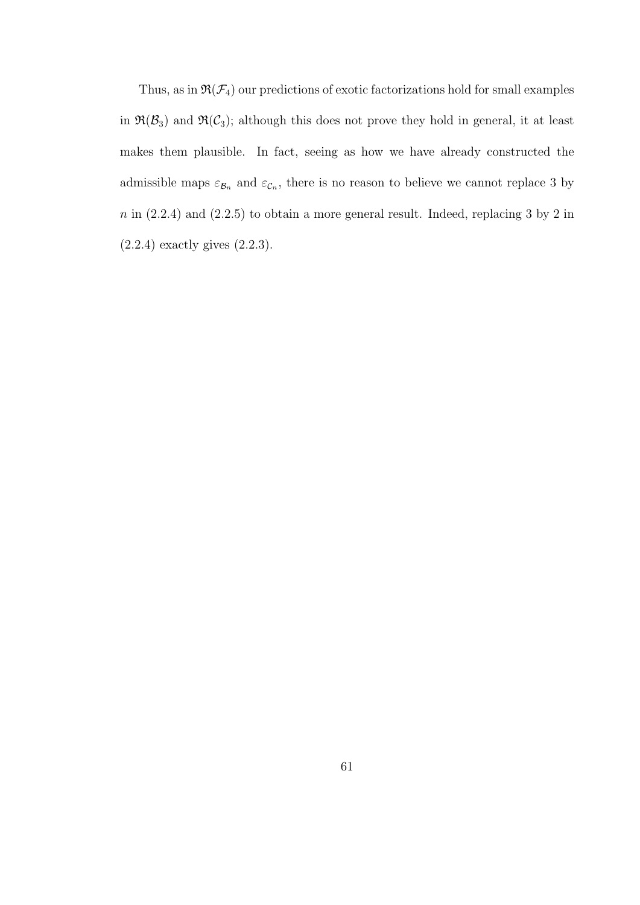Thus, as in $\mathfrak{R}(\mathcal{F}_4)$ our predictions of exotic factorizations hold for small examples in $\mathfrak{R}(\mathcal{B}_3)$ and $\mathfrak{R}(\mathcal{C}_3)$; although this does not prove they hold in general, it at least makes them plausible. In fact, seeing as how we have already constructed the admissible maps $\varepsilon_{\mathcal{B}_n}$ and $\varepsilon_{\mathcal{C}_n}$, there is no reason to believe we cannot replace 3 by $n$ in (2.2.4) and (2.2.5) to obtain a more general result. Indeed, replacing 3 by 2 in (2.2.4) exactly gives (2.2.3).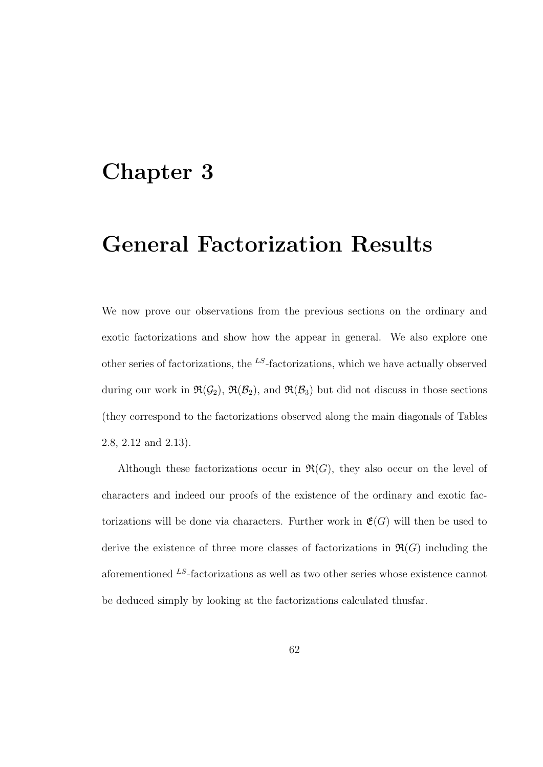# Chapter 3

# General Factorization Results

We now prove our observations from the previous sections on the ordinary and exotic factorizations and show how the appear in general. We also explore one other series of factorizations, the $^{LS}$-factorizations, which we have actually observed during our work in $\mathfrak{R}(\mathcal{G}_2)$, $\mathfrak{R}(\mathcal{B}_2)$, and $\mathfrak{R}(\mathcal{B}_3)$ but did not discuss in those sections (they correspond to the factorizations observed along the main diagonals of Tables 2.8, 2.12 and 2.13).

Although these factorizations occur in $\mathfrak{R}(G)$, they also occur on the level of characters and indeed our proofs of the existence of the ordinary and exotic factorizations will be done via characters. Further work in $\mathfrak{E}(G)$ will then be used to derive the existence of three more classes of factorizations in $\mathfrak{R}(G)$ including the aforementioned $^{LS}$-factorizations as well as two other series whose existence cannot be deduced simply by looking at the factorizations calculated thusfar.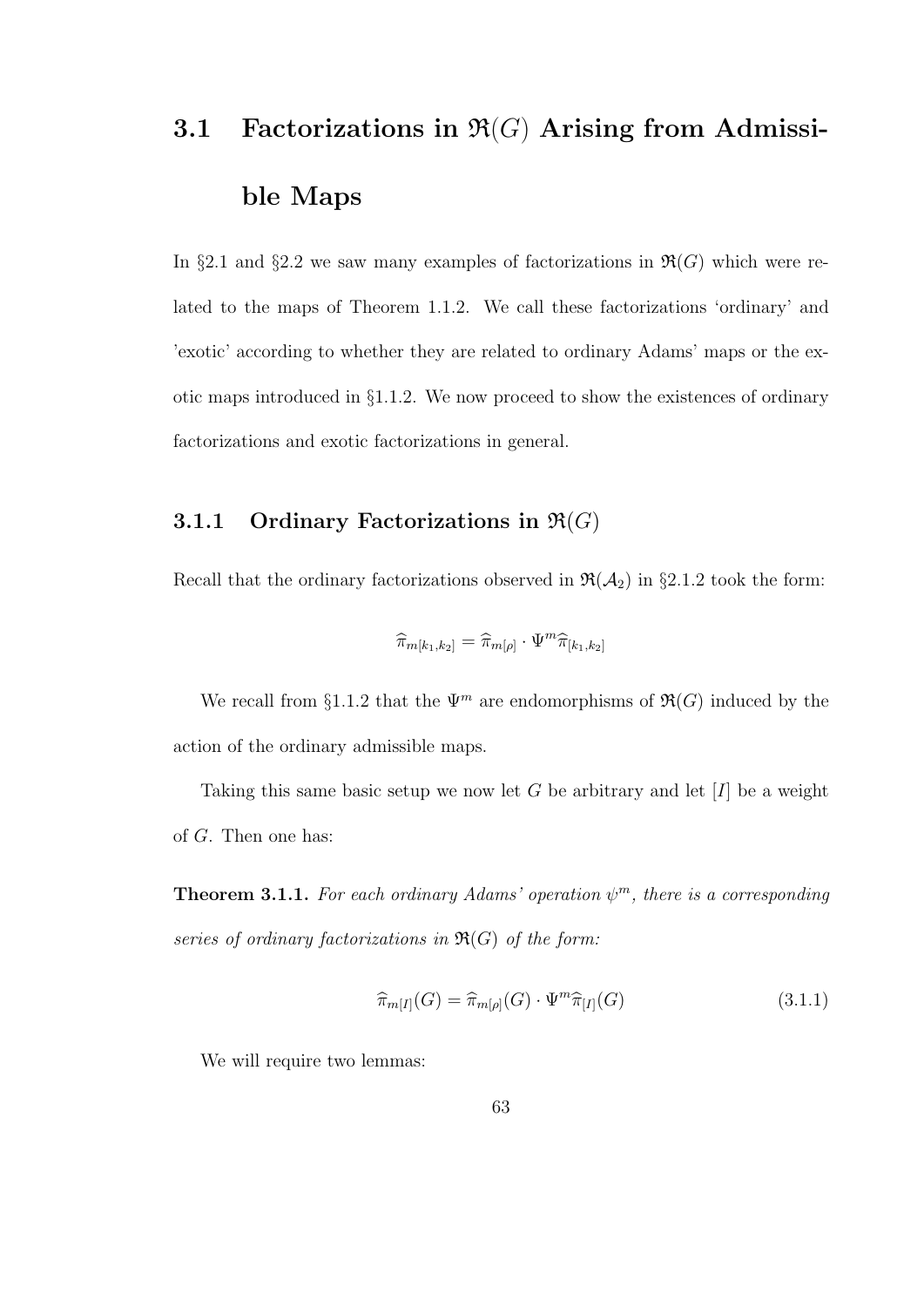## 3.1 Factorizations in $\mathfrak{R}(G)$ Arising from Admissible Maps

In §2.1 and §2.2 we saw many examples of factorizations in $\mathfrak{R}(G)$ which were related to the maps of Theorem 1.1.2. We call these factorizations 'ordinary' and 'exotic' according to whether they are related to ordinary Adams' maps or the exotic maps introduced in §1.1.2. We now proceed to show the existences of ordinary factorizations and exotic factorizations in general.

### 3.1.1 Ordinary Factorizations in $\mathfrak{R}(G)$

Recall that the ordinary factorizations observed in $\mathfrak{R}(\mathcal{A}_2)$ in §2.1.2 took the form:

$$\widehat{\pi}_{m[k_1,k_2]} = \widehat{\pi}_{m[\rho]} \cdot \Psi^m \widehat{\pi}_{[k_1,k_2]}$$

We recall from §1.1.2 that the $\Psi^m$ are endomorphisms of $\mathfrak{R}(G)$ induced by the action of the ordinary admissible maps.

Taking this same basic setup we now let $G$ be arbitrary and let $[I]$ be a weight of $G$. Then one has:

**Theorem 3.1.1.** *For each ordinary Adams' operation $\psi^m$, there is a corresponding series of ordinary factorizations in $\mathfrak{R}(G)$ of the form:*

$$\widehat{\pi}_{m[I]}(G) = \widehat{\pi}_{m[\rho]}(G) \cdot \Psi^m \widehat{\pi}_{[I]}(G) \tag{3.1.1}$$

We will require two lemmas: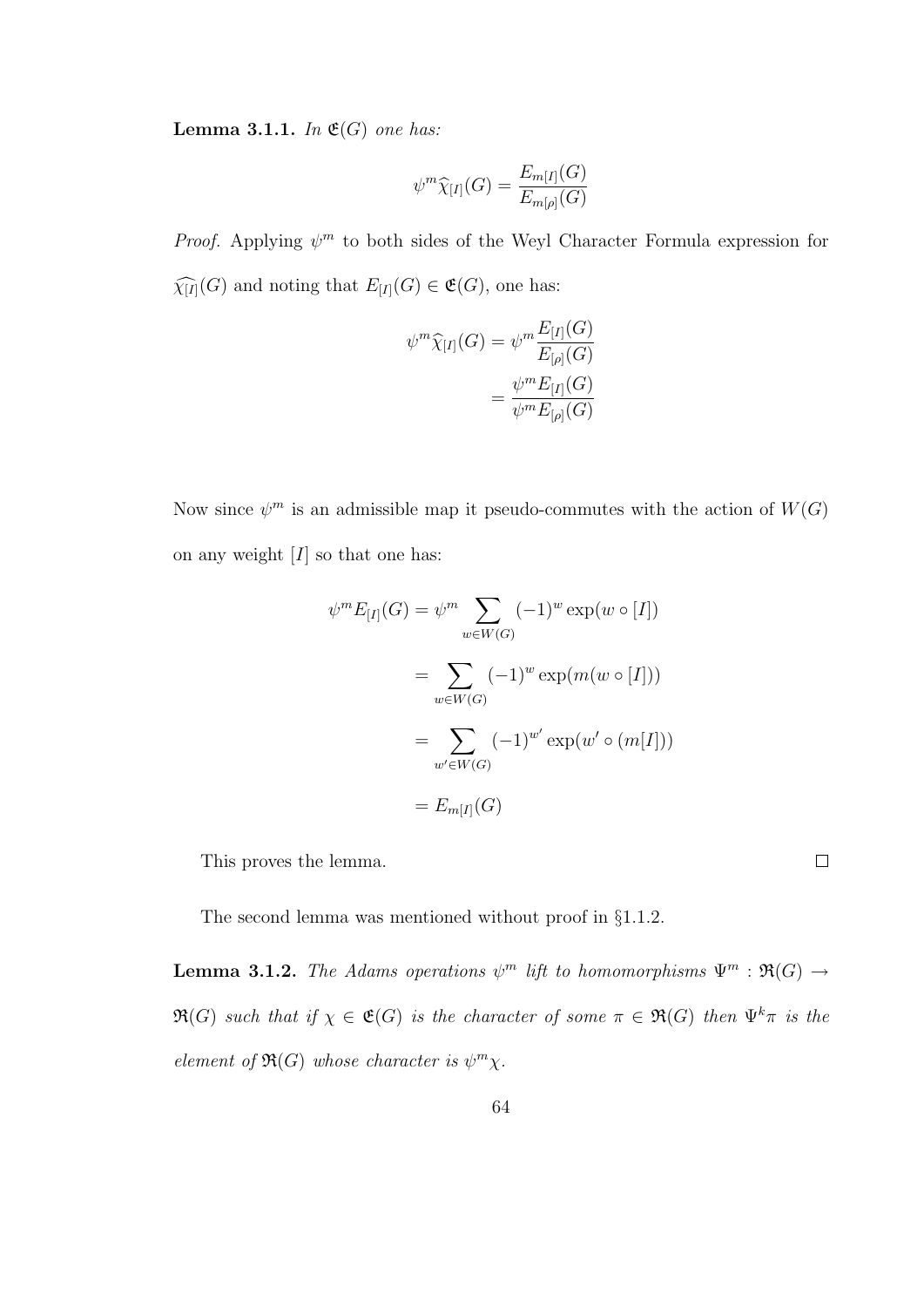**Lemma 3.1.1.** *In $\mathfrak{E}(G)$ one has:*

$$\psi^m \widehat{\chi}_{[I]}(G) = \frac{E_{m[I]}(G)}{E_{m[\rho]}(G)}$$

*Proof.* Applying $\psi^m$ to both sides of the Weyl Character Formula expression for $\widehat{\chi_{[I]}}(G)$ and noting that $E_{[I]}(G) \in \mathfrak{E}(G)$, one has:

$$\begin{aligned}
\psi^m \widehat{\chi}_{[I]}(G) &= \psi^m \frac{E_{[I]}(G)}{E_{[\rho]}(G)} \\
&= \frac{\psi^m E_{[I]}(G)}{\psi^m E_{[\rho]}(G)}
\end{aligned}$$

Now since $\psi^m$ is an admissible map it pseudo-commutes with the action of $W(G)$ on any weight $[I]$ so that one has:

$$\begin{aligned}
\psi^m E_{[I]}(G) &= \psi^m \sum_{w \in W(G)} (-1)^w \exp(w \circ [I]) \\
&= \sum_{w \in W(G)} (-1)^w \exp(m(w \circ [I])) \\
&= \sum_{w' \in W(G)} (-1)^{w'} \exp(w' \circ (m[I])) \\
&= E_{m[I]}(G)
\end{aligned}$$

This proves the lemma. □

The second lemma was mentioned without proof in §1.1.2.

**Lemma 3.1.2.** *The Adams operations $\psi^m$ lift to homomorphisms $\Psi^m : \mathfrak{R}(G) \to \mathfrak{R}(G)$ such that if $\chi \in \mathfrak{E}(G)$ is the character of some $\pi \in \mathfrak{R}(G)$ then $\Psi^k \pi$ is the element of $\mathfrak{R}(G)$ whose character is $\psi^m \chi$.*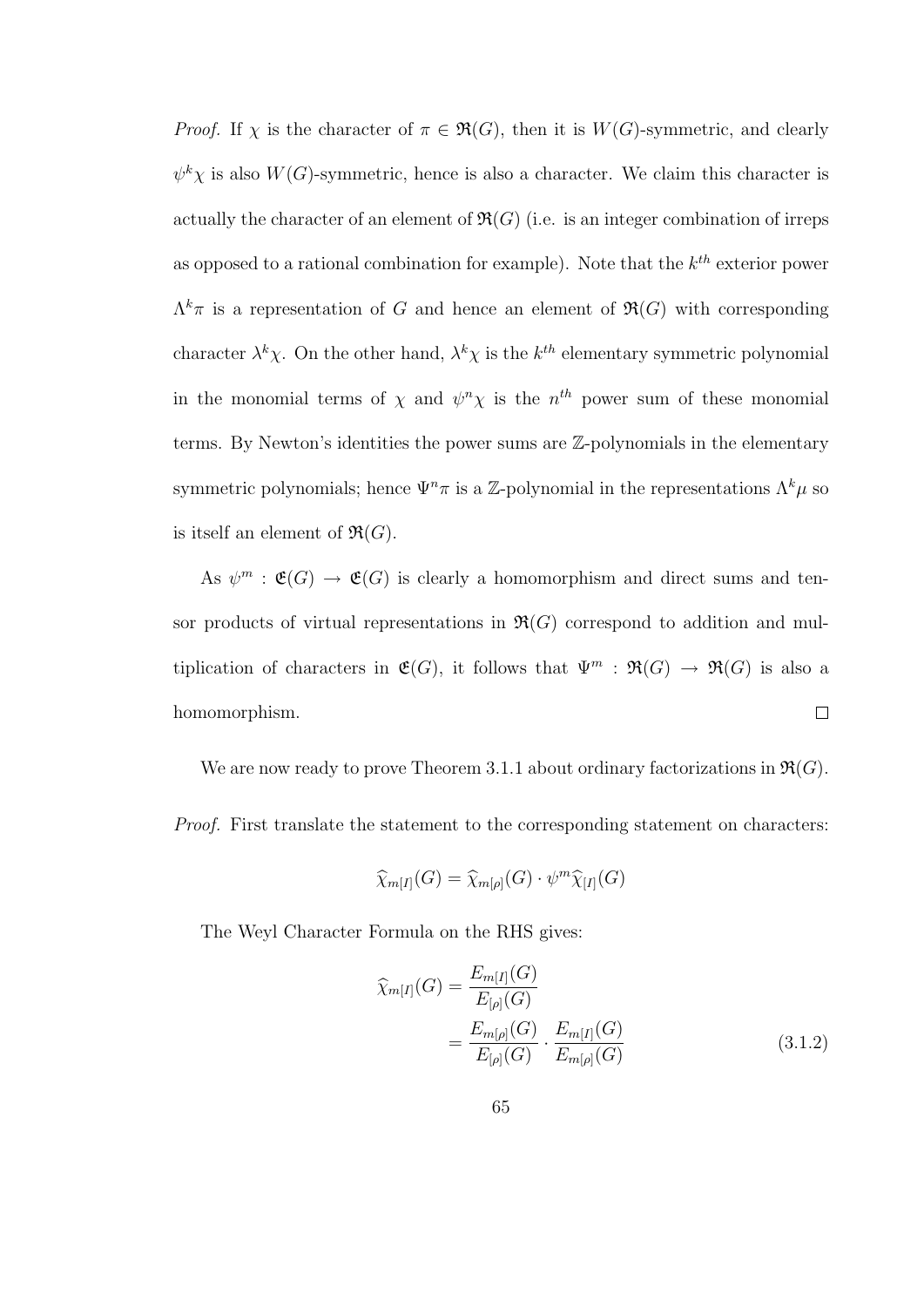*Proof.* If $\chi$ is the character of $\pi \in \mathfrak{R}(G)$, then it is $W(G)$-symmetric, and clearly $\psi^k\chi$ is also $W(G)$-symmetric, hence is also a character. We claim this character is actually the character of an element of $\mathfrak{R}(G)$ (i.e. is an integer combination of irreps as opposed to a rational combination for example). Note that the $k^{th}$ exterior power $\Lambda^k\pi$ is a representation of $G$ and hence an element of $\mathfrak{R}(G)$ with corresponding character $\lambda^k\chi$. On the other hand, $\lambda^k\chi$ is the $k^{th}$ elementary symmetric polynomial in the monomial terms of $\chi$ and $\psi^n\chi$ is the $n^{th}$ power sum of these monomial terms. By Newton's identities the power sums are $\mathbb{Z}$-polynomials in the elementary symmetric polynomials; hence $\Psi^n\pi$ is a $\mathbb{Z}$-polynomial in the representations $\Lambda^k\mu$ so is itself an element of $\mathfrak{R}(G)$.

As $\psi^m : \mathfrak{E}(G) \to \mathfrak{E}(G)$ is clearly a homomorphism and direct sums and tensor products of virtual representations in $\mathfrak{R}(G)$ correspond to addition and multiplication of characters in $\mathfrak{E}(G)$, it follows that $\Psi^m : \mathfrak{R}(G) \to \mathfrak{R}(G)$ is also a homomorphism. □

We are now ready to prove Theorem 3.1.1 about ordinary factorizations in $\mathfrak{R}(G)$.

*Proof.* First translate the statement to the corresponding statement on characters:

$$\widehat{\chi}_{m[I]}(G) = \widehat{\chi}_{m[\rho]}(G) \cdot \psi^m\widehat{\chi}_{[I]}(G)$$

The Weyl Character Formula on the RHS gives:

$$\begin{aligned}
\widehat{\chi}_{m[I]}(G) &= \frac{E_{m[I]}(G)}{E_{[\rho]}(G)} \\
&= \frac{E_{m[\rho]}(G)}{E_{[\rho]}(G)} \cdot \frac{E_{m[I]}(G)}{E_{m[\rho]}(G)}
\end{aligned} \tag{3.1.2}$$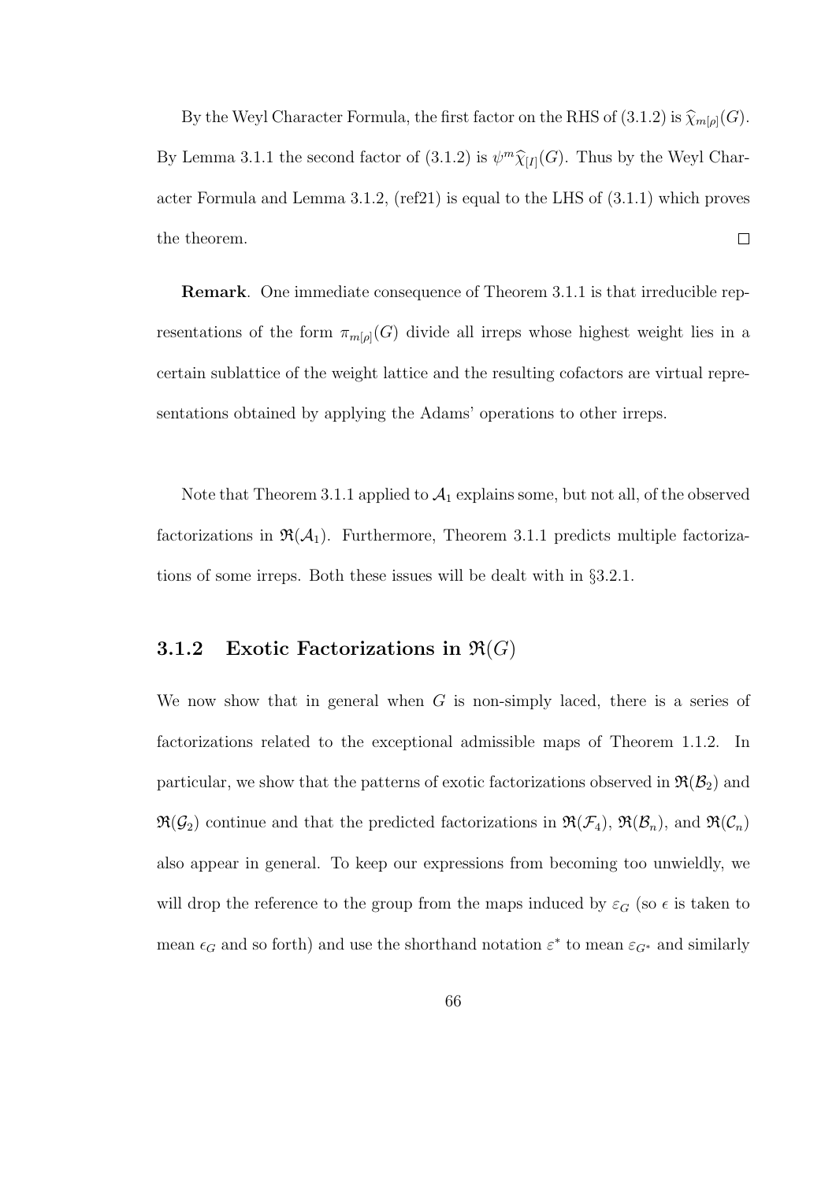By the Weyl Character Formula, the first factor on the RHS of (3.1.2) is $\widehat{\chi}_{m[\rho]}(G)$. By Lemma 3.1.1 the second factor of (3.1.2) is $\psi^m\widehat{\chi}_{[I]}(G)$. Thus by the Weyl Character Formula and Lemma 3.1.2, (ref21) is equal to the LHS of (3.1.1) which proves the theorem. $\square$

**Remark**. One immediate consequence of Theorem 3.1.1 is that irreducible representations of the form $\pi_{m[\rho]}(G)$ divide all irreps whose highest weight lies in a certain sublattice of the weight lattice and the resulting cofactors are virtual representations obtained by applying the Adams' operations to other irreps.

Note that Theorem 3.1.1 applied to $\mathcal{A}_1$ explains some, but not all, of the observed factorizations in $\mathfrak{R}(\mathcal{A}_1)$. Furthermore, Theorem 3.1.1 predicts multiple factorizations of some irreps. Both these issues will be dealt with in §3.2.1.

### 3.1.2 Exotic Factorizations in $\mathfrak{R}(G)$

We now show that in general when $G$ is non-simply laced, there is a series of factorizations related to the exceptional admissible maps of Theorem 1.1.2. In particular, we show that the patterns of exotic factorizations observed in $\mathfrak{R}(\mathcal{B}_2)$ and $\mathfrak{R}(\mathcal{G}_2)$ continue and that the predicted factorizations in $\mathfrak{R}(\mathcal{F}_4)$, $\mathfrak{R}(\mathcal{B}_n)$, and $\mathfrak{R}(\mathcal{C}_n)$ also appear in general. To keep our expressions from becoming too unwieldly, we will drop the reference to the group from the maps induced by $\varepsilon_G$ (so $\epsilon$ is taken to mean $\epsilon_G$ and so forth) and use the shorthand notation $\varepsilon^*$ to mean $\varepsilon_{G^*}$ and similarly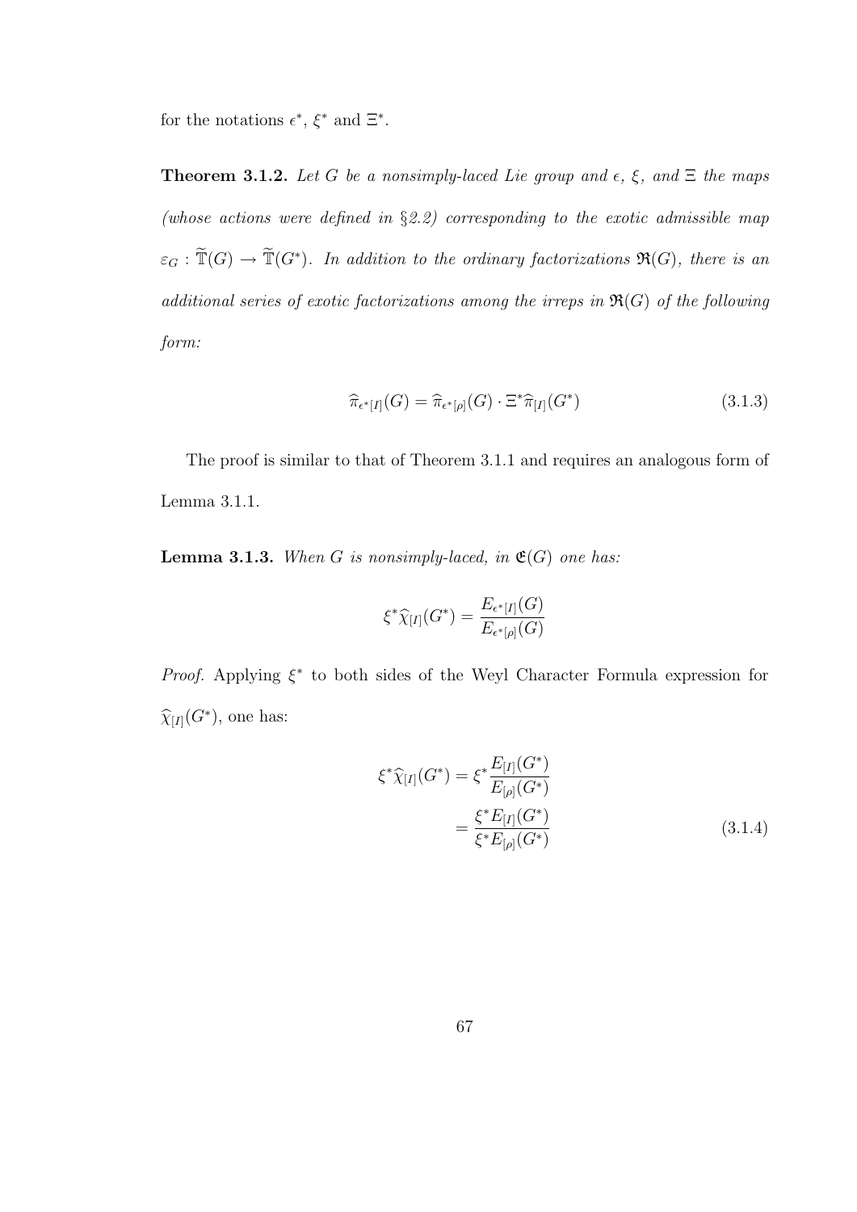for the notations $\epsilon^*$, $\xi^*$ and $\Xi^*$.

**Theorem 3.1.2.** *Let $G$ be a nonsimply-laced Lie group and $\epsilon$, $\xi$, and $\Xi$ the maps (whose actions were defined in §2.2) corresponding to the exotic admissible map $\varepsilon_G : \widetilde{\mathbb{T}}(G) \to \widetilde{\mathbb{T}}(G^*)$. In addition to the ordinary factorizations $\mathfrak{R}(G)$, there is an additional series of exotic factorizations among the irreps in $\mathfrak{R}(G)$ of the following form:*

$$\widehat{\pi}_{\epsilon^*[I]}(G) = \widehat{\pi}_{\epsilon^*[\rho]}(G) \cdot \Xi^* \widehat{\pi}_{[I]}(G^*) \tag{3.1.3}$$

The proof is similar to that of Theorem 3.1.1 and requires an analogous form of Lemma 3.1.1.

**Lemma 3.1.3.** *When $G$ is nonsimply-laced, in $\mathfrak{E}(G)$ one has:*

$$\xi^* \widehat{\chi}_{[I]}(G^*) = \frac{E_{\epsilon^*[I]}(G)}{E_{\epsilon^*[\rho]}(G)}$$

*Proof.* Applying $\xi^*$ to both sides of the Weyl Character Formula expression for $\widehat{\chi}_{[I]}(G^*)$, one has:

$$\begin{aligned} \xi^* \widehat{\chi}_{[I]}(G^*) &= \xi^* \frac{E_{[I]}(G^*)}{E_{[\rho]}(G^*)} \\ &= \frac{\xi^* E_{[I]}(G^*)}{\xi^* E_{[\rho]}(G^*)} \end{aligned} \tag{3.1.4}$$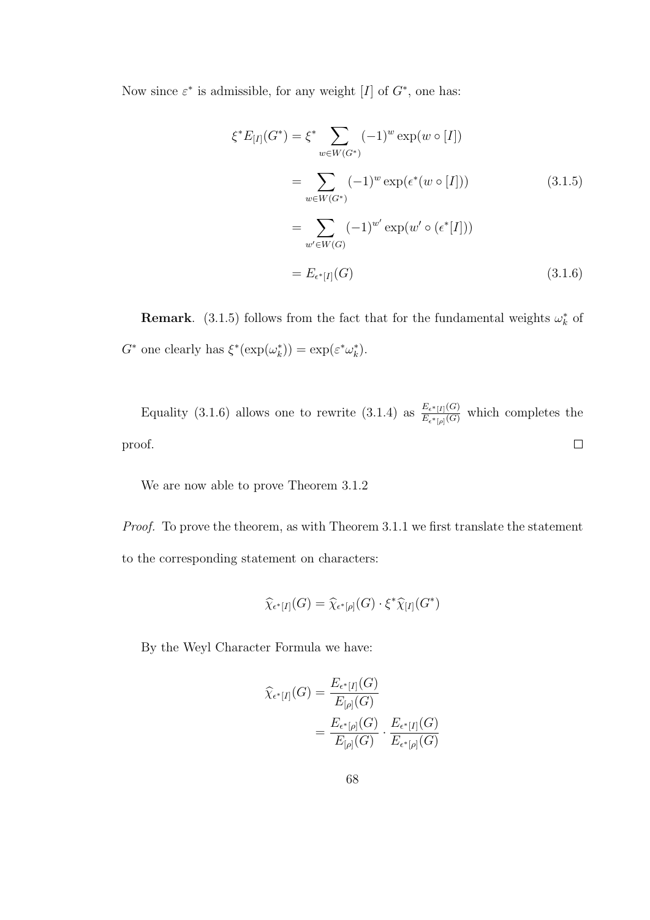Now since $\varepsilon^*$ is admissible, for any weight $[I]$ of $G^*$, one has:

$$
\begin{aligned}
\xi^* E_{[I]}(G^*) &= \xi^* \sum_{w \in W(G^*)} (-1)^w \exp(w \circ [I]) \\
&= \sum_{w \in W(G^*)} (-1)^w \exp(\epsilon^*(w \circ [I])) \qquad (3.1.5) \\
&= \sum_{w' \in W(G)} (-1)^{w'} \exp(w' \circ (\epsilon^*[I])) \\
&= E_{\epsilon^*[I]}(G) \qquad (3.1.6)
\end{aligned}
$$

**Remark**. (3.1.5) follows from the fact that for the fundamental weights $\omega_k^*$ of $G^*$ one clearly has $\xi^*(\exp(\omega_k^*)) = \exp(\varepsilon^* \omega_k^*)$.

Equality (3.1.6) allows one to rewrite (3.1.4) as $\frac{E_{\epsilon^*[I]}(G)}{E_{\epsilon^*[\rho]}(G)}$ which completes the proof. $\square$

We are now able to prove Theorem 3.1.2

*Proof.* To prove the theorem, as with Theorem 3.1.1 we first translate the statement to the corresponding statement on characters:

$$
\widehat{\chi}_{\epsilon^*[I]}(G) = \widehat{\chi}_{\epsilon^*[\rho]}(G) \cdot \xi^* \widehat{\chi}_{[I]}(G^*)
$$

By the Weyl Character Formula we have:

$$
\begin{aligned}
\widehat{\chi}_{\epsilon^*[I]}(G) &= \frac{E_{\epsilon^*[I]}(G)}{E_{[\rho]}(G)} \\
&= \frac{E_{\epsilon^*[\rho]}(G)}{E_{[\rho]}(G)} \cdot \frac{E_{\epsilon^*[I]}(G)}{E_{\epsilon^*[\rho]}(G)}
\end{aligned}
$$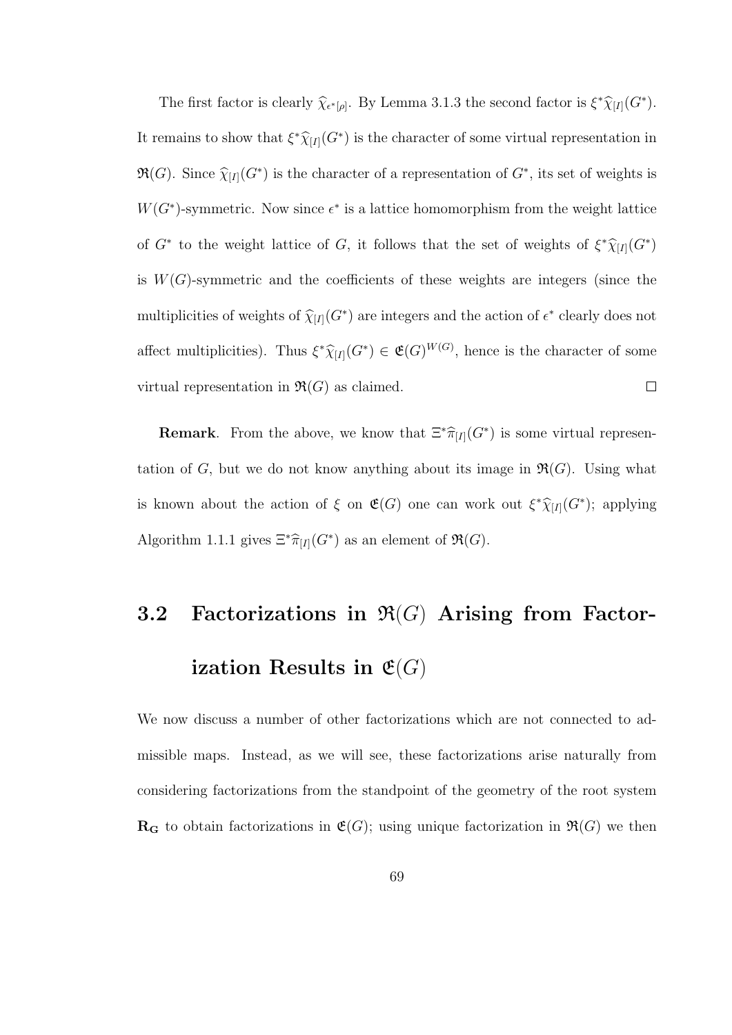The first factor is clearly $\widehat{\chi}_{\epsilon^*[\rho]}$. By Lemma 3.1.3 the second factor is $\xi^*\widehat{\chi}_{[I]}(G^*)$. It remains to show that $\xi^*\widehat{\chi}_{[I]}(G^*)$ is the character of some virtual representation in $\mathfrak{R}(G)$. Since $\widehat{\chi}_{[I]}(G^*)$ is the character of a representation of $G^*$, its set of weights is $W(G^*)$-symmetric. Now since $\epsilon^*$ is a lattice homomorphism from the weight lattice of $G^*$ to the weight lattice of $G$, it follows that the set of weights of $\xi^*\widehat{\chi}_{[I]}(G^*)$ is $W(G)$-symmetric and the coefficients of these weights are integers (since the multiplicities of weights of $\widehat{\chi}_{[I]}(G^*)$ are integers and the action of $\epsilon^*$ clearly does not affect multiplicities). Thus $\xi^*\widehat{\chi}_{[I]}(G^*) \in \mathfrak{E}(G)^{W(G)}$, hence is the character of some virtual representation in $\mathfrak{R}(G)$ as claimed. $\square$

**Remark**. From the above, we know that $\Xi^*\widehat{\pi}_{[I]}(G^*)$ is some virtual representation of $G$, but we do not know anything about its image in $\mathfrak{R}(G)$. Using what is known about the action of $\xi$ on $\mathfrak{E}(G)$ one can work out $\xi^*\widehat{\chi}_{[I]}(G^*)$; applying Algorithm 1.1.1 gives $\Xi^*\widehat{\pi}_{[I]}(G^*)$ as an element of $\mathfrak{R}(G)$.

## 3.2 Factorizations in $\mathfrak{R}(G)$ Arising from Factorization Results in $\mathfrak{E}(G)$

We now discuss a number of other factorizations which are not connected to admissible maps. Instead, as we will see, these factorizations arise naturally from considering factorizations from the standpoint of the geometry of the root system $\mathbf{R_G}$ to obtain factorizations in $\mathfrak{E}(G)$; using unique factorization in $\mathfrak{R}(G)$ we then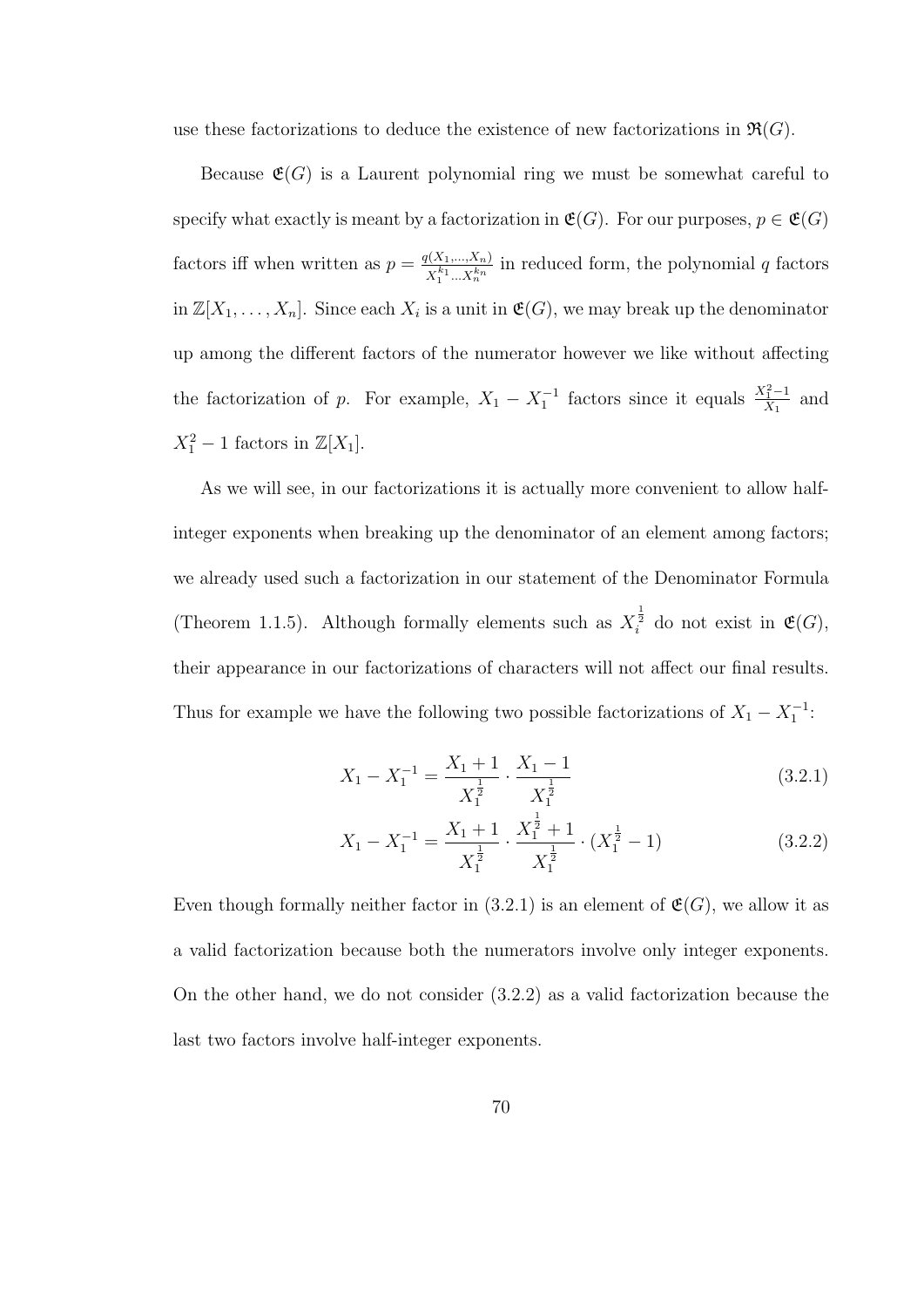use these factorizations to deduce the existence of new factorizations in $\mathfrak{R}(G)$.

Because $\mathfrak{E}(G)$ is a Laurent polynomial ring we must be somewhat careful to specify what exactly is meant by a factorization in $\mathfrak{E}(G)$. For our purposes, $p \in \mathfrak{E}(G)$ factors iff when written as $p = \frac{q(X_1,\ldots,X_n)}{X_1^{k_1}\ldots X_n^{k_n}}$ in reduced form, the polynomial $q$ factors in $\mathbb{Z}[X_1,\ldots,X_n]$. Since each $X_i$ is a unit in $\mathfrak{E}(G)$, we may break up the denominator up among the different factors of the numerator however we like without affecting the factorization of $p$. For example, $X_1 - X_1^{-1}$ factors since it equals $\frac{X_1^2-1}{X_1}$ and $X_1^2 - 1$ factors in $\mathbb{Z}[X_1]$.

As we will see, in our factorizations it is actually more convenient to allow half-integer exponents when breaking up the denominator of an element among factors; we already used such a factorization in our statement of the Denominator Formula (Theorem 1.1.5). Although formally elements such as $X_i^{\frac{1}{2}}$ do not exist in $\mathfrak{E}(G)$, their appearance in our factorizations of characters will not affect our final results. Thus for example we have the following two possible factorizations of $X_1 - X_1^{-1}$:

$$X_1 - X_1^{-1} = \frac{X_1 + 1}{X_1^{\frac{1}{2}}} \cdot \frac{X_1 - 1}{X_1^{\frac{1}{2}}} \tag{3.2.1}$$

$$X_1 - X_1^{-1} = \frac{X_1 + 1}{X_1^{\frac{1}{2}}} \cdot \frac{X_1^{\frac{1}{2}} + 1}{X_1^{\frac{1}{2}}} \cdot (X_1^{\frac{1}{2}} - 1) \tag{3.2.2}$$

Even though formally neither factor in (3.2.1) is an element of $\mathfrak{E}(G)$, we allow it as a valid factorization because both the numerators involve only integer exponents. On the other hand, we do not consider (3.2.2) as a valid factorization because the last two factors involve half-integer exponents.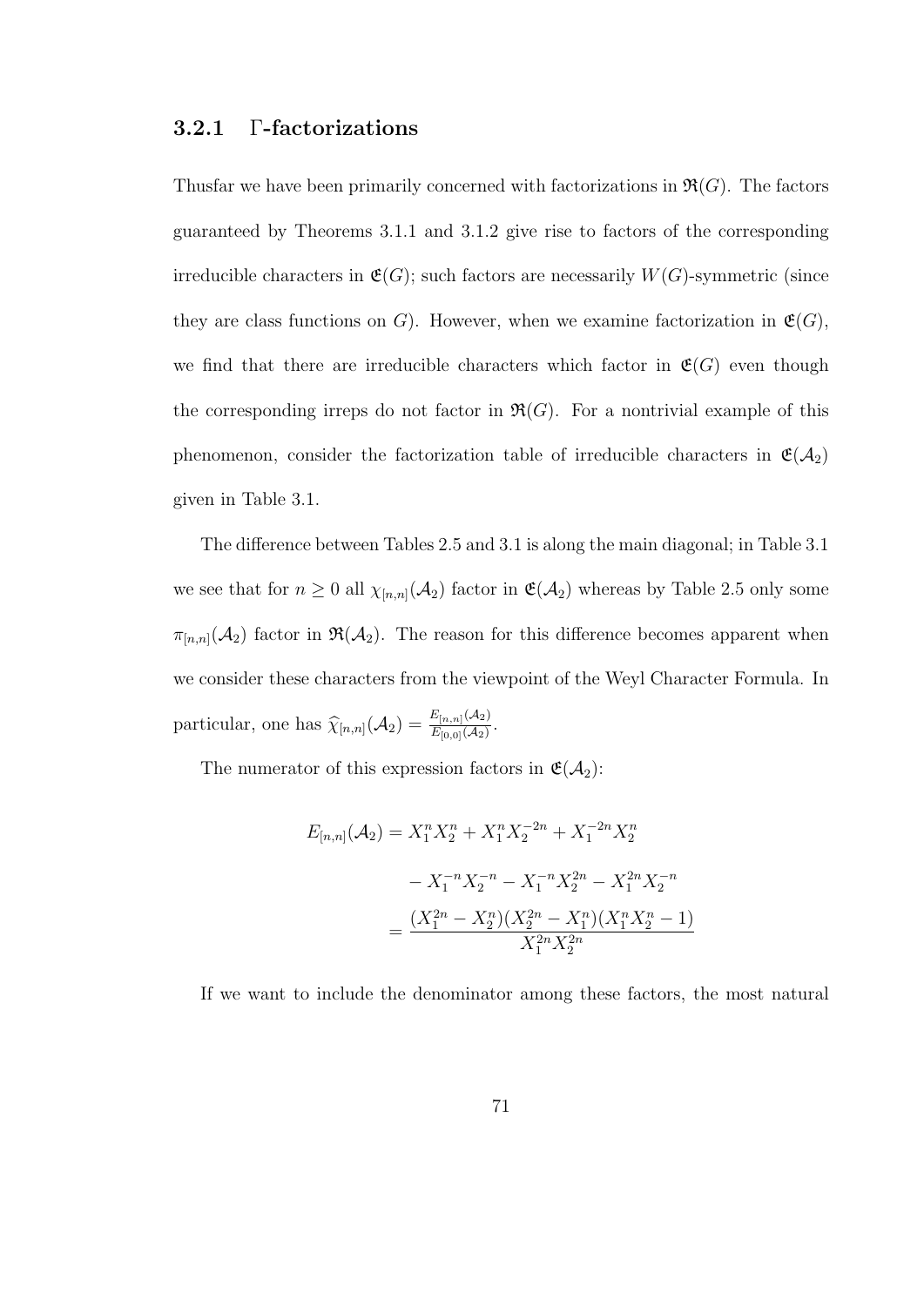### 3.2.1 $\Gamma$-factorizations

Thusfar we have been primarily concerned with factorizations in $\mathfrak{R}(G)$. The factors guaranteed by Theorems 3.1.1 and 3.1.2 give rise to factors of the corresponding irreducible characters in $\mathfrak{E}(G)$; such factors are necessarily $W(G)$-symmetric (since they are class functions on $G$). However, when we examine factorization in $\mathfrak{E}(G)$, we find that there are irreducible characters which factor in $\mathfrak{E}(G)$ even though the corresponding irreps do not factor in $\mathfrak{R}(G)$. For a nontrivial example of this phenomenon, consider the factorization table of irreducible characters in $\mathfrak{E}(\mathcal{A}_2)$ given in Table 3.1.

The difference between Tables 2.5 and 3.1 is along the main diagonal; in Table 3.1 we see that for $n \geq 0$ all $\chi_{[n,n]}(\mathcal{A}_2)$ factor in $\mathfrak{E}(\mathcal{A}_2)$ whereas by Table 2.5 only some $\pi_{[n,n]}(\mathcal{A}_2)$ factor in $\mathfrak{R}(\mathcal{A}_2)$. The reason for this difference becomes apparent when we consider these characters from the viewpoint of the Weyl Character Formula. In particular, one has $\widehat{\chi}_{[n,n]}(\mathcal{A}_2) = \frac{E_{[n,n]}(\mathcal{A}_2)}{E_{[0,0]}(\mathcal{A}_2)}$.

The numerator of this expression factors in $\mathfrak{E}(\mathcal{A}_2)$:

$$
\begin{aligned}
E_{[n,n]}(\mathcal{A}_2) &= X_1^n X_2^n + X_1^n X_2^{-2n} + X_1^{-2n} X_2^n \\
&\quad - X_1^{-n} X_2^{-n} - X_1^{-n} X_2^{2n} - X_1^{2n} X_2^{-n} \\
&= \frac{(X_1^{2n} - X_2^n)(X_2^{2n} - X_1^n)(X_1^n X_2^n - 1)}{X_1^{2n} X_2^{2n}}
\end{aligned}
$$

If we want to include the denominator among these factors, the most natural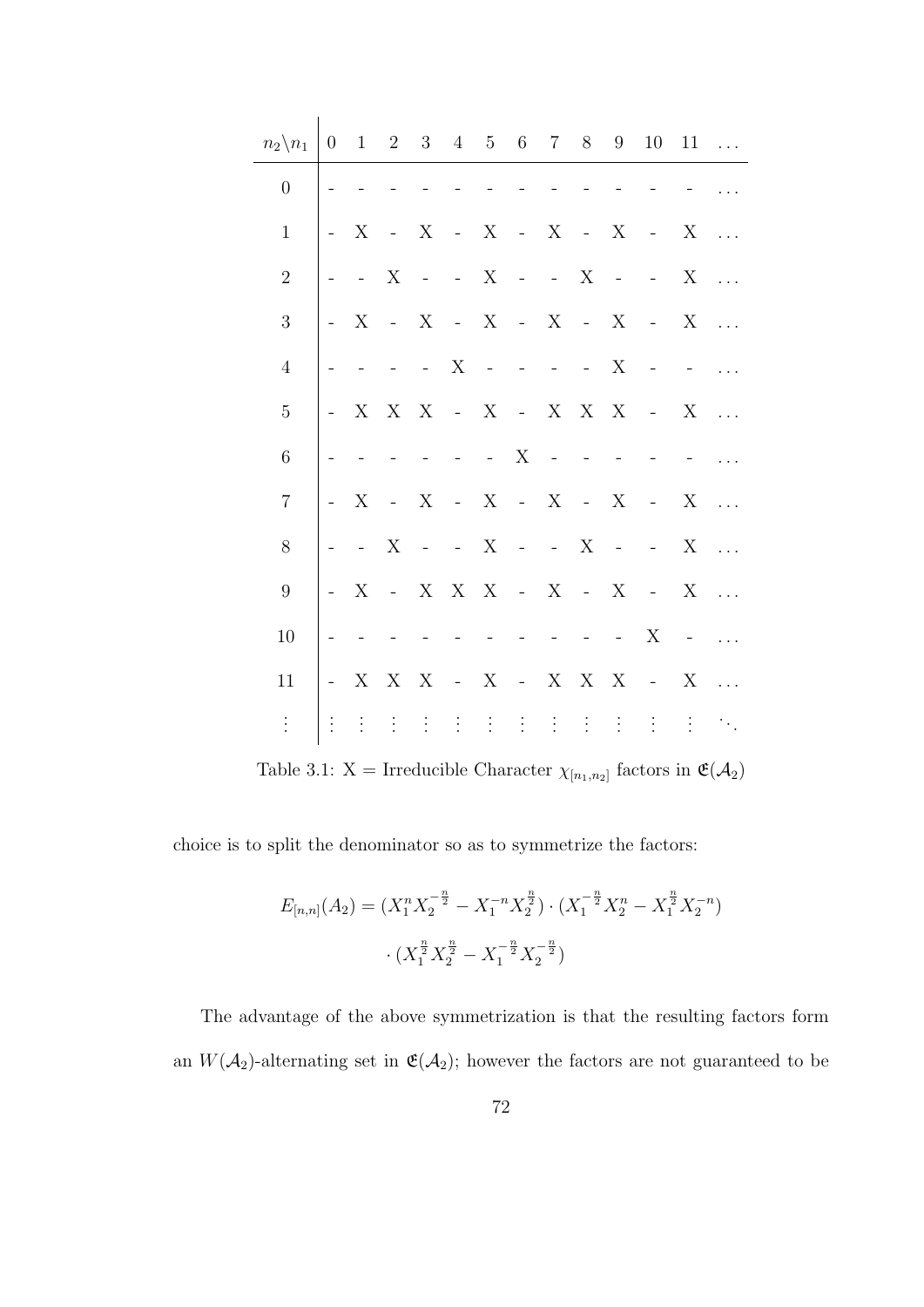| $n_2 \backslash n_1$ | 0 | 1 | 2 | 3 | 4 | 5 | 6 | 7 | 8 | 9 | 10 | 11 | ... |
|---|---|---|---|---|---|---|---|---|---|---|---|---|---|
| 0 | - | - | - | - | - | - | - | - | - | - | - | - | ... |
| 1 | - | X | - | X | - | X | - | X | - | X | - | X | ... |
| 2 | - | - | X | - | - | X | - | - | X | - | - | X | ... |
| 3 | - | X | - | X | - | X | - | X | - | X | - | X | ... |
| 4 | - | - | - | - | X | - | - | - | - | X | - | - | ... |
| 5 | - | X | X | X | - | X | - | X | X | X | - | X | ... |
| 6 | - | - | - | - | - | - | X | - | - | - | - | - | ... |
| 7 | - | X | - | X | - | X | - | X | - | X | - | X | ... |
| 8 | - | - | X | - | - | X | - | - | X | - | - | X | ... |
| 9 | - | X | - | X | X | X | - | X | - | X | - | X | ... |
| 10 | - | - | - | - | - | - | - | - | - | - | X | - | ... |
| 11 | - | X | X | X | - | X | - | X | X | X | - | X | ... |
| ⋮ | ⋮ | ⋮ | ⋮ | ⋮ | ⋮ | ⋮ | ⋮ | ⋮ | ⋮ | ⋮ | ⋮ | ⋮ | ⋱ |

Table 3.1: X = Irreducible Character $\chi_{[n_1,n_2]}$ factors in $\mathfrak{E}(\mathcal{A}_2)$

choice is to split the denominator so as to symmetrize the factors:

$$E_{[n,n]}(A_2) = (X_1^n X_2^{-\frac{n}{2}} - X_1^{-n} X_2^{\frac{n}{2}}) \cdot (X_1^{-\frac{n}{2}} X_2^n - X_1^{\frac{n}{2}} X_2^{-n}) \cdot (X_1^{\frac{n}{2}} X_2^{\frac{n}{2}} - X_1^{-\frac{n}{2}} X_2^{-\frac{n}{2}})$$

The advantage of the above symmetrization is that the resulting factors form an $W(\mathcal{A}_2)$-alternating set in $\mathfrak{E}(\mathcal{A}_2)$; however the factors are not guaranteed to be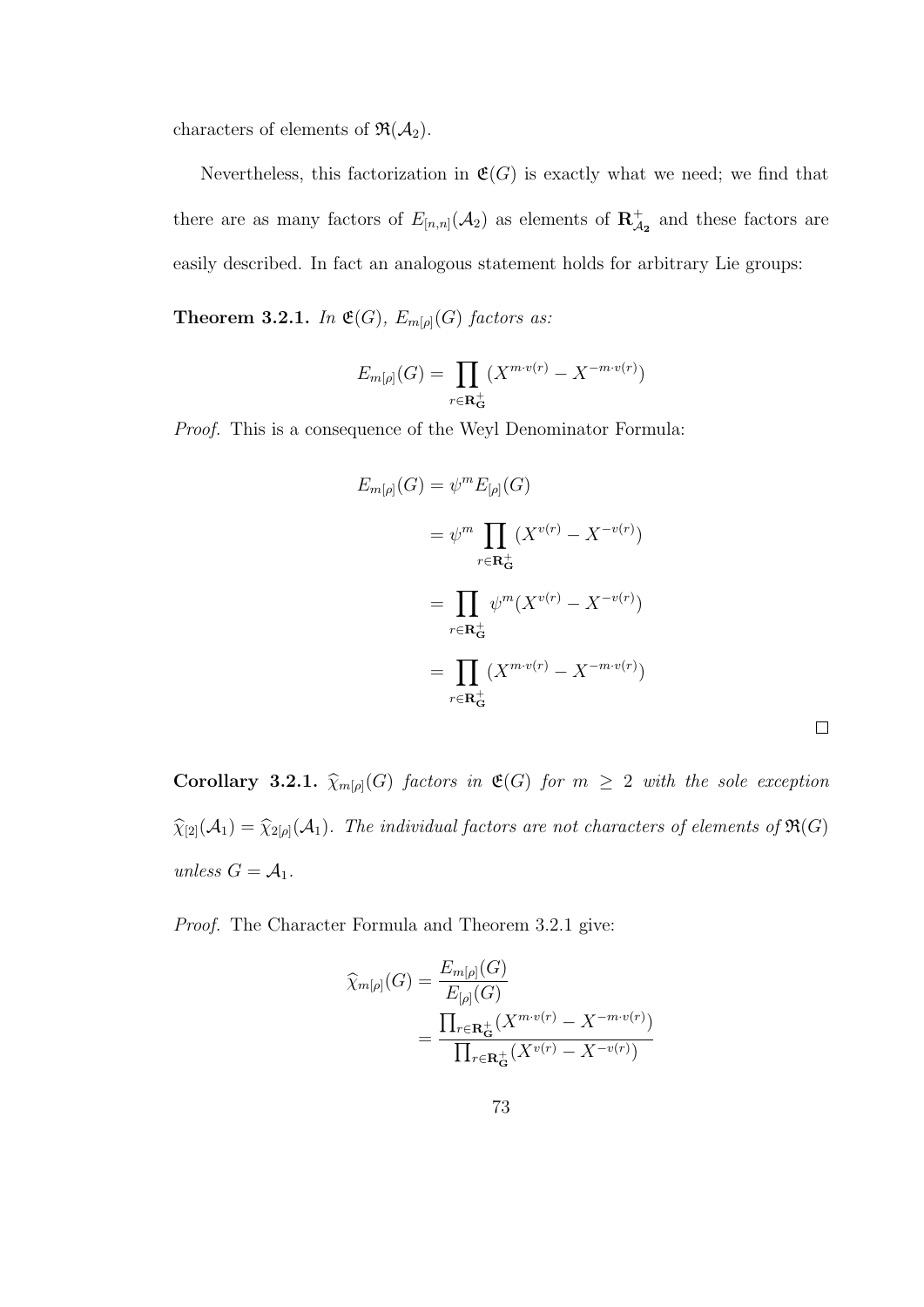characters of elements of $\mathfrak{R}(\mathcal{A}_2)$.

Nevertheless, this factorization in $\mathfrak{E}(G)$ is exactly what we need; we find that there are as many factors of $E_{[n,n]}(\mathcal{A}_2)$ as elements of $\mathbf{R}^+_{\mathcal{A}_2}$ and these factors are easily described. In fact an analogous statement holds for arbitrary Lie groups:

**Theorem 3.2.1.** *In $\mathfrak{E}(G)$, $E_{m[\rho]}(G)$ factors as:*

$$E_{m[\rho]}(G) = \prod_{r \in \mathbf{R}^+_{\mathbf{G}}} (X^{m \cdot v(r)} - X^{-m \cdot v(r)})$$

*Proof.* This is a consequence of the Weyl Denominator Formula:

$$\begin{aligned}
E_{m[\rho]}(G) &= \psi^m E_{[\rho]}(G) \\
&= \psi^m \prod_{r \in \mathbf{R}^+_{\mathbf{G}}} (X^{v(r)} - X^{-v(r)}) \\
&= \prod_{r \in \mathbf{R}^+_{\mathbf{G}}} \psi^m (X^{v(r)} - X^{-v(r)}) \\
&= \prod_{r \in \mathbf{R}^+_{\mathbf{G}}} (X^{m \cdot v(r)} - X^{-m \cdot v(r)})
\end{aligned}$$

□

**Corollary 3.2.1.** *$\widehat{\chi}_{m[\rho]}(G)$ factors in $\mathfrak{E}(G)$ for $m \geq 2$ with the sole exception $\widehat{\chi}_{[2]}(\mathcal{A}_1) = \widehat{\chi}_{2[\rho]}(\mathcal{A}_1)$. The individual factors are not characters of elements of $\mathfrak{R}(G)$ unless $G = \mathcal{A}_1$.*

*Proof.* The Character Formula and Theorem 3.2.1 give:

$$\begin{aligned}
\widehat{\chi}_{m[\rho]}(G) &= \frac{E_{m[\rho]}(G)}{E_{[\rho]}(G)} \\
&= \frac{\prod_{r \in \mathbf{R}^+_{\mathbf{G}}} (X^{m \cdot v(r)} - X^{-m \cdot v(r)})}{\prod_{r \in \mathbf{R}^+_{\mathbf{G}}} (X^{v(r)} - X^{-v(r)})}
\end{aligned}$$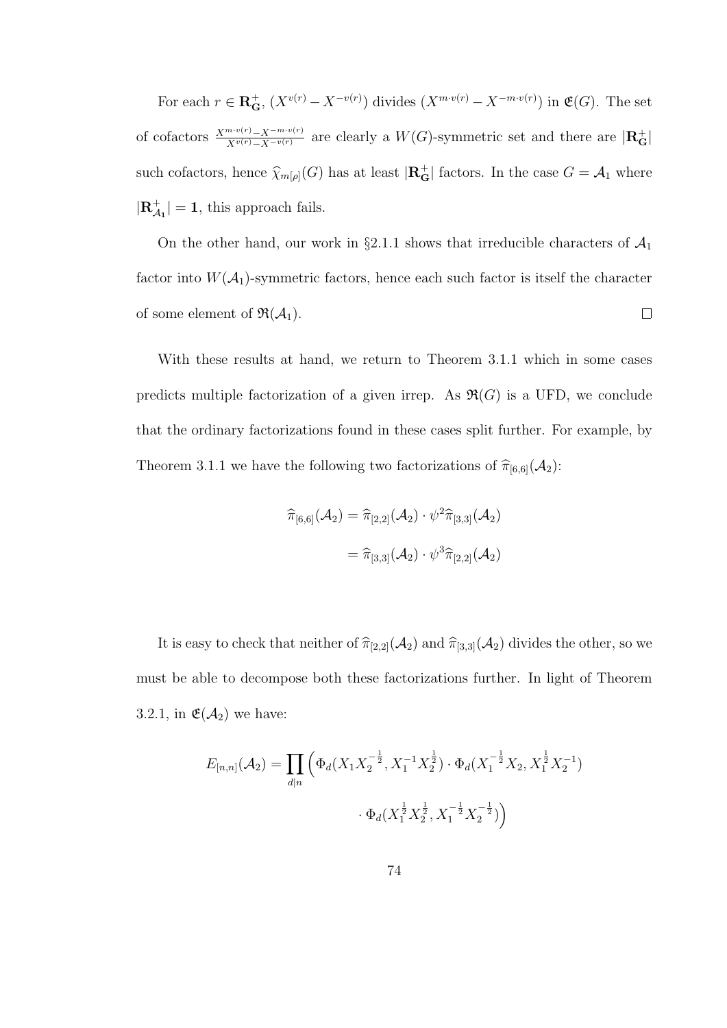For each $r \in \mathbf{R}^+_{\mathbf{G}}$, $(X^{v(r)} - X^{-v(r)})$ divides $(X^{m\cdot v(r)} - X^{-m\cdot v(r)})$ in $\mathfrak{E}(G)$. The set of cofactors $\frac{X^{m\cdot v(r)} - X^{-m\cdot v(r)}}{X^{v(r)} - X^{-v(r)}}$ are clearly a $W(G)$-symmetric set and there are $|\mathbf{R}^+_{\mathbf{G}}|$ such cofactors, hence $\widehat{\chi}_{m[\rho]}(G)$ has at least $|\mathbf{R}^+_{\mathbf{G}}|$ factors. In the case $G = \mathcal{A}_1$ where $|\mathbf{R}^+_{\mathcal{A}_1}| = \mathbf{1}$, this approach fails.

On the other hand, our work in §2.1.1 shows that irreducible characters of $\mathcal{A}_1$ factor into $W(\mathcal{A}_1)$-symmetric factors, hence each such factor is itself the character of some element of $\mathfrak{R}(\mathcal{A}_1)$. $\square$

With these results at hand, we return to Theorem 3.1.1 which in some cases predicts multiple factorization of a given irrep. As $\mathfrak{R}(G)$ is a UFD, we conclude that the ordinary factorizations found in these cases split further. For example, by Theorem 3.1.1 we have the following two factorizations of $\widehat{\pi}_{[6,6]}(\mathcal{A}_2)$:

$$\begin{aligned}\widehat{\pi}_{[6,6]}(\mathcal{A}_2) &= \widehat{\pi}_{[2,2]}(\mathcal{A}_2) \cdot \psi^2 \widehat{\pi}_{[3,3]}(\mathcal{A}_2) \\ &= \widehat{\pi}_{[3,3]}(\mathcal{A}_2) \cdot \psi^3 \widehat{\pi}_{[2,2]}(\mathcal{A}_2)\end{aligned}$$

It is easy to check that neither of $\widehat{\pi}_{[2,2]}(\mathcal{A}_2)$ and $\widehat{\pi}_{[3,3]}(\mathcal{A}_2)$ divides the other, so we must be able to decompose both these factorizations further. In light of Theorem 3.2.1, in $\mathfrak{E}(\mathcal{A}_2)$ we have:

$$\begin{aligned}E_{[n,n]}(\mathcal{A}_2) = \prod_{d|n} \Big( &\Phi_d(X_1 X_2^{-\frac{1}{2}}, X_1^{-1} X_2^{\frac{1}{2}}) \cdot \Phi_d(X_1^{-\frac{1}{2}} X_2, X_1^{\frac{1}{2}} X_2^{-1}) \\ &\cdot \Phi_d(X_1^{\frac{1}{2}} X_2^{\frac{1}{2}}, X_1^{-\frac{1}{2}} X_2^{-\frac{1}{2}}) \Big)\end{aligned}$$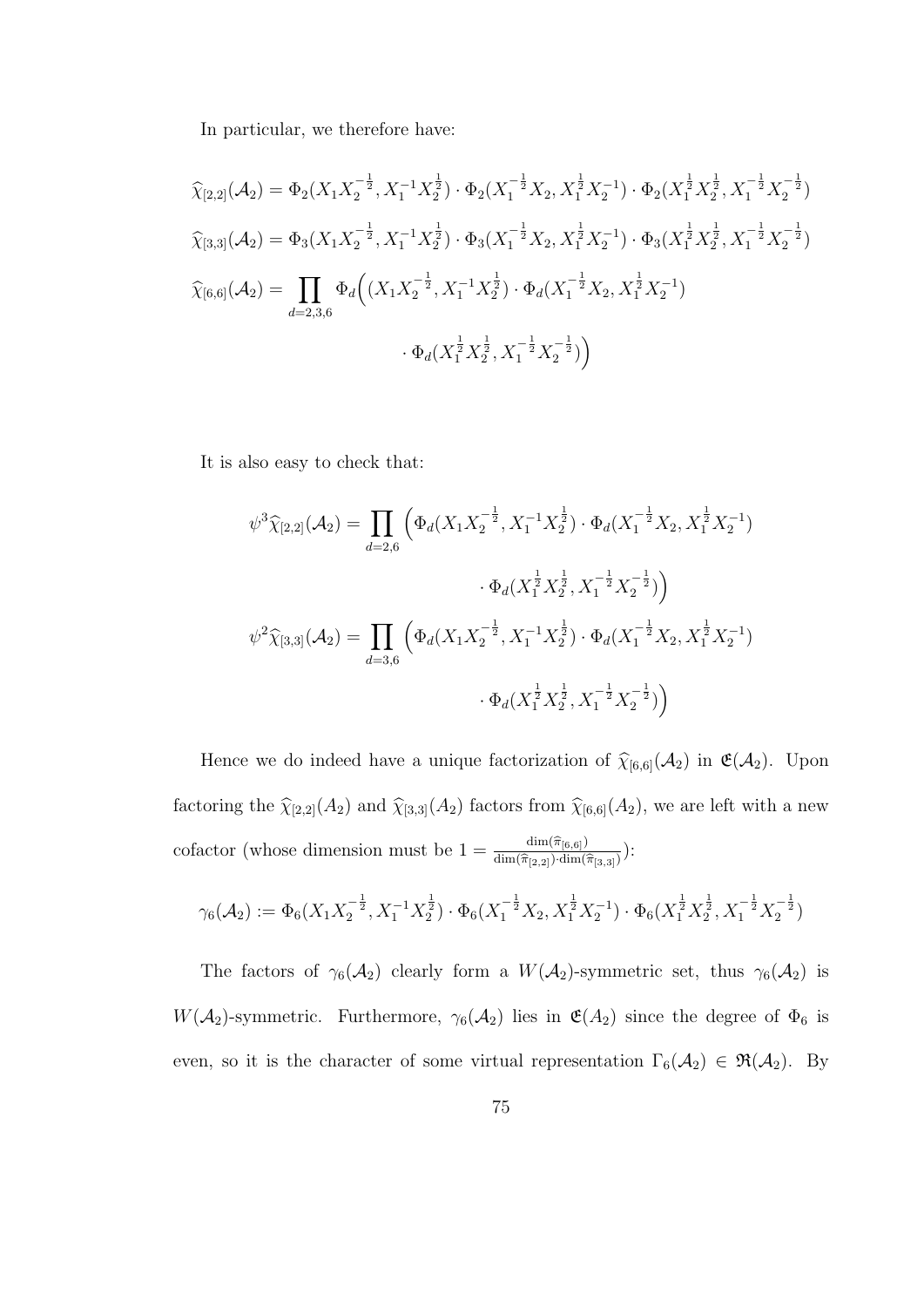In particular, we therefore have:

$$\widehat{\chi}_{[2,2]}(\mathcal{A}_2) = \Phi_2(X_1X_2^{-\frac{1}{2}}, X_1^{-1}X_2^{\frac{1}{2}}) \cdot \Phi_2(X_1^{-\frac{1}{2}}X_2, X_1^{\frac{1}{2}}X_2^{-1}) \cdot \Phi_2(X_1^{\frac{1}{2}}X_2^{\frac{1}{2}}, X_1^{-\frac{1}{2}}X_2^{-\frac{1}{2}})$$

$$\widehat{\chi}_{[3,3]}(\mathcal{A}_2) = \Phi_3(X_1X_2^{-\frac{1}{2}}, X_1^{-1}X_2^{\frac{1}{2}}) \cdot \Phi_3(X_1^{-\frac{1}{2}}X_2, X_1^{\frac{1}{2}}X_2^{-1}) \cdot \Phi_3(X_1^{\frac{1}{2}}X_2^{\frac{1}{2}}, X_1^{-\frac{1}{2}}X_2^{-\frac{1}{2}})$$

$$\widehat{\chi}_{[6,6]}(\mathcal{A}_2) = \prod_{d=2,3,6} \Phi_d\Big((X_1X_2^{-\frac{1}{2}}, X_1^{-1}X_2^{\frac{1}{2}}) \cdot \Phi_d(X_1^{-\frac{1}{2}}X_2, X_1^{\frac{1}{2}}X_2^{-1}) \cdot \Phi_d(X_1^{\frac{1}{2}}X_2^{\frac{1}{2}}, X_1^{-\frac{1}{2}}X_2^{-\frac{1}{2}})\Big)$$

It is also easy to check that:

$$\psi^3\widehat{\chi}_{[2,2]}(\mathcal{A}_2) = \prod_{d=2,6} \Big(\Phi_d(X_1X_2^{-\frac{1}{2}}, X_1^{-1}X_2^{\frac{1}{2}}) \cdot \Phi_d(X_1^{-\frac{1}{2}}X_2, X_1^{\frac{1}{2}}X_2^{-1}) \cdot \Phi_d(X_1^{\frac{1}{2}}X_2^{\frac{1}{2}}, X_1^{-\frac{1}{2}}X_2^{-\frac{1}{2}})\Big)$$

$$\psi^2\widehat{\chi}_{[3,3]}(\mathcal{A}_2) = \prod_{d=3,6} \Big(\Phi_d(X_1X_2^{-\frac{1}{2}}, X_1^{-1}X_2^{\frac{1}{2}}) \cdot \Phi_d(X_1^{-\frac{1}{2}}X_2, X_1^{\frac{1}{2}}X_2^{-1}) \cdot \Phi_d(X_1^{\frac{1}{2}}X_2^{\frac{1}{2}}, X_1^{-\frac{1}{2}}X_2^{-\frac{1}{2}})\Big)$$

Hence we do indeed have a unique factorization of $\widehat{\chi}_{[6,6]}(\mathcal{A}_2)$ in $\mathfrak{E}(\mathcal{A}_2)$. Upon factoring the $\widehat{\chi}_{[2,2]}(A_2)$ and $\widehat{\chi}_{[3,3]}(A_2)$ factors from $\widehat{\chi}_{[6,6]}(A_2)$, we are left with a new cofactor (whose dimension must be $1 = \frac{\dim(\widehat{\pi}_{[6,6]})}{\dim(\widehat{\pi}_{[2,2]})\cdot\dim(\widehat{\pi}_{[3,3]})}$):

$$\gamma_6(\mathcal{A}_2) := \Phi_6(X_1X_2^{-\frac{1}{2}}, X_1^{-1}X_2^{\frac{1}{2}}) \cdot \Phi_6(X_1^{-\frac{1}{2}}X_2, X_1^{\frac{1}{2}}X_2^{-1}) \cdot \Phi_6(X_1^{\frac{1}{2}}X_2^{\frac{1}{2}}, X_1^{-\frac{1}{2}}X_2^{-\frac{1}{2}})$$

The factors of $\gamma_6(\mathcal{A}_2)$ clearly form a $W(\mathcal{A}_2)$-symmetric set, thus $\gamma_6(\mathcal{A}_2)$ is $W(\mathcal{A}_2)$-symmetric. Furthermore, $\gamma_6(\mathcal{A}_2)$ lies in $\mathfrak{E}(A_2)$ since the degree of $\Phi_6$ is even, so it is the character of some virtual representation $\Gamma_6(\mathcal{A}_2) \in \mathfrak{R}(\mathcal{A}_2)$. By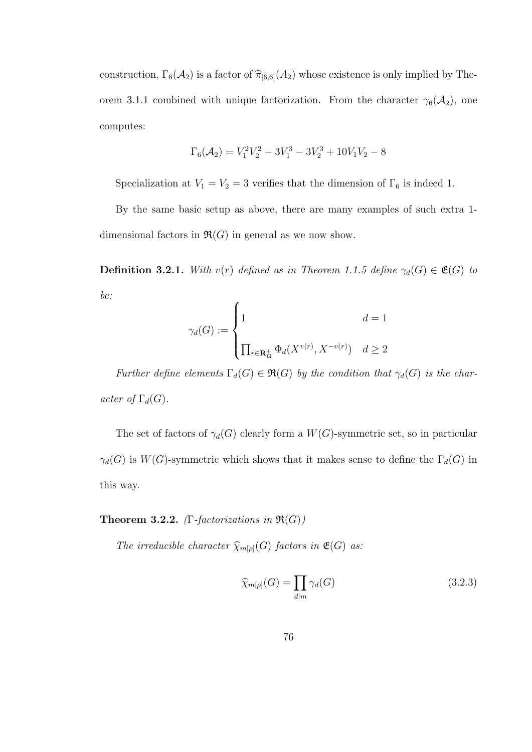construction, $\Gamma_6(\mathcal{A}_2)$ is a factor of $\widehat{\pi}_{[6,6]}(A_2)$ whose existence is only implied by Theorem 3.1.1 combined with unique factorization. From the character $\gamma_6(\mathcal{A}_2)$, one computes:

$$\Gamma_6(\mathcal{A}_2) = V_1^2V_2^2 - 3V_1^3 - 3V_2^3 + 10V_1V_2 - 8$$

Specialization at $V_1 = V_2 = 3$ verifies that the dimension of $\Gamma_6$ is indeed 1.

By the same basic setup as above, there are many examples of such extra 1-dimensional factors in $\mathfrak{R}(G)$ in general as we now show.

**Definition 3.2.1.** *With $v(r)$ defined as in Theorem 1.1.5 define $\gamma_d(G) \in \mathfrak{E}(G)$ to be:*

$$\gamma_d(G) := \begin{cases} 1 & d = 1 \\ \prod_{r \in \mathbf{R}_\mathbf{G}^+} \Phi_d(X^{v(r)}, X^{-v(r)}) & d \geq 2 \end{cases}$$

*Further define elements $\Gamma_d(G) \in \mathfrak{R}(G)$ by the condition that $\gamma_d(G)$ is the character of $\Gamma_d(G)$.*

The set of factors of $\gamma_d(G)$ clearly form a $W(G)$-symmetric set, so in particular $\gamma_d(G)$ is $W(G)$-symmetric which shows that it makes sense to define the $\Gamma_d(G)$ in this way.

**Theorem 3.2.2.** *($\Gamma$-factorizations in $\mathfrak{R}(G)$)*

*The irreducible character $\widehat{\chi}_{m[\rho]}(G)$ factors in $\mathfrak{E}(G)$ as:*

$$\widehat{\chi}_{m[\rho]}(G) = \prod_{d|m} \gamma_d(G) \tag{3.2.3}$$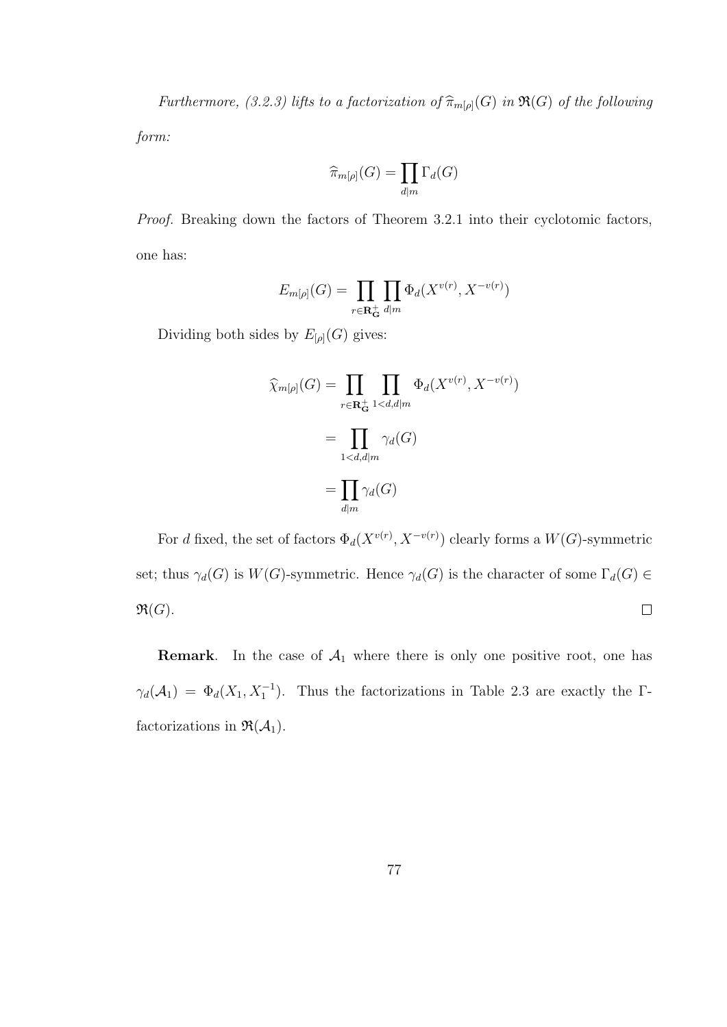*Furthermore, (3.2.3) lifts to a factorization of $\widehat{\pi}_{m[\rho]}(G)$ in $\mathfrak{R}(G)$ of the following form:*

$$\widehat{\pi}_{m[\rho]}(G) = \prod_{d|m} \Gamma_d(G)$$

*Proof.* Breaking down the factors of Theorem 3.2.1 into their cyclotomic factors, one has:

$$E_{m[\rho]}(G) = \prod_{r \in \mathbf{R}_{\mathbf{G}}^+} \prod_{d|m} \Phi_d(X^{v(r)}, X^{-v(r)})$$

Dividing both sides by $E_{[\rho]}(G)$ gives:

$$\begin{aligned}
\widehat{\chi}_{m[\rho]}(G) &= \prod_{r \in \mathbf{R}_{\mathbf{G}}^+} \prod_{1<d, d|m} \Phi_d(X^{v(r)}, X^{-v(r)}) \\
&= \prod_{1<d, d|m} \gamma_d(G) \\
&= \prod_{d|m} \gamma_d(G)
\end{aligned}$$

For $d$ fixed, the set of factors $\Phi_d(X^{v(r)}, X^{-v(r)})$ clearly forms a $W(G)$-symmetric set; thus $\gamma_d(G)$ is $W(G)$-symmetric. Hence $\gamma_d(G)$ is the character of some $\Gamma_d(G) \in \mathfrak{R}(G)$. $\square$

**Remark**. In the case of $\mathcal{A}_1$ where there is only one positive root, one has $\gamma_d(\mathcal{A}_1) = \Phi_d(X_1, X_1^{-1})$. Thus the factorizations in Table 2.3 are exactly the $\Gamma$-factorizations in $\mathfrak{R}(\mathcal{A}_1)$.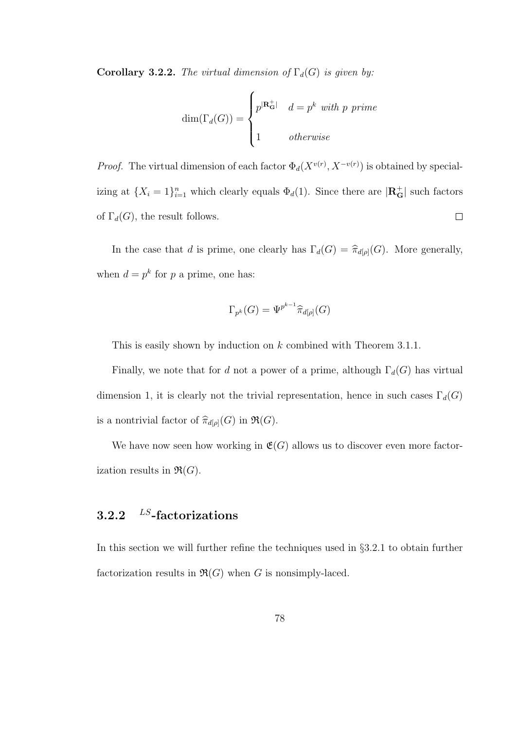**Corollary 3.2.2.** *The virtual dimension of $\Gamma_d(G)$ is given by:*

$$\dim(\Gamma_d(G)) = \begin{cases} p^{|\mathbf{R}_\mathbf{G}^+|} & d = p^k \text{ with } p \text{ prime} \\ 1 & \text{otherwise} \end{cases}$$

*Proof.* The virtual dimension of each factor $\Phi_d(X^{v(r)}, X^{-v(r)})$ is obtained by specializing at $\{X_i = 1\}_{i=1}^n$ which clearly equals $\Phi_d(1)$. Since there are $|\mathbf{R}_\mathbf{G}^+|$ such factors of $\Gamma_d(G)$, the result follows. $\square$

In the case that $d$ is prime, one clearly has $\Gamma_d(G) = \widehat{\pi}_{d[\rho]}(G)$. More generally, when $d = p^k$ for $p$ a prime, one has:

$$\Gamma_{p^k}(G) = \Psi^{p^{k-1}} \widehat{\pi}_{d[\rho]}(G)$$

This is easily shown by induction on $k$ combined with Theorem 3.1.1.

Finally, we note that for $d$ not a power of a prime, although $\Gamma_d(G)$ has virtual dimension 1, it is clearly not the trivial representation, hence in such cases $\Gamma_d(G)$ is a nontrivial factor of $\widehat{\pi}_{d[\rho]}(G)$ in $\mathfrak{R}(G)$.

We have now seen how working in $\mathfrak{E}(G)$ allows us to discover even more factorization results in $\mathfrak{R}(G)$.

### 3.2.2 $^{LS}$-factorizations

In this section we will further refine the techniques used in §3.2.1 to obtain further factorization results in $\mathfrak{R}(G)$ when $G$ is nonsimply-laced.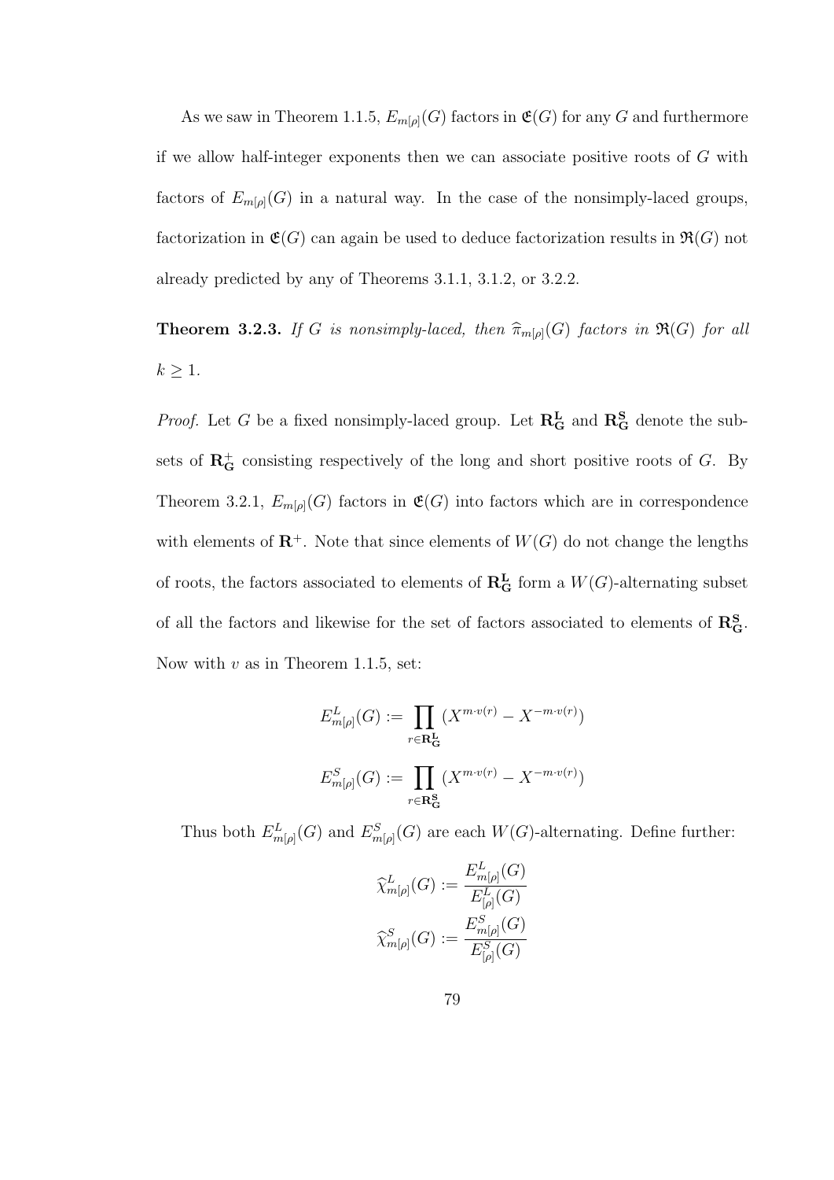As we saw in Theorem 1.1.5, $E_{m[\rho]}(G)$ factors in $\mathfrak{E}(G)$ for any $G$ and furthermore if we allow half-integer exponents then we can associate positive roots of $G$ with factors of $E_{m[\rho]}(G)$ in a natural way. In the case of the nonsimply-laced groups, factorization in $\mathfrak{E}(G)$ can again be used to deduce factorization results in $\mathfrak{R}(G)$ not already predicted by any of Theorems 3.1.1, 3.1.2, or 3.2.2.

**Theorem 3.2.3.** *If $G$ is nonsimply-laced, then $\widehat{\pi}_{m[\rho]}(G)$ factors in $\mathfrak{R}(G)$ for all $k \geq 1$.*

*Proof.* Let $G$ be a fixed nonsimply-laced group. Let $\mathbf{R_G^L}$ and $\mathbf{R_G^S}$ denote the subsets of $\mathbf{R_G^+}$ consisting respectively of the long and short positive roots of $G$. By Theorem 3.2.1, $E_{m[\rho]}(G)$ factors in $\mathfrak{E}(G)$ into factors which are in correspondence with elements of $\mathbf{R}^+$. Note that since elements of $W(G)$ do not change the lengths of roots, the factors associated to elements of $\mathbf{R_G^L}$ form a $W(G)$-alternating subset of all the factors and likewise for the set of factors associated to elements of $\mathbf{R_G^S}$. Now with $v$ as in Theorem 1.1.5, set:

$$E_{m[\rho]}^L(G) := \prod_{r \in \mathbf{R_G^L}} (X^{m \cdot v(r)} - X^{-m \cdot v(r)})$$

$$E_{m[\rho]}^S(G) := \prod_{r \in \mathbf{R_G^S}} (X^{m \cdot v(r)} - X^{-m \cdot v(r)})$$

Thus both $E_{m[\rho]}^L(G)$ and $E_{m[\rho]}^S(G)$ are each $W(G)$-alternating. Define further:

$$\widehat{\chi}_{m[\rho]}^L(G) := \frac{E_{m[\rho]}^L(G)}{E_{[\rho]}^L(G)}$$

$$\widehat{\chi}_{m[\rho]}^S(G) := \frac{E_{m[\rho]}^S(G)}{E_{[\rho]}^S(G)}$$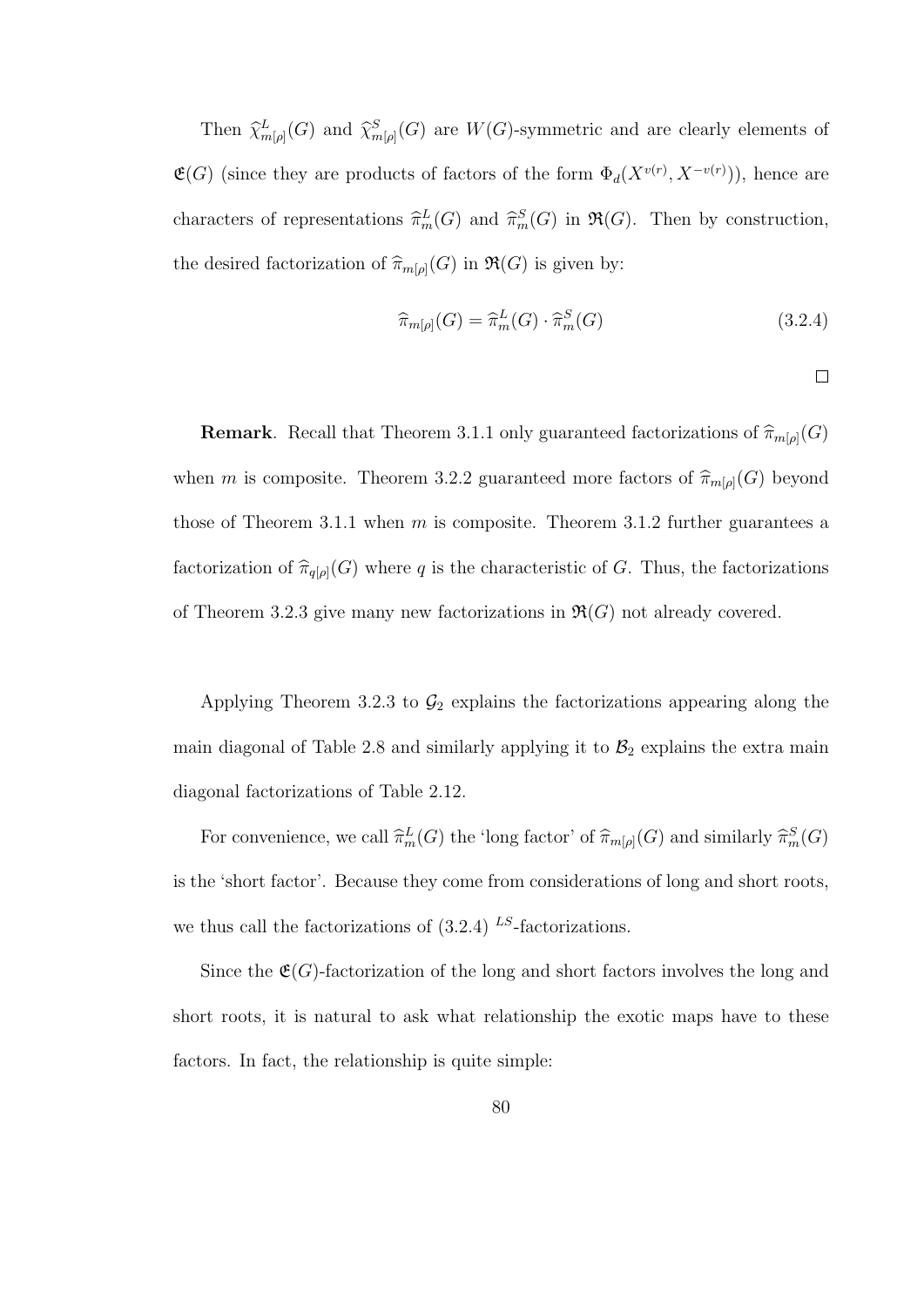Then $\widehat{\chi}^L_{m[\rho]}(G)$ and $\widehat{\chi}^S_{m[\rho]}(G)$ are $W(G)$-symmetric and are clearly elements of $\mathfrak{E}(G)$ (since they are products of factors of the form $\Phi_d(X^{v(r)}, X^{-v(r)})$), hence are characters of representations $\widehat{\pi}^L_m(G)$ and $\widehat{\pi}^S_m(G)$ in $\mathfrak{R}(G)$. Then by construction, the desired factorization of $\widehat{\pi}_{m[\rho]}(G)$ in $\mathfrak{R}(G)$ is given by:

$$\widehat{\pi}_{m[\rho]}(G) = \widehat{\pi}^L_m(G) \cdot \widehat{\pi}^S_m(G) \tag{3.2.4}$$

$\square$

**Remark**. Recall that Theorem 3.1.1 only guaranteed factorizations of $\widehat{\pi}_{m[\rho]}(G)$ when $m$ is composite. Theorem 3.2.2 guaranteed more factors of $\widehat{\pi}_{m[\rho]}(G)$ beyond those of Theorem 3.1.1 when $m$ is composite. Theorem 3.1.2 further guarantees a factorization of $\widehat{\pi}_{q[\rho]}(G)$ where $q$ is the characteristic of $G$. Thus, the factorizations of Theorem 3.2.3 give many new factorizations in $\mathfrak{R}(G)$ not already covered.

Applying Theorem 3.2.3 to $\mathcal{G}_2$ explains the factorizations appearing along the main diagonal of Table 2.8 and similarly applying it to $\mathcal{B}_2$ explains the extra main diagonal factorizations of Table 2.12.

For convenience, we call $\widehat{\pi}^L_m(G)$ the 'long factor' of $\widehat{\pi}_{m[\rho]}(G)$ and similarly $\widehat{\pi}^S_m(G)$ is the 'short factor'. Because they come from considerations of long and short roots, we thus call the factorizations of (3.2.4) ${}^{LS}$-factorizations.

Since the $\mathfrak{E}(G)$-factorization of the long and short factors involves the long and short roots, it is natural to ask what relationship the exotic maps have to these factors. In fact, the relationship is quite simple: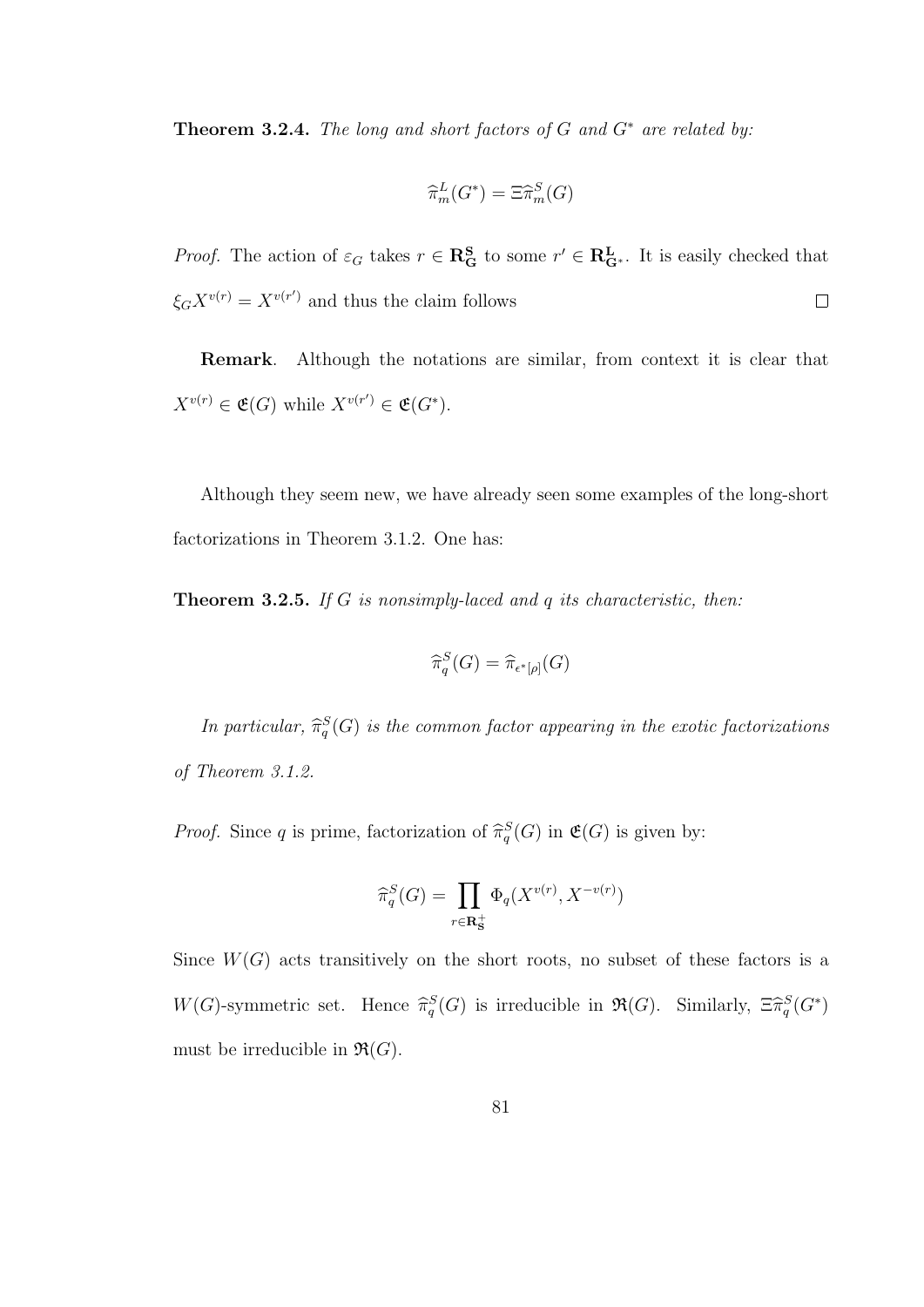**Theorem 3.2.4.** *The long and short factors of $G$ and $G^*$ are related by:*

$$\widehat{\pi}_m^L(G^*) = \Xi\widehat{\pi}_m^S(G)$$

*Proof.* The action of $\varepsilon_G$ takes $r \in \mathbf{R_G^S}$ to some $r' \in \mathbf{R^L_{G^*}}$. It is easily checked that $\xi_G X^{v(r)} = X^{v(r')}$ and thus the claim follows $\square$

**Remark**. Although the notations are similar, from context it is clear that $X^{v(r)} \in \mathfrak{E}(G)$ while $X^{v(r')} \in \mathfrak{E}(G^*)$.

Although they seem new, we have already seen some examples of the long-short factorizations in Theorem 3.1.2. One has:

**Theorem 3.2.5.** *If $G$ is nonsimply-laced and $q$ its characteristic, then:*

$$\widehat{\pi}_q^S(G) = \widehat{\pi}_{\epsilon^*[\rho]}(G)$$

*In particular, $\widehat{\pi}_q^S(G)$ is the common factor appearing in the exotic factorizations of Theorem 3.1.2.*

*Proof.* Since $q$ is prime, factorization of $\widehat{\pi}_q^S(G)$ in $\mathfrak{E}(G)$ is given by:

$$\widehat{\pi}_q^S(G) = \prod_{r \in \mathbf{R_S^+}} \Phi_q(X^{v(r)}, X^{-v(r)})$$

Since $W(G)$ acts transitively on the short roots, no subset of these factors is a $W(G)$-symmetric set. Hence $\widehat{\pi}_q^S(G)$ is irreducible in $\mathfrak{R}(G)$. Similarly, $\Xi\widehat{\pi}_q^S(G^*)$ must be irreducible in $\mathfrak{R}(G)$.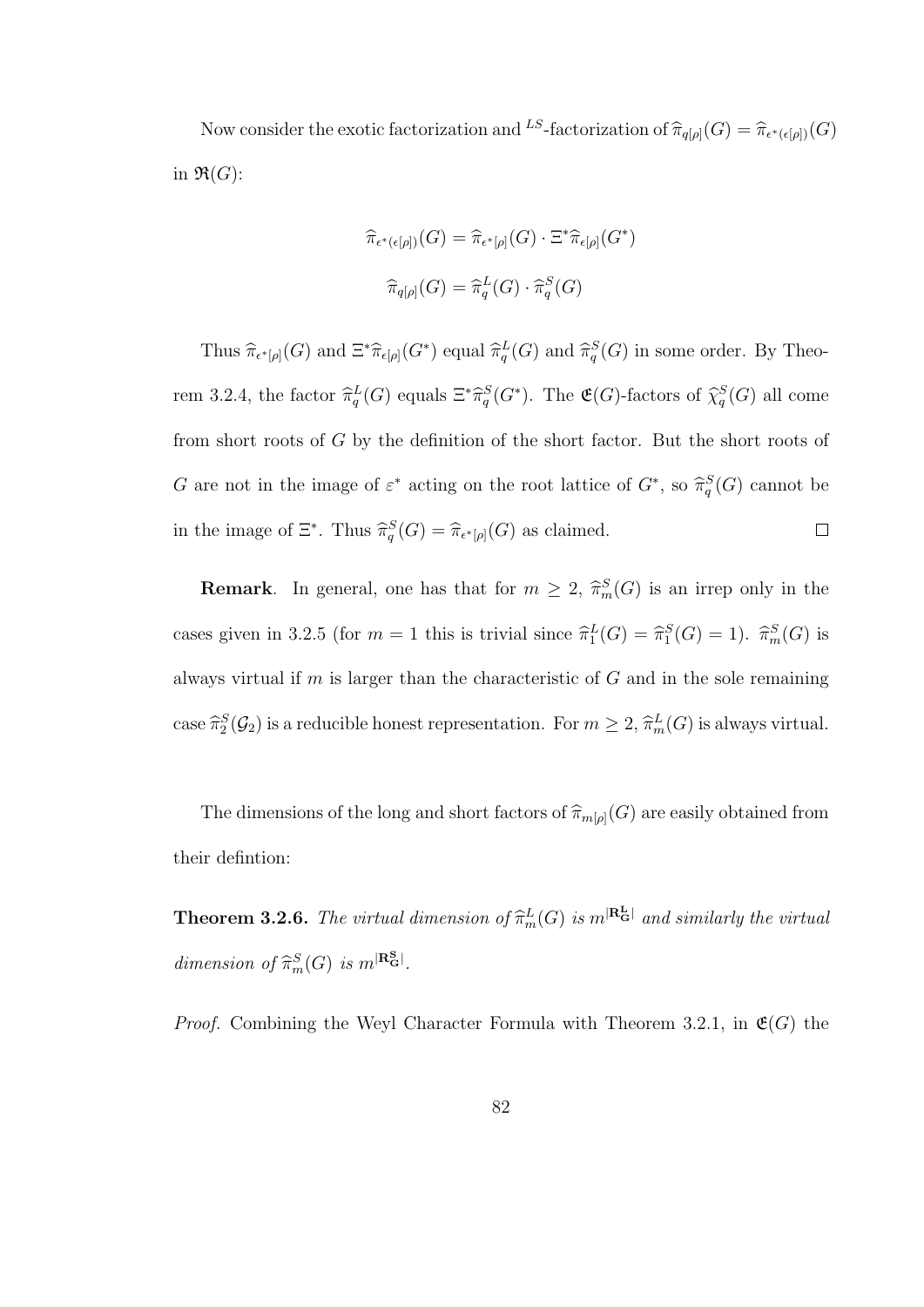Now consider the exotic factorization and ${}^{LS}$-factorization of $\widehat{\pi}_{q[\rho]}(G) = \widehat{\pi}_{\epsilon^*(\epsilon[\rho])}(G)$ in $\mathfrak{R}(G)$:

$$\widehat{\pi}_{\epsilon^*(\epsilon[\rho])}(G) = \widehat{\pi}_{\epsilon^*[\rho]}(G) \cdot \Xi^* \widehat{\pi}_{\epsilon[\rho]}(G^*)$$

$$\widehat{\pi}_{q[\rho]}(G) = \widehat{\pi}_q^L(G) \cdot \widehat{\pi}_q^S(G)$$

Thus $\widehat{\pi}_{\epsilon^*[\rho]}(G)$ and $\Xi^* \widehat{\pi}_{\epsilon[\rho]}(G^*)$ equal $\widehat{\pi}_q^L(G)$ and $\widehat{\pi}_q^S(G)$ in some order. By Theorem 3.2.4, the factor $\widehat{\pi}_q^L(G)$ equals $\Xi^* \widehat{\pi}_q^S(G^*)$. The $\mathfrak{E}(G)$-factors of $\widehat{\chi}_q^S(G)$ all come from short roots of $G$ by the definition of the short factor. But the short roots of $G$ are not in the image of $\varepsilon^*$ acting on the root lattice of $G^*$, so $\widehat{\pi}_q^S(G)$ cannot be in the image of $\Xi^*$. Thus $\widehat{\pi}_q^S(G) = \widehat{\pi}_{\epsilon^*[\rho]}(G)$ as claimed. $\square$

**Remark**. In general, one has that for $m \geq 2$, $\widehat{\pi}_m^S(G)$ is an irrep only in the cases given in 3.2.5 (for $m = 1$ this is trivial since $\widehat{\pi}_1^L(G) = \widehat{\pi}_1^S(G) = 1$). $\widehat{\pi}_m^S(G)$ is always virtual if $m$ is larger than the characteristic of $G$ and in the sole remaining case $\widehat{\pi}_2^S(\mathcal{G}_2)$ is a reducible honest representation. For $m \geq 2$, $\widehat{\pi}_m^L(G)$ is always virtual.

The dimensions of the long and short factors of $\widehat{\pi}_{m[\rho]}(G)$ are easily obtained from their defintion:

**Theorem 3.2.6.** *The virtual dimension of $\widehat{\pi}_m^L(G)$ is $m^{|\mathbf{R_G^L}|}$ and similarly the virtual dimension of $\widehat{\pi}_m^S(G)$ is $m^{|\mathbf{R_G^S}|}$.*

*Proof.* Combining the Weyl Character Formula with Theorem 3.2.1, in $\mathfrak{E}(G)$ the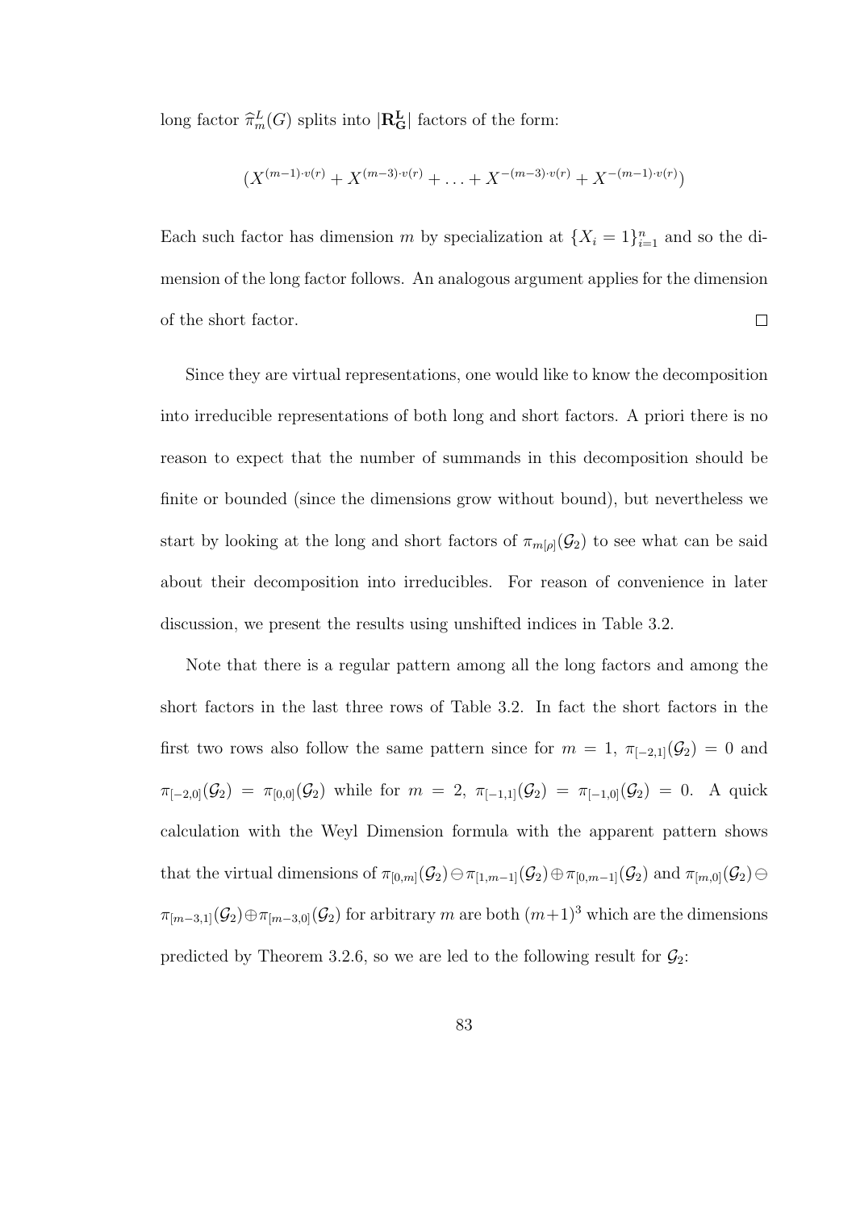long factor $\widehat{\pi}^L_m(G)$ splits into $|\mathbf{R^L_G}|$ factors of the form:

$$(X^{(m-1)\cdot v(r)} + X^{(m-3)\cdot v(r)} + \ldots + X^{-(m-3)\cdot v(r)} + X^{-(m-1)\cdot v(r)})$$

Each such factor has dimension $m$ by specialization at $\{X_i = 1\}_{i=1}^n$ and so the dimension of the long factor follows. An analogous argument applies for the dimension of the short factor. $\square$

Since they are virtual representations, one would like to know the decomposition into irreducible representations of both long and short factors. A priori there is no reason to expect that the number of summands in this decomposition should be finite or bounded (since the dimensions grow without bound), but nevertheless we start by looking at the long and short factors of $\pi_{m[\rho]}(\mathcal{G}_2)$ to see what can be said about their decomposition into irreducibles. For reason of convenience in later discussion, we present the results using unshifted indices in Table 3.2.

Note that there is a regular pattern among all the long factors and among the short factors in the last three rows of Table 3.2. In fact the short factors in the first two rows also follow the same pattern since for $m = 1$, $\pi_{[-2,1]}(\mathcal{G}_2) = 0$ and $\pi_{[-2,0]}(\mathcal{G}_2) = \pi_{[0,0]}(\mathcal{G}_2)$ while for $m = 2$, $\pi_{[-1,1]}(\mathcal{G}_2) = \pi_{[-1,0]}(\mathcal{G}_2) = 0$. A quick calculation with the Weyl Dimension formula with the apparent pattern shows that the virtual dimensions of $\pi_{[0,m]}(\mathcal{G}_2) \ominus \pi_{[1,m-1]}(\mathcal{G}_2) \oplus \pi_{[0,m-1]}(\mathcal{G}_2)$ and $\pi_{[m,0]}(\mathcal{G}_2) \ominus \pi_{[m-3,1]}(\mathcal{G}_2) \oplus \pi_{[m-3,0]}(\mathcal{G}_2)$ for arbitrary $m$ are both $(m+1)^3$ which are the dimensions predicted by Theorem 3.2.6, so we are led to the following result for $\mathcal{G}_2$: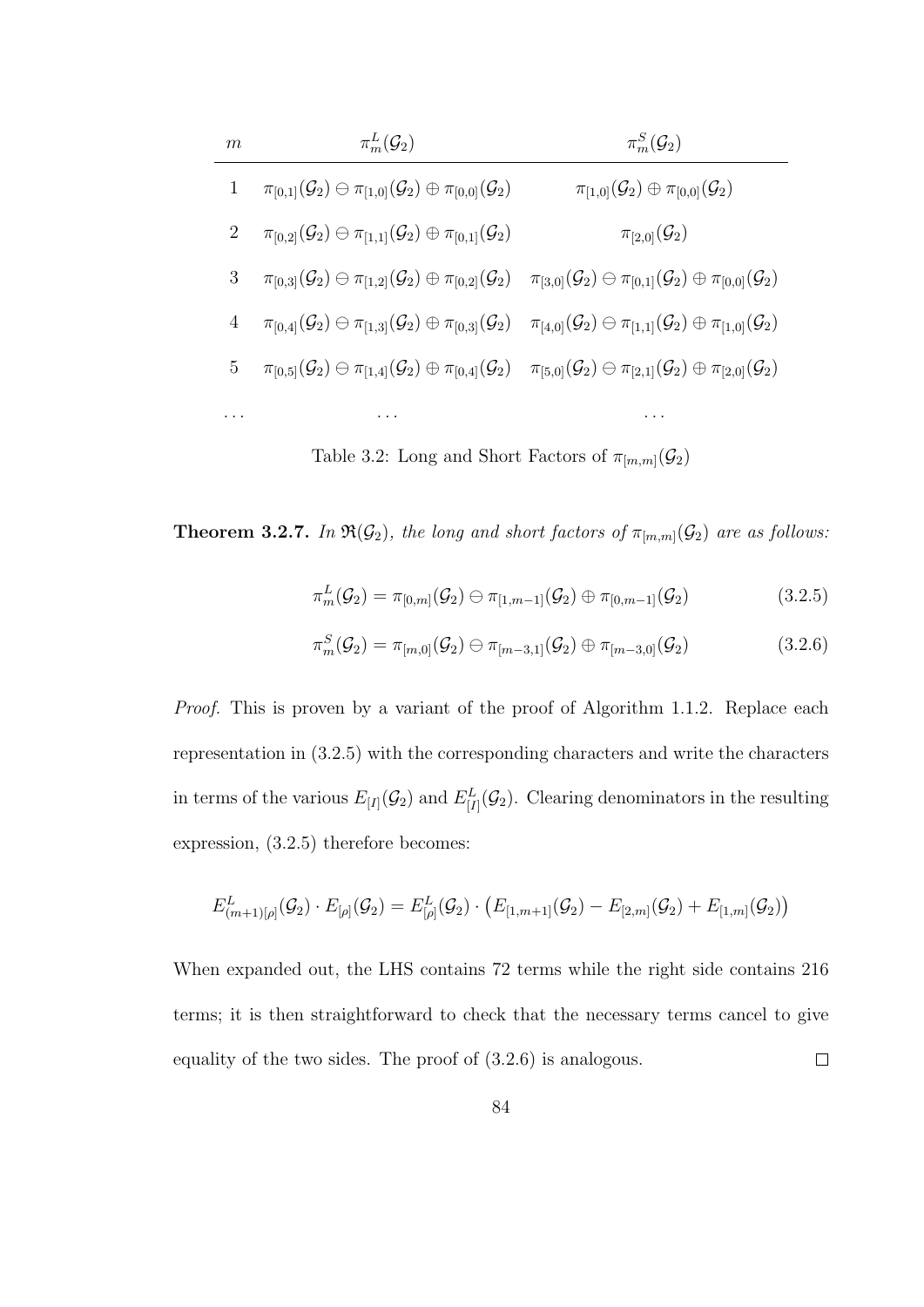| $m$ | $\pi^L_m(\mathcal{G}_2)$ | $\pi^S_m(\mathcal{G}_2)$ |
|---|---|---|
| 1 | $\pi_{[0,1]}(\mathcal{G}_2) \ominus \pi_{[1,0]}(\mathcal{G}_2) \oplus \pi_{[0,0]}(\mathcal{G}_2)$ | $\pi_{[1,0]}(\mathcal{G}_2) \oplus \pi_{[0,0]}(\mathcal{G}_2)$ |
| 2 | $\pi_{[0,2]}(\mathcal{G}_2) \ominus \pi_{[1,1]}(\mathcal{G}_2) \oplus \pi_{[0,1]}(\mathcal{G}_2)$ | $\pi_{[2,0]}(\mathcal{G}_2)$ |
| 3 | $\pi_{[0,3]}(\mathcal{G}_2) \ominus \pi_{[1,2]}(\mathcal{G}_2) \oplus \pi_{[0,2]}(\mathcal{G}_2)$ | $\pi_{[3,0]}(\mathcal{G}_2) \ominus \pi_{[0,1]}(\mathcal{G}_2) \oplus \pi_{[0,0]}(\mathcal{G}_2)$ |
| 4 | $\pi_{[0,4]}(\mathcal{G}_2) \ominus \pi_{[1,3]}(\mathcal{G}_2) \oplus \pi_{[0,3]}(\mathcal{G}_2)$ | $\pi_{[4,0]}(\mathcal{G}_2) \ominus \pi_{[1,1]}(\mathcal{G}_2) \oplus \pi_{[1,0]}(\mathcal{G}_2)$ |
| 5 | $\pi_{[0,5]}(\mathcal{G}_2) \ominus \pi_{[1,4]}(\mathcal{G}_2) \oplus \pi_{[0,4]}(\mathcal{G}_2)$ | $\pi_{[5,0]}(\mathcal{G}_2) \ominus \pi_{[2,1]}(\mathcal{G}_2) \oplus \pi_{[2,0]}(\mathcal{G}_2)$ |
| ... | ... | ... |

Table 3.2: Long and Short Factors of $\pi_{[m,m]}(\mathcal{G}_2)$

**Theorem 3.2.7.** *In $\mathfrak{R}(\mathcal{G}_2)$, the long and short factors of $\pi_{[m,m]}(\mathcal{G}_2)$ are as follows:*

$$\pi^L_m(\mathcal{G}_2) = \pi_{[0,m]}(\mathcal{G}_2) \ominus \pi_{[1,m-1]}(\mathcal{G}_2) \oplus \pi_{[0,m-1]}(\mathcal{G}_2) \tag{3.2.5}$$

$$\pi^S_m(\mathcal{G}_2) = \pi_{[m,0]}(\mathcal{G}_2) \ominus \pi_{[m-3,1]}(\mathcal{G}_2) \oplus \pi_{[m-3,0]}(\mathcal{G}_2) \tag{3.2.6}$$

*Proof.* This is proven by a variant of the proof of Algorithm 1.1.2. Replace each representation in (3.2.5) with the corresponding characters and write the characters in terms of the various $E_{[I]}(\mathcal{G}_2)$ and $E^L_{[I]}(\mathcal{G}_2)$. Clearing denominators in the resulting expression, (3.2.5) therefore becomes:

$$E^L_{(m+1)[\rho]}(\mathcal{G}_2) \cdot E_{[\rho]}(\mathcal{G}_2) = E^L_{[\rho]}(\mathcal{G}_2) \cdot \left(E_{[1,m+1]}(\mathcal{G}_2) - E_{[2,m]}(\mathcal{G}_2) + E_{[1,m]}(\mathcal{G}_2)\right)$$

When expanded out, the LHS contains 72 terms while the right side contains 216 terms; it is then straightforward to check that the necessary terms cancel to give equality of the two sides. The proof of (3.2.6) is analogous. $\square$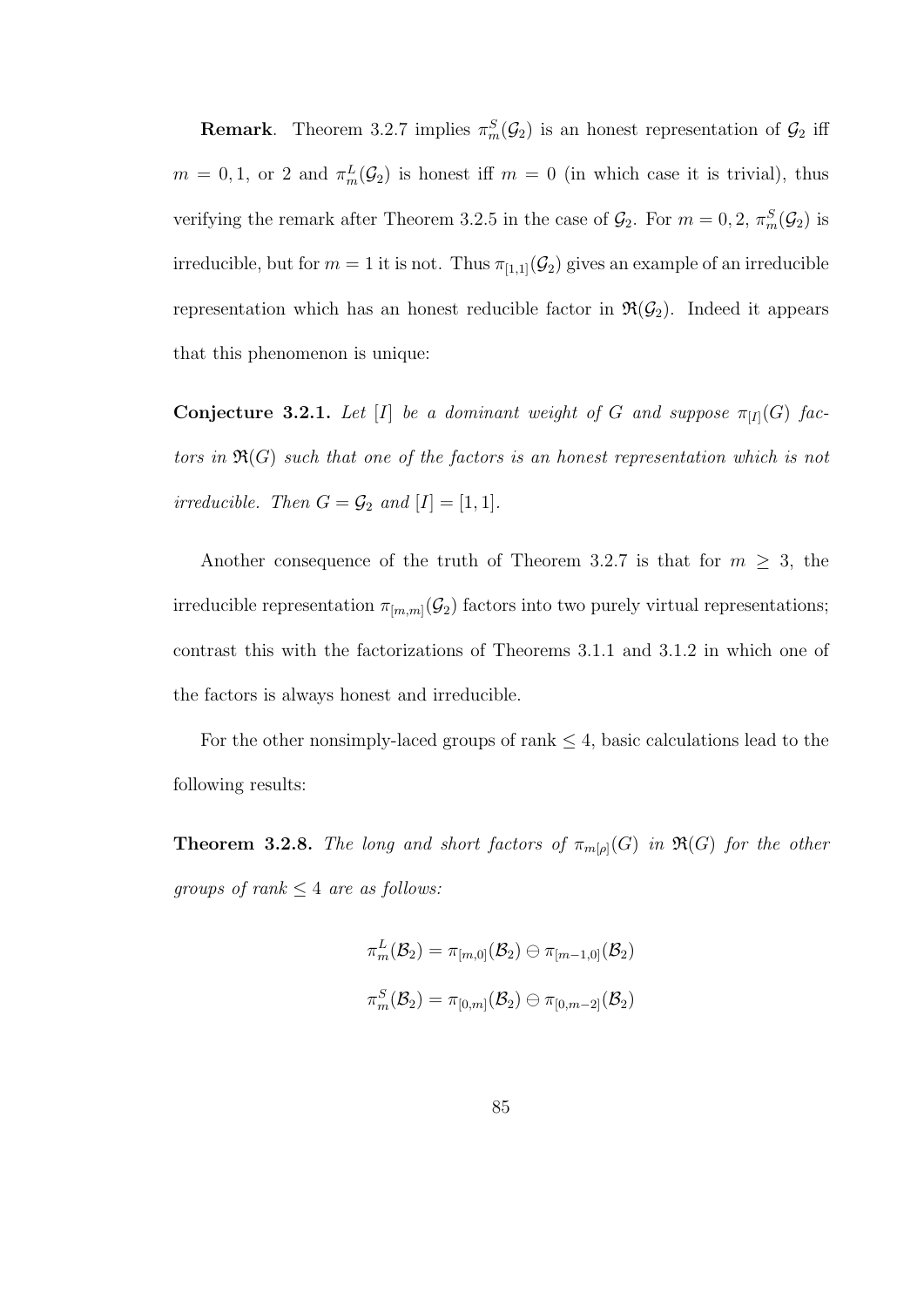**Remark**. Theorem 3.2.7 implies $\pi_m^S(\mathcal{G}_2)$ is an honest representation of $\mathcal{G}_2$ iff $m = 0, 1$, or 2 and $\pi_m^L(\mathcal{G}_2)$ is honest iff $m = 0$ (in which case it is trivial), thus verifying the remark after Theorem 3.2.5 in the case of $\mathcal{G}_2$. For $m = 0, 2$, $\pi_m^S(\mathcal{G}_2)$ is irreducible, but for $m = 1$ it is not. Thus $\pi_{[1,1]}(\mathcal{G}_2)$ gives an example of an irreducible representation which has an honest reducible factor in $\mathfrak{R}(\mathcal{G}_2)$. Indeed it appears that this phenomenon is unique:

**Conjecture 3.2.1.** *Let $[I]$ be a dominant weight of $G$ and suppose $\pi_{[I]}(G)$ factors in $\mathfrak{R}(G)$ such that one of the factors is an honest representation which is not irreducible. Then $G = \mathcal{G}_2$ and $[I] = [1, 1]$.*

Another consequence of the truth of Theorem 3.2.7 is that for $m \geq 3$, the irreducible representation $\pi_{[m,m]}(\mathcal{G}_2)$ factors into two purely virtual representations; contrast this with the factorizations of Theorems 3.1.1 and 3.1.2 in which one of the factors is always honest and irreducible.

For the other nonsimply-laced groups of rank $\leq 4$, basic calculations lead to the following results:

**Theorem 3.2.8.** *The long and short factors of $\pi_{m[\rho]}(G)$ in $\mathfrak{R}(G)$ for the other groups of rank $\leq 4$ are as follows:*

$$\pi_m^L(\mathcal{B}_2) = \pi_{[m,0]}(\mathcal{B}_2) \ominus \pi_{[m-1,0]}(\mathcal{B}_2)$$

$$\pi_m^S(\mathcal{B}_2) = \pi_{[0,m]}(\mathcal{B}_2) \ominus \pi_{[0,m-2]}(\mathcal{B}_2)$$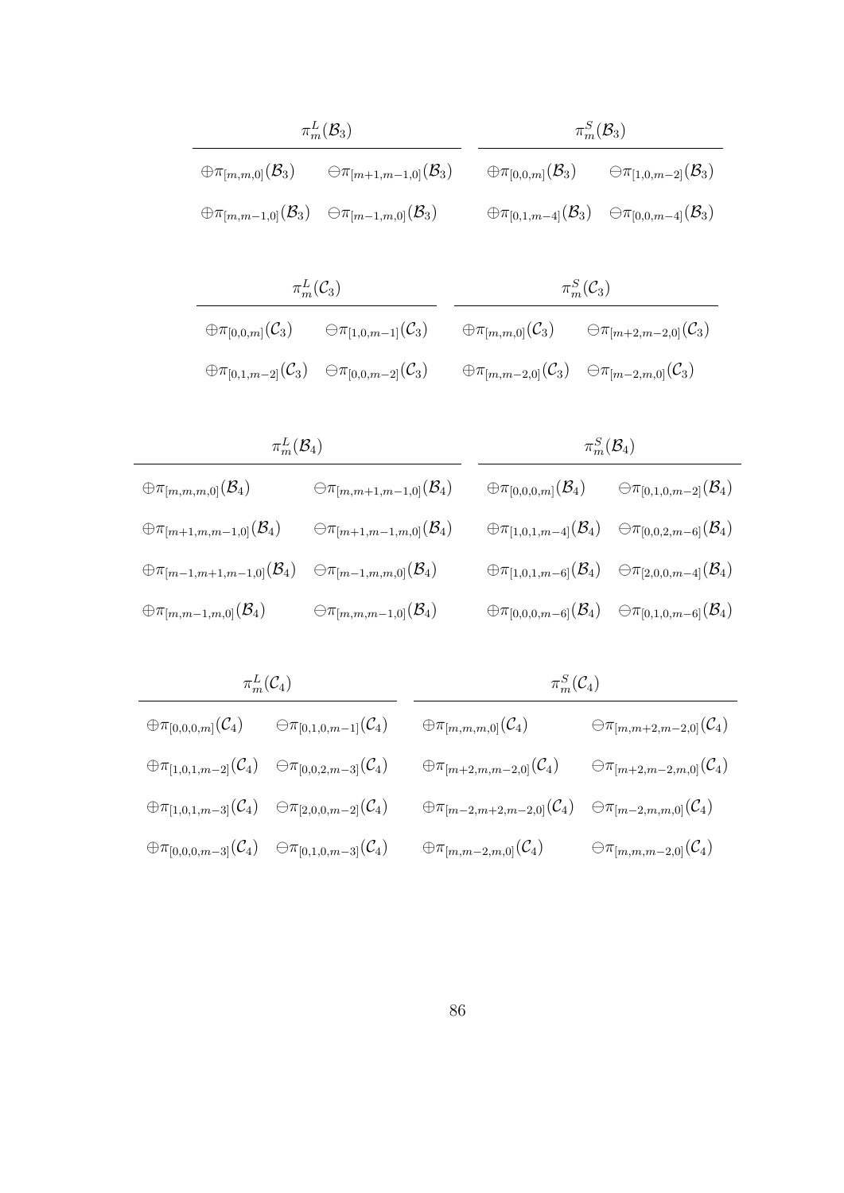| $\pi^L_m(\mathcal{B}_3)$ | | $\pi^S_m(\mathcal{B}_3)$ | |
|---|---|---|---|
| $\oplus\pi_{[m,m,0]}(\mathcal{B}_3)$ | $\ominus\pi_{[m+1,m-1,0]}(\mathcal{B}_3)$ | $\oplus\pi_{[0,0,m]}(\mathcal{B}_3)$ | $\ominus\pi_{[1,0,m-2]}(\mathcal{B}_3)$ |
| $\oplus\pi_{[m,m-1,0]}(\mathcal{B}_3)$ | $\ominus\pi_{[m-1,m,0]}(\mathcal{B}_3)$ | $\oplus\pi_{[0,1,m-4]}(\mathcal{B}_3)$ | $\ominus\pi_{[0,0,m-4]}(\mathcal{B}_3)$ |

| $\pi^L_m(\mathcal{C}_3)$ | | $\pi^S_m(\mathcal{C}_3)$ | |
|---|---|---|---|
| $\oplus\pi_{[0,0,m]}(\mathcal{C}_3)$ | $\ominus\pi_{[1,0,m-1]}(\mathcal{C}_3)$ | $\oplus\pi_{[m,m,0]}(\mathcal{C}_3)$ | $\ominus\pi_{[m+2,m-2,0]}(\mathcal{C}_3)$ |
| $\oplus\pi_{[0,1,m-2]}(\mathcal{C}_3)$ | $\ominus\pi_{[0,0,m-2]}(\mathcal{C}_3)$ | $\oplus\pi_{[m,m-2,0]}(\mathcal{C}_3)$ | $\ominus\pi_{[m-2,m,0]}(\mathcal{C}_3)$ |

| $\pi^L_m(\mathcal{B}_4)$ | | $\pi^S_m(\mathcal{B}_4)$ | |
|---|---|---|---|
| $\oplus\pi_{[m,m,m,0]}(\mathcal{B}_4)$ | $\ominus\pi_{[m,m+1,m-1,0]}(\mathcal{B}_4)$ | $\oplus\pi_{[0,0,0,m]}(\mathcal{B}_4)$ | $\ominus\pi_{[0,1,0,m-2]}(\mathcal{B}_4)$ |
| $\oplus\pi_{[m+1,m,m-1,0]}(\mathcal{B}_4)$ | $\ominus\pi_{[m+1,m-1,m,0]}(\mathcal{B}_4)$ | $\oplus\pi_{[1,0,1,m-4]}(\mathcal{B}_4)$ | $\ominus\pi_{[0,0,2,m-6]}(\mathcal{B}_4)$ |
| $\oplus\pi_{[m-1,m+1,m-1,0]}(\mathcal{B}_4)$ | $\ominus\pi_{[m-1,m,m,0]}(\mathcal{B}_4)$ | $\oplus\pi_{[1,0,1,m-6]}(\mathcal{B}_4)$ | $\ominus\pi_{[2,0,0,m-4]}(\mathcal{B}_4)$ |
| $\oplus\pi_{[m,m-1,m,0]}(\mathcal{B}_4)$ | $\ominus\pi_{[m,m,m-1,0]}(\mathcal{B}_4)$ | $\oplus\pi_{[0,0,0,m-6]}(\mathcal{B}_4)$ | $\ominus\pi_{[0,1,0,m-6]}(\mathcal{B}_4)$ |

| $\pi^L_m(\mathcal{C}_4)$ | | $\pi^S_m(\mathcal{C}_4)$ | |
|---|---|---|---|
| $\oplus\pi_{[0,0,0,m]}(\mathcal{C}_4)$ | $\ominus\pi_{[0,1,0,m-1]}(\mathcal{C}_4)$ | $\oplus\pi_{[m,m,m,0]}(\mathcal{C}_4)$ | $\ominus\pi_{[m,m+2,m-2,0]}(\mathcal{C}_4)$ |
| $\oplus\pi_{[1,0,1,m-2]}(\mathcal{C}_4)$ | $\ominus\pi_{[0,0,2,m-3]}(\mathcal{C}_4)$ | $\oplus\pi_{[m+2,m,m-2,0]}(\mathcal{C}_4)$ | $\ominus\pi_{[m+2,m-2,m,0]}(\mathcal{C}_4)$ |
| $\oplus\pi_{[1,0,1,m-3]}(\mathcal{C}_4)$ | $\ominus\pi_{[2,0,0,m-2]}(\mathcal{C}_4)$ | $\oplus\pi_{[m-2,m+2,m-2,0]}(\mathcal{C}_4)$ | $\ominus\pi_{[m-2,m,m,0]}(\mathcal{C}_4)$ |
| $\oplus\pi_{[0,0,0,m-3]}(\mathcal{C}_4)$ | $\ominus\pi_{[0,1,0,m-3]}(\mathcal{C}_4)$ | $\oplus\pi_{[m,m-2,m,0]}(\mathcal{C}_4)$ | $\ominus\pi_{[m,m,m-2,0]}(\mathcal{C}_4)$ |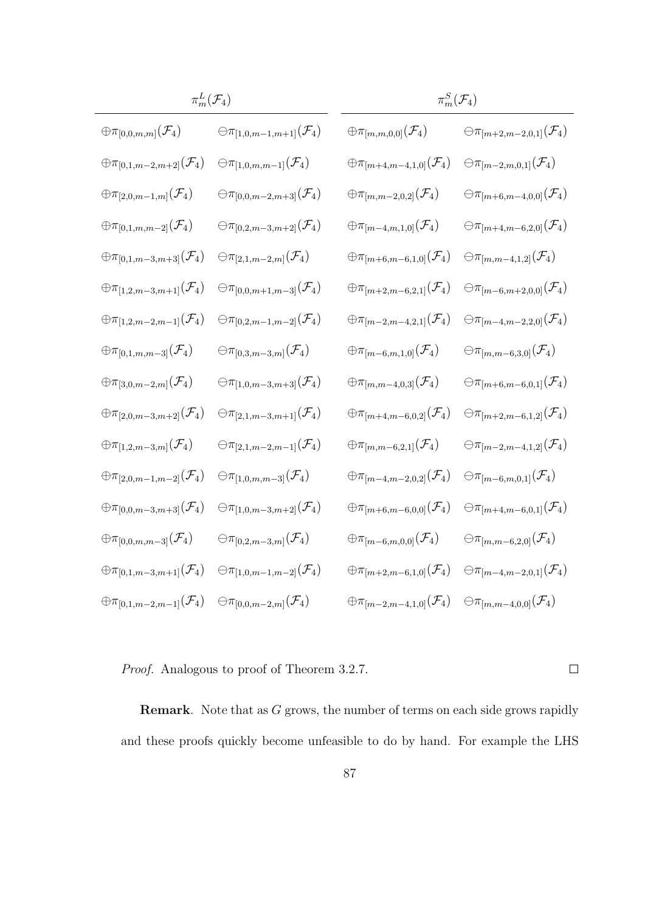| $\pi^L_m(\mathcal{F}_4)$ | | $\pi^S_m(\mathcal{F}_4)$ | |
|---|---|---|---|
| $\oplus\pi_{[0,0,m,m]}(\mathcal{F}_4)$ | $\ominus\pi_{[1,0,m-1,m+1]}(\mathcal{F}_4)$ | $\oplus\pi_{[m,m,0,0]}(\mathcal{F}_4)$ | $\ominus\pi_{[m+2,m-2,0,1]}(\mathcal{F}_4)$ |
| $\oplus\pi_{[0,1,m-2,m+2]}(\mathcal{F}_4)$ | $\ominus\pi_{[1,0,m,m-1]}(\mathcal{F}_4)$ | $\oplus\pi_{[m+4,m-4,1,0]}(\mathcal{F}_4)$ | $\ominus\pi_{[m-2,m,0,1]}(\mathcal{F}_4)$ |
| $\oplus\pi_{[2,0,m-1,m]}(\mathcal{F}_4)$ | $\ominus\pi_{[0,0,m-2,m+3]}(\mathcal{F}_4)$ | $\oplus\pi_{[m,m-2,0,2]}(\mathcal{F}_4)$ | $\ominus\pi_{[m+6,m-4,0,0]}(\mathcal{F}_4)$ |
| $\oplus\pi_{[0,1,m,m-2]}(\mathcal{F}_4)$ | $\ominus\pi_{[0,2,m-3,m+2]}(\mathcal{F}_4)$ | $\oplus\pi_{[m-4,m,1,0]}(\mathcal{F}_4)$ | $\ominus\pi_{[m+4,m-6,2,0]}(\mathcal{F}_4)$ |
| $\oplus\pi_{[0,1,m-3,m+3]}(\mathcal{F}_4)$ | $\ominus\pi_{[2,1,m-2,m]}(\mathcal{F}_4)$ | $\oplus\pi_{[m+6,m-6,1,0]}(\mathcal{F}_4)$ | $\ominus\pi_{[m,m-4,1,2]}(\mathcal{F}_4)$ |
| $\oplus\pi_{[1,2,m-3,m+1]}(\mathcal{F}_4)$ | $\ominus\pi_{[0,0,m+1,m-3]}(\mathcal{F}_4)$ | $\oplus\pi_{[m+2,m-6,2,1]}(\mathcal{F}_4)$ | $\ominus\pi_{[m-6,m+2,0,0]}(\mathcal{F}_4)$ |
| $\oplus\pi_{[1,2,m-2,m-1]}(\mathcal{F}_4)$ | $\ominus\pi_{[0,2,m-1,m-2]}(\mathcal{F}_4)$ | $\oplus\pi_{[m-2,m-4,2,1]}(\mathcal{F}_4)$ | $\ominus\pi_{[m-4,m-2,2,0]}(\mathcal{F}_4)$ |
| $\oplus\pi_{[0,1,m,m-3]}(\mathcal{F}_4)$ | $\ominus\pi_{[0,3,m-3,m]}(\mathcal{F}_4)$ | $\oplus\pi_{[m-6,m,1,0]}(\mathcal{F}_4)$ | $\ominus\pi_{[m,m-6,3,0]}(\mathcal{F}_4)$ |
| $\oplus\pi_{[3,0,m-2,m]}(\mathcal{F}_4)$ | $\ominus\pi_{[1,0,m-3,m+3]}(\mathcal{F}_4)$ | $\oplus\pi_{[m,m-4,0,3]}(\mathcal{F}_4)$ | $\ominus\pi_{[m+6,m-6,0,1]}(\mathcal{F}_4)$ |
| $\oplus\pi_{[2,0,m-3,m+2]}(\mathcal{F}_4)$ | $\ominus\pi_{[2,1,m-3,m+1]}(\mathcal{F}_4)$ | $\oplus\pi_{[m+4,m-6,0,2]}(\mathcal{F}_4)$ | $\ominus\pi_{[m+2,m-6,1,2]}(\mathcal{F}_4)$ |
| $\oplus\pi_{[1,2,m-3,m]}(\mathcal{F}_4)$ | $\ominus\pi_{[2,1,m-2,m-1]}(\mathcal{F}_4)$ | $\oplus\pi_{[m,m-6,2,1]}(\mathcal{F}_4)$ | $\ominus\pi_{[m-2,m-4,1,2]}(\mathcal{F}_4)$ |
| $\oplus\pi_{[2,0,m-1,m-2]}(\mathcal{F}_4)$ | $\ominus\pi_{[1,0,m,m-3]}(\mathcal{F}_4)$ | $\oplus\pi_{[m-4,m-2,0,2]}(\mathcal{F}_4)$ | $\ominus\pi_{[m-6,m,0,1]}(\mathcal{F}_4)$ |
| $\oplus\pi_{[0,0,m-3,m+3]}(\mathcal{F}_4)$ | $\ominus\pi_{[1,0,m-3,m+2]}(\mathcal{F}_4)$ | $\oplus\pi_{[m+6,m-6,0,0]}(\mathcal{F}_4)$ | $\ominus\pi_{[m+4,m-6,0,1]}(\mathcal{F}_4)$ |
| $\oplus\pi_{[0,0,m,m-3]}(\mathcal{F}_4)$ | $\ominus\pi_{[0,2,m-3,m]}(\mathcal{F}_4)$ | $\oplus\pi_{[m-6,m,0,0]}(\mathcal{F}_4)$ | $\ominus\pi_{[m,m-6,2,0]}(\mathcal{F}_4)$ |
| $\oplus\pi_{[0,1,m-3,m+1]}(\mathcal{F}_4)$ | $\ominus\pi_{[1,0,m-1,m-2]}(\mathcal{F}_4)$ | $\oplus\pi_{[m+2,m-6,1,0]}(\mathcal{F}_4)$ | $\ominus\pi_{[m-4,m-2,0,1]}(\mathcal{F}_4)$ |
| $\oplus\pi_{[0,1,m-2,m-1]}(\mathcal{F}_4)$ | $\ominus\pi_{[0,0,m-2,m]}(\mathcal{F}_4)$ | $\oplus\pi_{[m-2,m-4,1,0]}(\mathcal{F}_4)$ | $\ominus\pi_{[m,m-4,0,0]}(\mathcal{F}_4)$ |

*Proof.* Analogous to proof of Theorem 3.2.7. $\square$

**Remark**. Note that as $G$ grows, the number of terms on each side grows rapidly and these proofs quickly become unfeasible to do by hand. For example the LHS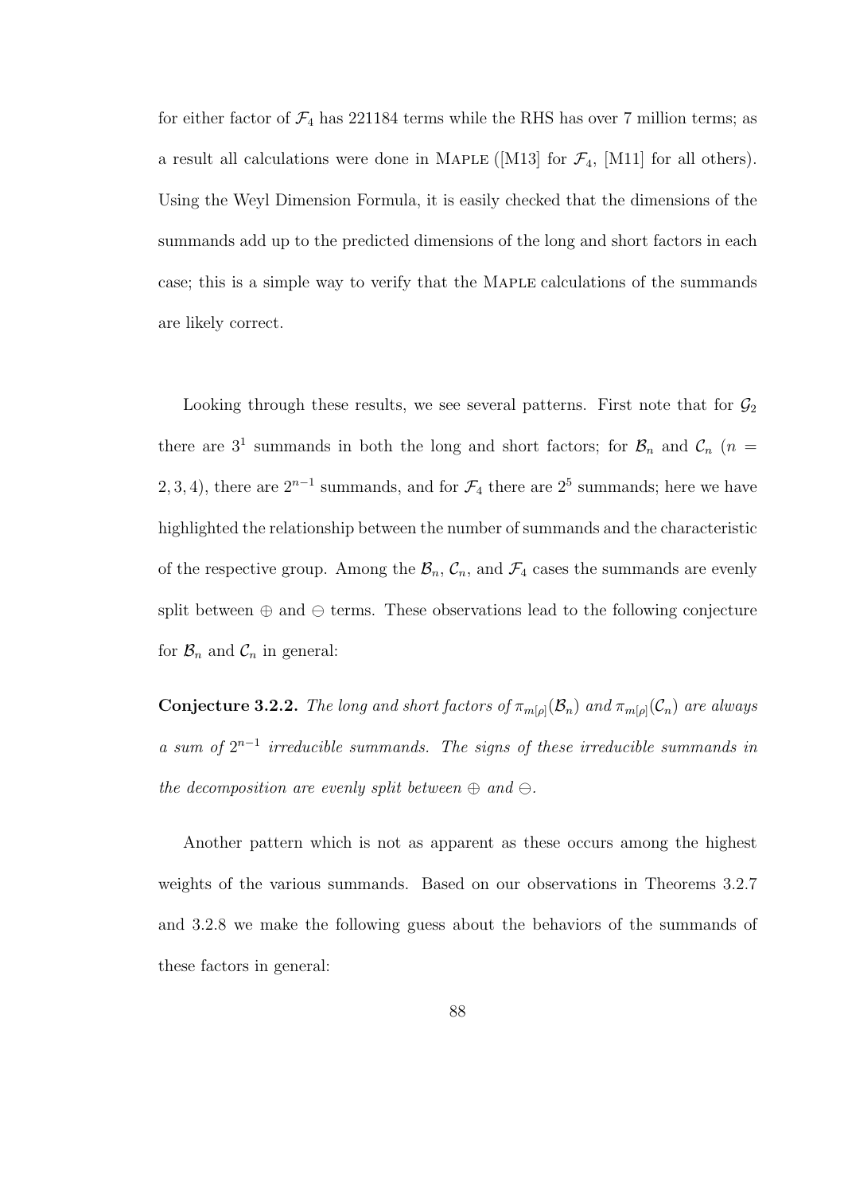for either factor of $\mathcal{F}_4$ has 221184 terms while the RHS has over 7 million terms; as a result all calculations were done in MAPLE ([M13] for $\mathcal{F}_4$, [M11] for all others). Using the Weyl Dimension Formula, it is easily checked that the dimensions of the summands add up to the predicted dimensions of the long and short factors in each case; this is a simple way to verify that the MAPLE calculations of the summands are likely correct.

Looking through these results, we see several patterns. First note that for $\mathcal{G}_2$ there are $3^1$ summands in both the long and short factors; for $\mathcal{B}_n$ and $\mathcal{C}_n$ ($n = 2, 3, 4$), there are $2^{n-1}$ summands, and for $\mathcal{F}_4$ there are $2^5$ summands; here we have highlighted the relationship between the number of summands and the characteristic of the respective group. Among the $\mathcal{B}_n$, $\mathcal{C}_n$, and $\mathcal{F}_4$ cases the summands are evenly split between $\oplus$ and $\ominus$ terms. These observations lead to the following conjecture for $\mathcal{B}_n$ and $\mathcal{C}_n$ in general:

**Conjecture 3.2.2.** *The long and short factors of $\pi_{m[\rho]}(\mathcal{B}_n)$ and $\pi_{m[\rho]}(\mathcal{C}_n)$ are always a sum of $2^{n-1}$ irreducible summands. The signs of these irreducible summands in the decomposition are evenly split between $\oplus$ and $\ominus$.*

Another pattern which is not as apparent as these occurs among the highest weights of the various summands. Based on our observations in Theorems 3.2.7 and 3.2.8 we make the following guess about the behaviors of the summands of these factors in general: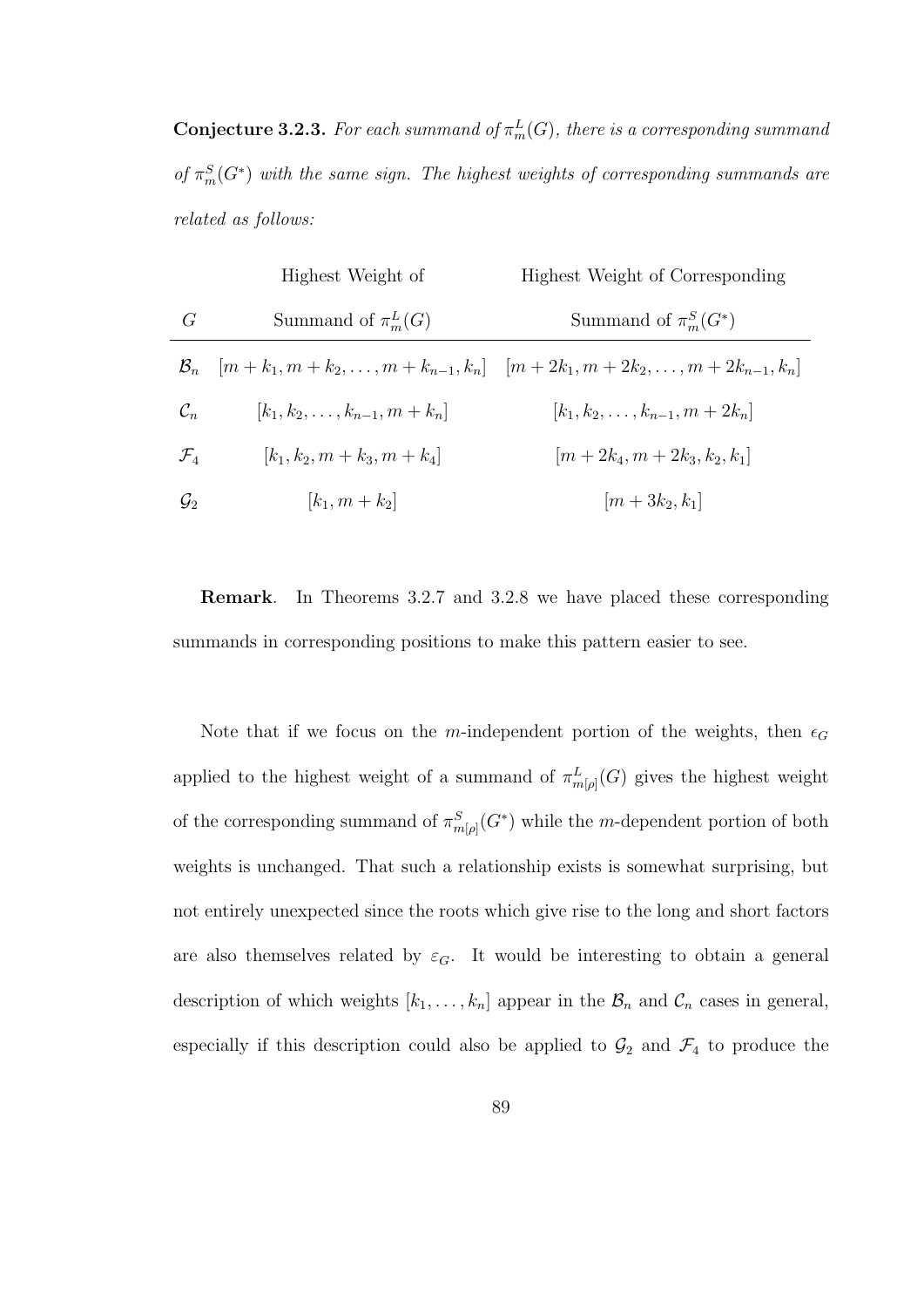**Conjecture 3.2.3.** *For each summand of $\pi^L_m(G)$, there is a corresponding summand of $\pi^S_m(G^*)$ with the same sign. The highest weights of corresponding summands are related as follows:*

| $G$ | Highest Weight of Summand of $\pi^L_m(G)$ | Highest Weight of Corresponding Summand of $\pi^S_m(G^*)$ |
|---|---|---|
| $\mathcal{B}_n$ | $[m+k_1, m+k_2, \ldots, m+k_{n-1}, k_n]$ | $[m+2k_1, m+2k_2, \ldots, m+2k_{n-1}, k_n]$ |
| $\mathcal{C}_n$ | $[k_1, k_2, \ldots, k_{n-1}, m+k_n]$ | $[k_1, k_2, \ldots, k_{n-1}, m+2k_n]$ |
| $\mathcal{F}_4$ | $[k_1, k_2, m+k_3, m+k_4]$ | $[m+2k_4, m+2k_3, k_2, k_1]$ |
| $\mathcal{G}_2$ | $[k_1, m+k_2]$ | $[m+3k_2, k_1]$ |

**Remark**. In Theorems 3.2.7 and 3.2.8 we have placed these corresponding summands in corresponding positions to make this pattern easier to see.

Note that if we focus on the $m$-independent portion of the weights, then $\epsilon_G$ applied to the highest weight of a summand of $\pi^L_{m[\rho]}(G)$ gives the highest weight of the corresponding summand of $\pi^S_{m[\rho]}(G^*)$ while the $m$-dependent portion of both weights is unchanged. That such a relationship exists is somewhat surprising, but not entirely unexpected since the roots which give rise to the long and short factors are also themselves related by $\varepsilon_G$. It would be interesting to obtain a general description of which weights $[k_1, \ldots, k_n]$ appear in the $\mathcal{B}_n$ and $\mathcal{C}_n$ cases in general, especially if this description could also be applied to $\mathcal{G}_2$ and $\mathcal{F}_4$ to produce the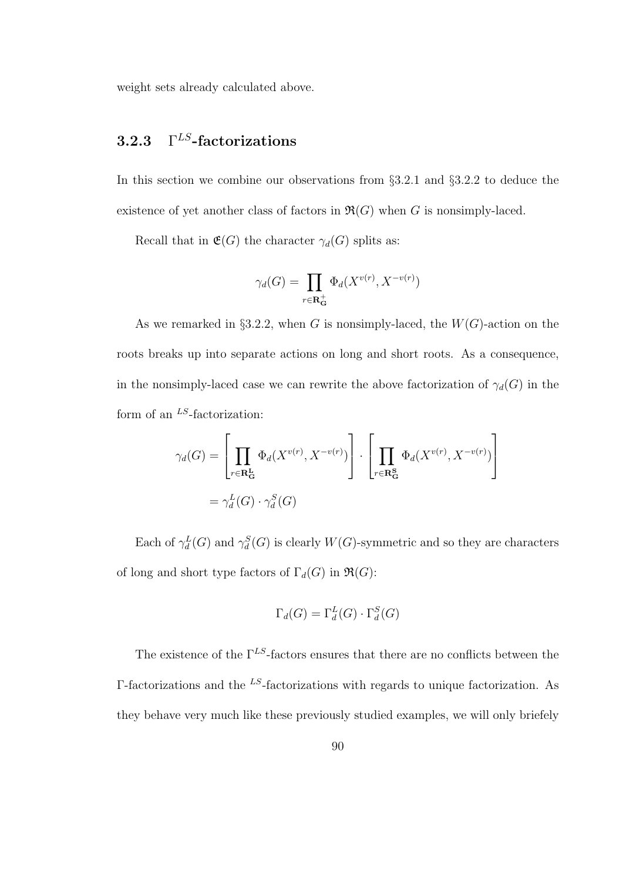weight sets already calculated above.

### 3.2.3 $\Gamma^{LS}$-factorizations

In this section we combine our observations from §3.2.1 and §3.2.2 to deduce the existence of yet another class of factors in $\mathfrak{R}(G)$ when $G$ is nonsimply-laced.

Recall that in $\mathfrak{E}(G)$ the character $\gamma_d(G)$ splits as:

$$\gamma_d(G) = \prod_{r \in \mathbf{R}_{\mathbf{G}}^{+}} \Phi_d(X^{v(r)}, X^{-v(r)})$$

As we remarked in §3.2.2, when $G$ is nonsimply-laced, the $W(G)$-action on the roots breaks up into separate actions on long and short roots. As a consequence, in the nonsimply-laced case we can rewrite the above factorization of $\gamma_d(G)$ in the form of an ${}^{LS}$-factorization:

$$\begin{aligned}
\gamma_d(G) &= \left[ \prod_{r \in \mathbf{R}_{\mathbf{G}}^{\mathbf{L}}} \Phi_d(X^{v(r)}, X^{-v(r)}) \right] \cdot \left[ \prod_{r \in \mathbf{R}_{\mathbf{G}}^{\mathbf{S}}} \Phi_d(X^{v(r)}, X^{-v(r)}) \right] \\
&= \gamma_d^L(G) \cdot \gamma_d^S(G)
\end{aligned}$$

Each of $\gamma_d^L(G)$ and $\gamma_d^S(G)$ is clearly $W(G)$-symmetric and so they are characters of long and short type factors of $\Gamma_d(G)$ in $\mathfrak{R}(G)$:

$$\Gamma_d(G) = \Gamma_d^L(G) \cdot \Gamma_d^S(G)$$

The existence of the $\Gamma^{LS}$-factors ensures that there are no conflicts between the $\Gamma$-factorizations and the ${}^{LS}$-factorizations with regards to unique factorization. As they behave very much like these previously studied examples, we will only briefely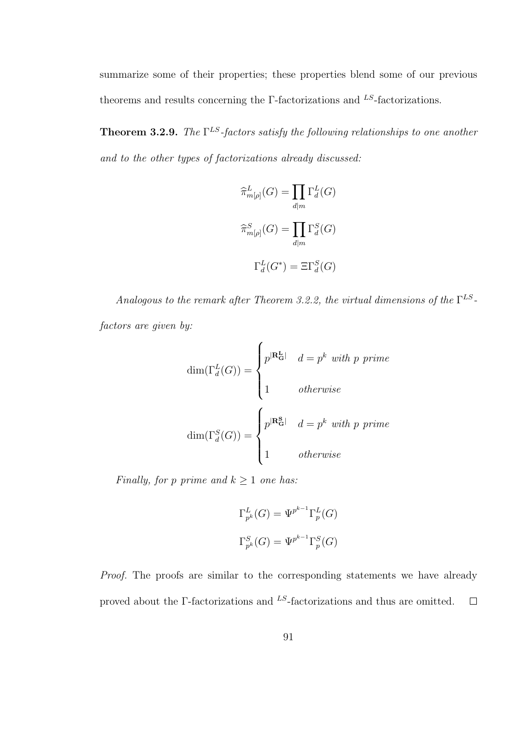summarize some of their properties; these properties blend some of our previous theorems and results concerning the Γ-factorizations and ${}^{LS}$-factorizations.

**Theorem 3.2.9.** *The $\Gamma^{LS}$-factors satisfy the following relationships to one another and to the other types of factorizations already discussed:*

$$\widehat{\pi}^{L}_{m[\rho]}(G) = \prod_{d|m} \Gamma^{L}_{d}(G)$$

$$\widehat{\pi}^{S}_{m[\rho]}(G) = \prod_{d|m} \Gamma^{S}_{d}(G)$$

$$\Gamma^{L}_{d}(G^{*}) = \Xi \Gamma^{S}_{d}(G)$$

*Analogous to the remark after Theorem 3.2.2, the virtual dimensions of the $\Gamma^{LS}$-factors are given by:*

$$\dim(\Gamma^{L}_{d}(G)) = \begin{cases} p^{|\mathbf{R}^{\mathbf{L}}_{\mathbf{G}}|} & d = p^{k} \text{ with } p \text{ prime} \\ 1 & \text{otherwise} \end{cases}$$

$$\dim(\Gamma^{S}_{d}(G)) = \begin{cases} p^{|\mathbf{R}^{\mathbf{S}}_{\mathbf{G}}|} & d = p^{k} \text{ with } p \text{ prime} \\ 1 & \text{otherwise} \end{cases}$$

*Finally, for $p$ prime and $k \geq 1$ one has:*

$$\Gamma^{L}_{p^{k}}(G) = \Psi^{p^{k-1}} \Gamma^{L}_{p}(G)$$

$$\Gamma^{S}_{p^{k}}(G) = \Psi^{p^{k-1}} \Gamma^{S}_{p}(G)$$

*Proof.* The proofs are similar to the corresponding statements we have already proved about the Γ-factorizations and ${}^{LS}$-factorizations and thus are omitted. □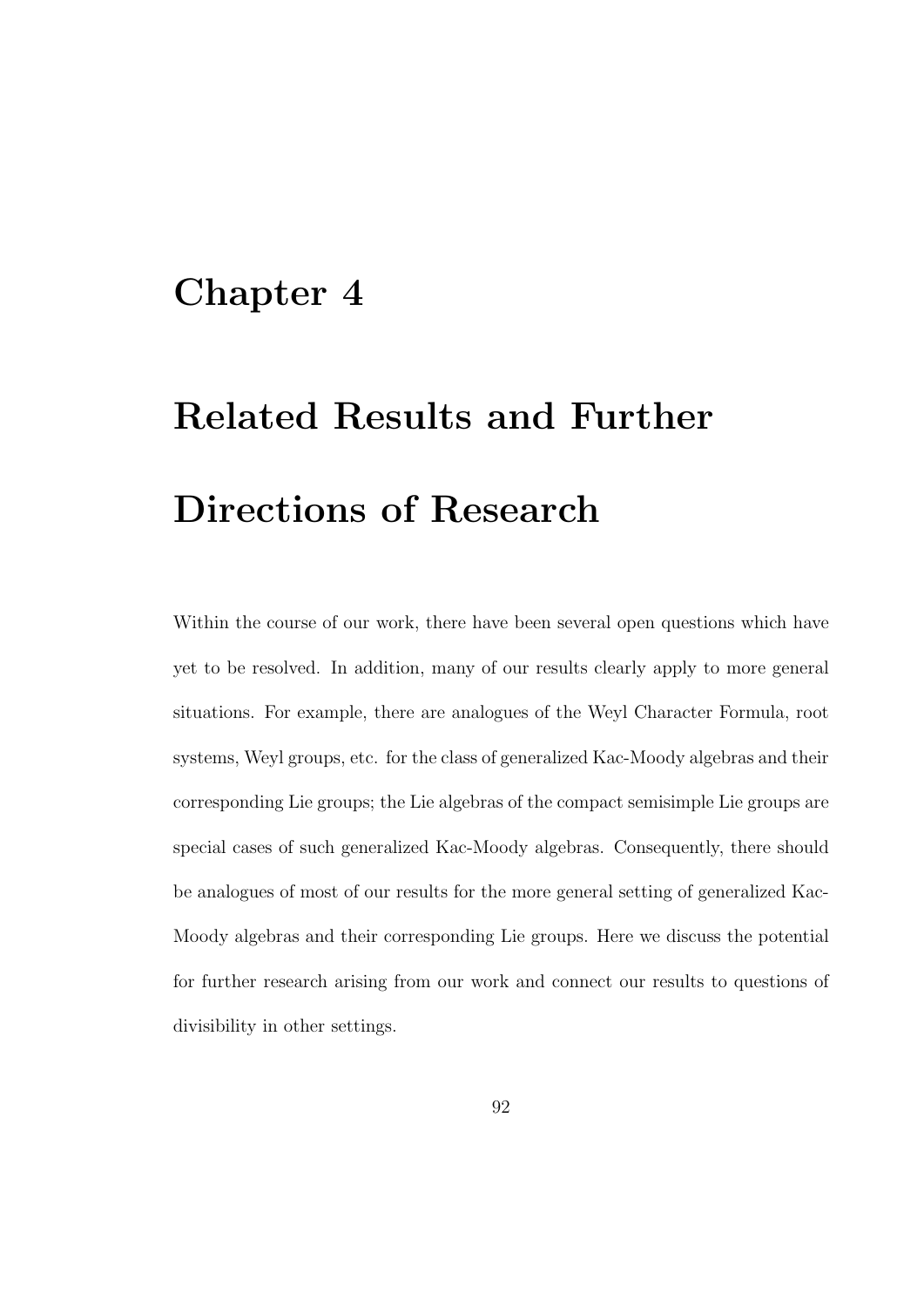# Chapter 4

# Related Results and Further Directions of Research

Within the course of our work, there have been several open questions which have yet to be resolved. In addition, many of our results clearly apply to more general situations. For example, there are analogues of the Weyl Character Formula, root systems, Weyl groups, etc. for the class of generalized Kac-Moody algebras and their corresponding Lie groups; the Lie algebras of the compact semisimple Lie groups are special cases of such generalized Kac-Moody algebras. Consequently, there should be analogues of most of our results for the more general setting of generalized Kac-Moody algebras and their corresponding Lie groups. Here we discuss the potential for further research arising from our work and connect our results to questions of divisibility in other settings.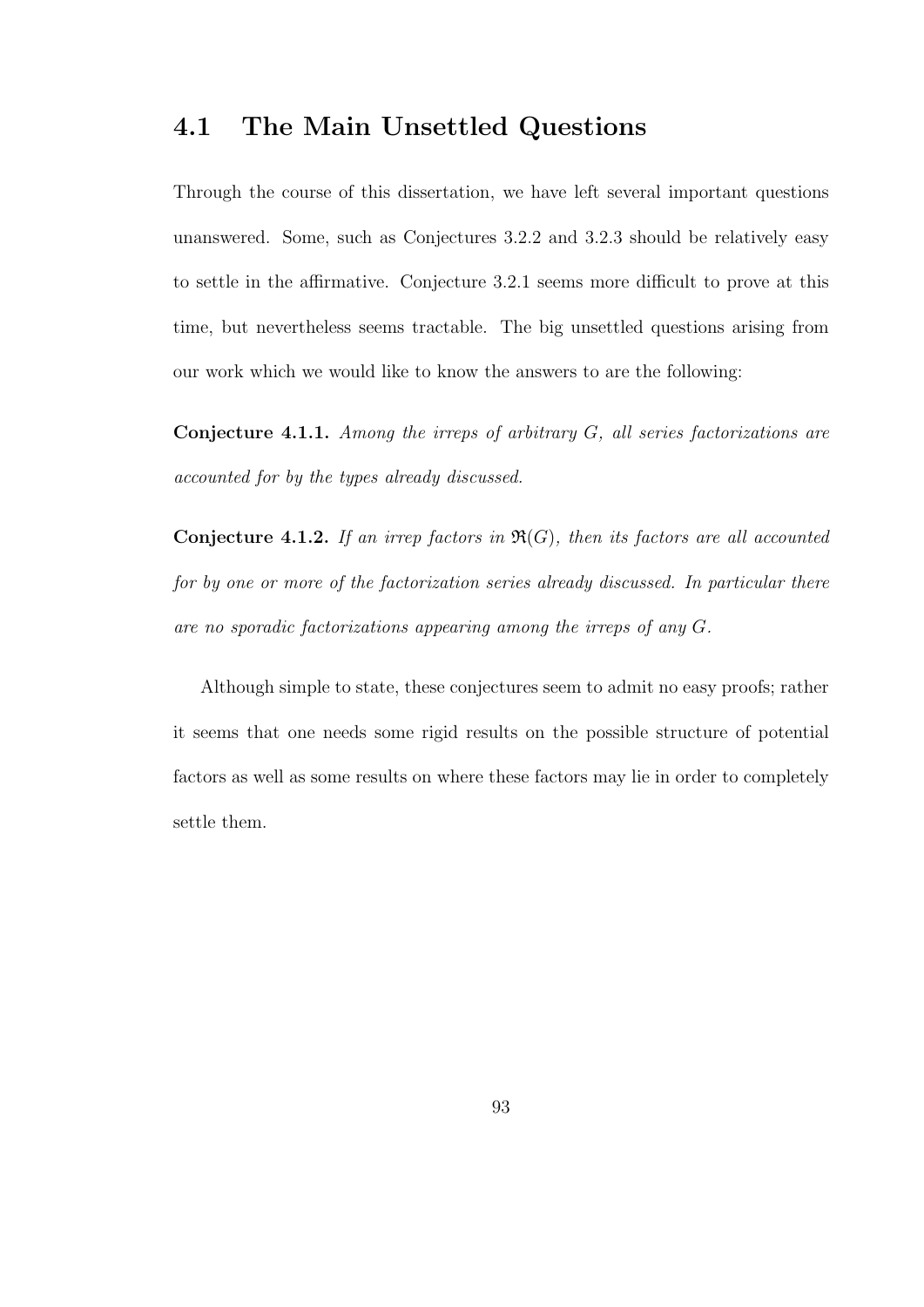## 4.1 The Main Unsettled Questions

Through the course of this dissertation, we have left several important questions unanswered. Some, such as Conjectures 3.2.2 and 3.2.3 should be relatively easy to settle in the affirmative. Conjecture 3.2.1 seems more difficult to prove at this time, but nevertheless seems tractable. The big unsettled questions arising from our work which we would like to know the answers to are the following:

**Conjecture 4.1.1.** *Among the irreps of arbitrary $G$, all series factorizations are accounted for by the types already discussed.*

**Conjecture 4.1.2.** *If an irrep factors in $\mathfrak{R}(G)$, then its factors are all accounted for by one or more of the factorization series already discussed. In particular there are no sporadic factorizations appearing among the irreps of any $G$.*

Although simple to state, these conjectures seem to admit no easy proofs; rather it seems that one needs some rigid results on the possible structure of potential factors as well as some results on where these factors may lie in order to completely settle them.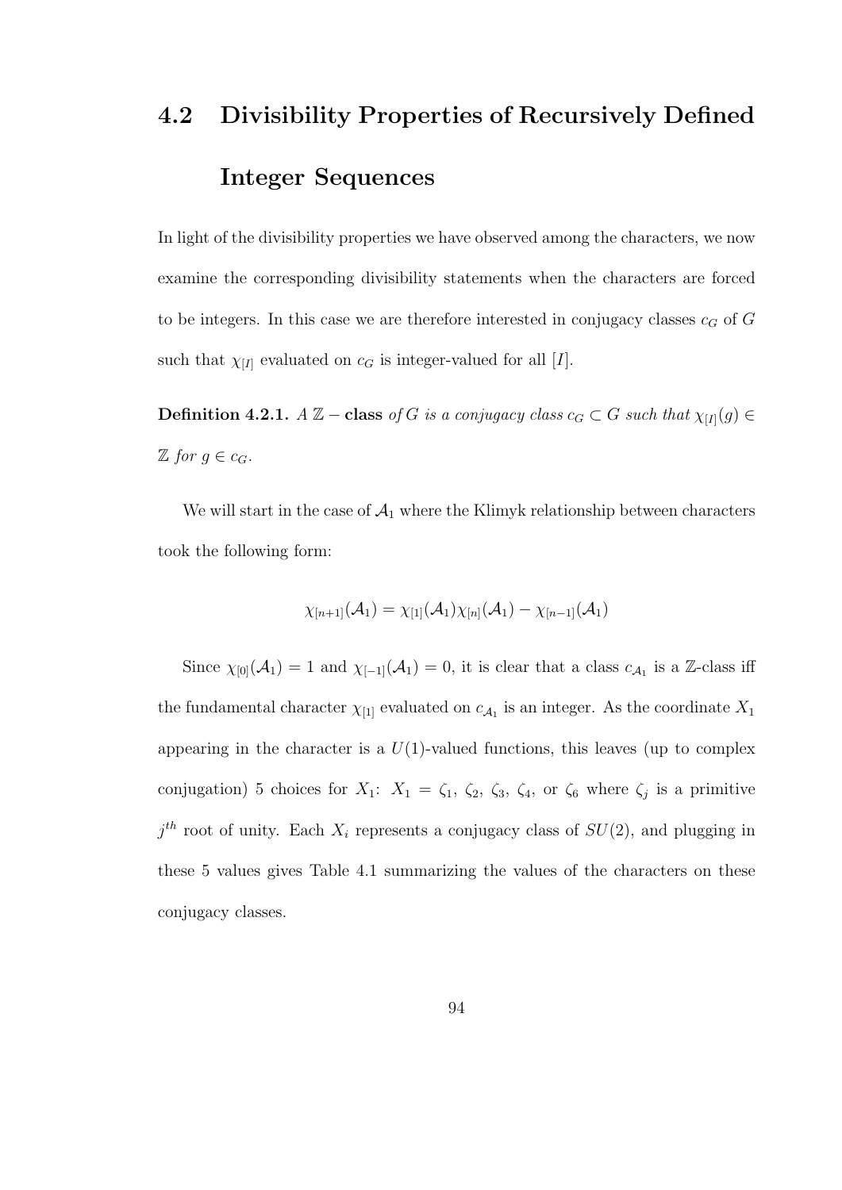## 4.2 Divisibility Properties of Recursively Defined Integer Sequences

In light of the divisibility properties we have observed among the characters, we now examine the corresponding divisibility statements when the characters are forced to be integers. In this case we are therefore interested in conjugacy classes $c_G$ of $G$ such that $\chi_{[I]}$ evaluated on $c_G$ is integer-valued for all $[I]$.

**Definition 4.2.1.** *A* $\mathbb{Z}-$ **class** *of* $G$ *is a conjugacy class* $c_G \subset G$ *such that* $\chi_{[I]}(g) \in \mathbb{Z}$ *for* $g \in c_G$.

We will start in the case of $\mathcal{A}_1$ where the Klimyk relationship between characters took the following form:

$$\chi_{[n+1]}(\mathcal{A}_1) = \chi_{[1]}(\mathcal{A}_1)\chi_{[n]}(\mathcal{A}_1) - \chi_{[n-1]}(\mathcal{A}_1)$$

Since $\chi_{[0]}(\mathcal{A}_1) = 1$ and $\chi_{[-1]}(\mathcal{A}_1) = 0$, it is clear that a class $c_{\mathcal{A}_1}$ is a $\mathbb{Z}$-class iff the fundamental character $\chi_{[1]}$ evaluated on $c_{\mathcal{A}_1}$ is an integer. As the coordinate $X_1$ appearing in the character is a $U(1)$-valued functions, this leaves (up to complex conjugation) 5 choices for $X_1$: $X_1 = \zeta_1$, $\zeta_2$, $\zeta_3$, $\zeta_4$, or $\zeta_6$ where $\zeta_j$ is a primitive $j^{th}$ root of unity. Each $X_i$ represents a conjugacy class of $SU(2)$, and plugging in these 5 values gives Table 4.1 summarizing the values of the characters on these conjugacy classes.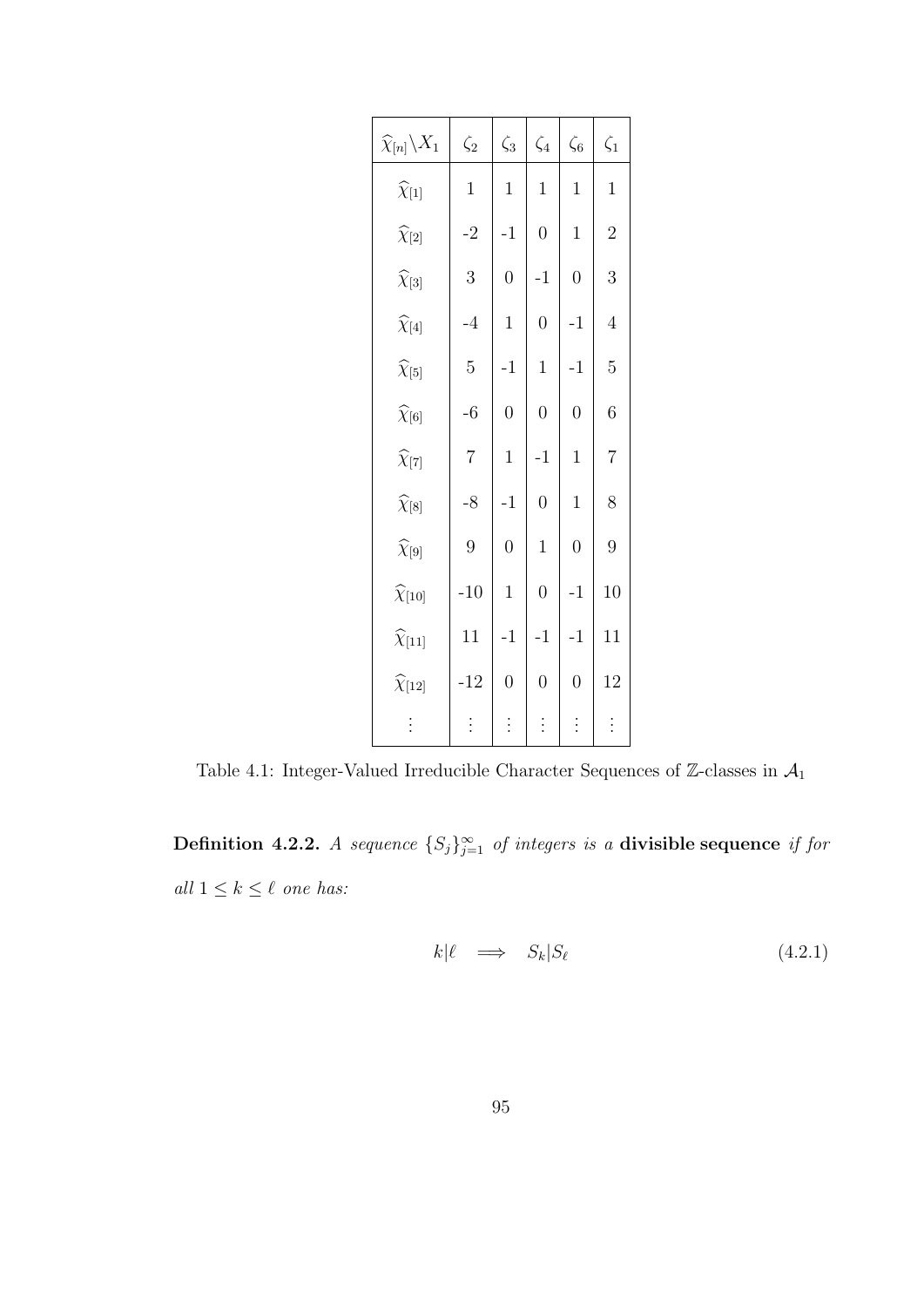| $\widehat{\chi}_{[n]} \backslash X_1$ | $\zeta_2$ | $\zeta_3$ | $\zeta_4$ | $\zeta_6$ | $\zeta_1$ |
|---|---|---|---|---|---|
| $\widehat{\chi}_{[1]}$ | 1 | 1 | 1 | 1 | 1 |
| $\widehat{\chi}_{[2]}$ | -2 | -1 | 0 | 1 | 2 |
| $\widehat{\chi}_{[3]}$ | 3 | 0 | -1 | 0 | 3 |
| $\widehat{\chi}_{[4]}$ | -4 | 1 | 0 | -1 | 4 |
| $\widehat{\chi}_{[5]}$ | 5 | -1 | 1 | -1 | 5 |
| $\widehat{\chi}_{[6]}$ | -6 | 0 | 0 | 0 | 6 |
| $\widehat{\chi}_{[7]}$ | 7 | 1 | -1 | 1 | 7 |
| $\widehat{\chi}_{[8]}$ | -8 | -1 | 0 | 1 | 8 |
| $\widehat{\chi}_{[9]}$ | 9 | 0 | 1 | 0 | 9 |
| $\widehat{\chi}_{[10]}$ | -10 | 1 | 0 | -1 | 10 |
| $\widehat{\chi}_{[11]}$ | 11 | -1 | -1 | -1 | 11 |
| $\widehat{\chi}_{[12]}$ | -12 | 0 | 0 | 0 | 12 |
| $\vdots$ | $\vdots$ | $\vdots$ | $\vdots$ | $\vdots$ | $\vdots$ |

Table 4.1: Integer-Valued Irreducible Character Sequences of $\mathbb{Z}$-classes in $\mathcal{A}_1$

**Definition 4.2.2.** *A sequence* $\{S_j\}_{j=1}^{\infty}$ *of integers is a* **divisible sequence** *if for all* $1 \leq k \leq \ell$ *one has:*

$$k|\ell \quad \Longrightarrow \quad S_k|S_\ell \tag{4.2.1}$$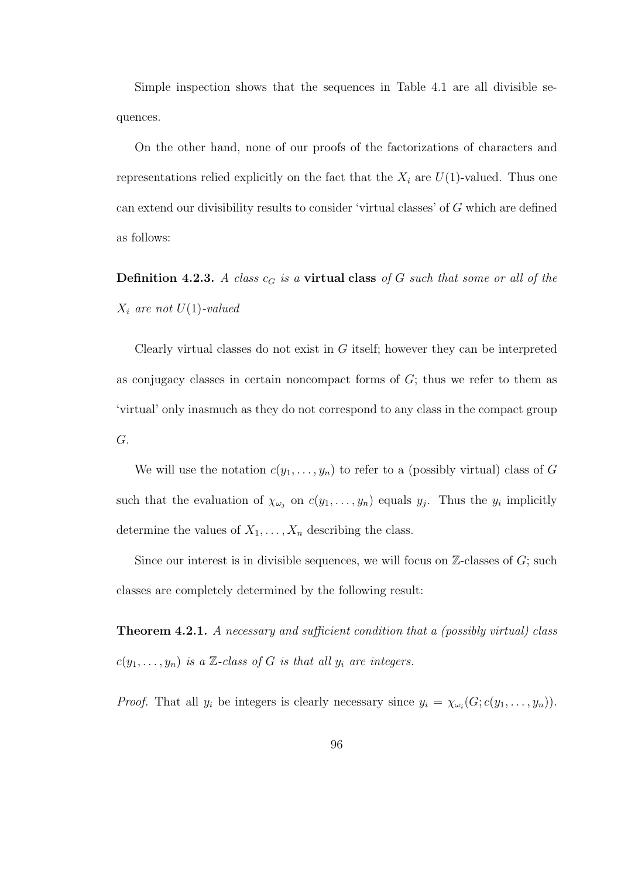Simple inspection shows that the sequences in Table 4.1 are all divisible sequences.

On the other hand, none of our proofs of the factorizations of characters and representations relied explicitly on the fact that the $X_i$ are $U(1)$-valued. Thus one can extend our divisibility results to consider 'virtual classes' of $G$ which are defined as follows:

**Definition 4.2.3.** *A class $c_G$ is a* **virtual class** *of $G$ such that some or all of the $X_i$ are not $U(1)$-valued*

Clearly virtual classes do not exist in $G$ itself; however they can be interpreted as conjugacy classes in certain noncompact forms of $G$; thus we refer to them as 'virtual' only inasmuch as they do not correspond to any class in the compact group $G$.

We will use the notation $c(y_1, \ldots, y_n)$ to refer to a (possibly virtual) class of $G$ such that the evaluation of $\chi_{\omega_j}$ on $c(y_1, \ldots, y_n)$ equals $y_j$. Thus the $y_i$ implicitly determine the values of $X_1, \ldots, X_n$ describing the class.

Since our interest is in divisible sequences, we will focus on $\mathbb{Z}$-classes of $G$; such classes are completely determined by the following result:

**Theorem 4.2.1.** *A necessary and sufficient condition that a (possibly virtual) class $c(y_1, \ldots, y_n)$ is a $\mathbb{Z}$-class of $G$ is that all $y_i$ are integers.*

*Proof.* That all $y_i$ be integers is clearly necessary since $y_i = \chi_{\omega_i}(G; c(y_1, \ldots, y_n))$.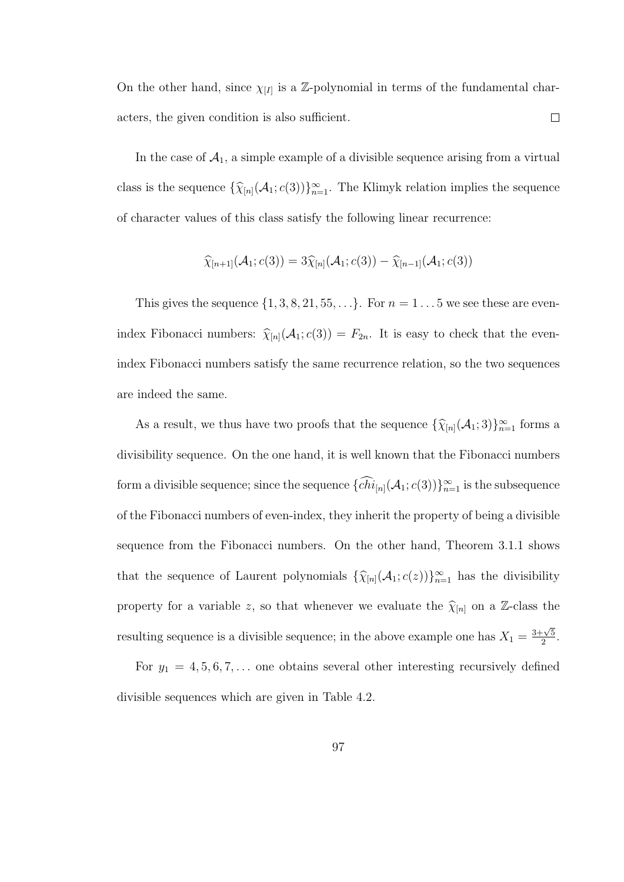On the other hand, since $\chi_{[I]}$ is a $\mathbb{Z}$-polynomial in terms of the fundamental characters, the given condition is also sufficient. $\square$

In the case of $\mathcal{A}_1$, a simple example of a divisible sequence arising from a virtual class is the sequence $\{\widehat{\chi}_{[n]}(\mathcal{A}_1; c(3))\}_{n=1}^{\infty}$. The Klimyk relation implies the sequence of character values of this class satisfy the following linear recurrence:

$$\widehat{\chi}_{[n+1]}(\mathcal{A}_1; c(3)) = 3\widehat{\chi}_{[n]}(\mathcal{A}_1; c(3)) - \widehat{\chi}_{[n-1]}(\mathcal{A}_1; c(3))$$

This gives the sequence $\{1, 3, 8, 21, 55, \ldots\}$. For $n = 1 \ldots 5$ we see these are even-index Fibonacci numbers: $\widehat{\chi}_{[n]}(\mathcal{A}_1; c(3)) = F_{2n}$. It is easy to check that the even-index Fibonacci numbers satisfy the same recurrence relation, so the two sequences are indeed the same.

As a result, we thus have two proofs that the sequence $\{\widehat{\chi}_{[n]}(\mathcal{A}_1; 3)\}_{n=1}^{\infty}$ forms a divisibility sequence. On the one hand, it is well known that the Fibonacci numbers form a divisible sequence; since the sequence $\{\widehat{chi}_{[n]}(\mathcal{A}_1; c(3))\}_{n=1}^{\infty}$ is the subsequence of the Fibonacci numbers of even-index, they inherit the property of being a divisible sequence from the Fibonacci numbers. On the other hand, Theorem 3.1.1 shows that the sequence of Laurent polynomials $\{\widehat{\chi}_{[n]}(\mathcal{A}_1; c(z))\}_{n=1}^{\infty}$ has the divisibility property for a variable $z$, so that whenever we evaluate the $\widehat{\chi}_{[n]}$ on a $\mathbb{Z}$-class the resulting sequence is a divisible sequence; in the above example one has $X_1 = \frac{3+\sqrt{5}}{2}$.

For $y_1 = 4, 5, 6, 7, \ldots$ one obtains several other interesting recursively defined divisible sequences which are given in Table 4.2.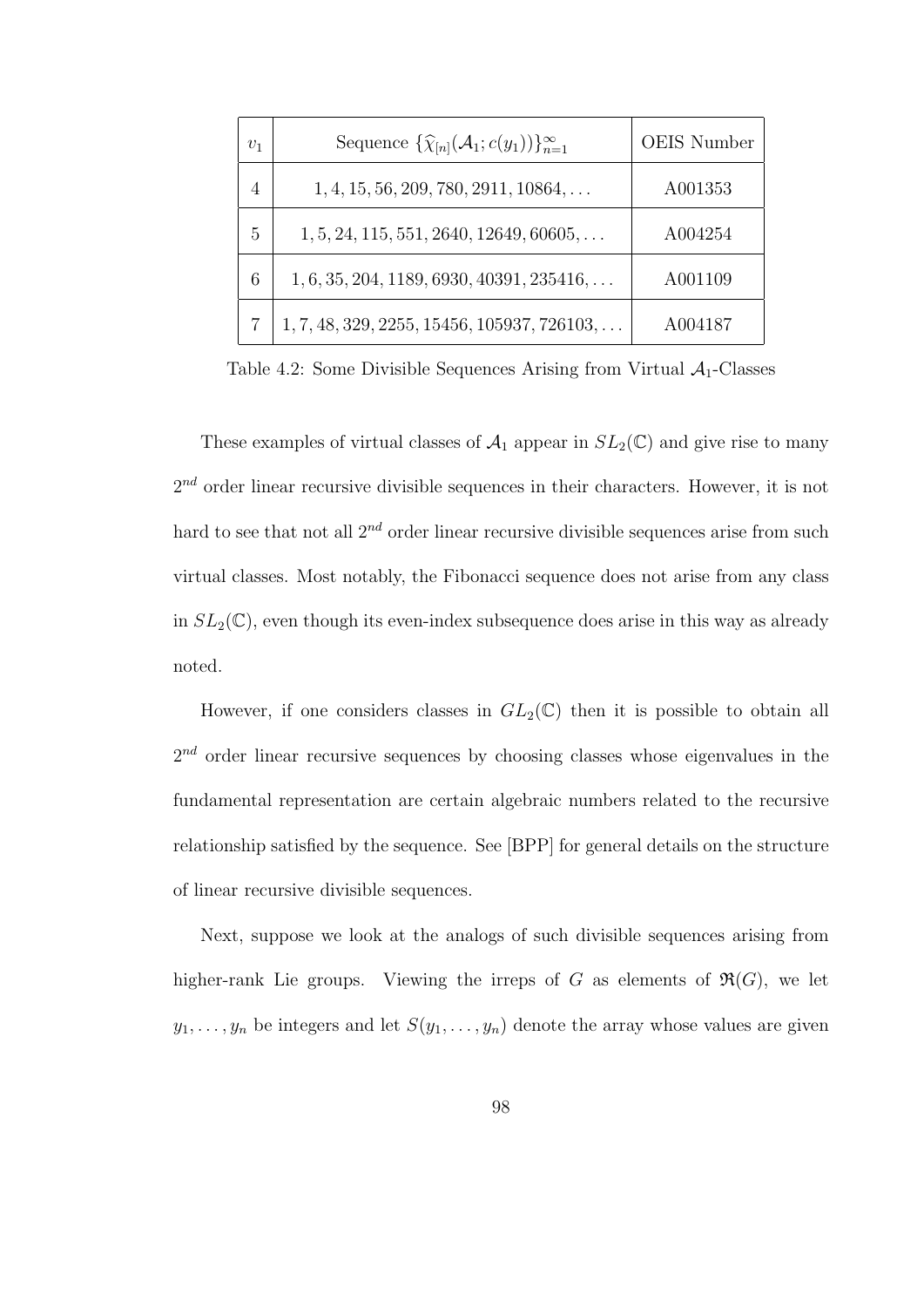| $v_1$ | Sequence $\{\widehat{\chi}_{[n]}(\mathcal{A}_1; c(y_1))\}_{n=1}^{\infty}$ | OEIS Number |
|---|---|---|
| 4 | $1, 4, 15, 56, 209, 780, 2911, 10864, \ldots$ | A001353 |
| 5 | $1, 5, 24, 115, 551, 2640, 12649, 60605, \ldots$ | A004254 |
| 6 | $1, 6, 35, 204, 1189, 6930, 40391, 235416, \ldots$ | A001109 |
| 7 | $1, 7, 48, 329, 2255, 15456, 105937, 726103, \ldots$ | A004187 |

Table 4.2: Some Divisible Sequences Arising from Virtual $\mathcal{A}_1$-Classes

These examples of virtual classes of $\mathcal{A}_1$ appear in $SL_2(\mathbb{C})$ and give rise to many $2^{nd}$ order linear recursive divisible sequences in their characters. However, it is not hard to see that not all $2^{nd}$ order linear recursive divisible sequences arise from such virtual classes. Most notably, the Fibonacci sequence does not arise from any class in $SL_2(\mathbb{C})$, even though its even-index subsequence does arise in this way as already noted.

However, if one considers classes in $GL_2(\mathbb{C})$ then it is possible to obtain all $2^{nd}$ order linear recursive sequences by choosing classes whose eigenvalues in the fundamental representation are certain algebraic numbers related to the recursive relationship satisfied by the sequence. See [BPP] for general details on the structure of linear recursive divisible sequences.

Next, suppose we look at the analogs of such divisible sequences arising from higher-rank Lie groups. Viewing the irreps of $G$ as elements of $\mathfrak{R}(G)$, we let $y_1, \ldots, y_n$ be integers and let $S(y_1, \ldots, y_n)$ denote the array whose values are given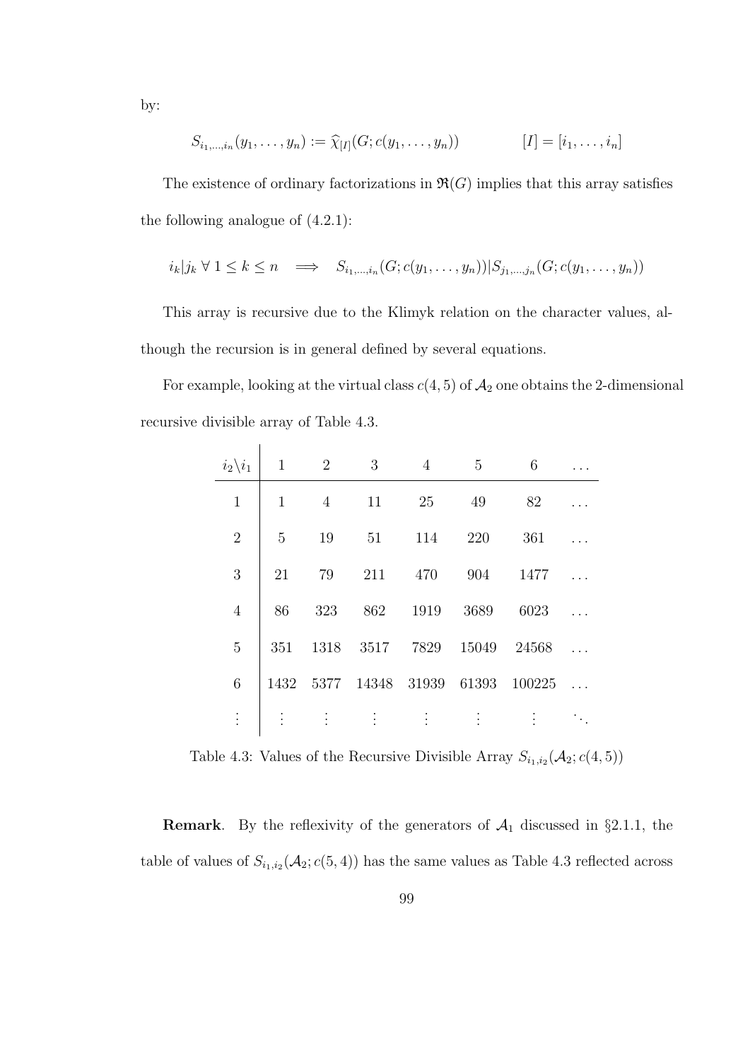by:

$$S_{i_1,\ldots,i_n}(y_1,\ldots,y_n) := \widehat{\chi}_{[I]}(G; c(y_1,\ldots,y_n)) \qquad\qquad [I] = [i_1,\ldots,i_n]$$

The existence of ordinary factorizations in $\mathfrak{R}(G)$ implies that this array satisfies the following analogue of (4.2.1):

$$i_k | j_k \ \forall\ 1 \leq k \leq n \quad \Longrightarrow \quad S_{i_1,\ldots,i_n}(G; c(y_1,\ldots,y_n)) | S_{j_1,\ldots,j_n}(G; c(y_1,\ldots,y_n))$$

This array is recursive due to the Klimyk relation on the character values, although the recursion is in general defined by several equations.

For example, looking at the virtual class $c(4,5)$ of $\mathcal{A}_2$ one obtains the 2-dimensional recursive divisible array of Table 4.3.

| $i_2 \backslash i_1$ | 1 | 2 | 3 | 4 | 5 | 6 | $\ldots$ |
|---|---|---|---|---|---|---|---|
| 1 | 1 | 4 | 11 | 25 | 49 | 82 | $\ldots$ |
| 2 | 5 | 19 | 51 | 114 | 220 | 361 | $\ldots$ |
| 3 | 21 | 79 | 211 | 470 | 904 | 1477 | $\ldots$ |
| 4 | 86 | 323 | 862 | 1919 | 3689 | 6023 | $\ldots$ |
| 5 | 351 | 1318 | 3517 | 7829 | 15049 | 24568 | $\ldots$ |
| 6 | 1432 | 5377 | 14348 | 31939 | 61393 | 100225 | $\ldots$ |
| $\vdots$ | $\vdots$ | $\vdots$ | $\vdots$ | $\vdots$ | $\vdots$ | $\vdots$ | $\ddots$ |

Table 4.3: Values of the Recursive Divisible Array $S_{i_1,i_2}(\mathcal{A}_2; c(4,5))$

**Remark**. By the reflexivity of the generators of $\mathcal{A}_1$ discussed in §2.1.1, the table of values of $S_{i_1,i_2}(\mathcal{A}_2; c(5,4))$ has the same values as Table 4.3 reflected across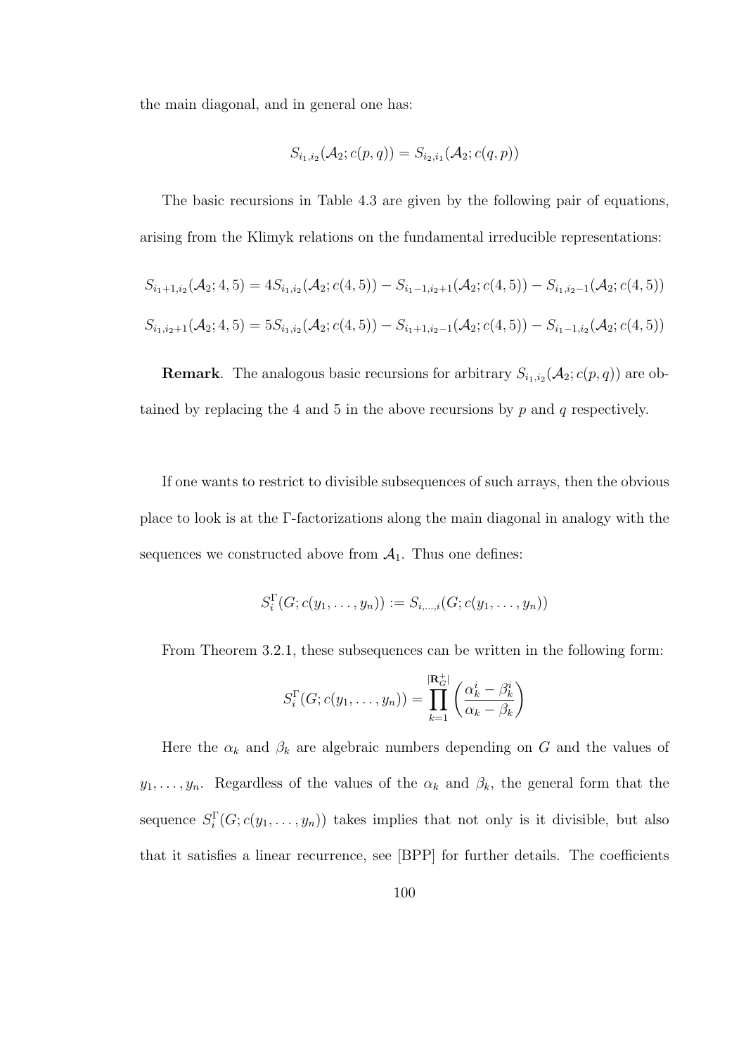the main diagonal, and in general one has:

$$S_{i_1,i_2}(\mathcal{A}_2; c(p,q)) = S_{i_2,i_1}(\mathcal{A}_2; c(q,p))$$

The basic recursions in Table 4.3 are given by the following pair of equations, arising from the Klimyk relations on the fundamental irreducible representations:

$$S_{i_1+1,i_2}(\mathcal{A}_2; 4, 5) = 4S_{i_1,i_2}(\mathcal{A}_2; c(4,5)) - S_{i_1-1,i_2+1}(\mathcal{A}_2; c(4,5)) - S_{i_1,i_2-1}(\mathcal{A}_2; c(4,5))$$

$$S_{i_1,i_2+1}(\mathcal{A}_2; 4, 5) = 5S_{i_1,i_2}(\mathcal{A}_2; c(4,5)) - S_{i_1+1,i_2-1}(\mathcal{A}_2; c(4,5)) - S_{i_1-1,i_2}(\mathcal{A}_2; c(4,5))$$

**Remark**. The analogous basic recursions for arbitrary $S_{i_1,i_2}(\mathcal{A}_2; c(p,q))$ are obtained by replacing the 4 and 5 in the above recursions by $p$ and $q$ respectively.

If one wants to restrict to divisible subsequences of such arrays, then the obvious place to look is at the $\Gamma$-factorizations along the main diagonal in analogy with the sequences we constructed above from $\mathcal{A}_1$. Thus one defines:

$$S_i^{\Gamma}(G; c(y_1,\ldots,y_n)) := S_{i,\ldots,i}(G; c(y_1,\ldots,y_n))$$

From Theorem 3.2.1, these subsequences can be written in the following form:

$$S_i^{\Gamma}(G; c(y_1,\ldots,y_n)) = \prod_{k=1}^{|\mathbf{R}_G^+|} \left( \frac{\alpha_k^i - \beta_k^i}{\alpha_k - \beta_k} \right)$$

Here the $\alpha_k$ and $\beta_k$ are algebraic numbers depending on $G$ and the values of $y_1,\ldots,y_n$. Regardless of the values of the $\alpha_k$ and $\beta_k$, the general form that the sequence $S_i^{\Gamma}(G; c(y_1,\ldots,y_n))$ takes implies that not only is it divisible, but also that it satisfies a linear recurrence, see [BPP] for further details. The coefficients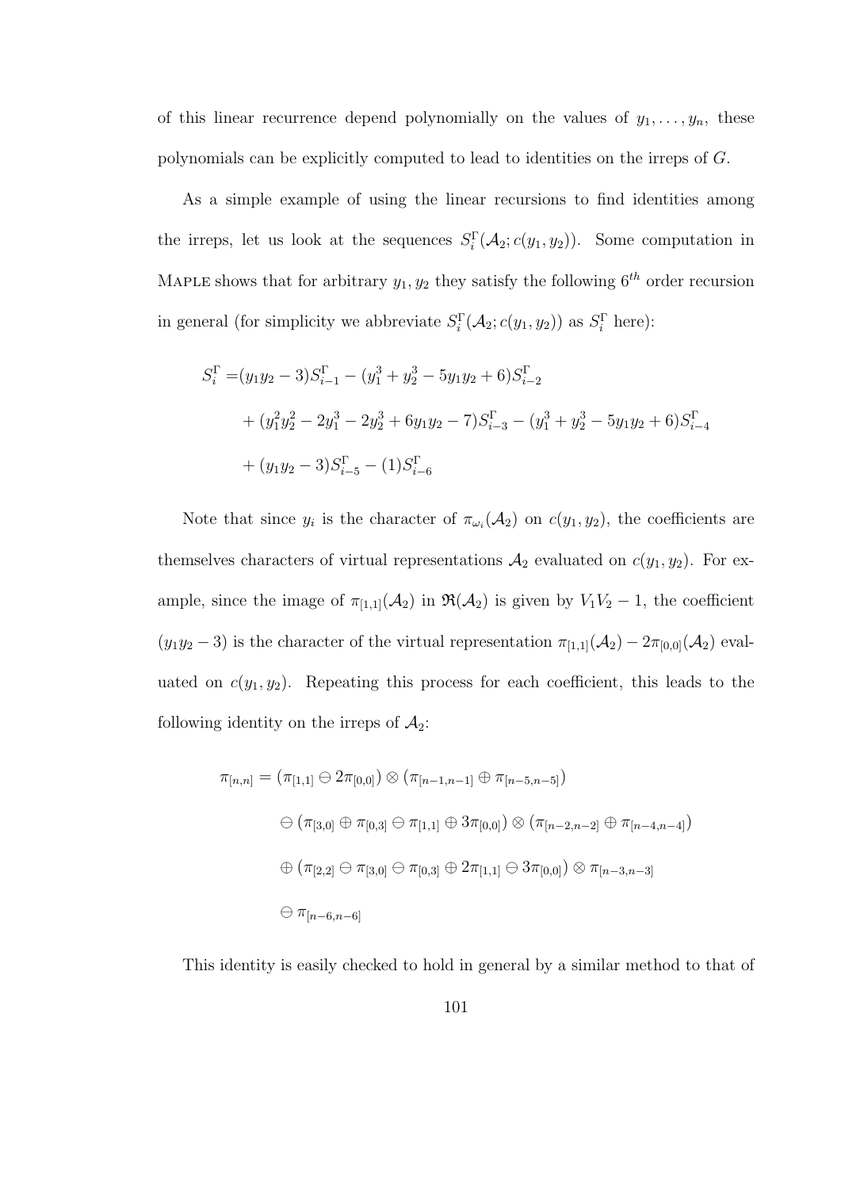of this linear recurrence depend polynomially on the values of $y_1, \ldots, y_n$, these polynomials can be explicitly computed to lead to identities on the irreps of $G$.

As a simple example of using the linear recursions to find identities among the irreps, let us look at the sequences $S_i^\Gamma(\mathcal{A}_2; c(y_1, y_2))$. Some computation in MAPLE shows that for arbitrary $y_1, y_2$ they satisfy the following $6^{th}$ order recursion in general (for simplicity we abbreviate $S_i^\Gamma(\mathcal{A}_2; c(y_1, y_2))$ as $S_i^\Gamma$ here):

$$
\begin{aligned}
S_i^\Gamma =& (y_1y_2 - 3)S_{i-1}^\Gamma - (y_1^3 + y_2^3 - 5y_1y_2 + 6)S_{i-2}^\Gamma \\
&+ (y_1^2y_2^2 - 2y_1^3 - 2y_2^3 + 6y_1y_2 - 7)S_{i-3}^\Gamma - (y_1^3 + y_2^3 - 5y_1y_2 + 6)S_{i-4}^\Gamma \\
&+ (y_1y_2 - 3)S_{i-5}^\Gamma - (1)S_{i-6}^\Gamma
\end{aligned}
$$

Note that since $y_i$ is the character of $\pi_{\omega_i}(\mathcal{A}_2)$ on $c(y_1, y_2)$, the coefficients are themselves characters of virtual representations $\mathcal{A}_2$ evaluated on $c(y_1, y_2)$. For example, since the image of $\pi_{[1,1]}(\mathcal{A}_2)$ in $\mathfrak{R}(\mathcal{A}_2)$ is given by $V_1V_2 - 1$, the coefficient $(y_1y_2 - 3)$ is the character of the virtual representation $\pi_{[1,1]}(\mathcal{A}_2) - 2\pi_{[0,0]}(\mathcal{A}_2)$ evaluated on $c(y_1, y_2)$. Repeating this process for each coefficient, this leads to the following identity on the irreps of $\mathcal{A}_2$:

$$
\begin{aligned}
\pi_{[n,n]} =& (\pi_{[1,1]} \ominus 2\pi_{[0,0]}) \otimes (\pi_{[n-1,n-1]} \oplus \pi_{[n-5,n-5]}) \\
&\ominus (\pi_{[3,0]} \oplus \pi_{[0,3]} \ominus \pi_{[1,1]} \oplus 3\pi_{[0,0]}) \otimes (\pi_{[n-2,n-2]} \oplus \pi_{[n-4,n-4]}) \\
&\oplus (\pi_{[2,2]} \ominus \pi_{[3,0]} \ominus \pi_{[0,3]} \oplus 2\pi_{[1,1]} \ominus 3\pi_{[0,0]}) \otimes \pi_{[n-3,n-3]} \\
&\ominus \pi_{[n-6,n-6]}
\end{aligned}
$$

This identity is easily checked to hold in general by a similar method to that of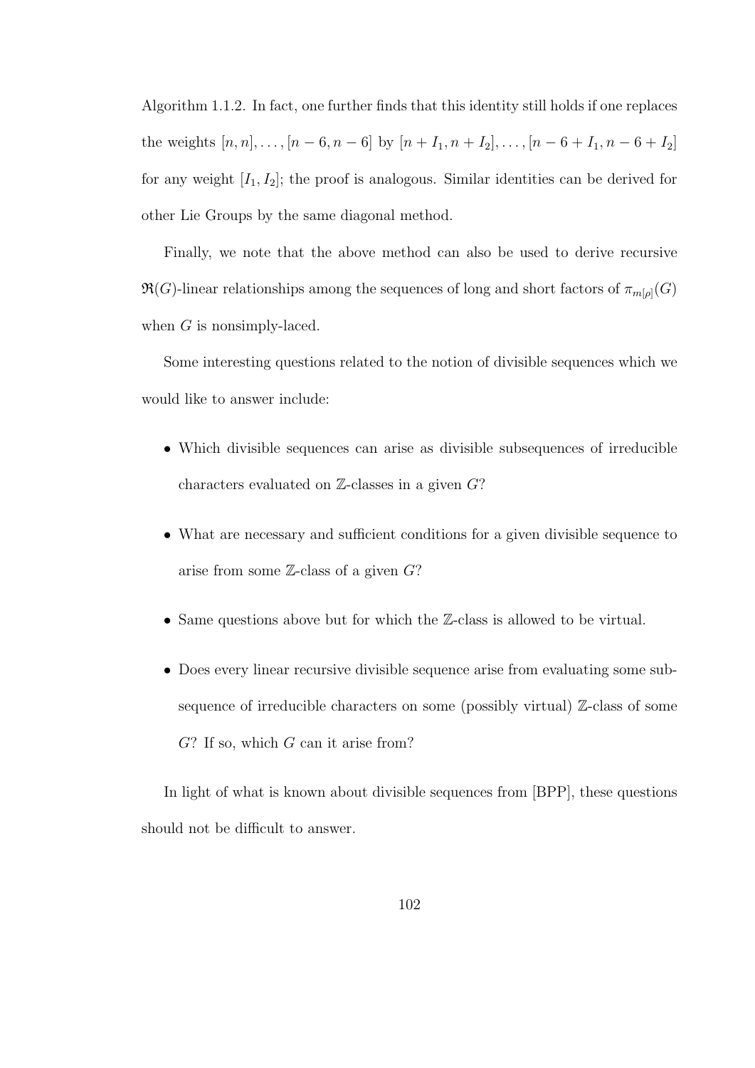Algorithm 1.1.2. In fact, one further finds that this identity still holds if one replaces the weights $[n, n], \ldots, [n-6, n-6]$ by $[n+I_1, n+I_2], \ldots, [n-6+I_1, n-6+I_2]$ for any weight $[I_1, I_2]$; the proof is analogous. Similar identities can be derived for other Lie Groups by the same diagonal method.

Finally, we note that the above method can also be used to derive recursive $\mathfrak{R}(G)$-linear relationships among the sequences of long and short factors of $\pi_{m[\rho]}(G)$ when $G$ is nonsimply-laced.

Some interesting questions related to the notion of divisible sequences which we would like to answer include:

- Which divisible sequences can arise as divisible subsequences of irreducible characters evaluated on $\mathbb{Z}$-classes in a given $G$?
- What are necessary and sufficient conditions for a given divisible sequence to arise from some $\mathbb{Z}$-class of a given $G$?
- Same questions above but for which the $\mathbb{Z}$-class is allowed to be virtual.
- Does every linear recursive divisible sequence arise from evaluating some subsequence of irreducible characters on some (possibly virtual) $\mathbb{Z}$-class of some $G$? If so, which $G$ can it arise from?

In light of what is known about divisible sequences from [BPP], these questions should not be difficult to answer.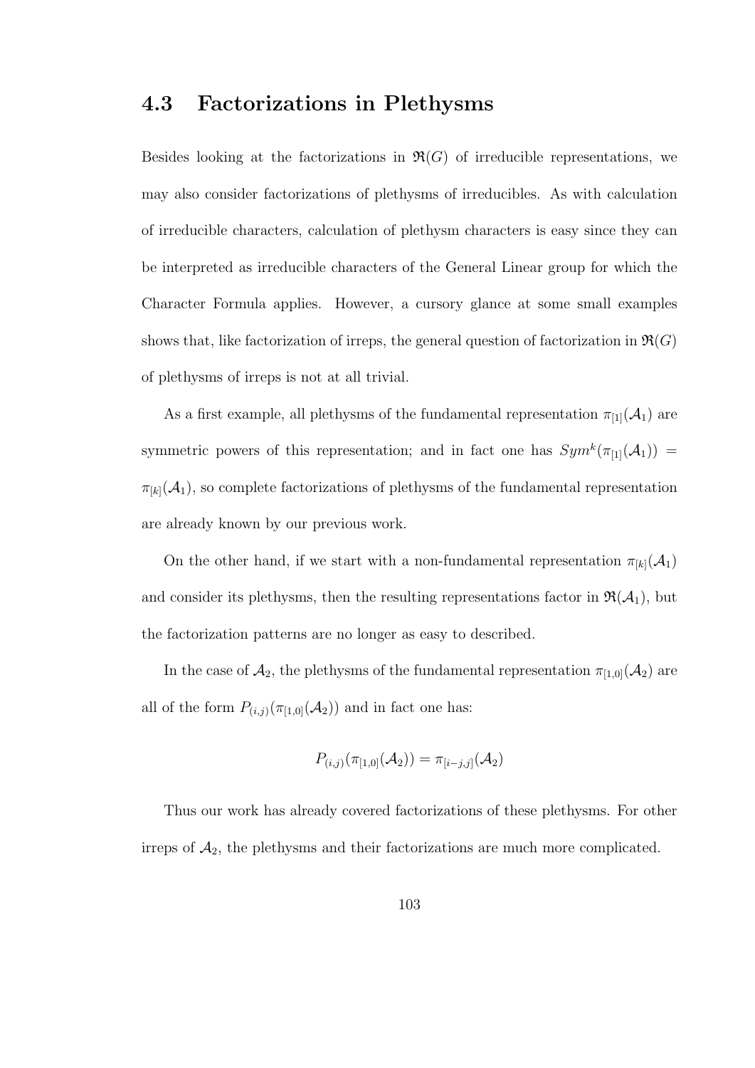## 4.3 Factorizations in Plethysms

Besides looking at the factorizations in $\mathfrak{R}(G)$ of irreducible representations, we may also consider factorizations of plethysms of irreducibles. As with calculation of irreducible characters, calculation of plethysm characters is easy since they can be interpreted as irreducible characters of the General Linear group for which the Character Formula applies. However, a cursory glance at some small examples shows that, like factorization of irreps, the general question of factorization in $\mathfrak{R}(G)$ of plethysms of irreps is not at all trivial.

As a first example, all plethysms of the fundamental representation $\pi_{[1]}(\mathcal{A}_1)$ are symmetric powers of this representation; and in fact one has $Sym^k(\pi_{[1]}(\mathcal{A}_1)) = \pi_{[k]}(\mathcal{A}_1)$, so complete factorizations of plethysms of the fundamental representation are already known by our previous work.

On the other hand, if we start with a non-fundamental representation $\pi_{[k]}(\mathcal{A}_1)$ and consider its plethysms, then the resulting representations factor in $\mathfrak{R}(\mathcal{A}_1)$, but the factorization patterns are no longer as easy to described.

In the case of $\mathcal{A}_2$, the plethysms of the fundamental representation $\pi_{[1,0]}(\mathcal{A}_2)$ are all of the form $P_{(i,j)}(\pi_{[1,0]}(\mathcal{A}_2))$ and in fact one has:

$$P_{(i,j)}(\pi_{[1,0]}(\mathcal{A}_2)) = \pi_{[i-j,j]}(\mathcal{A}_2)$$

Thus our work has already covered factorizations of these plethysms. For other irreps of $\mathcal{A}_2$, the plethysms and their factorizations are much more complicated.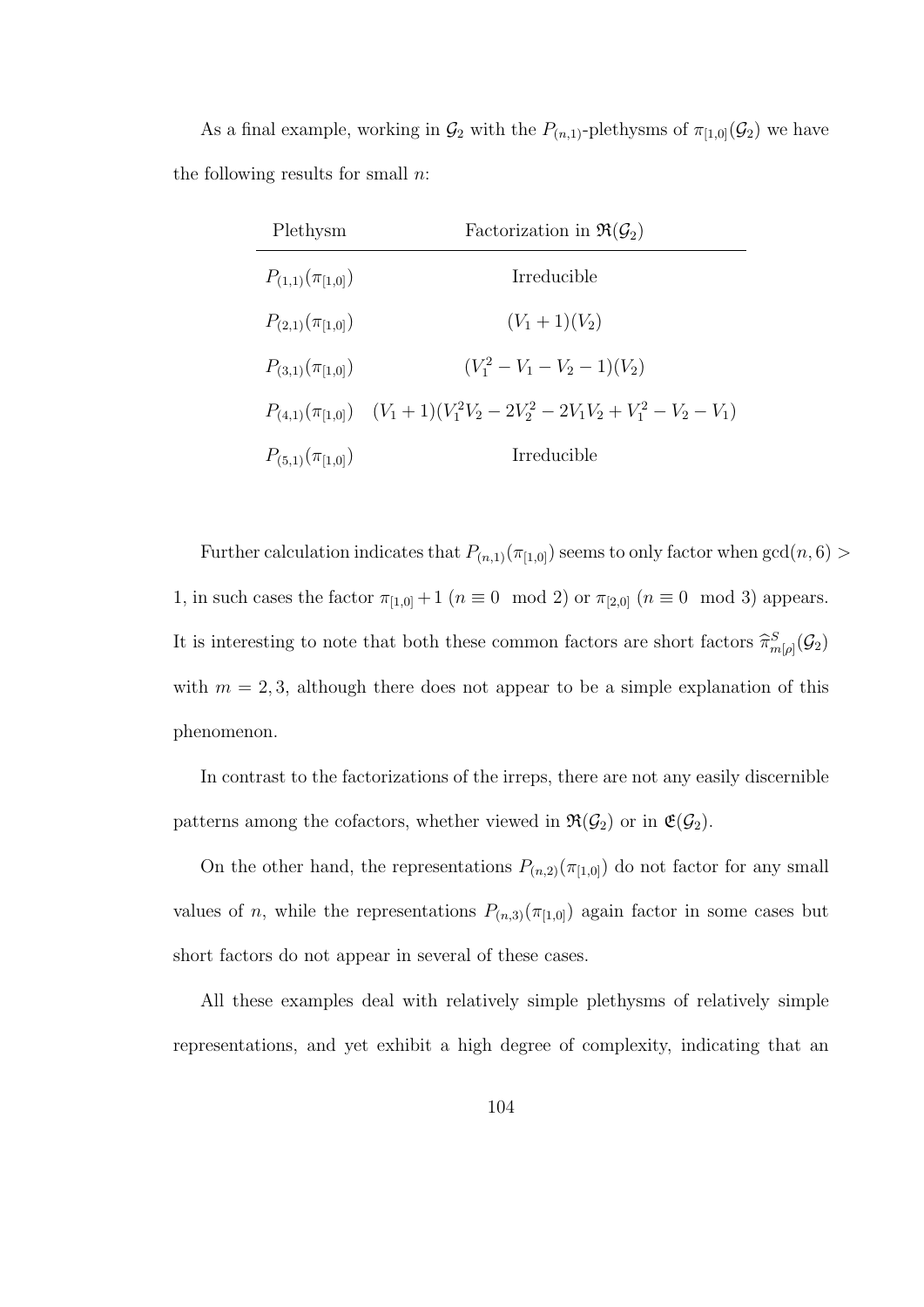As a final example, working in $\mathcal{G}_2$ with the $P_{(n,1)}$-plethysms of $\pi_{[1,0]}(\mathcal{G}_2)$ we have the following results for small $n$:

| Plethysm | Factorization in $\mathfrak{R}(\mathcal{G}_2)$ |
|---|---|
| $P_{(1,1)}(\pi_{[1,0]})$ | Irreducible |
| $P_{(2,1)}(\pi_{[1,0]})$ | $(V_1 + 1)(V_2)$ |
| $P_{(3,1)}(\pi_{[1,0]})$ | $(V_1^2 - V_1 - V_2 - 1)(V_2)$ |
| $P_{(4,1)}(\pi_{[1,0]})$ | $(V_1 + 1)(V_1^2 V_2 - 2V_2^2 - 2V_1V_2 + V_1^2 - V_2 - V_1)$ |
| $P_{(5,1)}(\pi_{[1,0]})$ | Irreducible |

Further calculation indicates that $P_{(n,1)}(\pi_{[1,0]})$ seems to only factor when $\gcd(n, 6) > 1$, in such cases the factor $\pi_{[1,0]} + 1$ ($n \equiv 0 \mod 2$) or $\pi_{[2,0]}$ ($n \equiv 0 \mod 3$) appears. It is interesting to note that both these common factors are short factors $\widehat{\pi}^S_{m[\rho]}(\mathcal{G}_2)$ with $m = 2, 3$, although there does not appear to be a simple explanation of this phenomenon.

In contrast to the factorizations of the irreps, there are not any easily discernible patterns among the cofactors, whether viewed in $\mathfrak{R}(\mathcal{G}_2)$ or in $\mathfrak{E}(\mathcal{G}_2)$.

On the other hand, the representations $P_{(n,2)}(\pi_{[1,0]})$ do not factor for any small values of $n$, while the representations $P_{(n,3)}(\pi_{[1,0]})$ again factor in some cases but short factors do not appear in several of these cases.

All these examples deal with relatively simple plethysms of relatively simple representations, and yet exhibit a high degree of complexity, indicating that an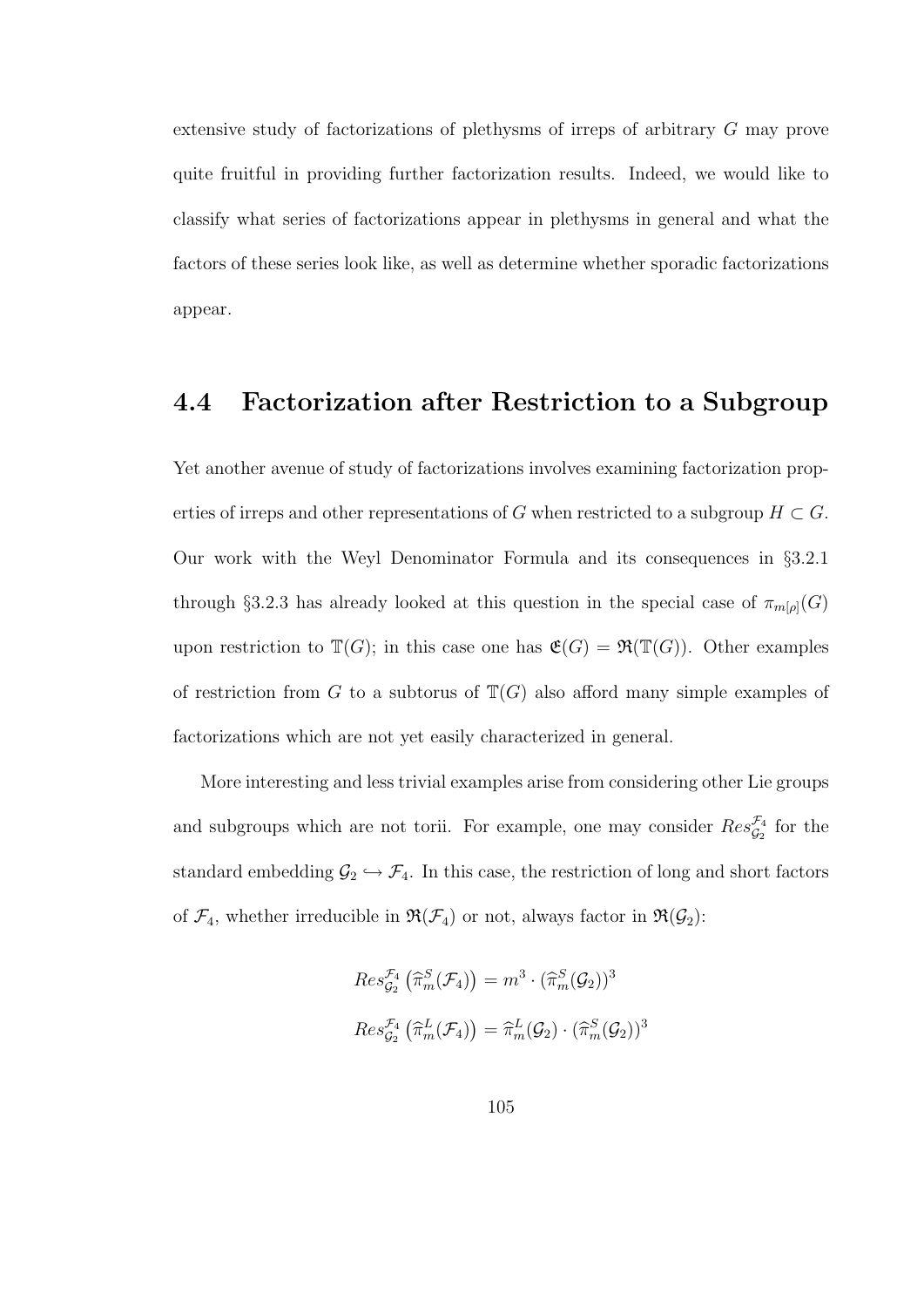extensive study of factorizations of plethysms of irreps of arbitrary $G$ may prove quite fruitful in providing further factorization results. Indeed, we would like to classify what series of factorizations appear in plethysms in general and what the factors of these series look like, as well as determine whether sporadic factorizations appear.

## 4.4 Factorization after Restriction to a Subgroup

Yet another avenue of study of factorizations involves examining factorization properties of irreps and other representations of $G$ when restricted to a subgroup $H \subset G$. Our work with the Weyl Denominator Formula and its consequences in §3.2.1 through §3.2.3 has already looked at this question in the special case of $\pi_{m[\rho]}(G)$ upon restriction to $\mathbb{T}(G)$; in this case one has $\mathfrak{E}(G) = \mathfrak{R}(\mathbb{T}(G))$. Other examples of restriction from $G$ to a subtorus of $\mathbb{T}(G)$ also afford many simple examples of factorizations which are not yet easily characterized in general.

More interesting and less trivial examples arise from considering other Lie groups and subgroups which are not torii. For example, one may consider $Res^{\mathcal{F}_4}_{\mathcal{G}_2}$ for the standard embedding $\mathcal{G}_2 \hookrightarrow \mathcal{F}_4$. In this case, the restriction of long and short factors of $\mathcal{F}_4$, whether irreducible in $\mathfrak{R}(\mathcal{F}_4)$ or not, always factor in $\mathfrak{R}(\mathcal{G}_2)$:

$$Res^{\mathcal{F}_4}_{\mathcal{G}_2}\left(\widehat{\pi}^S_m(\mathcal{F}_4)\right) = m^3 \cdot \left(\widehat{\pi}^S_m(\mathcal{G}_2)\right)^3$$

$$Res^{\mathcal{F}_4}_{\mathcal{G}_2}\left(\widehat{\pi}^L_m(\mathcal{F}_4)\right) = \widehat{\pi}^L_m(\mathcal{G}_2) \cdot \left(\widehat{\pi}^S_m(\mathcal{G}_2)\right)^3$$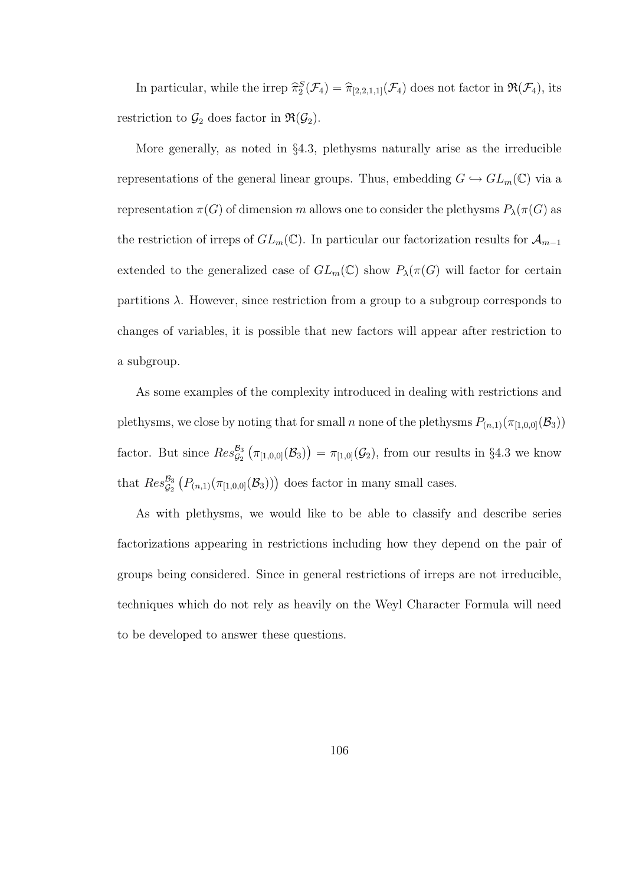In particular, while the irrep $\widehat{\pi}_2^S(\mathcal{F}_4) = \widehat{\pi}_{[2,2,1,1]}(\mathcal{F}_4)$ does not factor in $\mathfrak{R}(\mathcal{F}_4)$, its restriction to $\mathcal{G}_2$ does factor in $\mathfrak{R}(\mathcal{G}_2)$.

More generally, as noted in §4.3, plethysms naturally arise as the irreducible representations of the general linear groups. Thus, embedding $G \hookrightarrow GL_m(\mathbb{C})$ via a representation $\pi(G)$ of dimension $m$ allows one to consider the plethysms $P_\lambda(\pi(G)$ as the restriction of irreps of $GL_m(\mathbb{C})$. In particular our factorization results for $\mathcal{A}_{m-1}$ extended to the generalized case of $GL_m(\mathbb{C})$ show $P_\lambda(\pi(G)$ will factor for certain partitions $\lambda$. However, since restriction from a group to a subgroup corresponds to changes of variables, it is possible that new factors will appear after restriction to a subgroup.

As some examples of the complexity introduced in dealing with restrictions and plethysms, we close by noting that for small $n$ none of the plethysms $P_{(n,1)}(\pi_{[1,0,0]}(\mathcal{B}_3))$ factor. But since $Res^{\mathcal{B}_3}_{\mathcal{G}_2}\left(\pi_{[1,0,0]}(\mathcal{B}_3)\right) = \pi_{[1,0]}(\mathcal{G}_2)$, from our results in §4.3 we know that $Res^{\mathcal{B}_3}_{\mathcal{G}_2}\left(P_{(n,1)}(\pi_{[1,0,0]}(\mathcal{B}_3))\right)$ does factor in many small cases.

As with plethysms, we would like to be able to classify and describe series factorizations appearing in restrictions including how they depend on the pair of groups being considered. Since in general restrictions of irreps are not irreducible, techniques which do not rely as heavily on the Weyl Character Formula will need to be developed to answer these questions.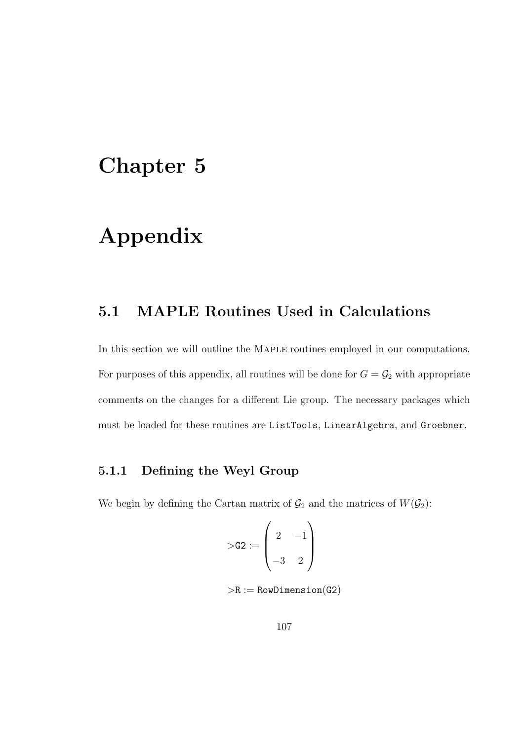# Chapter 5

# Appendix

## 5.1 MAPLE Routines Used in Calculations

In this section we will outline the Maple routines employed in our computations. For purposes of this appendix, all routines will be done for $G = \mathcal{G}_2$ with appropriate comments on the changes for a different Lie group. The necessary packages which must be loaded for these routines are `ListTools`, `LinearAlgebra`, and `Groebner`.

### 5.1.1 Defining the Weyl Group

We begin by defining the Cartan matrix of $\mathcal{G}_2$ and the matrices of $W(\mathcal{G}_2)$:

$$>\texttt{G2} := \begin{pmatrix} 2 & -1 \\ -3 & 2 \end{pmatrix}$$

$$>\texttt{R} := \texttt{RowDimension(G2)}$$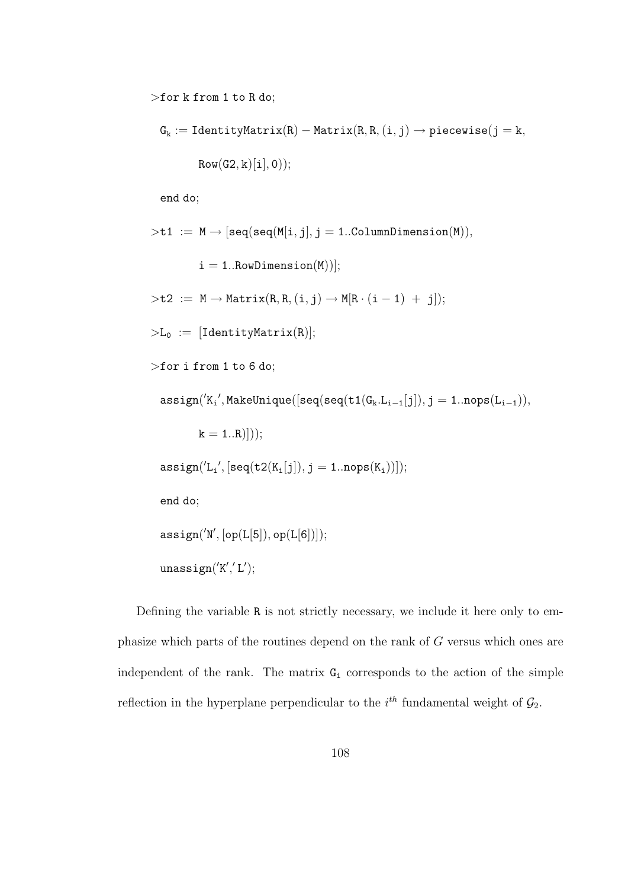```
>for k from 1 to R do;
  G_k := IdentityMatrix(R) − Matrix(R, R, (i, j) → piecewise(j = k,
         Row(G2, k)[i], 0));
  end do;
>t1 := M → [seq(seq(M[i, j], j = 1..ColumnDimension(M)),
         i = 1..RowDimension(M))];
>t2 := M → Matrix(R, R, (i, j) → M[R · (i − 1) + j]);
>L_0 := [IdentityMatrix(R)];
>for i from 1 to 6 do;
  assign('K_i', MakeUnique([seq(seq(t1(G_k.L_{i−1}[j]), j = 1..nops(L_{i−1})),
         k = 1..R)]));
  assign('L_i', [seq(t2(K_i[j]), j = 1..nops(K_i))]);
  end do;
  assign('N', [op(L[5]), op(L[6])]);
  unassign('K', 'L');
```

Defining the variable `R` is not strictly necessary, we include it here only to emphasize which parts of the routines depend on the rank of $G$ versus which ones are independent of the rank. The matrix $\mathtt{G_i}$ corresponds to the action of the simple reflection in the hyperplane perpendicular to the $i^{th}$ fundamental weight of $\mathcal{G}_2$.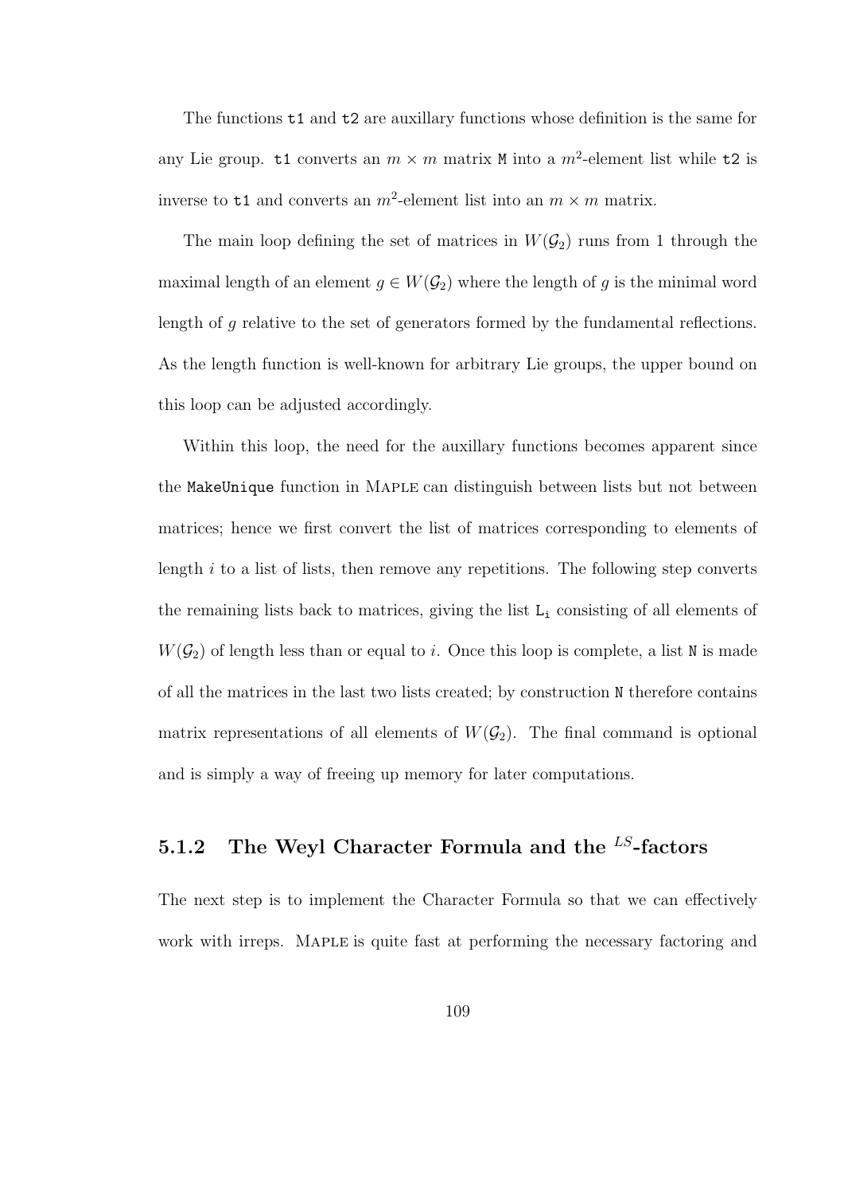The functions `t1` and `t2` are auxillary functions whose definition is the same for any Lie group. `t1` converts an $m \times m$ matrix `M` into a $m^2$-element list while `t2` is inverse to `t1` and converts an $m^2$-element list into an $m \times m$ matrix.

The main loop defining the set of matrices in $W(\mathcal{G}_2)$ runs from 1 through the maximal length of an element $g \in W(\mathcal{G}_2)$ where the length of $g$ is the minimal word length of $g$ relative to the set of generators formed by the fundamental reflections. As the length function is well-known for arbitrary Lie groups, the upper bound on this loop can be adjusted accordingly.

Within this loop, the need for the auxillary functions becomes apparent since the `MakeUnique` function in Maple can distinguish between lists but not between matrices; hence we first convert the list of matrices corresponding to elements of length $i$ to a list of lists, then remove any repetitions. The following step converts the remaining lists back to matrices, giving the list `Li` consisting of all elements of $W(\mathcal{G}_2)$ of length less than or equal to $i$. Once this loop is complete, a list `N` is made of all the matrices in the last two lists created; by construction `N` therefore contains matrix representations of all elements of $W(\mathcal{G}_2)$. The final command is optional and is simply a way of freeing up memory for later computations.

### 5.1.2 The Weyl Character Formula and the $^{LS}$-factors

The next step is to implement the Character Formula so that we can effectively work with irreps. Maple is quite fast at performing the necessary factoring and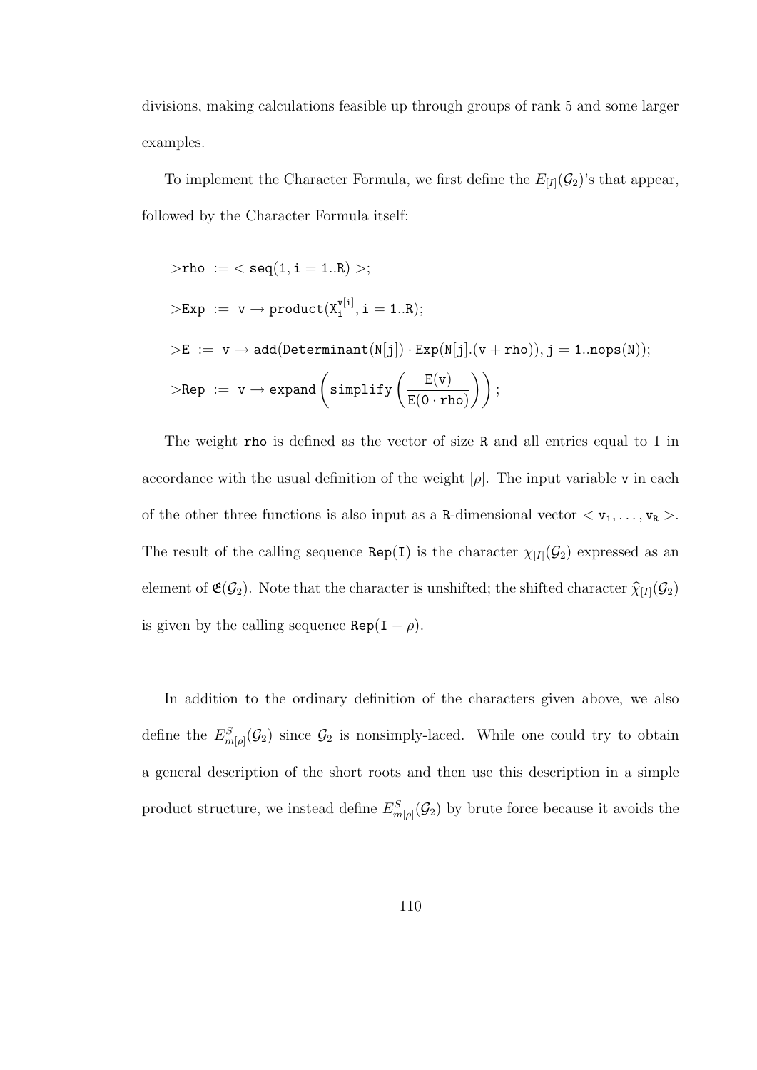divisions, making calculations feasible up through groups of rank 5 and some larger examples.

To implement the Character Formula, we first define the $E_{[I]}(\mathcal{G}_2)$'s that appear, followed by the Character Formula itself:

$$>\texttt{rho} := < \texttt{seq}(1, \texttt{i} = 1..\texttt{R}) >;$$

$$>\texttt{Exp} := \texttt{v} \rightarrow \texttt{product}(\texttt{X}_\texttt{i}^{\texttt{v[i]}}, \texttt{i} = 1..\texttt{R});$$

$$>\texttt{E} := \texttt{v} \rightarrow \texttt{add}(\texttt{Determinant}(\texttt{N[j]}) \cdot \texttt{Exp}(\texttt{N[j]}.(\texttt{v} + \texttt{rho})), \texttt{j} = 1..\texttt{nops}(\texttt{N}));$$

$$>\texttt{Rep} := \texttt{v} \rightarrow \texttt{expand}\left(\texttt{simplify}\left(\frac{\texttt{E(v)}}{\texttt{E}(0 \cdot \texttt{rho})}\right)\right);$$

The weight `rho` is defined as the vector of size `R` and all entries equal to 1 in accordance with the usual definition of the weight $[\rho]$. The input variable `v` in each of the other three functions is also input as a `R`-dimensional vector $< \texttt{v}_1, \ldots, \texttt{v}_\texttt{R} >$. The result of the calling sequence `Rep(I)` is the character $\chi_{[I]}(\mathcal{G}_2)$ expressed as an element of $\mathfrak{E}(\mathcal{G}_2)$. Note that the character is unshifted; the shifted character $\widehat{\chi}_{[I]}(\mathcal{G}_2)$ is given by the calling sequence $\texttt{Rep}(\texttt{I} - \rho)$.

In addition to the ordinary definition of the characters given above, we also define the $E^S_{m[\rho]}(\mathcal{G}_2)$ since $\mathcal{G}_2$ is nonsimply-laced. While one could try to obtain a general description of the short roots and then use this description in a simple product structure, we instead define $E^S_{m[\rho]}(\mathcal{G}_2)$ by brute force because it avoids the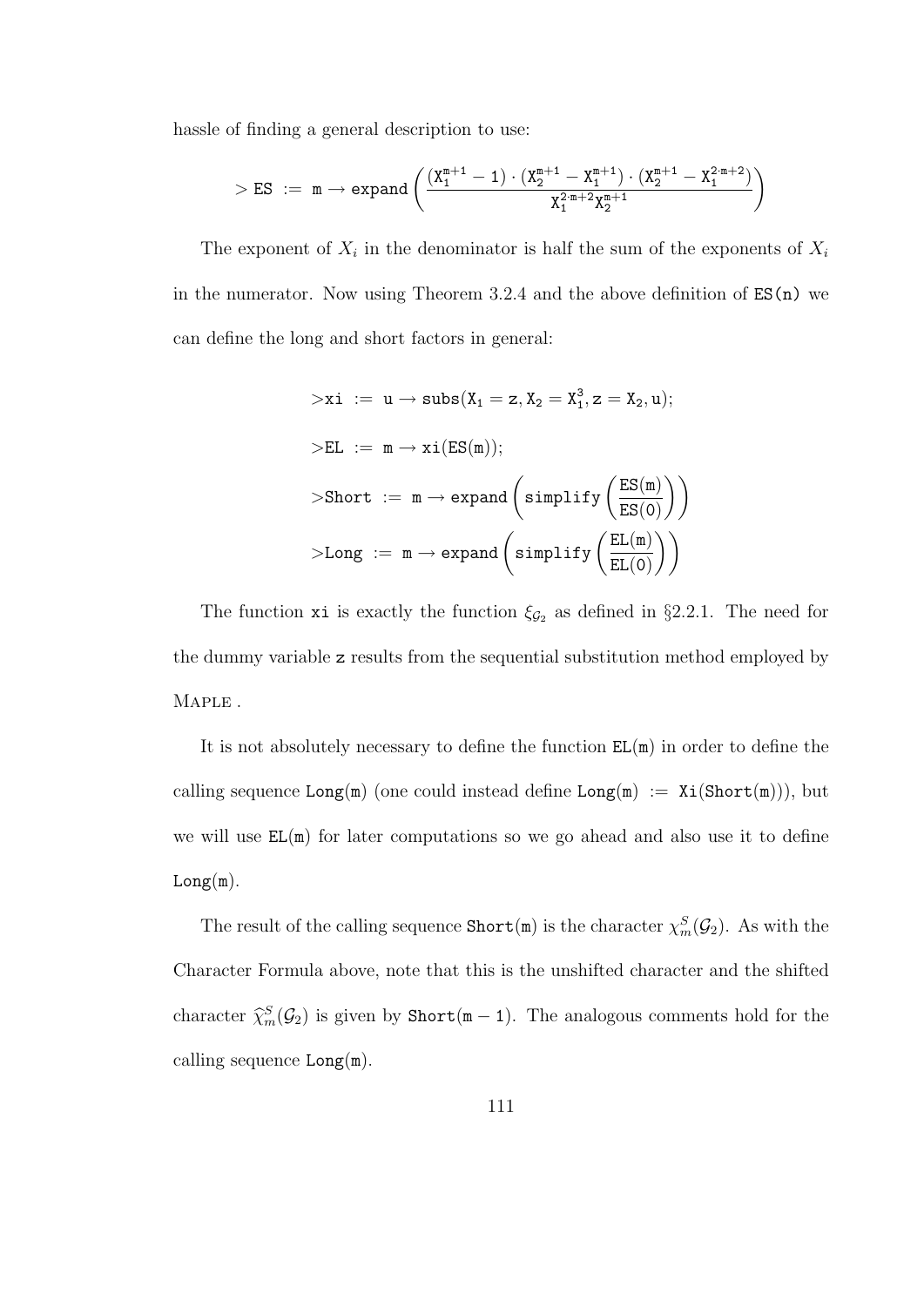hassle of finding a general description to use:

$$> \texttt{ES} \ := \ \texttt{m} \rightarrow \texttt{expand}\left(\frac{(\texttt{X}_1^{\texttt{m}+1}-1)\cdot(\texttt{X}_2^{\texttt{m}+1}-\texttt{X}_1^{\texttt{m}+1})\cdot(\texttt{X}_2^{\texttt{m}+1}-\texttt{X}_1^{2\cdot\texttt{m}+2})}{\texttt{X}_1^{2\cdot\texttt{m}+2}\texttt{X}_2^{\texttt{m}+1}}\right)$$

The exponent of $X_i$ in the denominator is half the sum of the exponents of $X_i$ in the numerator. Now using Theorem 3.2.4 and the above definition of `ES(n)` we can define the long and short factors in general:

$$>\texttt{xi} \ := \ \texttt{u} \rightarrow \texttt{subs}(\texttt{X}_1 = \texttt{z}, \texttt{X}_2 = \texttt{X}_1^3, \texttt{z} = \texttt{X}_2, \texttt{u});$$

$$>\texttt{EL} \ := \ \texttt{m} \rightarrow \texttt{xi}(\texttt{ES}(\texttt{m}));$$

$$>\texttt{Short} \ := \ \texttt{m} \rightarrow \texttt{expand}\left(\texttt{simplify}\left(\frac{\texttt{ES}(\texttt{m})}{\texttt{ES}(0)}\right)\right)$$

$$>\texttt{Long} \ := \ \texttt{m} \rightarrow \texttt{expand}\left(\texttt{simplify}\left(\frac{\texttt{EL}(\texttt{m})}{\texttt{EL}(0)}\right)\right)$$

The function `xi` is exactly the function $\xi_{\mathcal{G}_2}$ as defined in §2.2.1. The need for the dummy variable `z` results from the sequential substitution method employed by Maple .

It is not absolutely necessary to define the function `EL(m)` in order to define the calling sequence `Long(m)` (one could instead define `Long(m) := Xi(Short(m))`), but we will use `EL(m)` for later computations so we go ahead and also use it to define `Long(m)`.

The result of the calling sequence `Short(m)` is the character $\chi_m^S(\mathcal{G}_2)$. As with the Character Formula above, note that this is the unshifted character and the shifted character $\widehat{\chi}_m^S(\mathcal{G}_2)$ is given by `Short(m − 1)`. The analogous comments hold for the calling sequence `Long(m)`.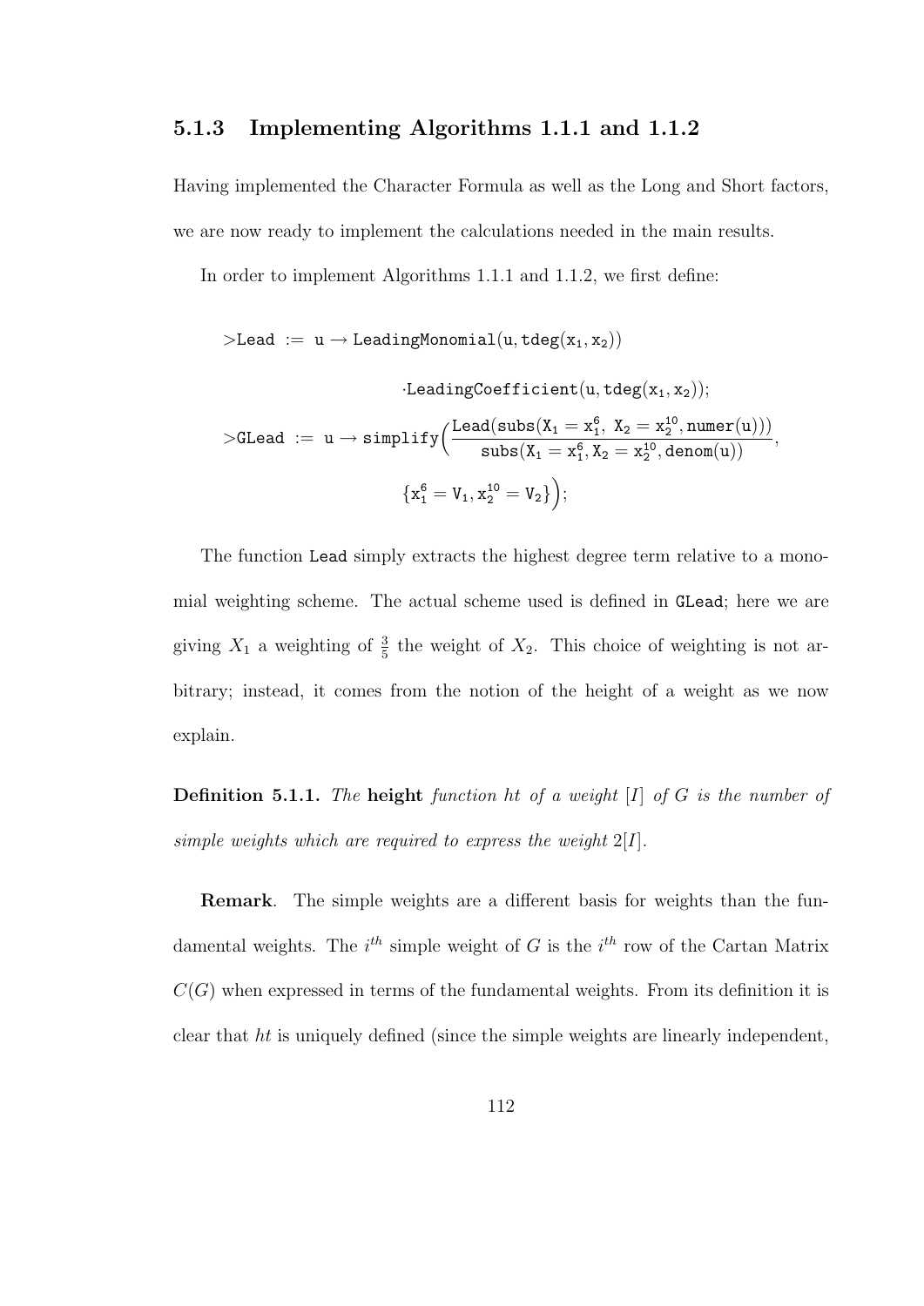### 5.1.3 Implementing Algorithms 1.1.1 and 1.1.2

Having implemented the Character Formula as well as the Long and Short factors, we are now ready to implement the calculations needed in the main results.

In order to implement Algorithms 1.1.1 and 1.1.2, we first define:

$$>\mathtt{Lead} \ := \ \mathtt{u} \rightarrow \mathtt{LeadingMonomial}(\mathtt{u}, \mathtt{tdeg}(\mathtt{x_1}, \mathtt{x_2}))$$

$$\cdot \mathtt{LeadingCoefficient}(\mathtt{u}, \mathtt{tdeg}(\mathtt{x_1}, \mathtt{x_2}));$$

$$>\mathtt{GLead} \ := \ \mathtt{u} \rightarrow \mathtt{simplify}\Big(\frac{\mathtt{Lead}(\mathtt{subs}(\mathtt{X_1} = \mathtt{x_1^6}, \ \mathtt{X_2} = \mathtt{x_2^{10}}, \mathtt{numer}(\mathtt{u})))}{\mathtt{subs}(\mathtt{X_1} = \mathtt{x_1^6}, \mathtt{X_2} = \mathtt{x_2^{10}}, \mathtt{denom}(\mathtt{u}))},$$

$$\{\mathtt{x_1^6} = \mathtt{V_1}, \mathtt{x_2^{10}} = \mathtt{V_2}\}\Big);$$

The function `Lead` simply extracts the highest degree term relative to a monomial weighting scheme. The actual scheme used is defined in `GLead`; here we are giving $X_1$ a weighting of $\frac{3}{5}$ the weight of $X_2$. This choice of weighting is not arbitrary; instead, it comes from the notion of the height of a weight as we now explain.

**Definition 5.1.1.** *The* **height** *function $ht$ of a weight $[I]$ of $G$ is the number of simple weights which are required to express the weight $2[I]$.*

**Remark**. The simple weights are a different basis for weights than the fundamental weights. The $i^{th}$ simple weight of $G$ is the $i^{th}$ row of the Cartan Matrix $C(G)$ when expressed in terms of the fundamental weights. From its definition it is clear that $ht$ is uniquely defined (since the simple weights are linearly independent,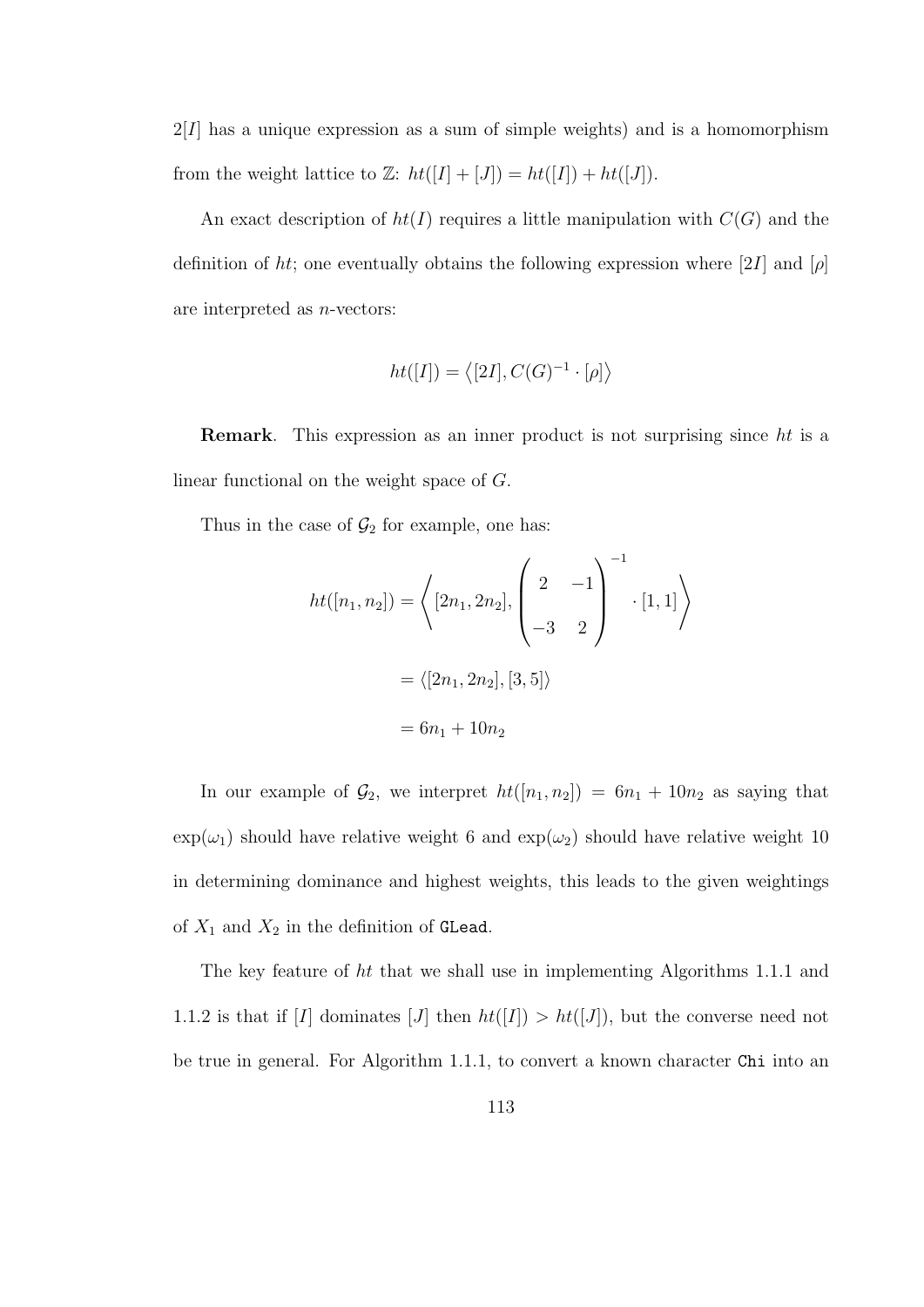$2[I]$ has a unique expression as a sum of simple weights) and is a homomorphism from the weight lattice to $\mathbb{Z}$: $ht([I] + [J]) = ht([I]) + ht([J])$.

An exact description of $ht(I)$ requires a little manipulation with $C(G)$ and the definition of $ht$; one eventually obtains the following expression where $[2I]$ and $[\rho]$ are interpreted as $n$-vectors:

$$ht([I]) = \left\langle [2I], C(G)^{-1} \cdot [\rho] \right\rangle$$

**Remark**. This expression as an inner product is not surprising since $ht$ is a linear functional on the weight space of $G$.

Thus in the case of $\mathcal{G}_2$ for example, one has:

$$\begin{aligned} ht([n_1, n_2]) &= \left\langle [2n_1, 2n_2], \begin{pmatrix} 2 & -1 \\ -3 & 2 \end{pmatrix}^{-1} \cdot [1, 1] \right\rangle \\ &= \langle [2n_1, 2n_2], [3, 5] \rangle \\ &= 6n_1 + 10n_2 \end{aligned}$$

In our example of $\mathcal{G}_2$, we interpret $ht([n_1, n_2]) = 6n_1 + 10n_2$ as saying that $\exp(\omega_1)$ should have relative weight 6 and $\exp(\omega_2)$ should have relative weight 10 in determining dominance and highest weights, this leads to the given weightings of $X_1$ and $X_2$ in the definition of `GLead`.

The key feature of $ht$ that we shall use in implementing Algorithms 1.1.1 and 1.1.2 is that if $[I]$ dominates $[J]$ then $ht([I]) > ht([J])$, but the converse need not be true in general. For Algorithm 1.1.1, to convert a known character `Chi` into an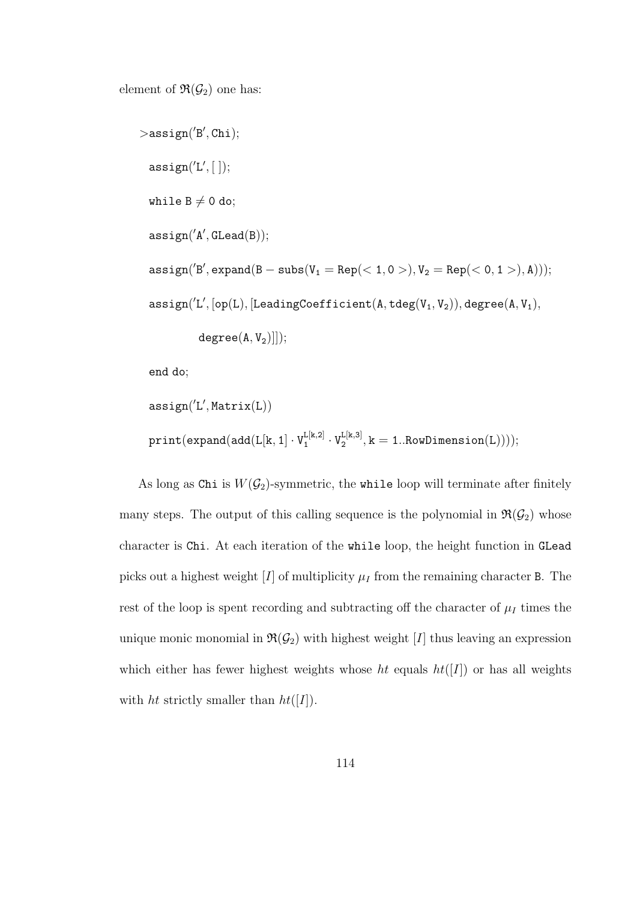element of $\mathfrak{R}(\mathcal{G}_2)$ one has:

```
>assign('B', Chi);
  assign('L', [ ]);
  while B ≠ 0 do;
  assign('A', GLead(B));
  assign('B', expand(B − subs(V_1 = Rep(< 1, 0 >), V_2 = Rep(< 0, 1 >), A)));
  assign('L', [op(L), [LeadingCoefficient(A, tdeg(V_1, V_2)), degree(A, V_1),
           degree(A, V_2)]]);
  end do;
  assign('L', Matrix(L))
  print(expand(add(L[k, 1] · V_1^L[k,2] · V_2^L[k,3], k = 1..RowDimension(L))));
```

As long as Chi is $W(\mathcal{G}_2)$-symmetric, the while loop will terminate after finitely many steps. The output of this calling sequence is the polynomial in $\mathfrak{R}(\mathcal{G}_2)$ whose character is Chi. At each iteration of the while loop, the height function in GLead picks out a highest weight $[I]$ of multiplicity $\mu_I$ from the remaining character B. The rest of the loop is spent recording and subtracting off the character of $\mu_I$ times the unique monic monomial in $\mathfrak{R}(\mathcal{G}_2)$ with highest weight $[I]$ thus leaving an expression which either has fewer highest weights whose $ht$ equals $ht([I])$ or has all weights with $ht$ strictly smaller than $ht([I])$.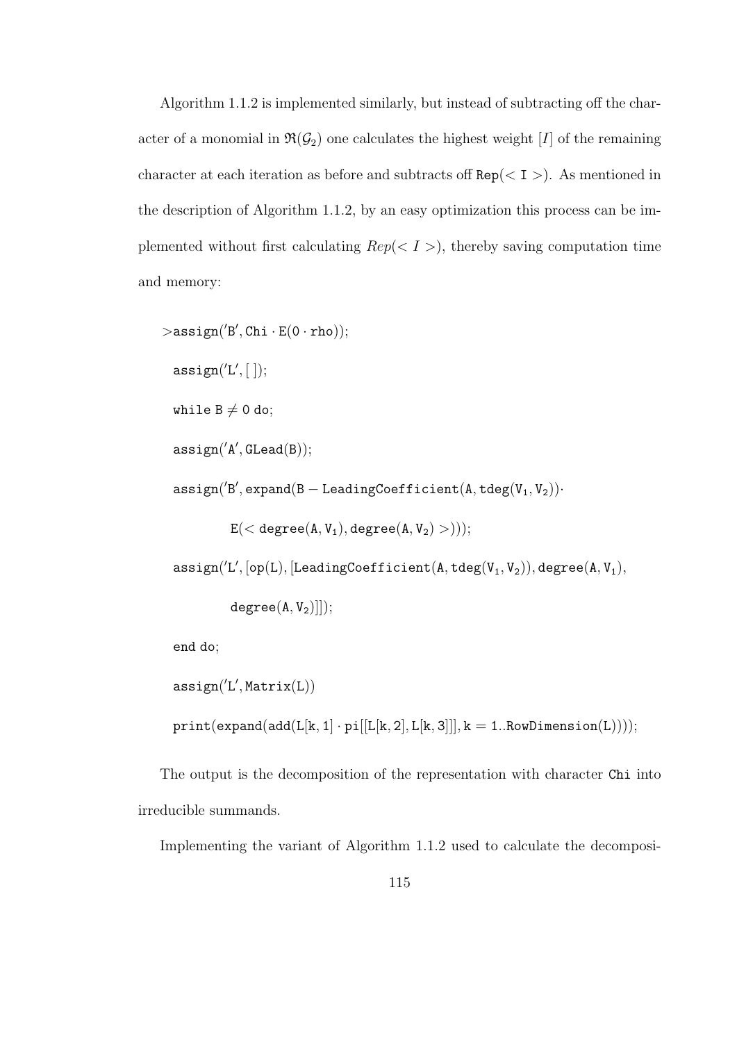Algorithm 1.1.2 is implemented similarly, but instead of subtracting off the character of a monomial in $\mathfrak{R}(\mathcal{G}_2)$ one calculates the highest weight $[I]$ of the remaining character at each iteration as before and subtracts off `Rep(< I >)`. As mentioned in the description of Algorithm 1.1.2, by an easy optimization this process can be implemented without first calculating $Rep(< I >)$, thereby saving computation time and memory:

```
>assign('B', Chi · E(0 · rho));
  assign('L', [ ]);
  while B ≠ 0 do;
  assign('A', GLead(B));
  assign('B', expand(B − LeadingCoefficient(A, tdeg(V1, V2))·
          E(< degree(A, V1), degree(A, V2) >)));
  assign('L', [op(L), [LeadingCoefficient(A, tdeg(V1, V2)), degree(A, V1),
          degree(A, V2)]]);
  end do;
  assign('L', Matrix(L))
  print(expand(add(L[k, 1] · pi[[L[k, 2], L[k, 3]]], k = 1..RowDimension(L))));
```

The output is the decomposition of the representation with character `Chi` into irreducible summands.

Implementing the variant of Algorithm 1.1.2 used to calculate the decomposi-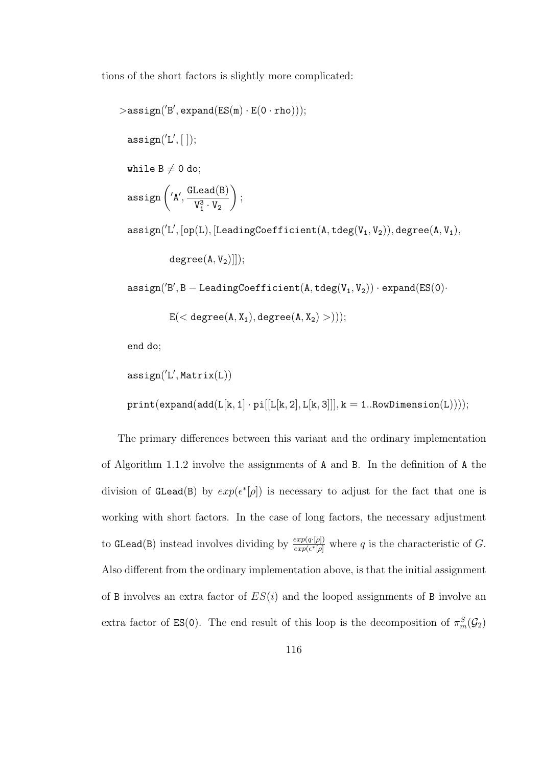tions of the short factors is slightly more complicated:

```
>assign('B', expand(ES(m) · E(0 · rho)));

  assign('L', [ ]);

  while B ≠ 0 do;

  assign('A', GLead(B) / (V_1^3 · V_2));

  assign('L', [op(L), [LeadingCoefficient(A, tdeg(V_1, V_2)), degree(A, V_1),

          degree(A, V_2)]]);

  assign('B', B − LeadingCoefficient(A, tdeg(V_1, V_2)) · expand(ES(0)·

          E(< degree(A, X_1), degree(A, X_2) >)));

  end do;

  assign('L', Matrix(L))

  print(expand(add(L[k, 1] · pi[[L[k, 2], L[k, 3]]], k = 1..RowDimension(L))));
```

The primary differences between this variant and the ordinary implementation of Algorithm 1.1.2 involve the assignments of A and B. In the definition of A the division of GLead(B) by $exp(\epsilon^*[\rho])$ is necessary to adjust for the fact that one is working with short factors. In the case of long factors, the necessary adjustment to GLead(B) instead involves dividing by $\frac{exp(q\cdot[\rho])}{exp(\epsilon^*[\rho]}$ where $q$ is the characteristic of $G$. Also different from the ordinary implementation above, is that the initial assignment of B involves an extra factor of $ES(i)$ and the looped assignments of B involve an extra factor of ES(0). The end result of this loop is the decomposition of $\pi^S_m(\mathcal{G}_2)$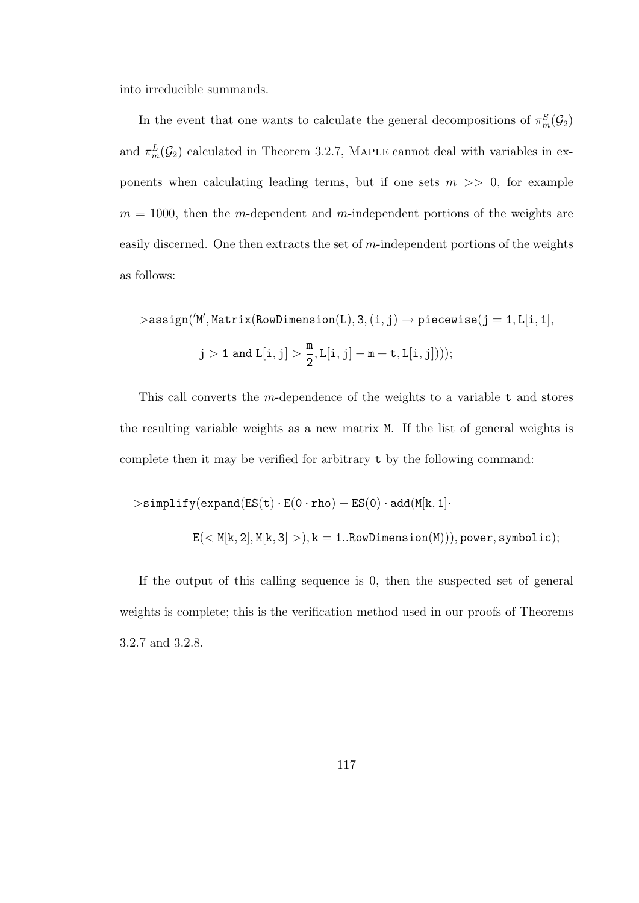into irreducible summands.

In the event that one wants to calculate the general decompositions of $\pi_m^S(\mathcal{G}_2)$ and $\pi_m^L(\mathcal{G}_2)$ calculated in Theorem 3.2.7, Maple cannot deal with variables in exponents when calculating leading terms, but if one sets $m >> 0$, for example $m = 1000$, then the $m$-dependent and $m$-independent portions of the weights are easily discerned. One then extracts the set of $m$-independent portions of the weights as follows:

```
>assign('M', Matrix(RowDimension(L), 3, (i, j) → piecewise(j = 1, L[i, 1],
        j > 1 and L[i, j] > m/2, L[i, j] − m + t, L[i, j])));
```

This call converts the $m$-dependence of the weights to a variable `t` and stores the resulting variable weights as a new matrix `M`. If the list of general weights is complete then it may be verified for arbitrary `t` by the following command:

```
>simplify(expand(ES(t) · E(0 · rho) − ES(0) · add(M[k, 1]·
        E(< M[k, 2], M[k, 3] >), k = 1..RowDimension(M))), power, symbolic);
```

If the output of this calling sequence is 0, then the suspected set of general weights is complete; this is the verification method used in our proofs of Theorems 3.2.7 and 3.2.8.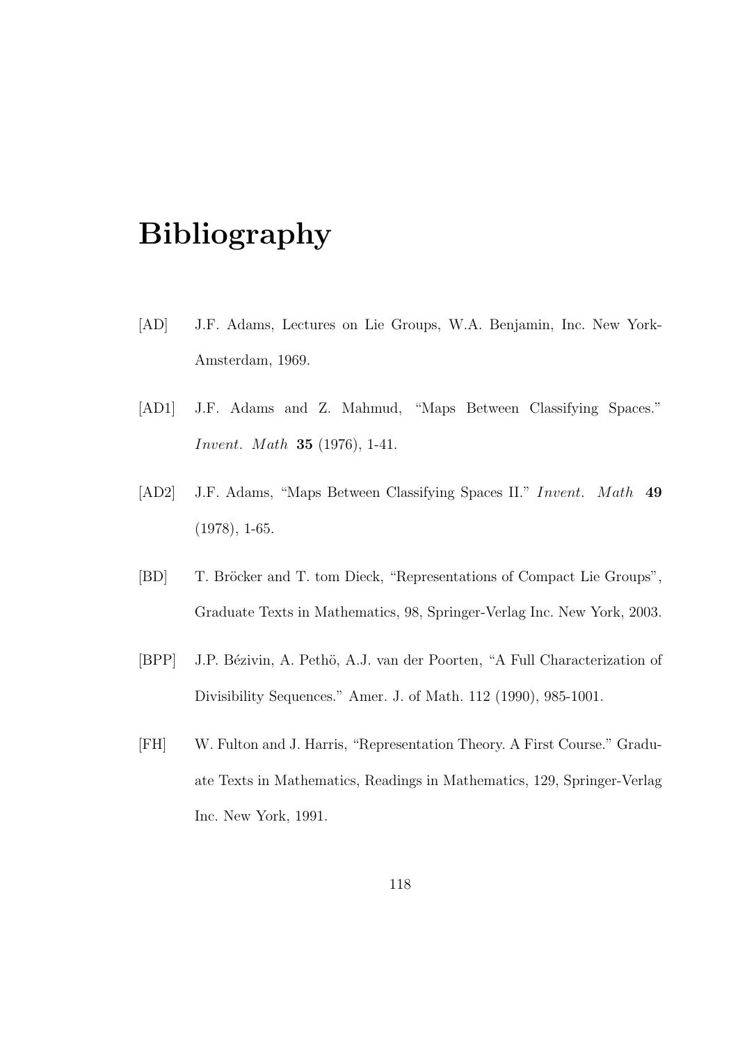# Bibliography

[AD] J.F. Adams, Lectures on Lie Groups, W.A. Benjamin, Inc. New York-Amsterdam, 1969.

[AD1] J.F. Adams and Z. Mahmud, "Maps Between Classifying Spaces." *Invent. Math* **35** (1976), 1-41.

[AD2] J.F. Adams, "Maps Between Classifying Spaces II." *Invent. Math* **49** (1978), 1-65.

[BD] T. Bröcker and T. tom Dieck, "Representations of Compact Lie Groups", Graduate Texts in Mathematics, 98, Springer-Verlag Inc. New York, 2003.

[BPP] J.P. Bézivin, A. Pethö, A.J. van der Poorten, "A Full Characterization of Divisibility Sequences." Amer. J. of Math. 112 (1990), 985-1001.

[FH] W. Fulton and J. Harris, "Representation Theory. A First Course." Graduate Texts in Mathematics, Readings in Mathematics, 129, Springer-Verlag Inc. New York, 1991.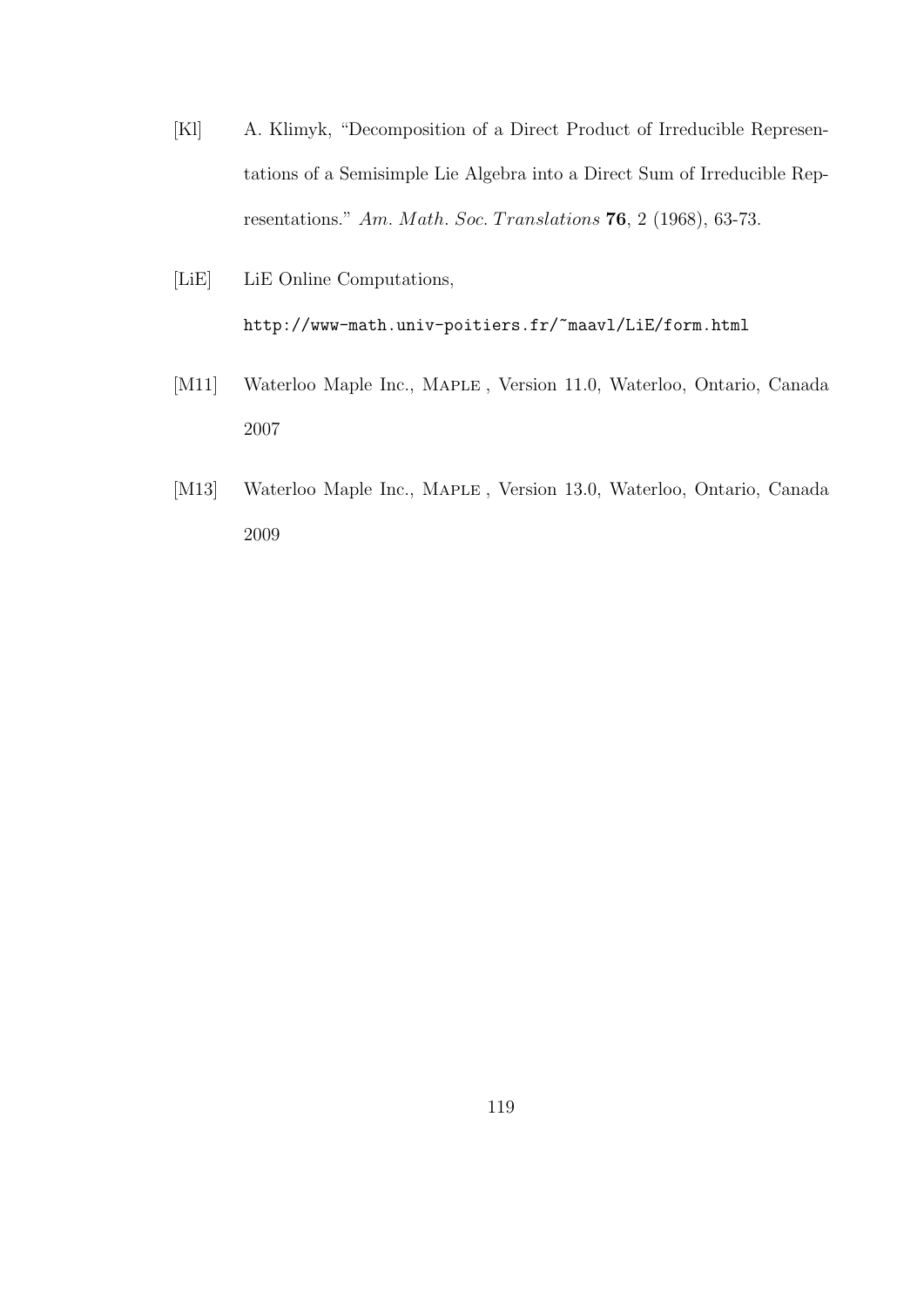[Kl] A. Klimyk, "Decomposition of a Direct Product of Irreducible Representations of a Semisimple Lie Algebra into a Direct Sum of Irreducible Representations." *Am. Math. Soc. Translations* **76**, 2 (1968), 63-73.

[LiE] LiE Online Computations, `http://www-math.univ-poitiers.fr/~maavl/LiE/form.html`

[M11] Waterloo Maple Inc., MAPLE , Version 11.0, Waterloo, Ontario, Canada 2007

[M13] Waterloo Maple Inc., MAPLE , Version 13.0, Waterloo, Ontario, Canada 2009